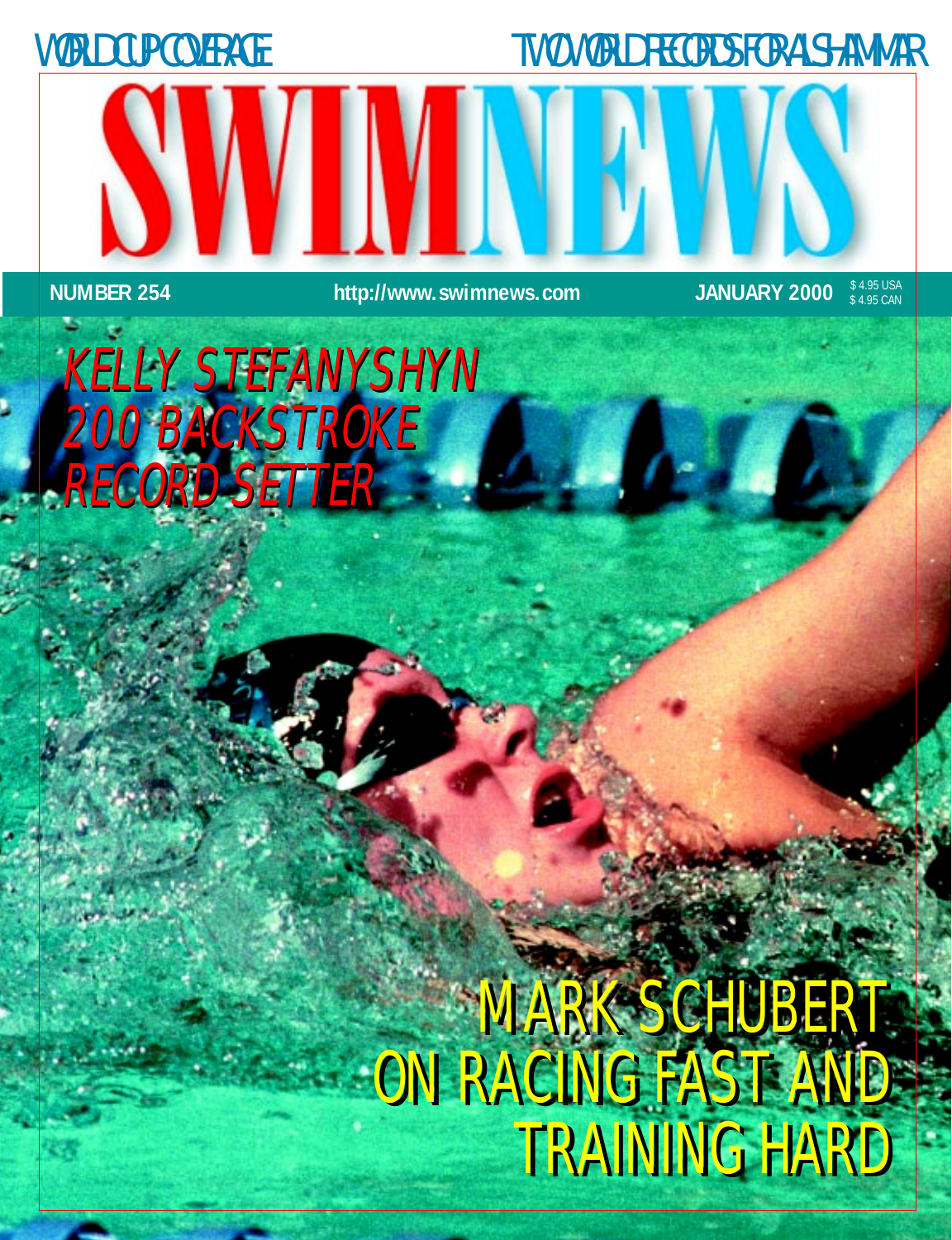WORLD CUP COVERAGE

TWO WORLD RECORDS FOR AL-SHAMMAR

# SWIMNEWS

**NUMBER 254** **http://www.swimnews.com** **JANUARY 2000** $ 4.95 USA $ 4.95 CAN

## KELLY STEFANYSHYN 200 BACKSTROKE RECORD SETTER

## MARK SCHUBERT ON RACING FAST AND TRAINING HARD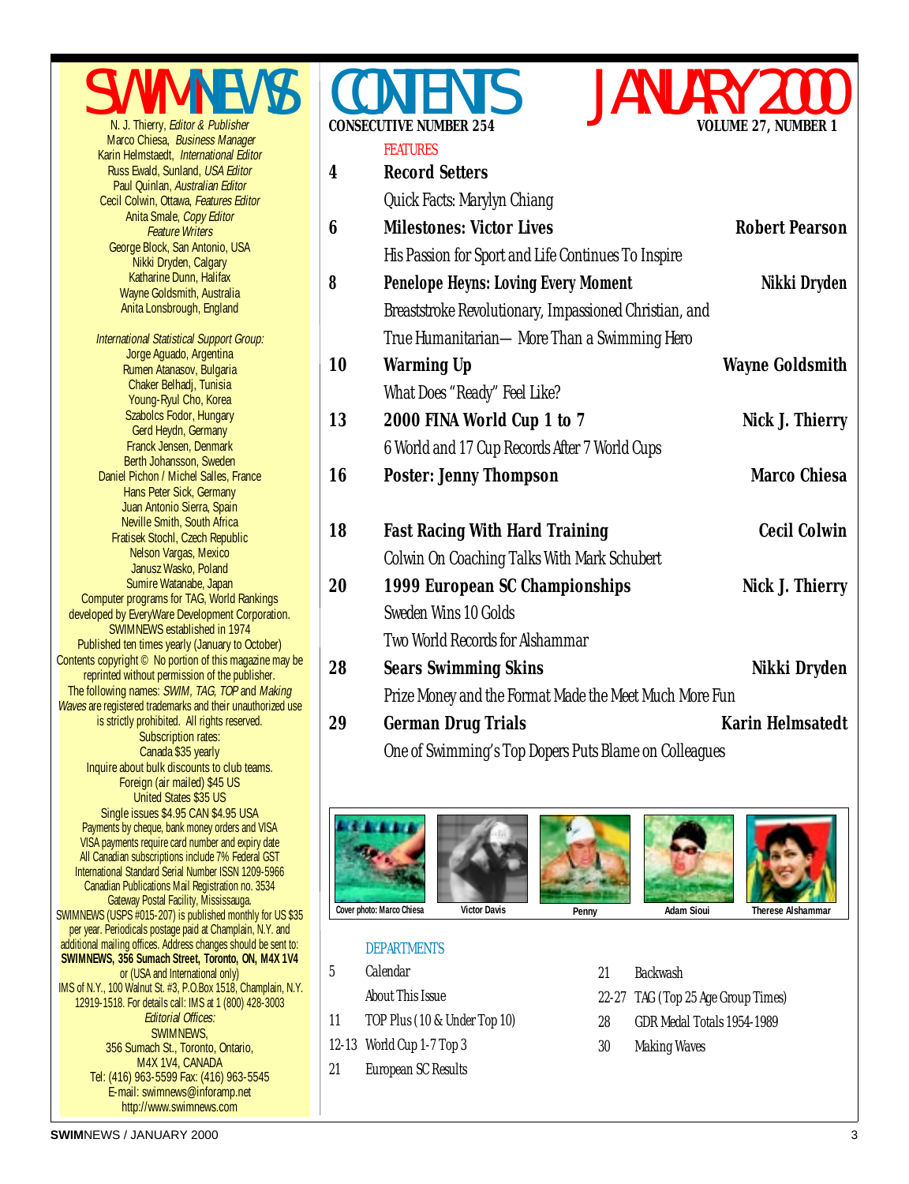# SWIMNEWS

N. J. Thierry, *Editor & Publisher*
Marco Chiesa, *Business Manager*
Karin Helmstaedt, *International Editor*
Russ Ewald, Sunland, *USA Editor*
Paul Quinlan, *Australian Editor*
Cecil Colwin, Ottawa, *Features Editor*
Anita Smale, *Copy Editor*
*Feature Writers*
George Block, San Antonio, USA
Nikki Dryden, Calgary
Katharine Dunn, Halifax
Wayne Goldsmith, Australia
Anita Lonsbrough, England

*International Statistical Support Group:*
Jorge Aguado, Argentina
Rumen Atanasov, Bulgaria
Chaker Belhadj, Tunisia
Young-Ryul Cho, Korea
Szabolcs Fodor, Hungary
Gerd Heydn, Germany
Franck Jensen, Denmark
Berth Johansson, Sweden
Daniel Pichon / Michel Salles, France
Hans Peter Sick, Germany
Juan Antonio Sierra, Spain
Neville Smith, South Africa
Fratisek Stochl, Czech Republic
Nelson Vargas, Mexico
Janusz Wasko, Poland
Sumire Watanabe, Japan

Computer programs for TAG, World Rankings developed by EveryWare Development Corporation.
SWIMNEWS established in 1974
Published ten times yearly (January to October)
Contents copyright © No portion of this magazine may be reprinted without permission of the publisher.
The following names: *SWIM, TAG, TOP* and *Making Waves* are registered trademarks and their unauthorized use is strictly prohibited. All rights reserved.

Subscription rates:
Canada $35 yearly
Inquire about bulk discounts to club teams.
Foreign (air mailed) $45 US
United States $35 US
Single issues $4.95 CAN $4.95 USA
Payments by cheque, bank money orders and VISA
VISA payments require card number and expiry date
All Canadian subscriptions include 7% Federal GST
International Standard Serial Number ISSN 1209-5966
Canadian Publications Mail Registration no. 3534
Gateway Postal Facility, Mississauga.
SWIMNEWS (USPS #015-207) is published monthly for US $35 per year. Periodicals postage paid at Champlain, N.Y. and additional mailing offices. Address changes should be sent to:
**SWIMNEWS, 356 Sumach Street, Toronto, ON, M4X 1V4**
or (USA and International only)
IMS of N.Y., 100 Walnut St. #3, P.O.Box 1518, Champlain, N.Y. 12919-1518. For details call: IMS at 1 (800) 428-3003

*Editorial Offices:*
SWIMNEWS,
356 Sumach St., Toronto, Ontario,
M4X 1V4, CANADA
Tel: (416) 963-5599 Fax: (416) 963-5545
E-mail: swimnews@inforamp.net
http://www.swimnews.com

# CONTENTS JANUARY 2000

**CONSECUTIVE NUMBER 254** — **VOLUME 27, NUMBER 1**

## FEATURES

**4 Record Setters**
Quick Facts: Marylyn Chiang

**6 Milestones: Victor Lives** — **Robert Pearson**
His Passion for Sport and Life Continues To Inspire

**8 Penelope Heyns: Loving Every Moment** — **Nikki Dryden**
Breaststroke Revolutionary, Impassioned Christian, and True Humanitarian— More Than a Swimming Hero

**10 Warming Up** — **Wayne Goldsmith**
What Does "Ready" Feel Like?

**13 2000 FINA World Cup 1 to 7** — **Nick J. Thierry**
6 World and 17 Cup Records After 7 World Cups

**16 Poster: Jenny Thompson** — **Marco Chiesa**

**18 Fast Racing With Hard Training** — **Cecil Colwin**
Colwin On Coaching Talks With Mark Schubert

**20 1999 European SC Championships** — **Nick J. Thierry**
Sweden Wins 10 Golds
Two World Records for Alshammar

**28 Sears Swimming Skins** — **Nikki Dryden**
Prize Money and the Format Made the Meet Much More Fun

**29 German Drug Trials** — **Karin Helmsatedt**
One of Swimming's Top Dopers Puts Blame on Colleagues

Cover photo: Marco Chiesa | Victor Davis | Penny | Adam Sioui | Therese Alshammar

## DEPARTMENTS

- 5 Calendar
- About This Issue
- 11 TOP Plus (10 & Under Top 10)
- 12-13 World Cup 1-7 Top 3
- 21 European SC Results
- 21 Backwash
- 22-27 TAG (Top 25 Age Group Times)
- 28 GDR Medal Totals 1954-1989
- 30 Making Waves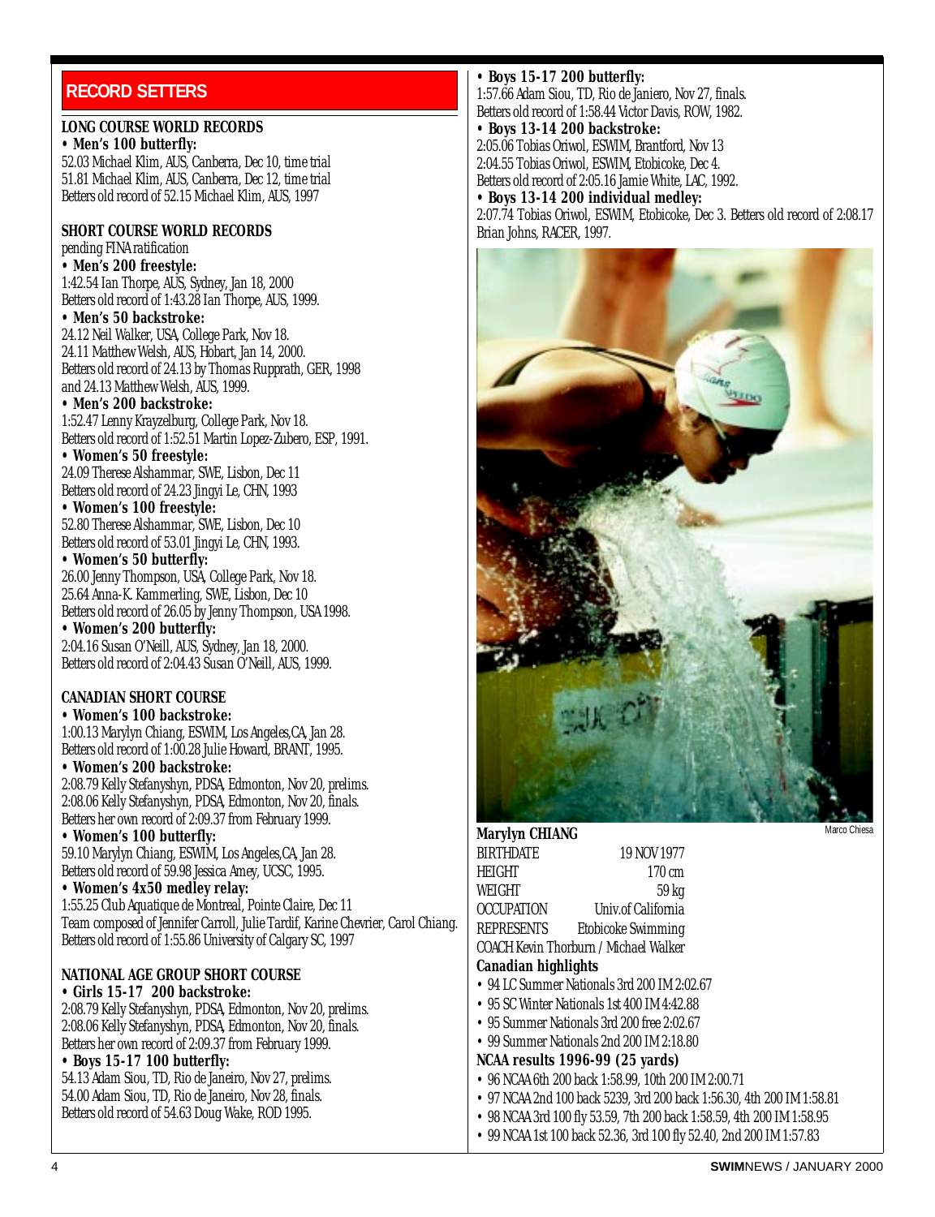## RECORD SETTERS

**LONG COURSE WORLD RECORDS**

**• Men's 100 butterfly:**
52.03 Michael Klim, AUS, Canberra, Dec 10, time trial
51.81 Michael Klim, AUS, Canberra, Dec 12, time trial
Betters old record of 52.15 Michael Klim, AUS, 1997

**SHORT COURSE WORLD RECORDS**
pending FINA ratification

**• Men's 200 freestyle:**
1:42.54 Ian Thorpe, AUS, Sydney, Jan 18, 2000
Betters old record of 1:43.28 Ian Thorpe, AUS, 1999.

**• Men's 50 backstroke:**
24.12 Neil Walker, USA, College Park, Nov 18.
24.11 Matthew Welsh, AUS, Hobart, Jan 14, 2000.
Betters old record of 24.13 by Thomas Rupprath, GER, 1998 and 24.13 Matthew Welsh, AUS, 1999.

**• Men's 200 backstroke:**
1:52.47 Lenny Krayzelburg, College Park, Nov 18.
Betters old record of 1:52.51 Martin Lopez-Zubero, ESP, 1991.

**• Women's 50 freestyle:**
24.09 Therese Alshammar, SWE, Lisbon, Dec 11
Betters old record of 24.23 Jingyi Le, CHN, 1993

**• Women's 100 freestyle:**
52.80 Therese Alshammar, SWE, Lisbon, Dec 10
Betters old record of 53.01 Jingyi Le, CHN, 1993.

**• Women's 50 butterfly:**
26.00 Jenny Thompson, USA, College Park, Nov 18.
25.64 Anna-K. Kammerling, SWE, Lisbon, Dec 10
Betters old record of 26.05 by Jenny Thompson, USA 1998.

**• Women's 200 butterfly:**
2:04.16 Susan O'Neill, AUS, Sydney, Jan 18, 2000.
Betters old record of 2:04.43 Susan O'Neill, AUS, 1999.

**CANADIAN SHORT COURSE**

**• Women's 100 backstroke:**
1:00.13 Marylyn Chiang, ESWIM, Los Angeles,CA, Jan 28.
Betters old record of 1:00.28 Julie Howard, BRANT, 1995.

**• Women's 200 backstroke:**
2:08.79 Kelly Stefanyshyn, PDSA, Edmonton, Nov 20, prelims.
2:08.06 Kelly Stefanyshyn, PDSA, Edmonton, Nov 20, finals.
Betters her own record of 2:09.37 from February 1999.

**• Women's 100 butterfly:**
59.10 Marylyn Chiang, ESWIM, Los Angeles,CA, Jan 28.
Betters old record of 59.98 Jessica Amey, UCSC, 1995.

**• Women's 4x50 medley relay:**
1:55.25 Club Aquatique de Montreal, Pointe Claire, Dec 11
Team composed of Jennifer Carroll, Julie Tardif, Karine Chevrier, Carol Chiang.
Betters old record of 1:55.86 University of Calgary SC, 1997

**NATIONAL AGE GROUP SHORT COURSE**

**• Girls 15-17 200 backstroke:**
2:08.79 Kelly Stefanyshyn, PDSA, Edmonton, Nov 20, prelims.
2:08.06 Kelly Stefanyshyn, PDSA, Edmonton, Nov 20, finals.
Betters her own record of 2:09.37 from February 1999.

**• Boys 15-17 100 butterfly:**
54.13 Adam Siou, TD, Rio de Janeiro, Nov 27, prelims.
54.00 Adam Siou, TD, Rio de Janeiro, Nov 28, finals.
Betters old record of 54.63 Doug Wake, ROD 1995.

**• Boys 15-17 200 butterfly:**
1:57.66 Adam Siou, TD, Rio de Janiero, Nov 27, finals.
Betters old record of 1:58.44 Victor Davis, ROW, 1982.

**• Boys 13-14 200 backstroke:**
2:05.06 Tobias Oriwol, ESWIM, Brantford, Nov 13
2:04.55 Tobias Oriwol, ESWIM, Etobicoke, Dec 4.
Betters old record of 2:05.16 Jamie White, LAC, 1992.

**• Boys 13-14 200 individual medley:**
2:07.74 Tobias Oriwol, ESWIM, Etobicoke, Dec 3. Betters old record of 2:08.17 Brian Johns, RACER, 1997.

Marco Chiesa

**Marylyn CHIANG**

| | |
|---|---|
| BIRTHDATE | 19 NOV 1977 |
| HEIGHT | 170 cm |
| WEIGHT | 59 kg |
| OCCUPATION | Univ.of California |
| REPRESENTS | Etobicoke Swimming |

COACH Kevin Thorburn / Michael Walker

**Canadian highlights**
- 94 LC Summer Nationals 3rd 200 IM 2:02.67
- 95 SC Winter Nationals 1st 400 IM 4:42.88
- 95 Summer Nationals 3rd 200 free 2:02.67
- 99 Summer Nationals 2nd 200 IM 2:18.80

**NCAA results 1996-99 (25 yards)**
- 96 NCAA 6th 200 back 1:58.99, 10th 200 IM 2:00.71
- 97 NCAA 2nd 100 back 5239, 3rd 200 back 1:56.30, 4th 200 IM 1:58.81
- 98 NCAA 3rd 100 fly 53.59, 7th 200 back 1:58.59, 4th 200 IM 1:58.95
- 99 NCAA 1st 100 back 52.36, 3rd 100 fly 52.40, 2nd 200 IM 1:57.83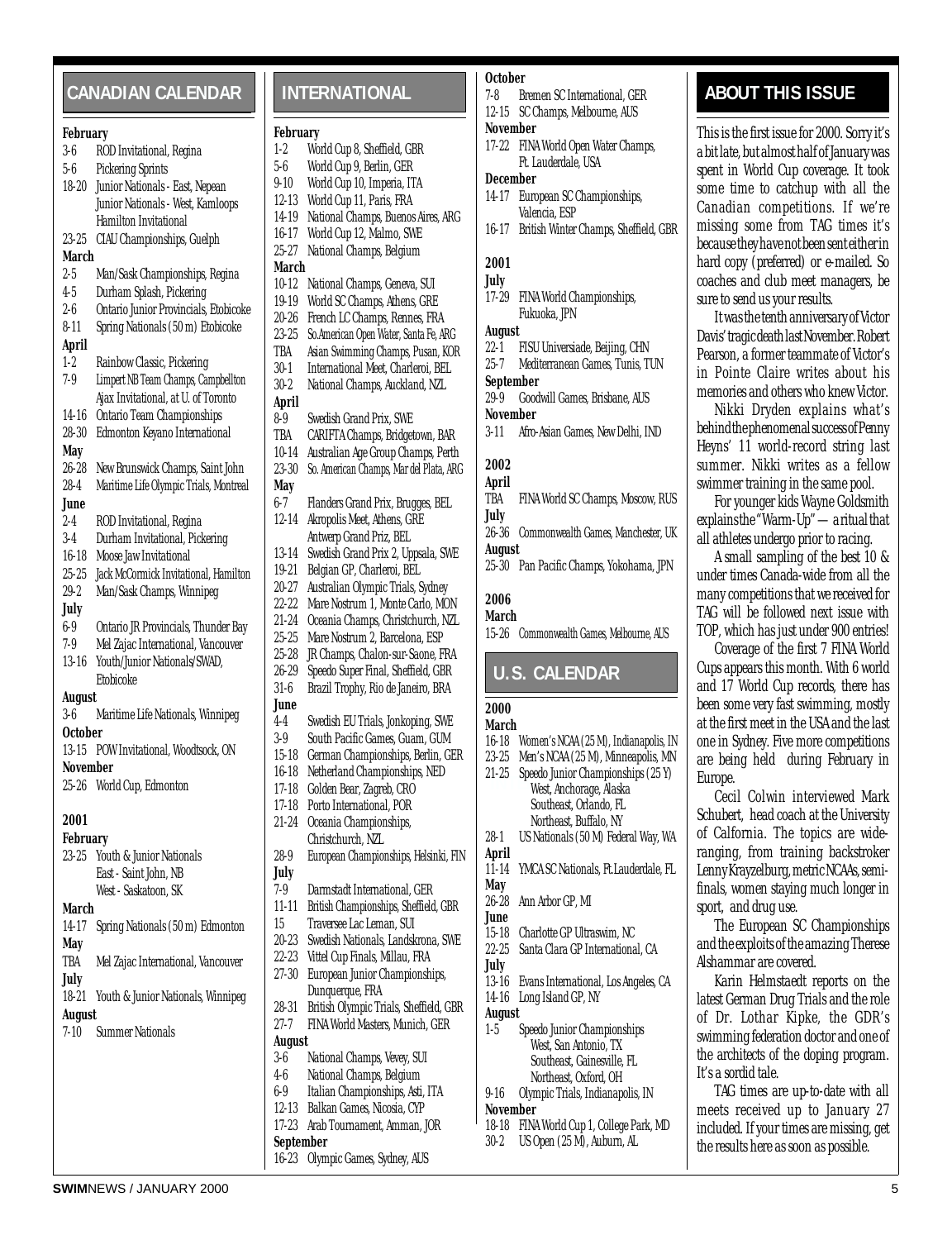## CANADIAN CALENDAR

**February**
- 3-6 ROD Invitational, Regina
- 5-6 Pickering Sprints
- 18-20 Junior Nationals - East, Nepean
  Junior Nationals - West, Kamloops
  Hamilton Invitational
- 23-25 CIAU Championships, Guelph

**March**
- 2-5 Man/Sask Championships, Regina
- 4-5 Durham Splash, Pickering
- 2-6 Ontario Junior Provincials, Etobicoke
- 8-11 Spring Nationals (50 m) Etobicoke

**April**
- 1-2 Rainbow Classic, Pickering
- 7-9 Limpert NB Team Champs, Campbellton
  Ajax Invitational, at U. of Toronto
- 14-16 Ontario Team Championships
- 28-30 Edmonton Keyano International

**May**
- 26-28 New Brunswick Champs, Saint John
- 28-4 Maritime Life Olympic Trials, Montreal

**June**
- 2-4 ROD Invitational, Regina
- 3-4 Durham Invitational, Pickering
- 16-18 Moose Jaw Invitational
- 25-25 Jack McCormick Invitational, Hamilton
- 29-2 Man/Sask Champs, Winnipeg

**July**
- 6-9 Ontario JR Provincials, Thunder Bay
- 7-9 Mel Zajac International, Vancouver
- 13-16 Youth/Junior Nationals/SWAD, Etobicoke

**August**
- 3-6 Maritime Life Nationals, Winnipeg

**October**
- 13-15 POW Invitational, Woodtsock, ON

**November**
- 25-26 World Cup, Edmonton

**2001**

**February**
- 23-25 Youth & Junior Nationals
  East - Saint John, NB
  West - Saskatoon, SK

**March**
- 14-17 Spring Nationals (50 m) Edmonton

**May**
- TBA Mel Zajac International, Vancouver

**July**
- 18-21 Youth & Junior Nationals, Winnipeg

**August**
- 7-10 Summer Nationals

## INTERNATIONAL

**February**
- 1-2 World Cup 8, Sheffield, GBR
- 5-6 World Cup 9, Berlin, GER
- 9-10 World Cup 10, Imperia, ITA
- 12-13 World Cup 11, Paris, FRA
- 14-19 National Champs, Buenos Aires, ARG
- 16-17 World Cup 12, Malmo, SWE
- 25-27 National Champs, Belgium

**March**
- 10-12 National Champs, Geneva, SUI
- 19-19 World SC Champs, Athens, GRE
- 20-26 French LC Champs, Rennes, FRA
- 23-25 So.American Open Water, Santa Fe, ARG
- TBA Asian Swimming Champs, Pusan, KOR
- 30-1 International Meet, Charleroi, BEL
- 30-2 National Champs, Auckland, NZL

**April**
- 8-9 Swedish Grand Prix, SWE
- TBA CARIFTA Champs, Bridgetown, BAR
- 10-14 Australian Age Group Champs, Perth
- 23-30 So. American Champs, Mar del Plata, ARG

**May**
- 6-7 Flanders Grand Prix, Brugges, BEL
- 12-14 Akropolis Meet, Athens, GRE
  Antwerp Grand Priz, BEL
- 13-14 Swedish Grand Prix 2, Uppsala, SWE
- 19-21 Belgian GP, Charleroi, BEL
- 20-27 Australian Olympic Trials, Sydney
- 22-22 Mare Nostrum 1, Monte Carlo, MON
- 21-24 Oceania Champs, Christchurch, NZL
- 25-25 Mare Nostrum 2, Barcelona, ESP
- 25-28 JR Champs, Chalon-sur-Saone, FRA
- 26-29 Speedo Super Final, Sheffield, GBR
- 31-6 Brazil Trophy, Rio de Janeiro, BRA

**June**
- 4-4 Swedish EU Trials, Jonkoping, SWE
- 3-9 South Pacific Games, Guam, GUM
- 15-18 German Championships, Berlin, GER
- 16-18 Netherland Championships, NED
- 17-18 Golden Bear, Zagreb, CRO
- 17-18 Porto International, POR
- 21-24 Oceania Championships, Christchurch, NZL
- 28-9 European Championships, Helsinki, FIN

**July**
- 7-9 Darmstadt International, GER
- 11-11 British Championships, Sheffield, GBR
- 15 Traversee Lac Leman, SUI
- 20-23 Swedish Nationals, Landskrona, SWE
- 22-23 Vittel Cup Finals, Millau, FRA
- 27-30 European Junior Championships, Dunquerque, FRA
- 28-31 British Olympic Trials, Sheffield, GBR
- 27-7 FINA World Masters, Munich, GER

**August**
- 3-6 National Champs, Vevey, SUI
- 4-6 National Champs, Belgium
- 6-9 Italian Championships, Asti, ITA
- 12-13 Balkan Games, Nicosia, CYP
- 17-23 Arab Tournament, Amman, JOR

**September**
- 16-23 Olympic Games, Sydney, AUS

**October**
- 7-8 Bremen SC International, GER
- 12-15 SC Champs, Melbourne, AUS

**November**
- 17-22 FINA World Open Water Champs, Ft. Lauderdale, USA

**December**
- 14-17 European SC Championships, Valencia, ESP
- 16-17 British Winter Champs, Sheffield, GBR

**2001**

**July**
- 17-29 FINA World Championships, Fukuoka, JPN

**August**
- 22-1 FISU Universiade, Beijing, CHN
- 25-7 Mediterranean Games, Tunis, TUN

**September**
- 29-9 Goodwill Games, Brisbane, AUS

**November**
- 3-11 Afro-Asian Games, New Delhi, IND

**2002**

**April**
- TBA FINA World SC Champs, Moscow, RUS

**July**
- 26-36 Commonwealth Games, Manchester, UK

**August**
- 25-30 Pan Pacific Champs, Yokohama, JPN

**2006**

**March**
- 15-26 Commonwealth Games, Melbourne, AUS

## U.S. CALENDAR

**2000**

**March**
- 16-18 Women's NCAA (25 M), Indianapolis, IN
- 23-25 Men's NCAA (25 M), Minneapolis, MN
- 21-25 Speedo Junior Championships (25 Y)
  West, Anchorage, Alaska
  Southeast, Orlando, FL
  Northeast, Buffalo, NY
- 28-1 US Nationals (50 M) Federal Way, WA

**April**
- 11-14 YMCA SC Nationals, Ft.Lauderdale, FL

**May**
- 26-28 Ann Arbor GP, MI

**June**
- 15-18 Charlotte GP Ultraswim, NC
- 22-25 Santa Clara GP International, CA

**July**
- 13-16 Evans International, Los Angeles, CA
- 14-16 Long Island GP, NY

**August**
- 1-5 Speedo Junior Championships
  West, San Antonio, TX
  Southeast, Gainesville, FL
  Northeast, Oxford, OH
- 9-16 Olympic Trials, Indianapolis, IN

**November**
- 18-18 FINA World Cup 1, College Park, MD
- 30-2 US Open (25 M), Auburn, AL

## ABOUT THIS ISSUE

This is the first issue for 2000. Sorry it's a bit late, but almost half of January was spent in World Cup coverage. It took some time to catchup with all the Canadian competitions. If we're missing some from TAG times it's because they have not been sent either in hard copy (preferred) or e-mailed. So coaches and club meet managers, be sure to send us your results.

It was the tenth anniversary of Victor Davis' tragic death last November. Robert Pearson, a former teammate of Victor's in Pointe Claire writes about his memories and others who knew Victor.

Nikki Dryden explains what's behind the phenomenal success of Penny Heyns' 11 world-record string last summer. Nikki writes as a fellow swimmer training in the same pool.

For younger kids Wayne Goldsmith explains the "Warm-Up" — a ritual that all athletes undergo prior to racing.

A small sampling of the best 10 & under times Canada-wide from all the many competitions that we received for TAG will be followed next issue with TOP, which has just under 900 entries!

Coverage of the first 7 FINA World Cups appears this month. With 6 world and 17 World Cup records, there has been some very fast swimming, mostly at the first meet in the USA and the last one in Sydney. Five more competitions are being held during February in Europe.

Cecil Colwin interviewed Mark Schubert, head coach at the University of Calfornia. The topics are wide-ranging, from training backstroker Lenny Krayzelburg, metric NCAAs, semi-finals, women staying much longer in sport, and drug use.

The European SC Championships and the exploits of the amazing Therese Alshammar are covered.

Karin Helmstaedt reports on the latest German Drug Trials and the role of Dr. Lothar Kipke, the GDR's swimming federation doctor and one of the architects of the doping program. It's a sordid tale.

TAG times are up-to-date with all meets received up to January 27 included. If your times are missing, get the results here as soon as possible.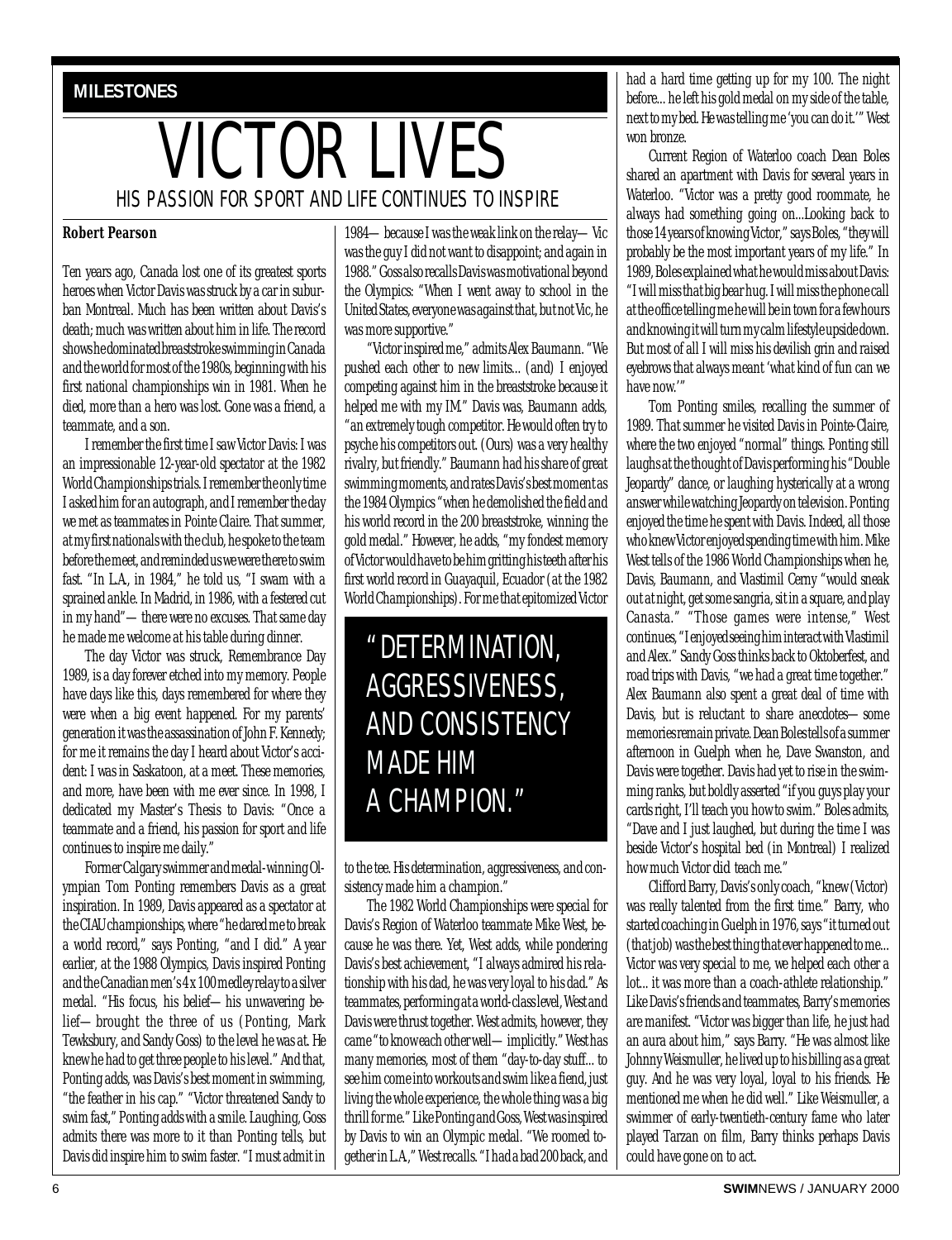**MILESTONES**

# VICTOR LIVES

## HIS PASSION FOR SPORT AND LIFE CONTINUES TO INSPIRE

**Robert Pearson**

Ten years ago, Canada lost one of its greatest sports heroes when Victor Davis was struck by a car in suburban Montreal. Much has been written about Davis's death; much was written about him in life. The record shows he dominated breaststroke swimming in Canada and the world for most of the 1980s, beginning with his first national championships win in 1981. When he died, more than a hero was lost. Gone was a friend, a teammate, and a son.

I remember the first time I saw Victor Davis: I was an impressionable 12-year-old spectator at the 1982 World Championships trials. I remember the only time I asked him for an autograph, and I remember the day we met as teammates in Pointe Claire. That summer, at my first nationals with the club, he spoke to the team before the meet, and reminded us we were there to swim fast. "In L.A., in 1984," he told us, "I swam with a sprained ankle. In Madrid, in 1986, with a festered cut in my hand"—there were no excuses. That same day he made me welcome at his table during dinner.

The day Victor was struck, Remembrance Day 1989, is a day forever etched into my memory. People have days like this, days remembered for where they were when a big event happened. For my parents' generation it was the assassination of John F. Kennedy; for me it remains the day I heard about Victor's accident: I was in Saskatoon, at a meet. These memories, and more, have been with me ever since. In 1998, I dedicated my Master's Thesis to Davis: "Once a teammate and a friend, his passion for sport and life continues to inspire me daily."

Former Calgary swimmer and medal-winning Olympian Tom Ponting remembers Davis as a great inspiration. In 1989, Davis appeared as a spectator at the CIAU championships, where "he dared me to break a world record," says Ponting, "and I did." A year earlier, at the 1988 Olympics, Davis inspired Ponting and the Canadian men's 4 x 100 medley relay to a silver medal. "His focus, his belief—his unwavering belief—brought the three of us (Ponting, Mark Tewksbury, and Sandy Goss) to the level he was at. He knew he had to get three people to his level." And that, Ponting adds, was Davis's best moment in swimming, "the feather in his cap." "Victor threatened Sandy to swim fast," Ponting adds with a smile. Laughing, Goss admits there was more to it than Ponting tells, but Davis did inspire him to swim faster. "I must admit in 1984—because I was the weak link on the relay—Vic was the guy I did not want to disappoint; and again in 1988." Goss also recalls Davis was motivational beyond the Olympics: "When I went away to school in the United States, everyone was against that, but not Vic, he was more supportive."

"Victor inspired me," admits Alex Baumann. "We pushed each other to new limits... (and) I enjoyed competing against him in the breaststroke because it helped me with my IM." Davis was, Baumann adds, "an extremely tough competitor. He would often try to psyche his competitors out. (Ours) was a very healthy rivalry, but friendly." Baumann had his share of great swimming moments, and rates Davis's best moment as the 1984 Olympics "when he demolished the field and his world record in the 200 breaststroke, winning the gold medal." However, he adds, "my fondest memory of Victor would have to be him gritting his teeth after his first world record in Guayaquil, Ecuador (at the 1982 World Championships). For me that epitomized Victor to the tee. His determination, aggressiveness, and consistency made him a champion."

> "DETERMINATION, AGGRESSIVENESS, AND CONSISTENCY MADE HIM A CHAMPION."

The 1982 World Championships were special for Davis's Region of Waterloo teammate Mike West, because he was there. Yet, West adds, while pondering Davis's best achievement, "I always admired his relationship with his dad, he was very loyal to his dad." As teammates, performing at a world-class level, West and Davis were thrust together. West admits, however, they came "to know each other well—implicitly." West has many memories, most of them "day-to-day stuff... to see him come into workouts and swim like a fiend, just living the whole experience, the whole thing was a big thrill for me." Like Ponting and Goss, West was inspired by Davis to win an Olympic medal. "We roomed together in L.A.," West recalls. "I had a bad 200 back, and had a hard time getting up for my 100. The night before... he left his gold medal on my side of the table, next to my bed. He was telling me 'you can do it.'" West won bronze.

Current Region of Waterloo coach Dean Boles shared an apartment with Davis for several years in Waterloo. "Victor was a pretty good roommate, he always had something going on...Looking back to those 14 years of knowing Victor," says Boles, "they will probably be the most important years of my life." In 1989, Boles explained what he would miss about Davis: "I will miss that big bear hug. I will miss the phone call at the office telling me he will be in town for a few hours and knowing it will turn my calm lifestyle upside down. But most of all I will miss his devilish grin and raised eyebrows that always meant 'what kind of fun can we have now.'"

Tom Ponting smiles, recalling the summer of 1989. That summer he visited Davis in Pointe-Claire, where the two enjoyed "normal" things. Ponting still laughs at the thought of Davis performing his "Double Jeopardy" dance, or laughing hysterically at a wrong answer while watching Jeopardy on television. Ponting enjoyed the time he spent with Davis. Indeed, all those who knew Victor enjoyed spending time with him. Mike West tells of the 1986 World Championships when he, Davis, Baumann, and Vlastimil Cerny "would sneak out at night, get some sangria, sit in a square, and play Canasta." "Those games were intense," West continues, "I enjoyed seeing him interact with Vlastimil and Alex." Sandy Goss thinks back to Oktoberfest, and road trips with Davis, "we had a great time together." Alex Baumann also spent a great deal of time with Davis, but is reluctant to share anecdotes—some memories remain private. Dean Boles tells of a summer afternoon in Guelph when he, Dave Swanston, and Davis were together. Davis had yet to rise in the swimming ranks, but boldly asserted "if you guys play your cards right, I'll teach you how to swim." Boles admits, "Dave and I just laughed, but during the time I was beside Victor's hospital bed (in Montreal) I realized how much Victor did teach me."

Clifford Barry, Davis's only coach, "knew (Victor) was really talented from the first time." Barry, who started coaching in Guelph in 1976, says "it turned out (that job) was the best thing that ever happened to me... Victor was very special to me, we helped each other a lot... it was more than a coach-athlete relationship." Like Davis's friends and teammates, Barry's memories are manifest. "Victor was bigger than life, he just had an aura about him," says Barry. "He was almost like Johnny Weismuller, he lived up to his billing as a great guy. And he was very loyal, loyal to his friends. He mentioned me when he did well." Like Weismuller, a swimmer of early-twentieth-century fame who later played Tarzan on film, Barry thinks perhaps Davis could have gone on to act.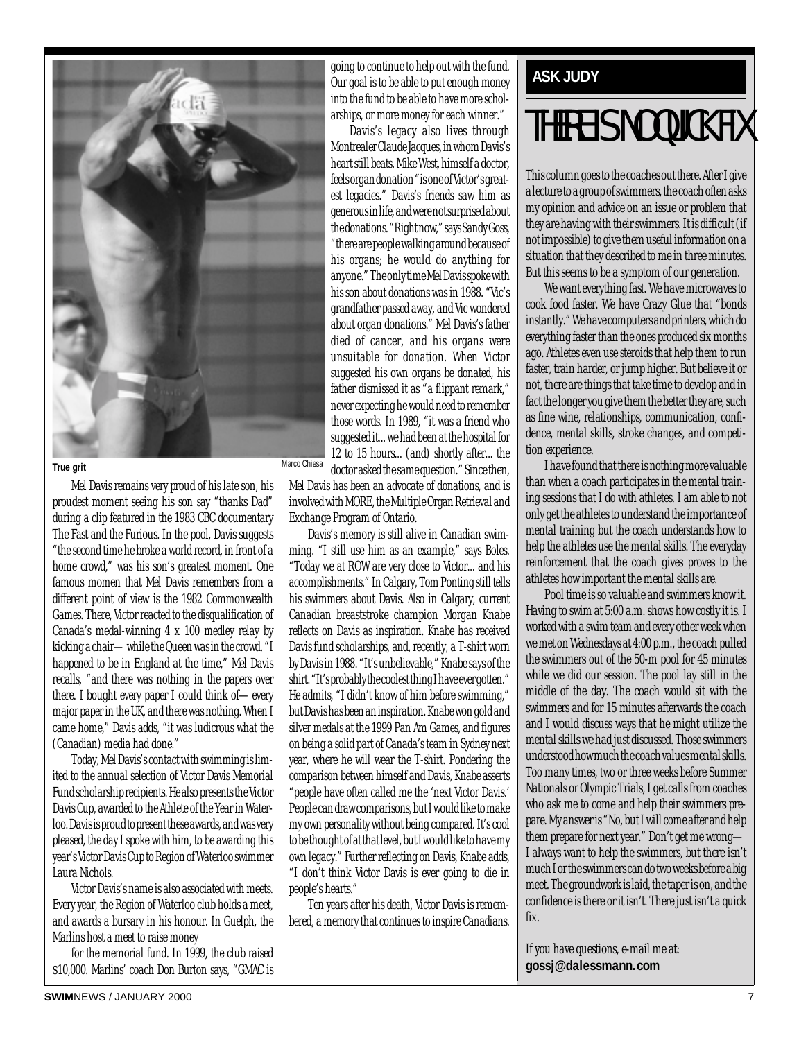True grit

Marco Chiesa

Mel Davis remains very proud of his late son, his proudest moment seeing his son say "thanks Dad" during a clip featured in the 1983 CBC documentary The Fast and the Furious. In the pool, Davis suggests "the second time he broke a world record, in front of a home crowd," was his son's greatest moment. One famous momen that Mel Davis remembers from a different point of view is the 1982 Commonwealth Games. There, Victor reacted to the disqualification of Canada's medal-winning 4 x 100 medley relay by kicking a chair— while the Queen was in the crowd. "I happened to be in England at the time," Mel Davis recalls, "and there was nothing in the papers over there. I bought every paper I could think of— every major paper in the UK, and there was nothing. When I came home," Davis adds, "it was ludicrous what the (Canadian) media had done."

Today, Mel Davis's contact with swimming is limited to the annual selection of Victor Davis Memorial Fund scholarship recipients. He also presents the Victor Davis Cup, awarded to the Athlete of the Year in Waterloo. Davis is proud to present these awards, and was very pleased, the day I spoke with him, to be awarding this year's Victor Davis Cup to Region of Waterloo swimmer Laura Nichols.

Victor Davis's name is also associated with meets. Every year, the Region of Waterloo club holds a meet, and awards a bursary in his honour. In Guelph, the Marlins host a meet to raise money for the memorial fund. In 1999, the club raised $10,000. Marlins' coach Don Burton says, "GMAC is going to continue to help out with the fund. Our goal is to be able to put enough money into the fund to be able to have more scholarships, or more money for each winner."

Davis's legacy also lives through Montrealer Claude Jacques, in whom Davis's heart still beats. Mike West, himself a doctor, feels organ donation "is one of Victor's greatest legacies." Davis's friends saw him as generous in life, and were not surprised about the donations. "Right now," says Sandy Goss, "there are people walking around because of his organs; he would do anything for anyone." The only time Mel Davis spoke with his son about donations was in 1988. "Vic's grandfather passed away, and Vic wondered about organ donations." Mel Davis's father died of cancer, and his organs were unsuitable for donation. When Victor suggested his own organs be donated, his father dismissed it as "a flippant remark," never expecting he would need to remember those words. In 1989, "it was a friend who suggested it... we had been at the hospital for 12 to 15 hours... (and) shortly after... the doctor asked the same question." Since then, Mel Davis has been an advocate of donations, and is involved with MORE, the Multiple Organ Retrieval and Exchange Program of Ontario.

Davis's memory is still alive in Canadian swimming. "I still use him as an example," says Boles. "Today we at ROW are very close to Victor... and his accomplishments." In Calgary, Tom Ponting still tells his swimmers about Davis. Also in Calgary, current Canadian breaststroke champion Morgan Knabe reflects on Davis as inspiration. Knabe has received Davis fund scholarships, and, recently, a T-shirt worn by Davis in 1988. "It's unbelievable," Knabe says of the shirt. "It's probably the coolest thing I have ever gotten." He admits, "I didn't know of him before swimming," but Davis has been an inspiration. Knabe won gold and silver medals at the 1999 Pan Am Games, and figures on being a solid part of Canada's team in Sydney next year, where he will wear the T-shirt. Pondering the comparison between himself and Davis, Knabe asserts "people have often called me the 'next Victor Davis.' People can draw comparisons, but I would like to make my own personality without being compared. It's cool to be thought of at that level, but I would like to have my own legacy." Further reflecting on Davis, Knabe adds, "I don't think Victor Davis is ever going to die in people's hearts."

Ten years after his death, Victor Davis is remembered, a memory that continues to inspire Canadians.

**ASK JUDY**

# THERE IS NO QUICK FIX

This column goes to the coaches out there. After I give a lecture to a group of swimmers, the coach often asks my opinion and advice on an issue or problem that they are having with their swimmers. It is difficult (if not impossible) to give them useful information on a situation that they described to me in three minutes. But this seems to be a symptom of our generation.

We want everything fast. We have microwaves to cook food faster. We have Crazy Glue that "bonds instantly." We have computers and printers, which do everything faster than the ones produced six months ago. Athletes even use steroids that help them to run faster, train harder, or jump higher. But believe it or not, there are things that take time to develop and in fact the longer you give them the better they are, such as fine wine, relationships, communication, confidence, mental skills, stroke changes, and competition experience.

I have found that there is nothing more valuable than when a coach participates in the mental training sessions that I do with athletes. I am able to not only get the athletes to understand the importance of mental training but the coach understands how to help the athletes use the mental skills. The everyday reinforcement that the coach gives proves to the athletes how important the mental skills are.

Pool time is so valuable and swimmers know it. Having to swim at 5:00 a.m. shows how costly it is. I worked with a swim team and every other week when we met on Wednesdays at 4:00 p.m., the coach pulled the swimmers out of the 50-m pool for 45 minutes while we did our session. The pool lay still in the middle of the day. The coach would sit with the swimmers and for 15 minutes afterwards the coach and I would discuss ways that he might utilize the mental skills we had just discussed. Those swimmers understood how much the coach values mental skills. Too many times, two or three weeks before Summer Nationals or Olympic Trials, I get calls from coaches who ask me to come and help their swimmers prepare. My answer is "No, but I will come after and help them prepare for next year." Don't get me wrong— I always want to help the swimmers, but there isn't much I or the swimmers can do two weeks before a big meet. The groundwork is laid, the taper is on, and the confidence is there or it isn't. There just isn't a quick fix.

If you have questions, e-mail me at:
**gossj@dalessmann.com**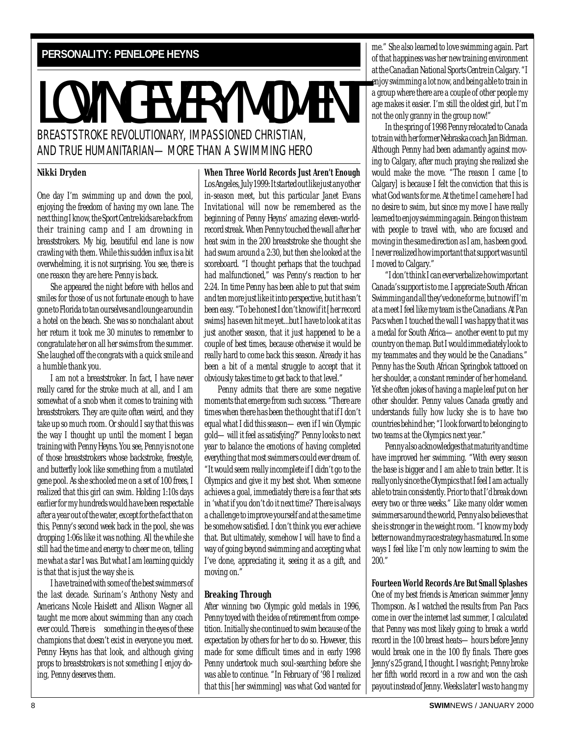**PERSONALITY: PENELOPE HEYNS**

# LOVING EVERY MOMENT

## BREASTSTROKE REVOLUTIONARY, IMPASSIONED CHRISTIAN, AND TRUE HUMANITARIAN— MORE THAN A SWIMMING HERO

**Nikki Dryden**

One day I'm swimming up and down the pool, enjoying the freedom of having my own lane. The next thing I know, the Sport Centre kids are back from their training camp and I am drowning in breaststrokers. My big, beautiful end lane is now crawling with them. While this sudden influx is a bit overwhelming, it is not surprising. You see, there is one reason they are here: Penny is back.

She appeared the night before with hellos and smiles for those of us not fortunate enough to have gone to Florida to tan ourselves and lounge around in a hotel on the beach. She was so nonchalant about her return it took me 30 minutes to remember to congratulate her on all her swims from the summer. She laughed off the congrats with a quick smile and a humble thank you.

I am not a breaststroker. In fact, I have never really cared for the stroke much at all, and I am somewhat of a snob when it comes to training with breaststrokers. They are quite often weird, and they take up so much room. Or should I say that this was the way I thought up until the moment I began training with Penny Heyns. You see, Penny is not one of those breaststrokers whose backstroke, freestyle, and butterfly look like something from a mutilated gene pool. As she schooled me on a set of 100 frees, I realized that this girl can swim. Holding 1:10s days earlier for my hundreds would have been respectable after a year out of the water, except for the fact that on this, Penny's second week back in the pool, she was dropping 1:06s like it was nothing. All the while she still had the time and energy to cheer me on, telling me what a star I was. But what I am learning quickly is that that is just the way she is.

I have trained with some of the best swimmers of the last decade. Surinam's Anthony Nesty and Americans Nicole Haislett and Allison Wagner all taught me more about swimming than any coach ever could. There is something in the eyes of these champions that doesn't exist in everyone you meet. Penny Heyns has that look, and although giving props to breaststrokers is not something I enjoy doing, Penny deserves them.

**When Three World Records Just Aren't Enough**

Los Angeles, July 1999: It started out like just any other in-season meet, but this particular Janet Evans Invitational will now be remembered as the beginning of Penny Heyns' amazing eleven-world-record streak. When Penny touched the wall after her heat swim in the 200 breaststroke she thought she had swum around a 2:30, but then she looked at the scoreboard. "I thought perhaps that the touchpad had malfunctioned," was Penny's reaction to her 2:24. In time Penny has been able to put that swim and ten more just like it into perspective, but it hasn't been easy. "To be honest I don't know if it [her record swims] has even hit me yet...but I have to look at it as just another season, that it just happened to be a couple of best times, because otherwise it would be really hard to come back this season. Already it has been a bit of a mental struggle to accept that it obviously takes time to get back to that level."

Penny admits that there are some negative moments that emerge from such success. "There are times when there has been the thought that if I don't equal what I did this season— even if I win Olympic gold— will it feel as satisfying?" Penny looks to next year to balance the emotions of having completed everything that most swimmers could ever dream of. "It would seem really incomplete if I didn't go to the Olympics and give it my best shot. When someone achieves a goal, immediately there is a fear that sets in 'what if you don't do it next time?' There is always a challenge to improve yourself and at the same time be somehow satisfied. I don't think you ever achieve that. But ultimately, somehow I will have to find a way of going beyond swimming and accepting what I've done, appreciating it, seeing it as a gift, and moving on."

**Breaking Through**

After winning two Olympic gold medals in 1996, Penny toyed with the idea of retirement from competition. Initially she continued to swim because of the expectation by others for her to do so. However, this made for some difficult times and in early 1998 Penny undertook much soul-searching before she was able to continue. "In February of '98 I realized that this [her swimming] was what God wanted for me." She also learned to love swimming again. Part of that happiness was her new training environment at the Canadian National Sports Centre in Calgary. "I enjoy swimming a lot now, and being able to train in a group where there are a couple of other people my age makes it easier. I'm still the oldest girl, but I'm not the only granny in the group now!"

In the spring of 1998 Penny relocated to Canada to train with her former Nebraska coach Jan Bidrman. Although Penny had been adamantly against moving to Calgary, after much praying she realized she would make the move. "The reason I came [to Calgary] is because I felt the conviction that this is what God wants for me. At the time I came here I had no desire to swim, but since my move I have really learned to enjoy swimming again. Being on this team with people to travel with, who are focused and moving in the same direction as I am, has been good. I never realized how important that support was until I moved to Calgary."

"I don't think I can ever verbalize how important Canada's support is to me. I appreciate South African Swimming and all they've done for me, but now if I'm at a meet I feel like my team is the Canadians. At Pan Pacs when I touched the wall I was happy that it was a medal for South Africa— another event to put my country on the map. But I would immediately look to my teammates and they would be the Canadians." Penny has the South African Springbok tattooed on her shoulder, a constant reminder of her homeland. Yet she often jokes of having a maple leaf put on her other shoulder. Penny values Canada greatly and understands fully how lucky she is to have two countries behind her; "I look forward to belonging to two teams at the Olympics next year."

Penny also acknowledges that maturity and time have improved her swimming. "With every season the base is bigger and I am able to train better. It is really only since the Olympics that I feel I am actually able to train consistently. Prior to that I'd break down every two or three weeks." Like many older women swimmers around the world, Penny also believes that she is stronger in the weight room. "I know my body better now and my race strategy has matured. In some ways I feel like I'm only now learning to swim the 200."

**Fourteen World Records Are But Small Splashes**

One of my best friends is American swimmer Jenny Thompson. As I watched the results from Pan Pacs come in over the internet last summer, I calculated that Penny was most likely going to break a world record in the 100 breast heats— hours before Jenny would break one in the 100 fly finals. There goes Jenny's 25 grand, I thought. I was right; Penny broke her fifth world record in a row and won the cash payout instead of Jenny. Weeks later I was to hang my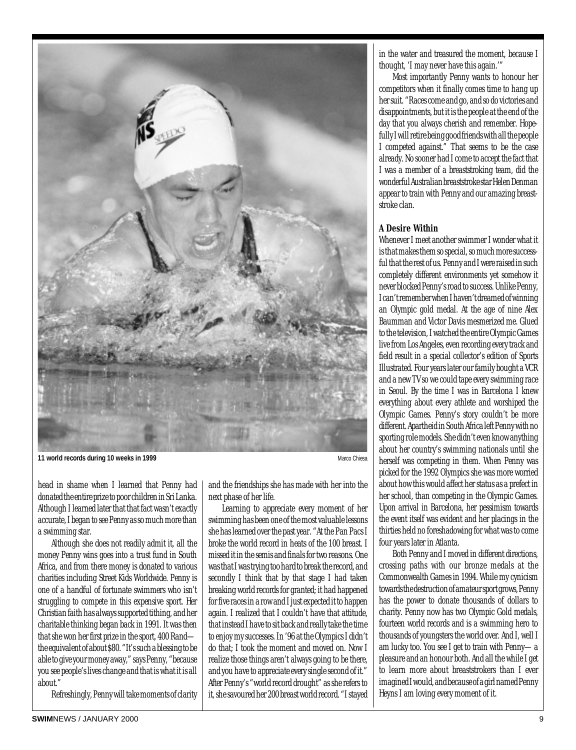11 world records during 10 weeks in 1999

Marco Chiesa

head in shame when I learned that Penny had donated the entire prize to poor children in Sri Lanka. Although I learned later that that fact wasn't exactly accurate, I began to see Penny as so much more than a swimming star.

Although she does not readily admit it, all the money Penny wins goes into a trust fund in South Africa, and from there money is donated to various charities including Street Kids Worldwide. Penny is one of a handful of fortunate swimmers who isn't struggling to compete in this expensive sport. Her Christian faith has always supported tithing, and her charitable thinking began back in 1991. It was then that she won her first prize in the sport, 400 Rand—the equivalent of about $80. "It's such a blessing to be able to give your money away," says Penny, "because you see people's lives change and that is what it is all about."

Refreshingly, Penny will take moments of clarity and the friendships she has made with her into the next phase of her life.

Learning to appreciate every moment of her swimming has been one of the most valuable lessons she has learned over the past year. "At the Pan Pacs I broke the world record in heats of the 100 breast. I missed it in the semis and finals for two reasons. One was that I was trying too hard to break the record, and secondly I think that by that stage I had taken breaking world records for granted; it had happened for five races in a row and I just expected it to happen again. I realized that I couldn't have that attitude, that instead I have to sit back and really take the time to enjoy my successes. In '96 at the Olympics I didn't do that; I took the moment and moved on. Now I realize those things aren't always going to be there, and you have to appreciate every single second of it." After Penny's "world record drought" as she refers to it, she savoured her 200 breast world record. "I stayed in the water and treasured the moment, because I thought, 'I may never have this again.'"

Most importantly Penny wants to honour her competitors when it finally comes time to hang up her suit. "Races come and go, and so do victories and disappointments, but it is the people at the end of the day that you always cherish and remember. Hopefully I will retire being good friends with all the people I competed against." That seems to be the case already. No sooner had I come to accept the fact that I was a member of a breaststroking team, did the wonderful Australian breaststroke star Helen Denman appear to train with Penny and our amazing breaststroke clan.

### A Desire Within

Whenever I meet another swimmer I wonder what it is that makes them so special, so much more successful that the rest of us. Penny and I were raised in such completely different environments yet somehow it never blocked Penny's road to success. Unlike Penny, I can't remember when I haven't dreamed of winning an Olympic gold medal. At the age of nine Alex Baumman and Victor Davis mesmerized me. Glued to the television, I watched the entire Olympic Games live from Los Angeles, even recording every track and field result in a special collector's edition of Sports Illustrated. Four years later our family bought a VCR and a new TV so we could tape every swimming race in Seoul. By the time I was in Barcelona I knew everything about every athlete and worshiped the Olympic Games. Penny's story couldn't be more different. Apartheid in South Africa left Penny with no sporting role models. She didn't even know anything about her country's swimming nationals until she herself was competing in them. When Penny was picked for the 1992 Olympics she was more worried about how this would affect her status as a prefect in her school, than competing in the Olympic Games. Upon arrival in Barcelona, her pessimism towards the event itself was evident and her placings in the thirties held no foreshadowing for what was to come four years later in Atlanta.

Both Penny and I moved in different directions, crossing paths with our bronze medals at the Commonwealth Games in 1994. While my cynicism towards the destruction of amateur sport grows, Penny has the power to donate thousands of dollars to charity. Penny now has two Olympic Gold medals, fourteen world records and is a swimming hero to thousands of youngsters the world over. And I, well I am lucky too. You see I get to train with Penny—a pleasure and an honour both. And all the while I get to learn more about breaststrokers than I ever imagined I would, and because of a girl named Penny Heyns I am loving every moment of it.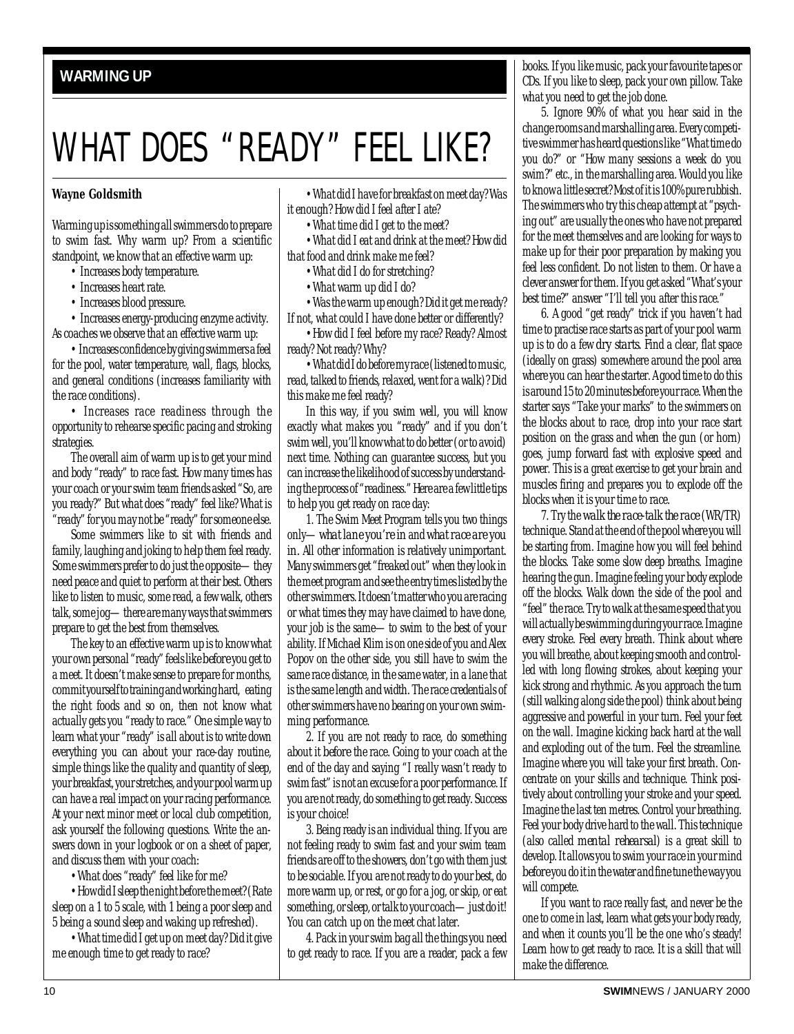WARMING UP

# WHAT DOES "READY" FEEL LIKE?

**Wayne Goldsmith**

Warming up is something all swimmers do to prepare to swim fast. Why warm up? From a scientific standpoint, we know that an effective warm up:

- Increases body temperature.
- Increases heart rate.
- Increases blood pressure.
- Increases energy-producing enzyme activity.

As coaches we observe that an effective warm up:

- Increases confidence by giving swimmers a feel for the pool, water temperature, wall, flags, blocks, and general conditions (increases familiarity with the race conditions).
- Increases race readiness through the opportunity to rehearse specific pacing and stroking strategies.

The overall aim of warm up is to get your mind and body "ready" to race fast. How many times has your coach or your swim team friends asked "So, are you ready?" But what does "ready" feel like? What is "ready" for you may not be "ready" for someone else.

Some swimmers like to sit with friends and family, laughing and joking to help them feel ready. Some swimmers prefer to do just the opposite—they need peace and quiet to perform at their best. Others like to listen to music, some read, a few walk, others talk, some jog—there are many ways that swimmers prepare to get the best from themselves.

The key to an effective warm up is to know what your own personal "ready" feels like *before* you get to a meet. It doesn't make sense to prepare for months, commit yourself to training and working hard, eating the right foods and so on, then not know what actually gets you "ready to race." One simple way to learn what your "ready" is all about is to write down everything you can about your race-day routine, simple things like the quality and quantity of sleep, your breakfast, your stretches, and your pool warm up can have a real impact on your racing performance. At your next minor meet or local club competition, ask yourself the following questions. Write the answers down in your logbook or on a sheet of paper, and discuss them with your coach:

- What does "ready" feel like for me?
- How did I sleep the night before the meet? (Rate sleep on a 1 to 5 scale, with 1 being a poor sleep and 5 being a sound sleep and waking up refreshed).
- What time did I get up on meet day? Did it give me enough time to get ready to race?
- What did I have for breakfast on meet day? Was it enough? How did I feel after I ate?
- What time did I get to the meet?
- What did I eat and drink at the meet? How did that food and drink make me feel?
- What did I do for stretching?
- What warm up did I do?
- Was the warm up enough? Did it get me ready? If not, what could I have done better or differently?
- How did I feel before my race? Ready? Almost ready? Not ready? Why?
- What did I do before my race (listened to music, read, talked to friends, relaxed, went for a walk)? Did this make me feel ready?

In this way, if you swim well, you will know exactly what makes you "ready" and if you don't swim well, you'll know what to do better (or to avoid) next time. Nothing can guarantee success, but you can increase the likelihood of success by understanding the process of "readiness." Here are a few little tips to help you get ready on race day:

1. The Swim Meet Program tells you two things only—*what lane you're in* and *what race are you in*. All other information is relatively unimportant. Many swimmers get "freaked out" when they look in the meet program and see the entry times listed by the other swimmers. It doesn't matter who you are racing or what times they may have claimed to have done, your job is the same—to swim to the best of your ability. If Michael Klim is on one side of you and Alex Popov on the other side, you still have to swim the same race distance, in the same water, in a lane that is the same length and width. The race credentials of other swimmers have no bearing on your own swimming performance.

2. If you are not ready to race, do something about it *before* the race. Going to your coach at the end of the day and saying "I really wasn't ready to swim fast" is not an excuse for a poor performance. If you are not ready, do something to get ready. Success is your choice!

3. Being ready is an individual thing. If you are not feeling ready to swim fast and your swim team friends are off to the showers, don't go with them just to be sociable. If you are not ready to do your best, do more warm up, or rest, or go for a jog, or skip, or eat something, or sleep, or talk to your coach—just do it! You can catch up on the meet chat later.

4. Pack in your swim bag all the things you need to get ready to race. If you are a reader, pack a few books. If you like music, pack your favourite tapes or CDs. If you like to sleep, pack your own pillow. Take what you need to get the job done.

5. Ignore 90% of what you hear said in the change rooms and marshalling area. Every competitive swimmer has heard questions like "What time do you do?" or "How many sessions a week do you swim?" etc., in the marshalling area. Would you like to know a little secret? Most of it is 100% pure rubbish. The swimmers who try this cheap attempt at "psyching out" are usually the ones who have not prepared for the meet themselves and are looking for ways to make up for their poor preparation by making you feel less confident. Do not listen to them. Or have a clever answer for them. If you get asked "What's your best time?" answer "I'll tell you after this race."

6. A good "get ready" trick if you haven't had time to practise race starts as part of your pool warm up is to do a few *dry starts*. Find a clear, flat space (ideally on grass) somewhere around the pool area where you can hear the starter. A good time to do this is around 15 to 20 minutes before your race. When the starter says "Take your marks" to the swimmers on the blocks about to race, drop into your race start position on the grass and when the gun (or horn) goes, jump forward fast with explosive speed and power. This is a great exercise to get your brain and muscles firing and prepares you to explode off the blocks when it is your time to race.

7. Try the *walk the race-talk the race* (WR/TR) technique. Stand at the end of the pool where you will be starting from. Imagine how you will feel behind the blocks. Take some slow deep breaths. Imagine hearing the gun. Imagine feeling your body explode off the blocks. Walk down the side of the pool and "feel" the race. Try to walk at the same speed that you will actually be swimming during your race. Imagine every stroke. Feel every breath. Think about where you will breathe, about keeping smooth and controlled with long flowing strokes, about keeping your kick strong and rhythmic. As you approach the turn (still walking along side the pool) think about being aggressive and powerful in your turn. Feel your feet on the wall. Imagine kicking back hard at the wall and exploding out of the turn. Feel the streamline. Imagine where you will take your first breath. Concentrate on your skills and technique. Think positively about controlling your stroke and your speed. Imagine the last ten metres. Control your breathing. Feel your body drive hard to the wall. This technique (also called *mental rehearsal*) is a great skill to develop. It allows you to swim your race in your mind before you do it in the water and fine tune the way you will compete.

If you want to race really fast, and never be the one to come in last, learn what gets your body ready, and when it counts you'll be the one who's steady! Learn how to get ready to race. It is a skill that will make the difference.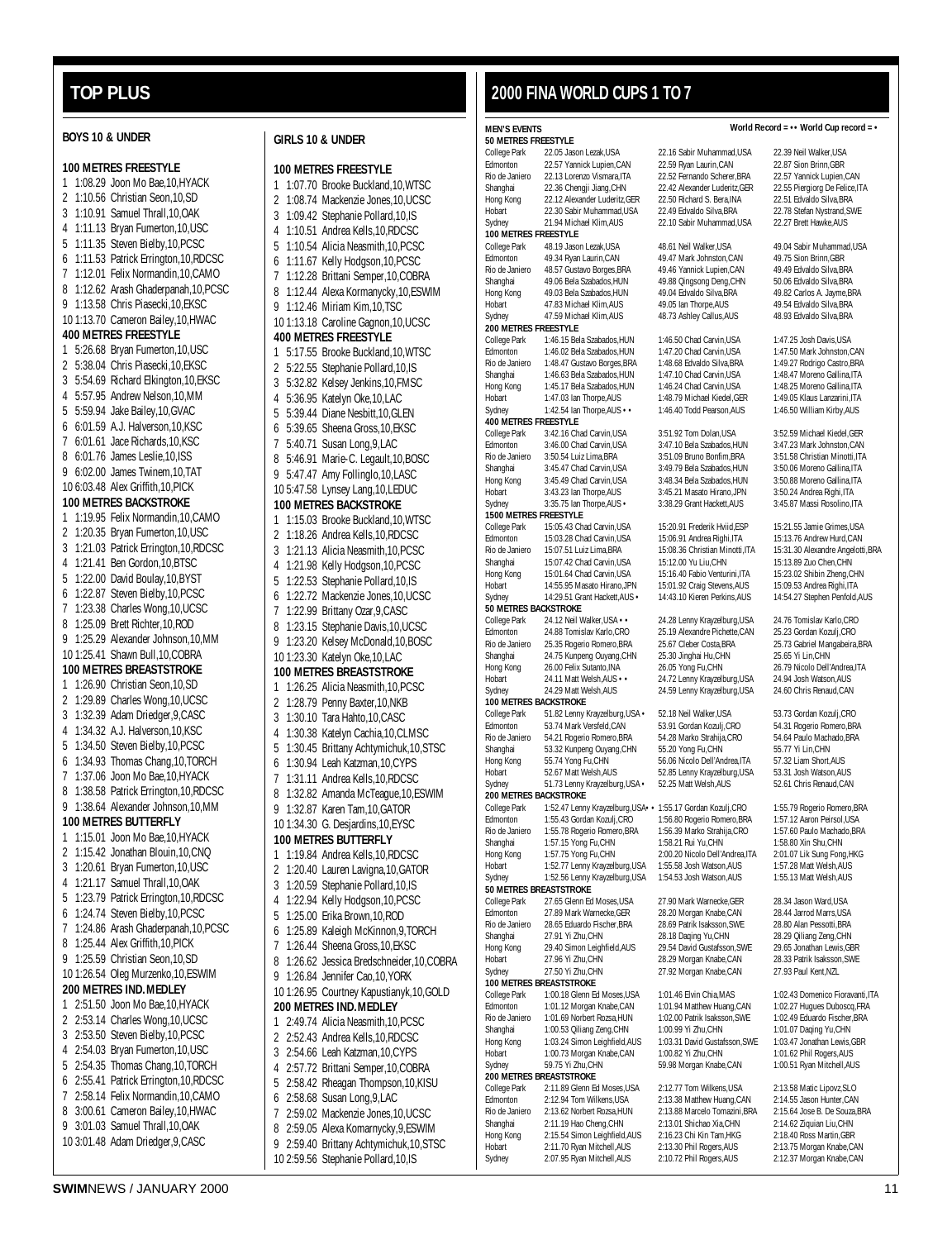# TOP PLUS

## BOYS 10 & UNDER

### 100 METRES FREESTYLE
1 1:08.29 Joon Mo Bae,10,HYACK
2 1:10.56 Christian Seon,10,SD
3 1:10.91 Samuel Thrall,10,OAK
4 1:11.13 Bryan Fumerton,10,USC
5 1:11.35 Steven Bielby,10,PCSC
6 1:11.53 Patrick Errington,10,RDCSC
7 1:12.01 Felix Normandin,10,CAMO
8 1:12.62 Arash Ghaderpanah,10,PCSC
9 1:13.58 Chris Piasecki,10,EKSC
10 1:13.70 Cameron Bailey,10,HWAC

### 400 METRES FREESTYLE
1 5:26.68 Bryan Fumerton,10,USC
2 5:38.04 Chris Piasecki,10,EKSC
3 5:54.69 Richard Elkington,10,EKSC
4 5:57.95 Andrew Nelson,10,MM
5 5:59.94 Jake Bailey,10,GVAC
6 6:01.59 A.J. Halverson,10,KSC
7 6:01.61 Jace Richards,10,KSC
8 6:01.76 James Leslie,10,ISS
9 6:02.00 James Twinem,10,TAT
10 6:03.48 Alex Griffith,10,PICK

### 100 METRES BACKSTROKE
1 1:19.95 Felix Normandin,10,CAMO
2 1:20.35 Bryan Fumerton,10,USC
3 1:21.03 Patrick Errington,10,RDCSC
4 1:21.41 Ben Gordon,10,BTSC
5 1:22.00 David Boulay,10,BYST
6 1:22.87 Steven Bielby,10,PCSC
7 1:23.38 Charles Wong,10,UCSC
8 1:25.09 Brett Richter,10,ROD
9 1:25.29 Alexander Johnson,10,MM
10 1:25.41 Shawn Bull,10,COBRA

### 100 METRES BREASTSTROKE
1 1:26.90 Christian Seon,10,SD
2 1:29.89 Charles Wong,10,UCSC
3 1:32.39 Adam Driedger,9,CASC
4 1:34.32 A.J. Halverson,10,KSC
5 1:34.50 Steven Bielby,10,PCSC
6 1:34.93 Thomas Chang,10,TORCH
7 1:37.06 Joon Mo Bae,10,HYACK
8 1:38.58 Patrick Errington,10,RDCSC
9 1:38.64 Alexander Johnson,10,MM

### 100 METRES BUTTERFLY
1 1:15.01 Joon Mo Bae,10,HYACK
2 1:15.42 Jonathan Blouin,10,CNQ
3 1:20.61 Bryan Fumerton,10,USC
4 1:21.17 Samuel Thrall,10,OAK
5 1:23.79 Patrick Errington,10,RDCSC
6 1:24.74 Steven Bielby,10,PCSC
7 1:24.86 Arash Ghaderpanah,10,PCSC
8 1:25.44 Alex Griffith,10,PICK
9 1:25.59 Christian Seon,10,SD
10 1:26.54 Oleg Murzenko,10,ESWIM

### 200 METRES IND. MEDLEY
1 2:51.50 Joon Mo Bae,10,HYACK
2 2:53.14 Charles Wong,10,UCSC
3 2:53.50 Steven Bielby,10,PCSC
4 2:54.03 Bryan Fumerton,10,USC
5 2:54.35 Thomas Chang,10,TORCH
6 2:55.41 Patrick Errington,10,RDCSC
7 2:58.14 Felix Normandin,10,CAMO
8 3:00.61 Cameron Bailey,10,HWAC
9 3:01.03 Samuel Thrall,10,OAK
10 3:01.48 Adam Driedger,9,CASC

## GIRLS 10 & UNDER

### 100 METRES FREESTYLE
1 1:07.70 Brooke Buckland,10,WTSC
2 1:08.74 Mackenzie Jones,10,UCSC
3 1:09.42 Stephanie Pollard,10,IS
4 1:10.51 Andrea Kells,10,RDCSC
5 1:10.54 Alicia Neasmith,10,PCSC
6 1:11.67 Kelly Hodgson,10,PCSC
7 1:12.28 Brittani Semper,10,COBRA
8 1:12.44 Alexa Kormanycky,10,ESWIM
9 1:12.46 Miriam Kim,10,TSC
10 1:13.18 Caroline Gagnon,10,UCSC

### 400 METRES FREESTYLE
1 5:17.55 Brooke Buckland,10,WTSC
2 5:22.55 Stephanie Pollard,10,IS
3 5:32.82 Kelsey Jenkins,10,FMSC
4 5:36.95 Katelyn Oke,10,LAC
5 5:39.44 Diane Nesbitt,10,GLEN
6 5:39.65 Sheena Gross,10,EKSC
7 5:40.71 Susan Long,9,LAC
8 5:46.91 Marie-C. Legault,10,BOSC
9 5:47.47 Amy Follinglo,10,LASC
10 5:47.58 Lynsey Lang,10,LEDUC

### 100 METRES BACKSTROKE
1 1:15.03 Brooke Buckland,10,WTSC
2 1:18.26 Andrea Kells,10,RDCSC
3 1:21.13 Alicia Neasmith,10,PCSC
4 1:21.98 Kelly Hodgson,10,PCSC
5 1:22.53 Stephanie Pollard,10,IS
6 1:22.72 Mackenzie Jones,10,UCSC
7 1:22.99 Brittany Ozar,9,CASC
8 1:23.15 Stephanie Davis,10,UCSC
9 1:23.20 Kelsey McDonald,10,BOSC
10 1:23.30 Katelyn Oke,10,LAC

### 100 METRES BREASTSTROKE
1 1:26.25 Alicia Neasmith,10,PCSC
2 1:28.79 Penny Baxter,10,NKB
3 1:30.10 Tara Hahto,10,CASC
4 1:30.38 Katelyn Cachia,10,CLMSC
5 1:30.45 Brittany Achtymichuk,10,STSC
6 1:30.94 Leah Katzman,10,CYPS
7 1:31.11 Andrea Kells,10,RDCSC
8 1:32.82 Amanda McTeague,10,ESWIM
9 1:32.87 Karen Tam,10,GATOR
10 1:34.30 G. Desjardins,10,EYSC

### 100 METRES BUTTERFLY
1 1:19.84 Andrea Kells,10,RDCSC
2 1:20.40 Lauren Lavigna,10,GATOR
3 1:20.59 Stephanie Pollard,10,IS
4 1:22.94 Kelly Hodgson,10,PCSC
5 1:25.00 Erika Brown,10,ROD
6 1:25.89 Kaleigh McKinnon,9,TORCH
7 1:26.44 Sheena Gross,10,EKSC
8 1:26.62 Jessica Bredschneider,10,COBRA
9 1:26.84 Jennifer Cao,10,YORK
10 1:26.95 Courtney Kapustianyk,10,GOLD

### 200 METRES IND. MEDLEY
1 2:49.74 Alicia Neasmith,10,PCSC
2 2:52.43 Andrea Kells,10,RDCSC
3 2:54.66 Leah Katzman,10,CYPS
4 2:57.72 Brittani Semper,10,COBRA
5 2:58.42 Rheagan Thompson,10,KISU
6 2:58.68 Susan Long,9,LAC
7 2:59.02 Mackenzie Jones,10,UCSC
8 2:59.05 Alexa Komarnycky,9,ESWIM
9 2:59.40 Brittany Achtymichuk,10,STSC
10 2:59.56 Stephanie Pollard,10,IS

# 2000 FINA WORLD CUPS 1 TO 7

**MEN'S EVENTS** — World Record = • • World Cup record = •

### 50 METRES FREESTYLE
| Venue | 1st | 2nd | 3rd |
|---|---|---|---|
| College Park | 22.05 Jason Lezak,USA | 22.16 Sabir Muhammad,USA | 22.39 Neil Walker,USA |
| Edmonton | 22.57 Yannick Lupien,CAN | 22.59 Ryan Laurin,CAN | 22.87 Sion Brinn,GBR |
| Rio de Janeiro | 22.13 Lorenzo Vismara,ITA | 22.52 Fernando Scherer,BRA | 22.57 Yannick Lupien,CAN |
| Shanghai | 22.36 Chengji Jiang,CHN | 22.42 Alexander Luderitz,GER | 22.55 Piergiorg De Felice,ITA |
| Hong Kong | 22.12 Alexander Luderitz,GER | 22.50 Richard S. Bera,INA | 22.51 Edvaldo Silva,BRA |
| Hobart | 22.30 Sabir Muhammad,USA | 22.49 Edvaldo Silva,BRA | 22.78 Stefan Nystrand,SWE |
| Sydney | 21.94 Michael Klim,AUS | 22.10 Sabir Muhammad,USA | 22.27 Brett Hawke,AUS |

### 100 METRES FREESTYLE
| Venue | 1st | 2nd | 3rd |
|---|---|---|---|
| College Park | 48.19 Jason Lezak,USA | 48.61 Neil Walker,USA | 49.04 Sabir Muhammad,USA |
| Edmonton | 49.34 Ryan Laurin,CAN | 49.47 Mark Johnston,CAN | 49.75 Sion Brinn,GBR |
| Rio de Janeiro | 48.57 Gustavo Borges,BRA | 49.46 Yannick Lupien,CAN | 49.49 Edvaldo Silva,BRA |
| Shanghai | 49.06 Bela Szabados,HUN | 49.88 Qingsong Deng,CHN | 50.06 Edvaldo Silva,BRA |
| Hong Kong | 49.03 Bela Szabados,HUN | 49.04 Edvaldo Silva,BRA | 49.82 Carlos A. Jayme,BRA |
| Hobart | 47.83 Michael Klim,AUS | 49.05 Ian Thorpe,AUS | 49.54 Edvaldo Silva,BRA |
| Sydney | 47.59 Michael Klim,AUS | 48.73 Ashley Callus,AUS | 48.93 Edvaldo Silva,BRA |

### 200 METRES FREESTYLE
| Venue | 1st | 2nd | 3rd |
|---|---|---|---|
| College Park | 1:46.15 Bela Szabados,HUN | 1:46.50 Chad Carvin,USA | 1:47.25 Josh Davis,USA |
| Edmonton | 1:46.02 Bela Szabados,HUN | 1:47.20 Chad Carvin,USA | 1:47.50 Mark Johnston,CAN |
| Rio de Janeiro | 1:48.47 Gustavo Borges,BRA | 1:48.68 Edvaldo Silva,BRA | 1:49.27 Rodrigo Castro,BRA |
| Shanghai | 1:46.63 Bela Szabados,HUN | 1:47.10 Chad Carvin,USA | 1:48.47 Moreno Gallina,ITA |
| Hong Kong | 1:45.17 Bela Szabados,HUN | 1:46.24 Chad Carvin,USA | 1:48.25 Moreno Gallina,ITA |
| Hobart | 1:47.03 Ian Thorpe,AUS | 1:48.79 Michael Kiedel,GER | 1:49.05 Klaus Lanzarini,ITA |
| Sydney | 1:42.54 Ian Thorpe,AUS • • | 1:46.40 Todd Pearson,AUS | 1:46.50 William Kirby,AUS |

### 400 METRES FREESTYLE
| Venue | 1st | 2nd | 3rd |
|---|---|---|---|
| College Park | 3:42.16 Chad Carvin,USA | 3:51.92 Tom Dolan,USA | 3:52.59 Michael Kiedel,GER |
| Edmonton | 3:46.00 Chad Carvin,USA | 3:47.10 Bela Szabados,HUN | 3:47.23 Mark Johnston,CAN |
| Rio de Janeiro | 3:50.54 Luiz Lima,BRA | 3:51.09 Bruno Bonfim,BRA | 3:51.58 Christian Minotti,ITA |
| Shanghai | 3:45.47 Chad Carvin,USA | 3:49.79 Bela Szabados,HUN | 3:50.06 Moreno Gallina,ITA |
| Hong Kong | 3:45.49 Chad Carvin,USA | 3:48.34 Bela Szabados,HUN | 3:50.88 Moreno Gallina,ITA |
| Hobart | 3:43.23 Ian Thorpe,AUS | 3:45.21 Masato Hirano,JPN | 3:50.24 Andrea Righi,ITA |
| Sydney | 3:35.75 Ian Thorpe,AUS • | 3:38.29 Grant Hackett,AUS | 3:45.87 Massi Rosolino,ITA |

### 1500 METRES FREESTYLE
| Venue | 1st | 2nd | 3rd |
|---|---|---|---|
| College Park | 15:05.43 Chad Carvin,USA | 15:20.91 Frederik Hviid,ESP | 15:21.55 Jamie Grimes,USA |
| Edmonton | 15:03.28 Chad Carvin,USA | 15:06.91 Andrea Righi,ITA | 15:13.76 Andrew Hurd,CAN |
| Rio de Janeiro | 15:07.51 Luiz Lima,BRA | 15:08.36 Christian Minotti,ITA | 15:31.30 Alexandre Angelotti,BRA |
| Shanghai | 15:07.42 Chad Carvin,USA | 15:12.00 Yu Liu,CHN | 15:13.89 Zuo Chen,CHN |
| Hong Kong | 15:01.64 Chad Carvin,USA | 15:16.40 Fabio Venturini,ITA | 15:23.02 Shibin Zheng,CHN |
| Hobart | 14:55.95 Masato Hirano,JPN | 15:01.92 Craig Stevens,AUS | 15:09.53 Andrea Righi,ITA |
| Sydney | 14:29.51 Grant Hackett,AUS • | 14:43.10 Kieren Perkins,AUS | 14:54.27 Stephen Penfold,AUS |

### 50 METRES BACKSTROKE
| Venue | 1st | 2nd | 3rd |
|---|---|---|---|
| College Park | 24.12 Neil Walker,USA • • | 24.28 Lenny Krayzelburg,USA | 24.76 Tomislav Karlo,CRO |
| Edmonton | 24.88 Tomislav Karlo,CRO | 25.19 Alexandre Pichette,CAN | 25.23 Gordan Kozulj,CRO |
| Rio de Janeiro | 25.35 Rogerio Romero,BRA | 25.67 Cleber Costa,BRA | 25.73 Gabriel Mangabeira,BRA |
| Shanghai | 24.75 Kunpeng Ouyang,CHN | 25.30 Jinghai Hu,CHN | 25.65 Yi Lin,CHN |
| Hong Kong | 26.00 Felix Sutanto,INA | 26.05 Yong Fu,CHN | 26.79 Nicolo Dell'Andrea,ITA |
| Hobart | 24.11 Matt Welsh,AUS • • | 24.72 Lenny Krayzelburg,USA | 24.94 Josh Watson,AUS |
| Sydney | 24.29 Matt Welsh,AUS | 24.59 Lenny Krayzelburg,USA | 24.60 Chris Renaud,CAN |

### 100 METRES BACKSTROKE
| Venue | 1st | 2nd | 3rd |
|---|---|---|---|
| College Park | 51.82 Lenny Krayzelburg,USA • | 52.18 Neil Walker,USA | 53.73 Gordan Kozulj,CRO |
| Edmonton | 53.74 Mark Versfeld,CAN | 53.91 Gordan Kozulj,CRO | 54.31 Rogerio Romero,BRA |
| Rio de Janeiro | 54.21 Rogerio Romero,BRA | 54.28 Marko Strahija,CRO | 54.64 Paulo Machado,BRA |
| Shanghai | 53.32 Kunpeng Ouyang,CHN | 55.20 Yong Fu,CHN | 55.77 Yi Lin,CHN |
| Hong Kong | 55.74 Yong Fu,CHN | 56.06 Nicolo Dell'Andrea,ITA | 57.32 Liam Short,AUS |
| Hobart | 52.67 Matt Welsh,AUS | 52.85 Lenny Krayzelburg,USA | 53.31 Josh Watson,AUS |
| Sydney | 51.73 Lenny Krayzelburg,USA • | 52.25 Matt Welsh,AUS | 52.61 Chris Renaud,CAN |

### 200 METRES BACKSTROKE
| Venue | 1st | 2nd | 3rd |
|---|---|---|---|
| College Park | 1:52.47 Lenny Krayzelburg,USA• • | 1:55.17 Gordan Kozulj,CRO | 1:55.79 Rogerio Romero,BRA |
| Edmonton | 1:55.43 Gordan Kozulj,CRO | 1:56.80 Rogerio Romero,BRA | 1:57.12 Aaron Peirsol,USA |
| Rio de Janeiro | 1:55.78 Rogerio Romero,BRA | 1:56.39 Marko Strahija,CRO | 1:57.60 Paulo Machado,BRA |
| Shanghai | 1:57.15 Yong Fu,CHN | 1:58.21 Rui Yu,CHN | 1:58.80 Xin Shu,CHN |
| Hong Kong | 1:57.75 Yong Fu,CHN | 2:00.20 Nicolo Dell'Andrea,ITA | 2:01.07 Lik Sung Fong,HKG |
| Hobart | 1:52.77 Lenny Krayzelburg,USA | 1:55.58 Josh Watson,AUS | 1:57.28 Matt Welsh,AUS |
| Sydney | 1:52.56 Lenny Krayzelburg,USA | 1:54.53 Josh Watson,AUS | 1:55.13 Matt Welsh,AUS |

### 50 METRES BREASTSTROKE
| Venue | 1st | 2nd | 3rd |
|---|---|---|---|
| College Park | 27.65 Glenn Ed Moses,USA | 27.90 Mark Warnecke,GER | 28.34 Jason Ward,USA |
| Edmonton | 27.89 Mark Warnecke,GER | 28.20 Morgan Knabe,CAN | 28.44 Jarrod Marrs,USA |
| Rio de Janeiro | 28.65 Eduardo Fischer,BRA | 28.69 Patrik Isaksson,SWE | 28.80 Alan Pessotti,BRA |
| Shanghai | 27.91 Yi Zhu,CHN | 28.18 Daqing Yu,CHN | 28.29 Qiliang Zeng,CHN |
| Hong Kong | 29.40 Simon Leighfield,AUS | 29.54 David Gustafsson,SWE | 29.65 Jonathan Lewis,GBR |
| Hobart | 27.96 Yi Zhu,CHN | 28.29 Morgan Knabe,CAN | 28.33 Patrik Isaksson,SWE |
| Sydney | 27.50 Yi Zhu,CHN | 27.92 Morgan Knabe,CAN | 27.93 Paul Kent,NZL |

### 100 METRES BREASTSTROKE
| Venue | 1st | 2nd | 3rd |
|---|---|---|---|
| College Park | 1:00.18 Glenn Ed Moses,USA | 1:01.46 Elvin Chia,MAS | 1:02.43 Domenico Fioravanti,ITA |
| Edmonton | 1:01.12 Morgan Knabe,CAN | 1:01.94 Matthew Huang,CAN | 1:02.27 Hugues Duboscq,FRA |
| Rio de Janeiro | 1:01.69 Norbert Rozsa,HUN | 1:02.00 Patrik Isaksson,SWE | 1:02.49 Eduardo Fischer,BRA |
| Shanghai | 1:00.53 Qiliang Zeng,CHN | 1:00.99 Yi Zhu,CHN | 1:01.07 Daqing Yu,CHN |
| Hong Kong | 1:03.24 Simon Leighfield,AUS | 1:03.31 David Gustafsson,SWE | 1:03.47 Jonathan Lewis,GBR |
| Hobart | 1:00.73 Morgan Knabe,CAN | 1:00.82 Yi Zhu,CHN | 1:01.62 Phil Rogers,AUS |
| Sydney | 59.75 Yi Zhu,CHN | 59.98 Morgan Knabe,CAN | 1:00.51 Ryan Mitchell,AUS |

### 200 METRES BREASTSTROKE
| Venue | 1st | 2nd | 3rd |
|---|---|---|---|
| College Park | 2:11.89 Glenn Ed Moses,USA | 2:12.77 Tom Wilkens,USA | 2:13.58 Matic Lipovz,SLO |
| Edmonton | 2:12.94 Tom Wilkens,USA | 2:13.38 Matthew Huang,CAN | 2:14.55 Jason Hunter,CAN |
| Rio de Janeiro | 2:13.62 Norbert Rozsa,HUN | 2:13.88 Marcelo Tomazini,BRA | 2:15.64 Jose B. De Souza,BRA |
| Shanghai | 2:11.19 Hao Cheng,CHN | 2:13.01 Shichao Xia,CHN | 2:14.62 Ziquian Liu,CHN |
| Hong Kong | 2:15.54 Simon Leighfield,AUS | 2:16.23 Chi Kin Tam,HKG | 2:18.40 Ross Martin,GBR |
| Hobart | 2:11.70 Ryan Mitchell,AUS | 2:13.30 Phil Rogers,AUS | 2:13.75 Morgan Knabe,CAN |
| Sydney | 2:07.95 Ryan Mitchell,AUS | 2:10.72 Phil Rogers,AUS | 2:12.37 Morgan Knabe,CAN |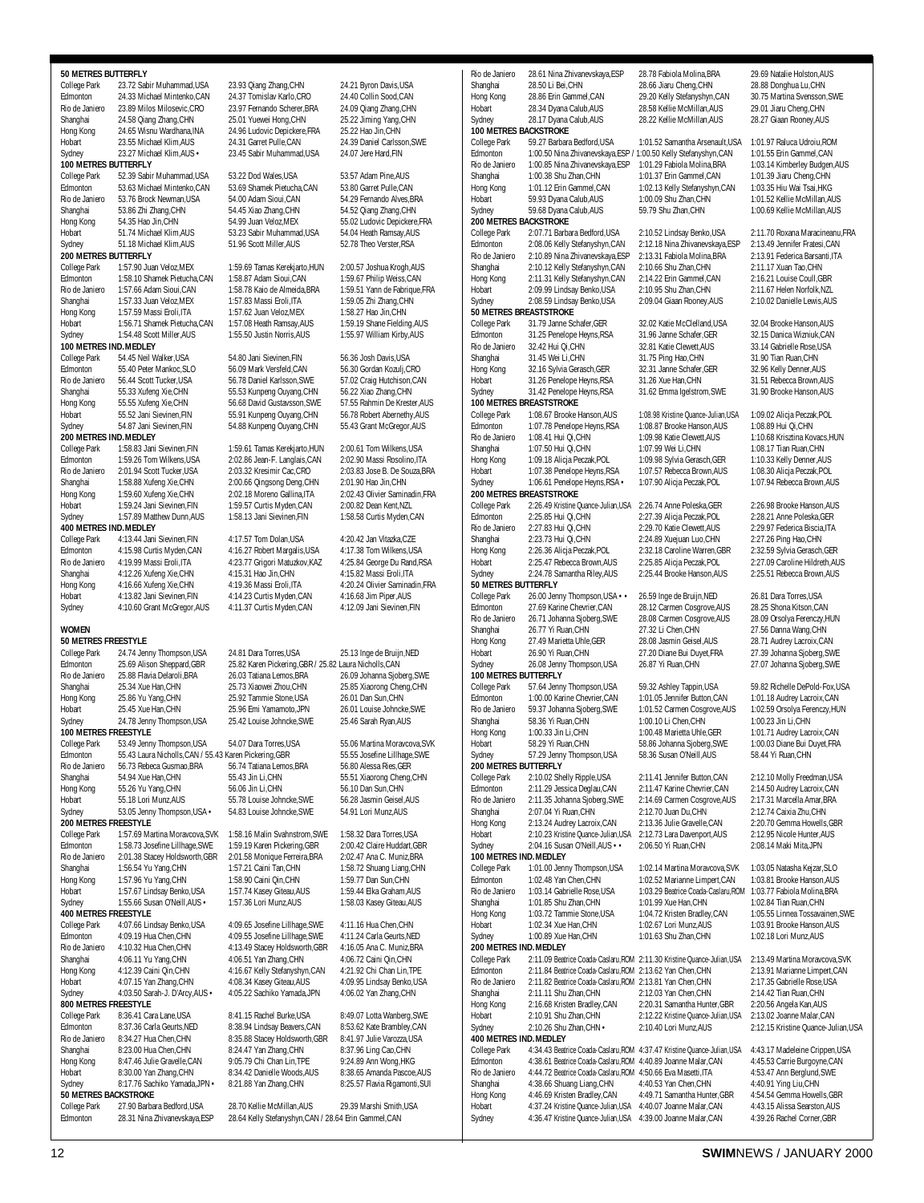### 50 METRES BUTTERFLY

| | | | |
|---|---|---|---|
| College Park | 23.72 Sabir Muhammad,USA | 23.93 Qiang Zhang,CHN | 24.21 Byron Davis,USA |
| Edmonton | 24.33 Michael Mintenko,CAN | 24.37 Tomislav Karlo,CRO | 24.40 Collin Sood,CAN |
| Rio de Janiero | 23.89 Milos Milosevic,CRO | 23.97 Fernando Scherer,BRA | 24.09 Qiang Zhang,CHN |
| Shanghai | 24.58 Qiang Zhang,CHN | 25.01 Yuewei Hong,CHN | 25.22 Jiming Yang,CHN |
| Hong Kong | 24.65 Wisnu Wardhana,INA | 24.96 Ludovic Depickere,FRA | 25.22 Hao Jin,CHN |
| Hobart | 23.55 Michael Klim,AUS | 24.31 Garret Pulle,CAN | 24.39 Daniel Carlsson,SWE |
| Sydney | 23.27 Michael Klim,AUS • | 23.45 Sabir Muhammad,USA | 24.07 Jere Hard,FIN |

### 100 METRES BUTTERFLY

| | | | |
|---|---|---|---|
| College Park | 52.39 Sabir Muhammad,USA | 53.22 Dod Wales,USA | 53.57 Adam Pine,AUS |
| Edmonton | 53.63 Michael Mintenko,CAN | 53.69 Shamek Pietucha,CAN | 53.80 Garret Pulle,CAN |
| Rio de Janiero | 53.76 Brock Newman,USA | 54.00 Adam Sioui,CAN | 54.29 Fernando Alves,BRA |
| Shanghai | 53.86 Zhi Zhang,CHN | 54.45 Xiao Zhang,CHN | 54.52 Qiang Zhang,CHN |
| Hong Kong | 54.35 Hao Jin,CHN | 54.99 Juan Veloz,MEX | 55.02 Ludovic Depickere,FRA |
| Hobart | 51.74 Michael Klim,AUS | 53.23 Sabir Muhammad,USA | 54.04 Heath Ramsay,AUS |
| Sydney | 51.18 Michael Klim,AUS | 51.96 Scott Miller,AUS | 52.78 Theo Verster,RSA |

### 200 METRES BUTTERFLY

| | | | |
|---|---|---|---|
| College Park | 1:57.90 Juan Veloz,MEX | 1:59.69 Tamas Kerekjarto,HUN | 2:00.57 Joshua Krogh,AUS |
| Edmonton | 1:58.10 Shamek Pietucha,CAN | 1:58.87 Adam Sioui,CAN | 1:59.67 Philip Weiss,CAN |
| Rio de Janiero | 1:57.66 Adam Sioui,CAN | 1:58.78 Kaio de Almeida,BRA | 1:59.51 Yann de Fabrique,FRA |
| Shanghai | 1:57.33 Juan Veloz,MEX | 1:57.83 Massi Eroli,ITA | 1:59.05 Zhi Zhang,CHN |
| Hong Kong | 1:57.59 Massi Eroli,ITA | 1:57.62 Juan Veloz,MEX | 1:58.27 Hao Jin,CHN |
| Hobart | 1:56.71 Shamek Pietucha,CAN | 1:57.80 Heath Ramsay,AUS | 1:59.19 Shane Fielding,AUS |
| Sydney | 1:54.48 Scott Miller,AUS | 1:55.50 Justin Norris,AUS | 1:55.97 William Kirby,AUS |

### 100 METRES IND. MEDLEY

| | | | |
|---|---|---|---|
| College Park | 54.45 Neil Walker,USA | 54.80 Jani Sievinen,FIN | 56.36 Josh Davis,USA |
| Edmonton | 55.40 Peter Mankoc,SLO | 56.09 Mark Versfeld,CAN | 56.30 Gordan Kozulj,CRO |
| Rio de Janiero | 56.44 Scott Tucker,USA | 56.78 Daniel Karlsson,SWE | 57.02 Craig Hutchison,CAN |
| Shanghai | 55.33 Xufeng Xie,CHN | 55.53 Kunpeng Ouyang,CHN | 56.22 Xiao Zhang,CHN |
| Hong Kong | 55.55 Xufeng Xie,CHN | 56.68 David Gustavsson,SWE | 57.55 Rahmin De Krester,AUS |
| Hobart | 55.52 Jani Sievinen,FIN | 55.91 Kunpeng Ouyang,CHN | 56.78 Robert Abernethy,AUS |
| Sydney | 54.87 Jani Sievinen,FIN | 54.88 Kunpeng Ouyang,CHN | 55.43 Grant McGregor,AUS |

### 200 METRES IND. MEDLEY

| | | | |
|---|---|---|---|
| College Park | 1:58.83 Jani Sievinen,FIN | 1:59.61 Tamas Kerekjarto,HUN | 2:00.61 Tom Wilkens,USA |
| Edmonton | 1:59.26 Tom Wilkens,USA | 2:02.86 Jean-F. Langlais,CAN | 2:02.90 Massi Rosolino,ITA |
| Rio de Janiero | 2:01.94 Scott Tucker,USA | 2:03.32 Kresimir Cac,CRO | 2:03.83 Jose B. De Souza,BRA |
| Shanghai | 1:58.88 Xufeng Xie,CHN | 2:00.66 Qingsong Deng,CHN | 2:01.90 Hao Jin,CHN |
| Hong Kong | 1:59.60 Xufeng Xie,CHN | 2:02.18 Moreno Gallina,ITA | 2:02.43 Olivier Saminadin,FRA |
| Hobart | 1:59.24 Jani Sievinen,FIN | 1:59.57 Curtis Myden,CAN | 2:00.82 Dean Kent,NZL |
| Sydney | 1:57.89 Matthew Dunn,AUS | 1:58.13 Jani Sievinen,FIN | 1:58.58 Curtis Myden,CAN |

### 400 METRES IND. MEDLEY

| | | | |
|---|---|---|---|
| College Park | 4:13.44 Jani Sievinen,FIN | 4:17.57 Tom Dolan,USA | 4:20.42 Jan Vitazka,CZE |
| Edmonton | 4:15.98 Curtis Myden,CAN | 4:16.27 Robert Margalis,USA | 4:17.38 Tom Wilkens,USA |
| Rio de Janiero | 4:19.99 Massi Eroli,ITA | 4:23.77 Grigori Matuzkov,KAZ | 4:25.84 George Du Rand,RSA |
| Shanghai | 4:12.26 Xufeng Xie,CHN | 4:15.31 Hao Jin,CHN | 4:15.82 Massi Eroli,ITA |
| Hong Kong | 4:16.66 Xufeng Xie,CHN | 4:19.36 Massi Eroli,ITA | 4:20.24 Olivier Saminadin,FRA |
| Hobart | 4:13.82 Jani Sievinen,FIN | 4:14.23 Curtis Myden,CAN | 4:16.68 Jim Piper,AUS |
| Sydney | 4:10.60 Grant McGregor,AUS | 4:11.37 Curtis Myden,CAN | 4:12.09 Jani Sievinen,FIN |

## WOMEN

### 50 METRES FREESTYLE

| | | | |
|---|---|---|---|
| College Park | 24.74 Jenny Thompson,USA | 24.81 Dara Torres,USA | 25.13 Inge de Bruijn,NED |
| Edmonton | 25.69 Alison Sheppard,GBR | 25.82 Karen Pickering,GBR / 25.82 Laura Nicholls,CAN | |
| Rio de Janiero | 25.88 Flavia Delaroli,BRA | 26.03 Tatiana Lemos,BRA | 26.09 Johanna Sjoberg,SWE |
| Shanghai | 25.34 Xue Han,CHN | 25.73 Xiaowei Zhou,CHN | 25.85 Xiaorong Cheng,CHN |
| Hong Kong | 25.86 Yu Yang,CHN | 25.92 Tammie Stone,USA | 26.01 Dan Sun,CHN |
| Hobart | 25.45 Xue Han,CHN | 25.96 Emi Yamamoto,JPN | 26.01 Louise Johncke,SWE |
| Sydney | 24.78 Jenny Thompson,USA | 25.42 Louise Johncke,SWE | 25.46 Sarah Ryan,AUS |

### 100 METRES FREESTYLE

| | | | |
|---|---|---|---|
| College Park | 53.49 Jenny Thompson,USA | 54.07 Dara Torres,USA | 55.06 Martina Moravcova,SVK |
| Edmonton | 55.43 Laura Nicholls,CAN / 55.43 Karen Pickering,GBR | | 55.55 Josefine Lillhage,SWE |
| Rio de Janiero | 56.73 Rebeca Gusmao,BRA | 56.74 Tatiana Lemos,BRA | 56.80 Alessa Ries,GER |
| Shanghai | 54.94 Xue Han,CHN | 55.43 Jin Li,CHN | 55.51 Xiaorong Cheng,CHN |
| Hong Kong | 55.26 Yu Yang,CHN | 56.06 Jin Li,CHN | 56.10 Dan Sun,CHN |
| Hobart | 55.18 Lori Munz,AUS | 55.78 Louise Johncke,SWE | 56.28 Jasmin Geisel,AUS |
| Sydney | 53.05 Jenny Thompson,USA • | 54.83 Louise Johncke,SWE | 54.91 Lori Munz,AUS |

### 200 METRES FREESTYLE

| | | | |
|---|---|---|---|
| College Park | 1:57.69 Martina Moravcova,SVK | 1:58.16 Malin Svahnstrom,SWE | 1:58.32 Dara Torres,USA |
| Edmonton | 1:58.73 Josefine Lillhage,SWE | 1:59.19 Karen Pickering,GBR | 2:00.42 Claire Huddart,GBR |
| Rio de Janiero | 2:01.38 Stacey Holdsworth,GBR | 2:01.58 Monique Ferreira,BRA | 2:02.47 Ana C. Muniz,BRA |
| Shanghai | 1:56.54 Yu Yang,CHN | 1:57.21 Caini Tan,CHN | 1:58.72 Shuang Liang,CHN |
| Hong Kong | 1:57.96 Yu Yang,CHN | 1:58.90 Caini Qin,CHN | 1:59.77 Dan Sun,CHN |
| Hobart | 1:57.67 Lindsay Benko,USA | 1:57.74 Kasey Giteau,AUS | 1:59.44 Elka Graham,AUS |
| Sydney | 1:55.66 Susan O'Neill,AUS • | 1:57.36 Lori Munz,AUS | 1:58.03 Kasey Giteau,AUS |

### 400 METRES FREESTYLE

| | | | |
|---|---|---|---|
| College Park | 4:07.66 Lindsay Benko,USA | 4:09.65 Josefine Lillhage,SWE | 4:11.16 Hua Chen,CHN |
| Edmonton | 4:09.19 Hua Chen,CHN | 4:09.55 Josefine Lillhage,SWE | 4:11.24 Carla Geurts,NED |
| Rio de Janiero | 4:10.32 Hua Chen,CHN | 4:13.49 Stacey Holdsworth,GBR | 4:16.05 Ana C. Muniz,BRA |
| Shanghai | 4:06.11 Yu Yang,CHN | 4:06.51 Yan Zhang,CHN | 4:06.72 Caini Qin,CHN |
| Hong Kong | 4:12.39 Caini Qin,CHN | 4:16.67 Kelly Stefanyshyn,CAN | 4:21.92 Chi Chan Lin,TPE |
| Hobart | 4:07.15 Yan Zhang,CHN | 4:08.34 Kasey Giteau,AUS | 4:09.95 Lindsay Benko,USA |
| Sydney | 4:03.50 Sarah-J. D'Arcy,AUS • | 4:05.22 Sachiko Yamada,JPN | 4:06.02 Yan Zhang,CHN |

### 800 METRES FREESTYLE

| | | | |
|---|---|---|---|
| College Park | 8:36.41 Cara Lane,USA | 8:41.15 Rachel Burke,USA | 8:49.07 Lotta Wanberg,SWE |
| Edmonton | 8:37.36 Carla Geurts,NED | 8:38.94 Lindsay Beavers,CAN | 8:53.62 Kate Brambley,CAN |
| Rio de Janiero | 8:34.27 Hua Chen,CHN | 8:35.88 Stacey Holdsworth,GBR | 8:41.97 Julie Varozza,USA |
| Shanghai | 8:23.00 Hua Chen,CHN | 8:24.47 Yan Zhang,CHN | 8:37.96 Ling Cao,CHN |
| Hong Kong | 8:47.46 Julie Gravelle,CAN | 9:05.79 Chi Chan Lin,TPE | 9:24.89 Ann Wong,HKG |
| Hobart | 8:30.00 Yan Zhang,CHN | 8:34.42 Danielle Woods,AUS | 8:38.65 Amanda Pascoe,AUS |
| Sydney | 8:17.76 Sachiko Yamada,JPN • | 8:21.88 Yan Zhang,CHN | 8:25.57 Flavia Rigamonti,SUI |

### 50 METRES BACKSTROKE

| | | | |
|---|---|---|---|
| College Park | 27.90 Barbara Bedford,USA | 28.70 Kellie McMillan,AUS | 29.39 Marshi Smith,USA |
| Edmonton | 28.31 Nina Zhivanevskaya,ESP | 28.64 Kelly Stefanyshyn,CAN / 28.64 Erin Gammel,CAN | |
| Rio de Janiero | 28.61 Nina Zhivanevskaya,ESP | 28.78 Fabiola Molina,BRA | 29.69 Natalie Holston,AUS |
| Shanghai | 28.50 Li Bei,CHN | 28.66 Jiaru Cheng,CHN | 28.88 Donghua Lu,CHN |
| Hong Kong | 28.86 Erin Gammel,CAN | 29.20 Kelly Stefanyshyn,CAN | 30.75 Martina Svensson,SWE |
| Hobart | 28.34 Dyana Calub,AUS | 28.58 Kellie McMillan,AUS | 29.01 Jiaru Cheng,CHN |
| Sydney | 28.17 Dyana Calub,AUS | 28.22 Kellie McMillan,AUS | 28.27 Giaan Rooney,AUS |

### 100 METRES BACKSTROKE

| | | | |
|---|---|---|---|
| College Park | 59.27 Barbara Bedford,USA | 1:01.52 Samantha Arsenault,USA | 1:01.97 Raluca Udroiu,ROM |
| Edmonton | 1:00.50 Nina Zhivanevskaya,ESP / 1:00.50 Kelly Stefanyshyn,CAN | | 1:01.55 Erin Gammel,CAN |
| Rio de Janiero | 1:00.85 Nina Zhivanevskaya,ESP | 1:01.29 Fabiola Molina,BRA | 1:03.14 Kimberley Budgen,AUS |
| Shanghai | 1:00.38 Shu Zhan,CHN | 1:01.37 Erin Gammel,CAN | 1:01.39 Jiaru Cheng,CHN |
| Hong Kong | 1:01.12 Erin Gammel,CAN | 1:02.13 Kelly Stefanyshyn,CAN | 1:03.35 Hiu Wai Tsai,HKG |
| Hobart | 59.93 Dyana Calub,AUS | 1:00.09 Shu Zhan,CHN | 1:01.52 Kellie McMillan,AUS |
| Sydney | 59.68 Dyana Calub,AUS | 59.79 Shu Zhan,CHN | 1:00.69 Kellie McMillan,AUS |

### 200 METRES BACKSTROKE

| | | | |
|---|---|---|---|
| College Park | 2:07.71 Barbara Bedford,USA | 2:10.52 Lindsay Benko,USA | 2:11.70 Roxana Maracineanu,FRA |
| Edmonton | 2:08.06 Kelly Stefanyshyn,CAN | 2:12.18 Nina Zhivanevskaya,ESP | 2:13.49 Jennifer Fratesi,CAN |
| Rio de Janiero | 2:10.89 Nina Zhivanevskaya,ESP | 2:13.31 Fabiola Molina,BRA | 2:13.91 Federica Barsanti,ITA |
| Shanghai | 2:10.12 Kelly Stefanyshyn,CAN | 2:10.66 Shu Zhan,CHN | 2:11.17 Xuan Tao,CHN |
| Hong Kong | 2:11.31 Kelly Stefanyshyn,CAN | 2:14.22 Erin Gammel,CAN | 2:16.21 Louise Coull,GBR |
| Hobart | 2:09.99 Lindsay Benko,USA | 2:10.95 Shu Zhan,CHN | 2:11.67 Helen Norfolk,NZL |
| Sydney | 2:08.59 Lindsay Benko,USA | 2:09.04 Giaan Rooney,AUS | 2:10.02 Danielle Lewis,AUS |

### 50 METRES BREASTSTROKE

| | | | |
|---|---|---|---|
| College Park | 31.79 Janne Schafer,GER | 32.02 Katie McClelland,USA | 32.04 Brooke Hanson,AUS |
| Edmonton | 31.25 Penelope Heyns,RSA | 31.96 Janne Schafer,GER | 32.15 Danica Wizniuk,CAN |
| Rio de Janiero | 32.42 Hui Qi,CHN | 32.81 Katie Clewett,AUS | 33.14 Gabrielle Rose,USA |
| Shanghai | 31.45 Wei Li,CHN | 31.75 Ping Hao,CHN | 31.90 Tian Ruan,CHN |
| Hong Kong | 32.16 Sylvia Gerasch,GER | 32.31 Janne Schafer,GER | 32.96 Kelly Denner,AUS |
| Hobart | 31.26 Penelope Heyns,RSA | 31.26 Xue Han,CHN | 31.51 Rebecca Brown,AUS |
| Sydney | 31.42 Penelope Heyns,RSA | 31.62 Emma Igelstrom,SWE | 31.90 Brooke Hanson,AUS |

### 100 METRES BREASTSTROKE

| | | | |
|---|---|---|---|
| College Park | 1:08.67 Brooke Hanson,AUS | 1:08.98 Kristine Quance-Julian,USA | 1:09.02 Alicja Peczak,POL |
| Edmonton | 1:07.78 Penelope Heyns,RSA | 1:08.87 Brooke Hanson,AUS | 1:08.89 Hui Qi,CHN |
| Rio de Janiero | 1:08.41 Hui Qi,CHN | 1:09.98 Katie Clewett,AUS | 1:10.68 Krisztina Kovacs,HUN |
| Shanghai | 1:07.50 Hui Qi,CHN | 1:07.99 Wei Li,CHN | 1:08.17 Tian Ruan,CHN |
| Hong Kong | 1:09.18 Alicja Peczak,POL | 1:09.98 Sylvia Gerasch,GER | 1:10.33 Kelly Denner,AUS |
| Hobart | 1:07.38 Penelope Heyns,RSA | 1:07.57 Rebecca Brown,AUS | 1:08.30 Alicja Peczak,POL |
| Sydney | 1:06.61 Penelope Heyns,RSA • | 1:07.90 Alicja Peczak,POL | 1:07.94 Rebecca Brown,AUS |

### 200 METRES BREASTSTROKE

| | | | |
|---|---|---|---|
| College Park | 2:26.49 Kristine Quance-Julian,USA | 2:26.74 Anne Poleska,GER | 2:26.98 Brooke Hanson,AUS |
| Edmonton | 2:25.85 Hui Qi,CHN | 2:27.39 Alicja Peczak,POL | 2:28.21 Anne Poleska,GER |
| Rio de Janiero | 2:27.83 Hui Qi,CHN | 2:29.70 Katie Clewett,AUS | 2:29.97 Federica Biscia,ITA |
| Shanghai | 2:23.73 Hui Qi,CHN | 2:24.89 Xuejuan Luo,CHN | 2:27.26 Ping Hao,CHN |
| Hong Kong | 2:26.36 Alicja Peczak,POL | 2:32.18 Caroline Warren,GBR | 2:32.59 Sylvia Gerasch,GER |
| Hobart | 2:25.47 Rebecca Brown,AUS | 2:25.85 Alicja Peczak,POL | 2:27.09 Caroline Hildreth,AUS |
| Sydney | 2:24.78 Samantha Riley,AUS | 2:25.44 Brooke Hanson,AUS | 2:25.51 Rebecca Brown,AUS |

### 50 METRES BUTTERFLY

| | | | |
|---|---|---|---|
| College Park | 26.00 Jenny Thompson,USA • • | 26.59 Inge de Bruijn,NED | 26.81 Dara Torres,USA |
| Edmonton | 27.69 Karine Chevrier,CAN | 28.12 Carmen Cosgrove,AUS | 28.25 Shona Kitson,CAN |
| Rio de Janiero | 26.71 Johanna Sjoberg,SWE | 28.08 Carmen Cosgrove,AUS | 28.09 Orsolya Ferenczy,HUN |
| Shanghai | 26.77 Yi Ruan,CHN | 27.32 Li Chen,CHN | 27.56 Danna Wang,CHN |
| Hong Kong | 27.49 Marietta Uhle,GER | 28.08 Jasmin Geisel,AUS | 28.71 Audrey Lacroix,CAN |
| Hobart | 26.90 Yi Ruan,CHN | 27.20 Diane Bui Duyet,FRA | 27.39 Johanna Sjoberg,SWE |
| Sydney | 26.08 Jenny Thompson,USA | 26.87 Yi Ruan,CHN | 27.07 Johanna Sjoberg,SWE |

### 100 METRES BUTTERFLY

| | | | |
|---|---|---|---|
| College Park | 57.64 Jenny Thompson,USA | 59.32 Ashley Tappin,USA | 59.82 Richelle DePold-Fox,USA |
| Edmonton | 1:00.00 Karine Chevrier,CAN | 1:01.05 Jennifer Button,CAN | 1:01.18 Audrey Lacroix,CAN |
| Rio de Janiero | 59.37 Johanna Sjoberg,SWE | 1:01.52 Carmen Cosgrove,AUS | 1:02.59 Orsolya Ferenczy,HUN |
| Shanghai | 58.36 Yi Ruan,CHN | 1:00.10 Li Chen,CHN | 1:00.23 Jin Li,CHN |
| Hong Kong | 1:00.33 Jin Li,CHN | 1:00.48 Marietta Uhle,GER | 1:01.71 Audrey Lacroix,CAN |
| Hobart | 58.29 Yi Ruan,CHN | 58.86 Johanna Sjoberg,SWE | 1:00.03 Diane Bui Duyet,FRA |
| Sydney | 57.29 Jenny Thompson,USA | 58.36 Susan O'Neill,AUS | 58.44 Yi Ruan,CHN |

### 200 METRES BUTTERFLY

| | | | |
|---|---|---|---|
| College Park | 2:10.02 Shelly Ripple,USA | 2:11.41 Jennifer Button,CAN | 2:12.10 Molly Freedman,USA |
| Edmonton | 2:11.29 Jessica Deglau,CAN | 2:11.47 Karine Chevrier,CAN | 2:14.50 Audrey Lacroix,CAN |
| Rio de Janiero | 2:11.35 Johanna Sjoberg,SWE | 2:14.69 Carmen Cosgrove,AUS | 2:17.31 Marcella Amar,BRA |
| Shanghai | 2:07.74 Yi Ruan,CHN | 2:12.70 Juan Du,CHN | 2:12.74 Caixia Zhu,CHN |
| Hong Kong | 2:13.24 Audrey Lacroix,CAN | 2:13.36 Julie Gravelle,CAN | 2:20.70 Gemma Howells,GBR |
| Hobart | 2:10.23 Kristine Quance-Julian,USA | 2:12.73 Lara Davenport,AUS | 2:12.95 Nicole Hunter,AUS |
| Sydney | 2:04.16 Susan O'Neill,AUS • • | 2:06.50 Yi Ruan,CHN | 2:08.14 Maki Mita,JPN |

### 100 METRES IND. MEDLEY

| | | | |
|---|---|---|---|
| College Park | 1:01.00 Jenny Thompson,USA | 1:02.14 Martina Moravcova,SVK | 1:03.05 Natasha Kejzar,SLO |
| Edmonton | 1:02.48 Yan Chen,CHN | 1:02.52 Marianne Limpert,CAN | 1:03.81 Brooke Hanson,AUS |
| Rio de Janiero | 1:03.14 Gabrielle Rose,USA | 1:03.29 Beatrice Coada-Caslaru,ROM | 1:03.77 Fabiola Molina,BRA |
| Shanghai | 1:01.85 Shu Zhan,CHN | 1:01.99 Xue Han,CHN | 1:02.84 Tian Ruan,CHN |
| Hong Kong | 1:03.72 Tammie Stone,USA | 1:04.72 Kristen Bradley,CAN | 1:05.55 Linnea Tossavainen,SWE |
| Hobart | 1:02.34 Xue Han,CHN | 1:02.67 Lori Munz,AUS | 1:03.91 Brooke Hanson,AUS |
| Sydney | 1:00.89 Xue Han,CHN | 1:01.63 Shu Zhan,CHN | 1:02.18 Lori Munz,AUS |

### 200 METRES IND. MEDLEY

| | | | |
|---|---|---|---|
| College Park | 2:11.09 Beatrice Coada-Caslaru,ROM | 2:11.30 Kristine Quance-Julian,USA | 2:13.49 Martina Moravcova,SVK |
| Edmonton | 2:11.84 Beatrice Coada-Caslaru,ROM | 2:13.62 Yan Chen,CHN | 2:13.91 Marianne Limpert,CAN |
| Rio de Janiero | 2:11.82 Beatrice Coada-Caslaru,ROM | 2:13.81 Yan Chen,CHN | 2:17.35 Gabrielle Rose,USA |
| Shanghai | 2:11.11 Shu Zhan,CHN | 2:12.03 Yan Chen,CHN | 2:14.42 Tian Ruan,CHN |
| Hong Kong | 2:16.68 Kristen Bradley,CAN | 2:20.31 Samantha Hunter,GBR | 2:20.56 Angela Kan,AUS |
| Hobart | 2:10.91 Shu Zhan,CHN | 2:12.22 Kristine Quance-Julian,USA | 2:13.02 Joanne Malar,CAN |
| Sydney | 2:10.26 Shu Zhan,CHN • | 2:10.40 Lori Munz,AUS | 2:12.15 Kristine Quance-Julian,USA |

### 400 METRES IND. MEDLEY

| | | | |
|---|---|---|---|
| College Park | 4:34.43 Beatrice Coada-Caslaru,ROM | 4:37.47 Kristine Quance-Julian,USA | 4:43.17 Madeleine Crippen,USA |
| Edmonton | 4:38.61 Beatrice Coada-Caslaru,ROM | 4:40.89 Joanne Malar,CAN | 4:45.53 Carrie Burgoyne,CAN |
| Rio de Janiero | 4:44.72 Beatrice Coada-Caslaru,ROM | 4:50.66 Eva Masetti,ITA | 4:53.47 Ann Berglund,SWE |
| Shanghai | 4:38.66 Shuang Liang,CHN | 4:40.53 Yan Chen,CHN | 4:40.91 Ying Liu,CHN |
| Hong Kong | 4:46.69 Kristen Bradley,CAN | 4:49.71 Samantha Hunter,GBR | 4:54.54 Gemma Howells,GBR |
| Hobart | 4:37.24 Kristine Quance-Julian,USA | 4:40.07 Joanne Malar,CAN | 4:43.15 Alissa Searston,AUS |
| Sydney | 4:36.47 Kristine Quance-Julian,USA | 4:39.00 Joanne Malar,CAN | 4:39.26 Rachel Corner,GBR |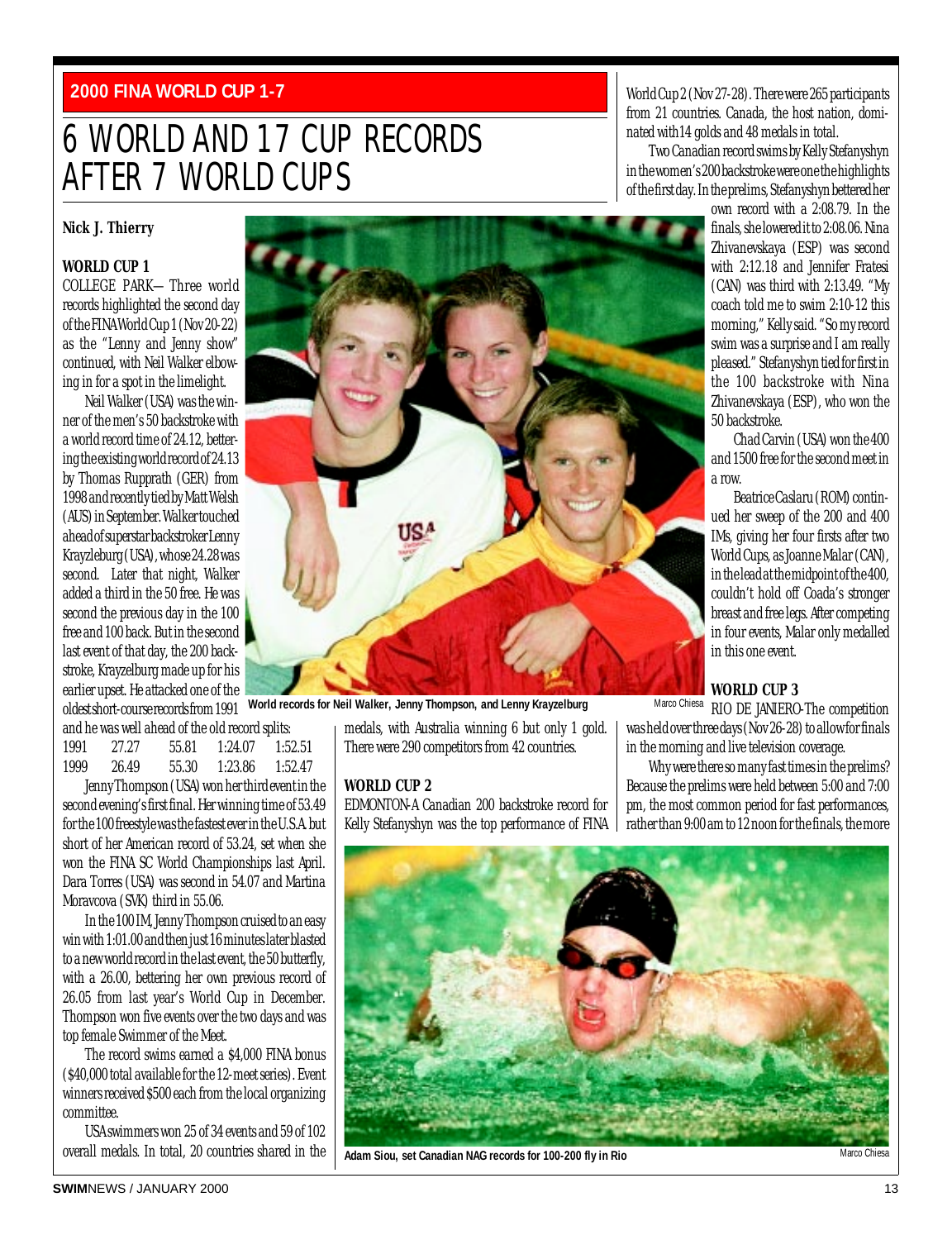**2000 FINA WORLD CUP 1-7**

# 6 WORLD AND 17 CUP RECORDS AFTER 7 WORLD CUPS

**Nick J. Thierry**

### WORLD CUP 1

COLLEGE PARK— Three world records highlighted the second day of the FINA World Cup 1 (Nov 20-22) as the "Lenny and Jenny show" continued, with Neil Walker elbowing in for a spot in the limelight.

Neil Walker (USA) was the winner of the men's 50 backstroke with a world record time of 24.12, bettering the existing world record of 24.13 by Thomas Rupprath (GER) from 1998 and recently tied by Matt Welsh (AUS) in September. Walker touched ahead of superstar backstroker Lenny Krayzleburg (USA), whose 24.28 was second. Later that night, Walker added a third in the 50 free. He was second the previous day in the 100 free and 100 back. But in the second last event of that day, the 200 backstroke, Krayzelburg made up for his earlier upset. He attacked one of the oldest short-course records from 1991 and he was well ahead of the old record splits:

| | | | | |
|---|---|---|---|---|
| 1991 | 27.27 | 55.81 | 1:24.07 | 1:52.51 |
| 1999 | 26.49 | 55.30 | 1:23.86 | 1:52.47 |

Jenny Thompson (USA) won her third event in the second evening's first final. Her winning time of 53.49 for the 100 freestyle was the fastest ever in the U.S.A. but short of her American record of 53.24, set when she won the FINA SC World Championships last April. Dara Torres (USA) was second in 54.07 and Martina Moravcova (SVK) third in 55.06.

In the 100 IM, Jenny Thompson cruised to an easy win with 1:01.00 and then just 16 minutes later blasted to a new world record in the last event, the 50 butterfly, with a 26.00, bettering her own previous record of 26.05 from last year's World Cup in December. Thompson won five events over the two days and was top female Swimmer of the Meet.

The record swims earned a $4,000 FINA bonus ($40,000 total available for the 12-meet series). Event winners received $500 each from the local organizing committee.

USA swimmers won 25 of 34 events and 59 of 102 overall medals. In total, 20 countries shared in the medals, with Australia winning 6 but only 1 gold. There were 290 competitors from 42 countries.

World records for Neil Walker, Jenny Thompson, and Lenny Krayzelburg

Marco Chiesa

### WORLD CUP 2

EDMONTON-A Canadian 200 backstroke record for Kelly Stefanyshyn was the top performance of FINA World Cup 2 (Nov 27-28). There were 265 participants from 21 countries. Canada, the host nation, dominated with 14 golds and 48 medals in total.

Two Canadian record swims by Kelly Stefanyshyn in the women's 200 backstroke were one the highlights of the first day. In the prelims, Stefanyshyn bettered her own record with a 2:08.79. In the finals, she lowered it to 2:08.06. Nina Zhivanevskaya (ESP) was second with 2:12.18 and Jennifer Fratesi (CAN) was third with 2:13.49. "My coach told me to swim 2:10-12 this morning," Kelly said. "So my record swim was a surprise and I am really pleased." Stefanyshyn tied for first in the 100 backstroke with Nina Zhivanevskaya (ESP), who won the 50 backstroke.

Chad Carvin (USA) won the 400 and 1500 free for the second meet in a row.

Beatrice Caslaru (ROM) continued her sweep of the 200 and 400 IMs, giving her four firsts after two World Cups, as Joanne Malar (CAN), in the lead at the midpoint of the 400, couldn't hold off Coada's stronger breast and free legs. After competing in four events, Malar only medalled in this one event.

### WORLD CUP 3

RIO DE JANIERO-The competition was held over three days (Nov 26-28) to allow for finals in the morning and live television coverage.

Why were there so many fast times in the prelims? Because the prelims were held between 5:00 and 7:00 pm, the most common period for fast performances, rather than 9:00 am to 12 noon for the finals, the more

Adam Siou, set Canadian NAG records for 100-200 fly in Rio

Marco Chiesa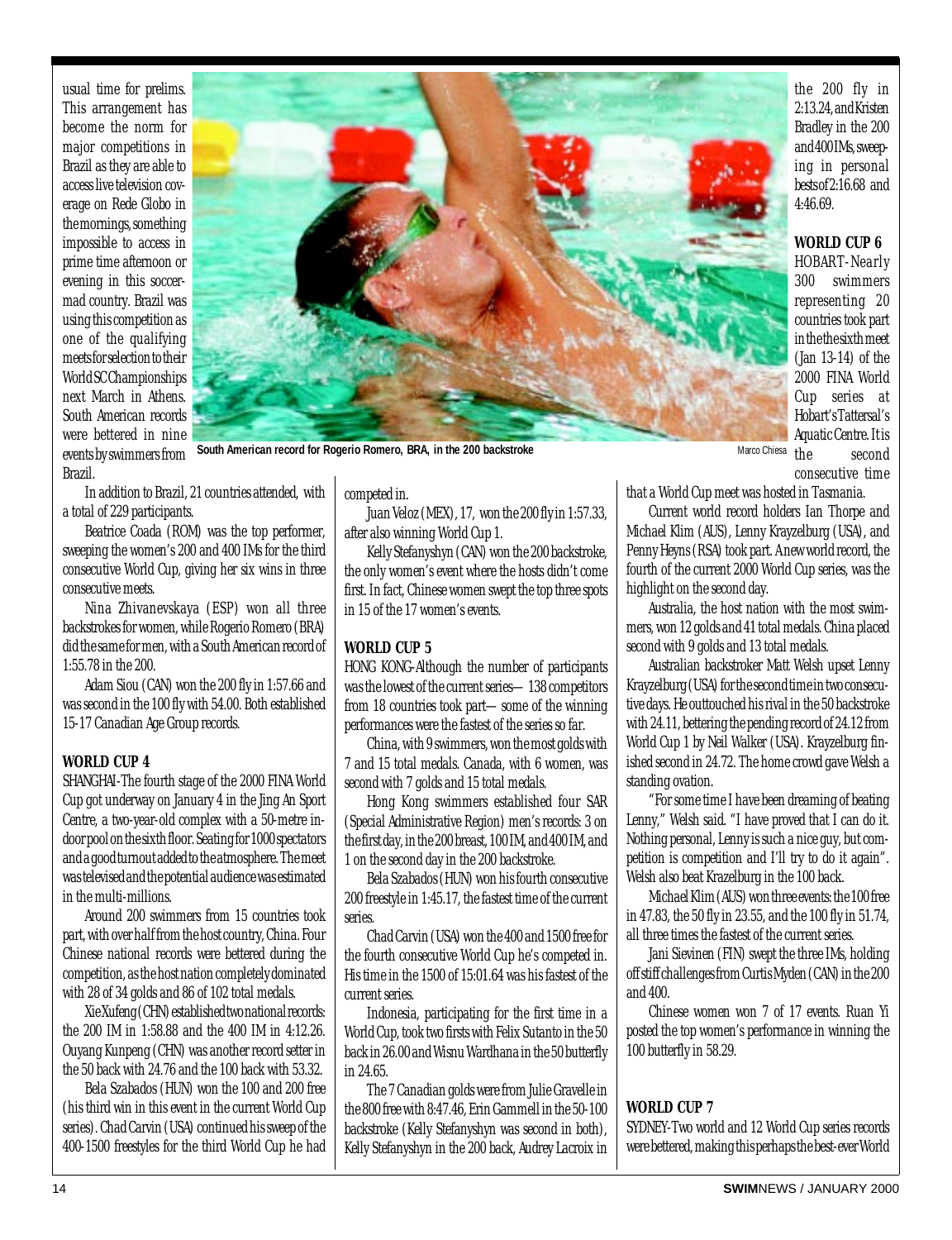usual time for prelims. This arrangement has become the norm for major competitions in Brazil as they are able to access live television coverage on Rede Globo in the mornings, something impossible to access in prime time afternoon or evening in this soccer-mad country. Brazil was using this competition as one of the qualifying meets for selection to their World SC Championships next March in Athens. South American records were bettered in nine events by swimmers from Brazil.

South American record for Rogerio Romero, BRA, in the 200 backstroke

Marco Chiesa

In addition to Brazil, 21 countries attended, with a total of 229 participants.

Beatrice Coada (ROM) was the top performer, sweeping the women's 200 and 400 IMs for the third consecutive World Cup, giving her six wins in three consecutive meets.

Nina Zhivanevskaya (ESP) won all three backstrokes for women, while Rogerio Romero (BRA) did the same for men, with a South American record of 1:55.78 in the 200.

Adam Siou (CAN) won the 200 fly in 1:57.66 and was second in the 100 fly with 54.00. Both established 15-17 Canadian Age Group records.

## WORLD CUP 4

SHANGHAI-The fourth stage of the 2000 FINA World Cup got underway on January 4 in the Jing An Sport Centre, a two-year-old complex with a 50-metre indoor pool on the sixth floor. Seating for 1000 spectators and a good turnout added to the atmosphere. The meet was televised and the potential audience was estimated in the multi-millions.

Around 200 swimmers from 15 countries took part, with over half from the host country, China. Four Chinese national records were bettered during the competition, as the host nation completely dominated with 28 of 34 golds and 86 of 102 total medals.

Xie Xufeng (CHN) established two national records: the 200 IM in 1:58.88 and the 400 IM in 4:12.26. Ouyang Kunpeng (CHN) was another record setter in the 50 back with 24.76 and the 100 back with 53.32.

Bela Szabados (HUN) won the 100 and 200 free (his third win in this event in the current World Cup series). Chad Carvin (USA) continued his sweep of the 400-1500 freestyles for the third World Cup he had competed in.

Juan Veloz (MEX), 17, won the 200 fly in 1:57.33, after also winning World Cup 1.

Kelly Stefanyshyn (CAN) won the 200 backstroke, the only women's event where the hosts didn't come first. In fact, Chinese women swept the top three spots in 15 of the 17 women's events.

## WORLD CUP 5

HONG KONG-Although the number of participants was the lowest of the current series—138 competitors from 18 countries took part—some of the winning performances were the fastest of the series so far.

China, with 9 swimmers, won the most golds with 7 and 15 total medals. Canada, with 6 women, was second with 7 golds and 15 total medals.

Hong Kong swimmers established four SAR (Special Administrative Region) men's records: 3 on the first day, in the 200 breast, 100 IM, and 400 IM, and 1 on the second day in the 200 backstroke.

Bela Szabados (HUN) won his fourth consecutive 200 freestyle in 1:45.17, the fastest time of the current series.

Chad Carvin (USA) won the 400 and 1500 free for the fourth consecutive World Cup he's competed in. His time in the 1500 of 15:01.64 was his fastest of the current series.

Indonesia, participating for the first time in a World Cup, took two firsts with Felix Sutanto in the 50 back in 26.00 and Wisnu Wardhana in the 50 butterfly in 24.65.

The 7 Canadian golds were from Julie Gravelle in the 800 free with 8:47.46, Erin Gammell in the 50-100 backstroke (Kelly Stefanyshyn was second in both), Kelly Stefanyshyn in the 200 back, Audrey Lacroix in the 200 fly in 2:13.24, and Kristen Bradley in the 200 and 400 IMs, sweeping in personal bests of 2:16.68 and 4:46.69.

## WORLD CUP 6

HOBART-Nearly 300 swimmers representing 20 countries took part in the the sixth meet (Jan 13-14) of the 2000 FINA World Cup series at Hobart's Tattersal's Aquatic Centre. It is the second consecutive time that a World Cup meet was hosted in Tasmania.

Current world record holders Ian Thorpe and Michael Klim (AUS), Lenny Krayzelburg (USA), and Penny Heyns (RSA) took part. A new world record, the fourth of the current 2000 World Cup series, was the highlight on the second day.

Australia, the host nation with the most swimmers, won 12 golds and 41 total medals. China placed second with 9 golds and 13 total medals.

Australian backstroker Matt Welsh upset Lenny Krayzelburg (USA) for the second time in two consecutive days. He outtouched his rival in the 50 backstroke with 24.11, bettering the pending record of 24.12 from World Cup 1 by Neil Walker (USA). Krayzelburg finished second in 24.72. The home crowd gave Welsh a standing ovation.

"For some time I have been dreaming of beating Lenny," Welsh said. "I have proved that I can do it. Nothing personal, Lenny is such a nice guy, but competition is competition and I'll try to do it again". Welsh also beat Krazelburg in the 100 back.

Michael Klim (AUS) won three events: the 100 free in 47.83, the 50 fly in 23.55, and the 100 fly in 51.74, all three times the fastest of the current series.

Jani Sievinen (FIN) swept the three IMs, holding off stiff challenges from Curtis Myden (CAN) in the 200 and 400.

Chinese women won 7 of 17 events. Ruan Yi posted the top women's performance in winning the 100 butterfly in 58.29.

## WORLD CUP 7

SYDNEY-Two world and 12 World Cup series records were bettered, making this perhaps the best-ever World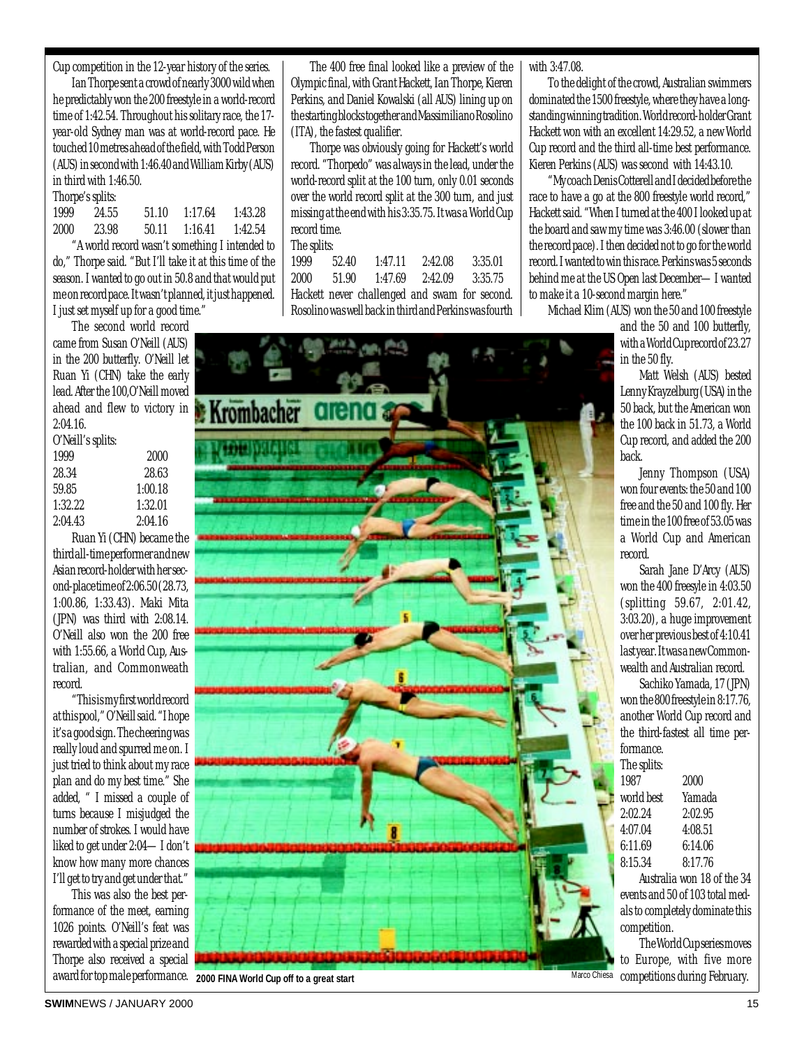Cup competition in the 12-year history of the series.

Ian Thorpe sent a crowd of nearly 3000 wild when he predictably won the 200 freestyle in a world-record time of 1:42.54. Throughout his solitary race, the 17-year-old Sydney man was at world-record pace. He touched 10 metres ahead of the field, with Todd Person (AUS) in second with 1:46.40 and William Kirby (AUS) in third with 1:46.50.

Thorpe's splits:

| | | | | |
|---|---|---|---|---|
| 1999 | 24.55 | 51.10 | 1:17.64 | 1:43.28 |
| 2000 | 23.98 | 50.11 | 1:16.41 | 1:42.54 |

"A world record wasn't something I intended to do," Thorpe said. "But I'll take it at this time of the season. I wanted to go out in 50.8 and that would put me on record pace. It wasn't planned, it just happened. I just set myself up for a good time."

The second world record came from Susan O'Neill (AUS) in the 200 butterfly. O'Neill let Ruan Yi (CHN) take the early lead. After the 100, O'Neill moved ahead and flew to victory in 2:04.16.

O'Neill's splits:

| 1999 | 2000 |
|---|---|
| 28.34 | 28.63 |
| 59.85 | 1:00.18 |
| 1:32.22 | 1:32.01 |
| 2:04.43 | 2:04.16 |

Ruan Yi (CHN) became the third all-time performer and new Asian record-holder with her second-place time of 2:06.50 (28.73, 1:00.86, 1:33.43). Maki Mita (JPN) was third with 2:08.14. O'Neill also won the 200 free with 1:55.66, a World Cup, Australian, and Commonweath record.

"This is my first world record at this pool," O'Neill said. "I hope it's a good sign. The cheering was really loud and spurred me on. I just tried to think about my race plan and do my best time." She added, " I missed a couple of turns because I misjudged the number of strokes. I would have liked to get under 2:04— I don't know how many more chances I'll get to try and get under that."

This was also the best performance of the meet, earning 1026 points. O'Neill's feat was rewarded with a special prize and Thorpe also received a special award for top male performance.

The 400 free final looked like a preview of the Olympic final, with Grant Hackett, Ian Thorpe, Kieren Perkins, and Daniel Kowalski (all AUS) lining up on the starting blocks together and Massimiliano Rosolino (ITA), the fastest qualifier.

Thorpe was obviously going for Hackett's world record. "Thorpedo" was always in the lead, under the world-record split at the 100 turn, only 0.01 seconds over the world record split at the 300 turn, and just missing at the end with his 3:35.75. It was a World Cup record time.

The splits:

| | | | | |
|---|---|---|---|---|
| 1999 | 52.40 | 1:47.11 | 2:42.08 | 3:35.01 |
| 2000 | 51.90 | 1:47.69 | 2:42.09 | 3:35.75 |

Hackett never challenged and swam for second. Rosolino was well back in third and Perkins was fourth with 3:47.08.

To the delight of the crowd, Australian swimmers dominated the 1500 freestyle, where they have a long-standing winning tradition. World record-holder Grant Hackett won with an excellent 14:29.52, a new World Cup record and the third all-time best performance. Kieren Perkins (AUS) was second with 14:43.10.

"My coach Denis Cotterell and I decided before the race to have a go at the 800 freestyle world record," Hackett said. "When I turned at the 400 I looked up at the board and saw my time was 3:46.00 (slower than the record pace). I then decided not to go for the world record. I wanted to win this race. Perkins was 5 seconds behind me at the US Open last December— I wanted to make it a 10-second margin here."

Michael Klim (AUS) won the 50 and 100 freestyle and the 50 and 100 butterfly, with a World Cup record of 23.27 in the 50 fly.

Matt Welsh (AUS) bested Lenny Krayzelburg (USA) in the 50 back, but the American won the 100 back in 51.73, a World Cup record, and added the 200 back.

Jenny Thompson (USA) won four events: the 50 and 100 free and the 50 and 100 fly. Her time in the 100 free of 53.05 was a World Cup and American record.

Sarah Jane D'Arcy (AUS) won the 400 freesyle in 4:03.50 (splitting 59.67, 2:01.42, 3:03.20), a huge improvement over her previous best of 4:10.41 last year. It was a new Commonwealth and Australian record.

Sachiko Yamada, 17 (JPN) won the 800 freestyle in 8:17.76, another World Cup record and the third-fastest all time performance.

The splits:

| 1987 world best | 2000 Yamada |
|---|---|
| 2:02.24 | 2:02.95 |
| 4:07.04 | 4:08.51 |
| 6:11.69 | 6:14.06 |
| 8:15.34 | 8:17.76 |

Australia won 18 of the 34 events and 50 of 103 total medals to completely dominate this competition.

The World Cup series moves to Europe, with five more competitions during February.

**2000 FINA World Cup off to a great start**

Marco Chiesa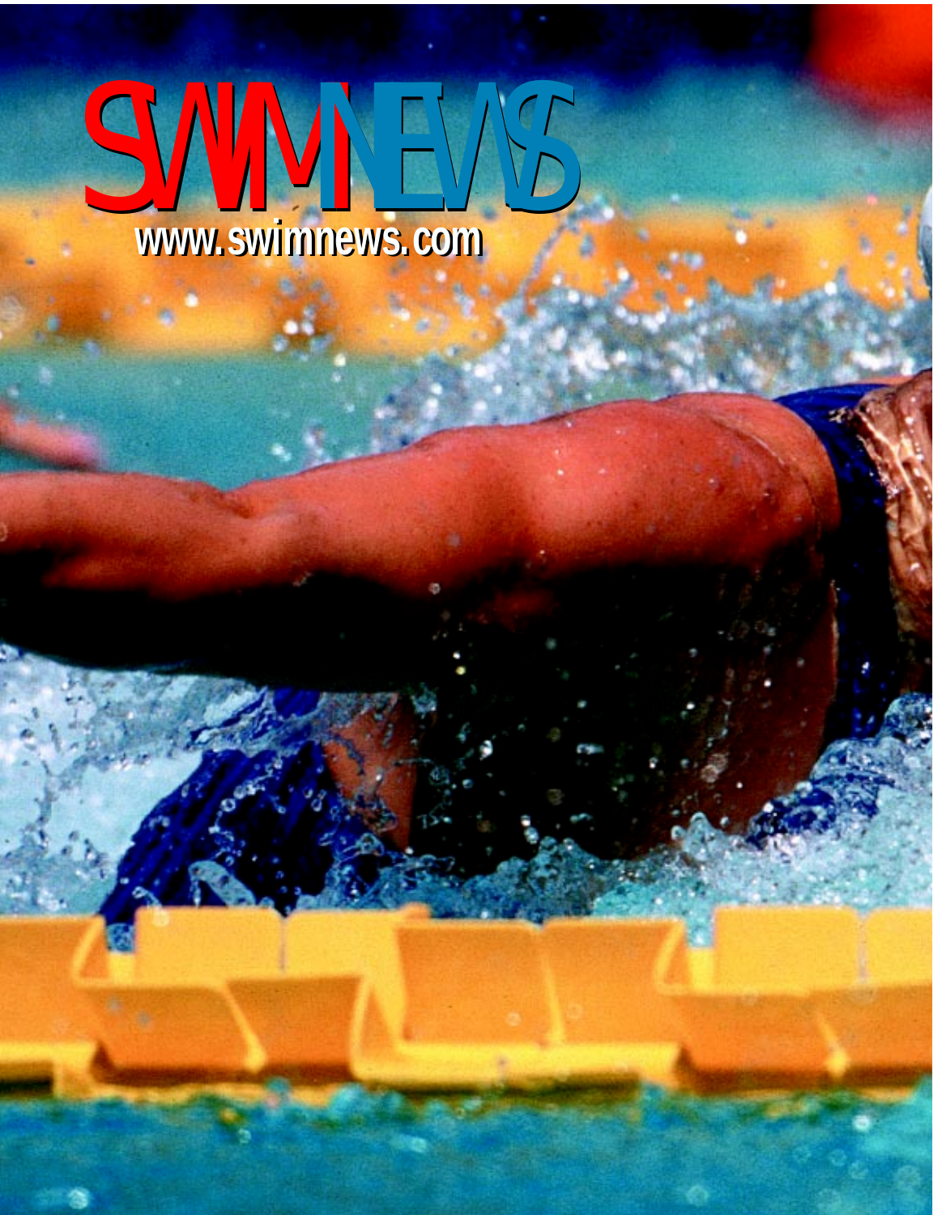# SWIMNEWS

www.swimnews.com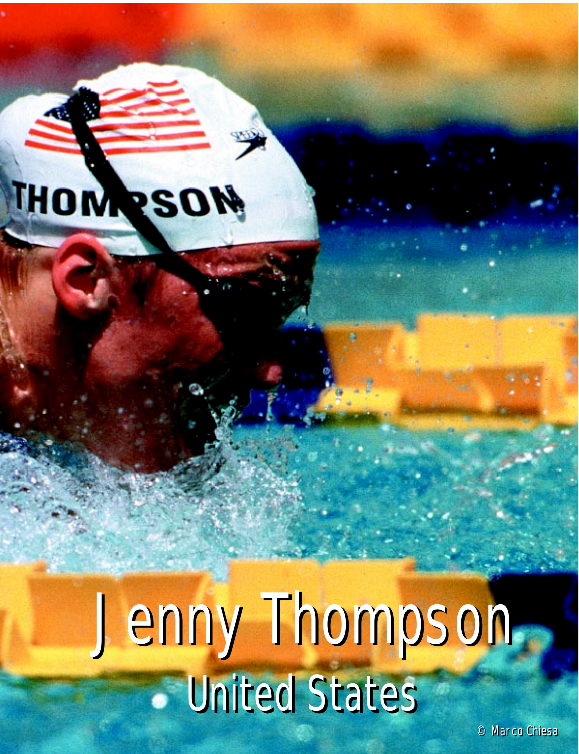# Jenny Thompson

## United States

© Marco Chiesa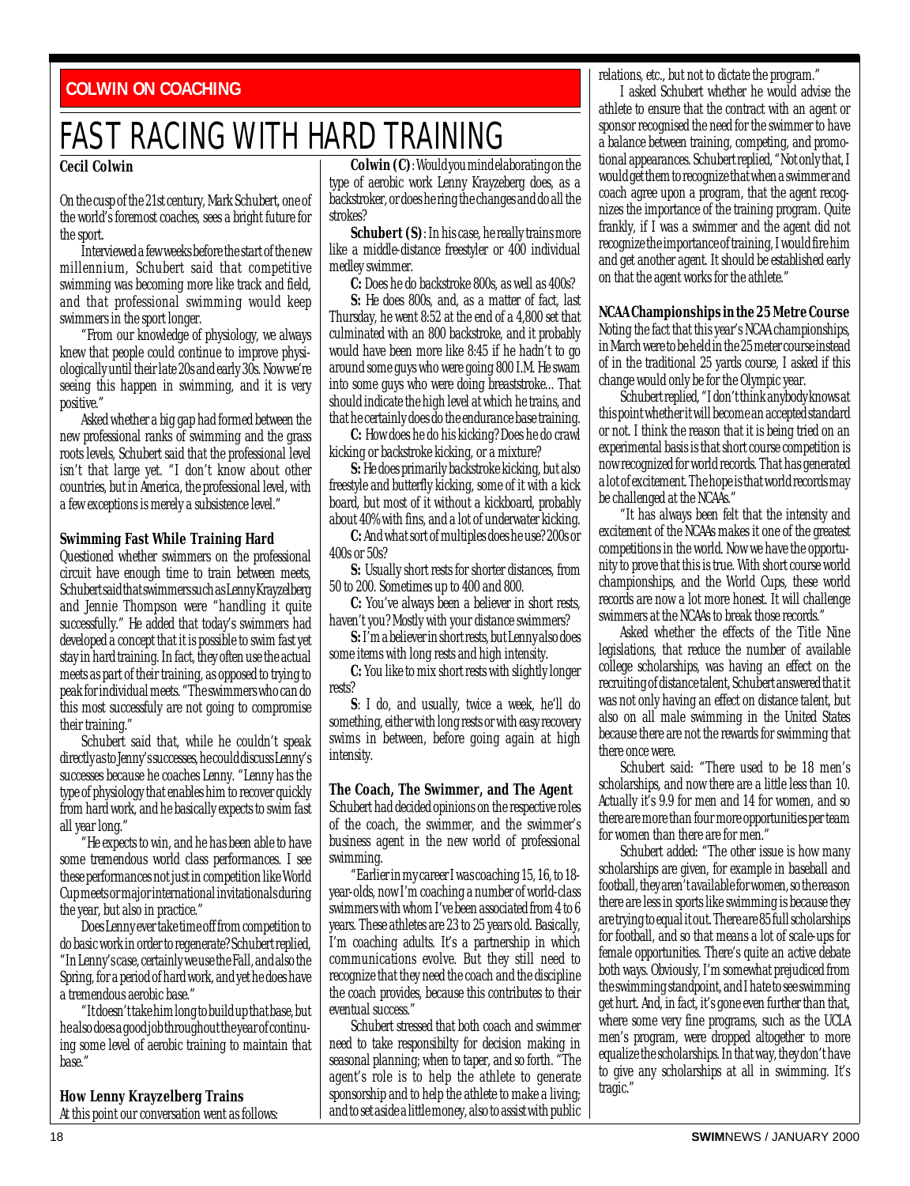COLWIN ON COACHING

# FAST RACING WITH HARD TRAINING

**Cecil Colwin**

On the cusp of the 21st century, Mark Schubert, one of the world's foremost coaches, sees a bright future for the sport.

Interviewed a few weeks before the start of the new millennium, Schubert said that competitive swimming was becoming more like track and field, and that professional swimming would keep swimmers in the sport longer.

"From our knowledge of physiology, we always knew that people could continue to improve physiologically until their late 20s and early 30s. Now we're seeing this happen in swimming, and it is very positive."

Asked whether a big gap had formed between the new professional ranks of swimming and the grass roots levels, Schubert said that the professional level isn't that large yet. "I don't know about other countries, but in America, the professional level, with a few exceptions is merely a subsistence level."

## Swimming Fast While Training Hard

Questioned whether swimmers on the professional circuit have enough time to train between meets, Schubert said that swimmers such as Lenny Krayzelberg and Jennie Thompson were "handling it quite successfully." He added that today's swimmers had developed a concept that it is possible to swim fast yet stay in hard training. In fact, they often use the actual meets as part of their training, as opposed to trying to peak for individual meets. "The swimmers who can do this most successfuly are not going to compromise their training."

Schubert said that, while he couldn't speak directly as to Jenny's successes, he could discuss Lenny's successes because he coaches Lenny. "Lenny has the type of physiology that enables him to recover quickly from hard work, and he basically expects to swim fast all year long."

"He expects to win, and he has been able to have some tremendous world class performances. I see these performances not just in competition like World Cup meets or major international invitationals during the year, but also in practice."

Does Lenny ever take time off from competition to do basic work in order to regenerate? Schubert replied, "In Lenny's case, certainly we use the Fall, and also the Spring, for a period of hard work, and yet he does have a tremendous aerobic base."

"It doesn't take him long to build up that base, but he also does a good job throughout the year of continuing some level of aerobic training to maintain that base."

## How Lenny Krayzelberg Trains

At this point our conversation went as follows:

**Colwin (C)**: Would you mind elaborating on the type of aerobic work Lenny Krayzeberg does, as a backstroker, or does he ring the changes and do all the strokes?

**Schubert (S)**: In his case, he really trains more like a middle-distance freestyler or 400 individual medley swimmer.

**C:** Does he do backstroke 800s, as well as 400s?

**S:** He does 800s, and, as a matter of fact, last Thursday, he went 8:52 at the end of a 4,800 set that culminated with an 800 backstroke, and it probably would have been more like 8:45 if he hadn't to go around some guys who were going 800 I.M. He swam into some guys who were doing breaststroke... That should indicate the high level at which he trains, and that he certainly does do the endurance base training.

**C:** How does he do his kicking? Does he do crawl kicking or backstroke kicking, or a mixture?

**S:** He does primarily backstroke kicking, but also freestyle and butterfly kicking, some of it with a kick board, but most of it without a kickboard, probably about 40% with fins, and a lot of underwater kicking.

**C:** And what sort of multiples does he use? 200s or 400s or 50s?

**S:** Usually short rests for shorter distances, from 50 to 200. Sometimes up to 400 and 800.

**C:** You've always been a believer in short rests, haven't you? Mostly with your distance swimmers?

**S:** I'm a believer in short rests, but Lenny also does some items with long rests and high intensity.

**C:** You like to mix short rests with slightly longer rests?

**S**: I do, and usually, twice a week, he'll do something, either with long rests or with easy recovery swims in between, before going again at high intensity.

## The Coach, The Swimmer, and The Agent

Schubert had decided opinions on the respective roles of the coach, the swimmer, and the swimmer's business agent in the new world of professional swimming.

"Earlier in my career I was coaching 15, 16, to 18-year-olds, now I'm coaching a number of world-class swimmers with whom I've been associated from 4 to 6 years. These athletes are 23 to 25 years old. Basically, I'm coaching adults. It's a partnership in which communications evolve. But they still need to recognize that they need the coach and the discipline the coach provides, because this contributes to their eventual success."

Schubert stressed that both coach and swimmer need to take responsibilty for decision making in seasonal planning; when to taper, and so forth. "The agent's role is to help the athlete to generate sponsorship and to help the athlete to make a living; and to set aside a little money, also to assist with public relations, etc., but not to dictate the program."

I asked Schubert whether he would advise the athlete to ensure that the contract with an agent or sponsor recognised the need for the swimmer to have a balance between training, competing, and promotional appearances. Schubert replied, "Not only that, I would get them to recognize that when a swimmer and coach agree upon a program, that the agent recognizes the importance of the training program. Quite frankly, if I was a swimmer and the agent did not recognize the importance of training, I would fire him and get another agent. It should be established early on that the agent works for the athlete."

## NCAA Championships in the 25 Metre Course

Noting the fact that this year's NCAA championships, in March were to be held in the 25 meter course instead of in the traditional 25 yards course, I asked if this change would only be for the Olympic year.

Schubert replied, "I don't think anybody knows at this point whether it will become an accepted standard or not. I think the reason that it is being tried on an experimental basis is that short course competition is now recognized for world records. That has generated a lot of excitement. The hope is that world records may be challenged at the NCAAs."

"It has always been felt that the intensity and excitement of the NCAAs makes it one of the greatest competitions in the world. Now we have the opportunity to prove that this is true. With short course world championships, and the World Cups, these world records are now a lot more honest. It will challenge swimmers at the NCAAs to break those records."

Asked whether the effects of the Title Nine legislations, that reduce the number of available college scholarships, was having an effect on the recruiting of distance talent, Schubert answered that it was not only having an effect on distance talent, but also on all male swimming in the United States because there are not the rewards for swimming that there once were.

Schubert said: "There used to be 18 men's scholarships, and now there are a little less than 10. Actually it's 9.9 for men and 14 for women, and so there are more than four more opportunities per team for women than there are for men."

Schubert added: "The other issue is how many scholarships are given, for example in baseball and football, they aren't available for women, so the reason there are less in sports like swimming is because they are trying to equal it out. There are 85 full scholarships for football, and so that means a lot of scale-ups for female opportunities. There's quite an active debate both ways. Obviously, I'm somewhat prejudiced from the swimming standpoint, and I hate to see swimming get hurt. And, in fact, it's gone even further than that, where some very fine programs, such as the UCLA men's program, were dropped altogether to more equalize the scholarships. In that way, they don't have to give any scholarships at all in swimming. It's tragic."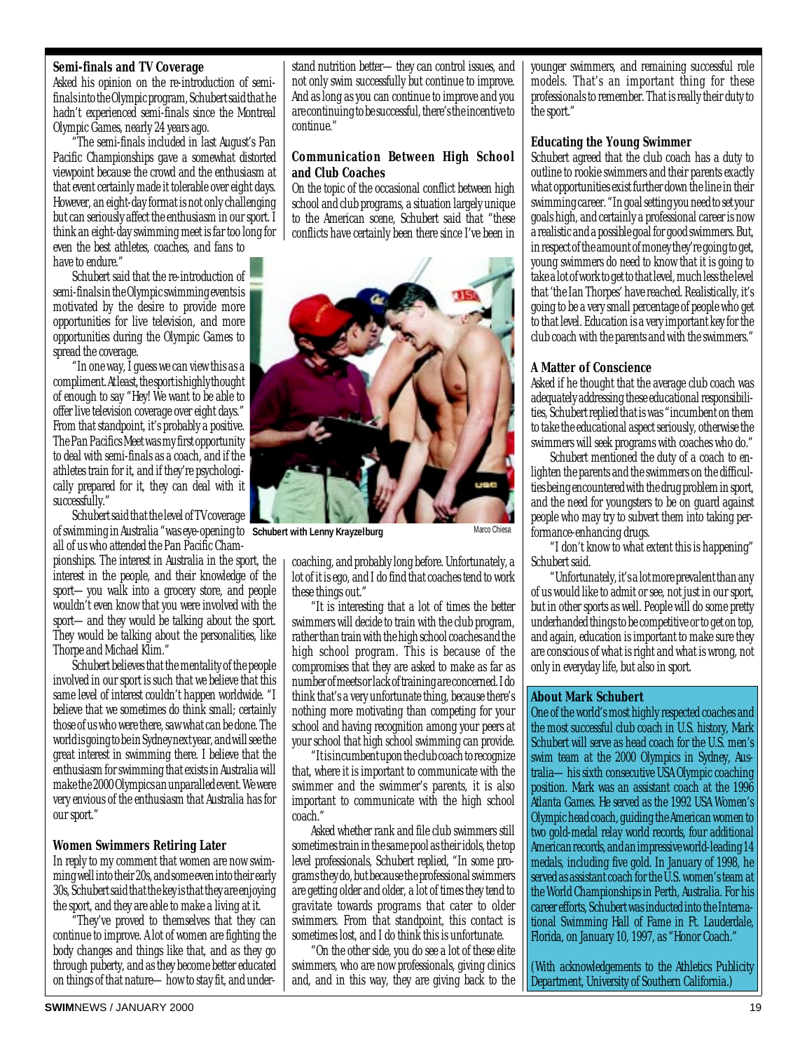### Semi-finals and TV Coverage

Asked his opinion on the re-introduction of semi-finals into the Olympic program, Schubert said that he hadn't experienced semi-finals since the Montreal Olympic Games, nearly 24 years ago.

"The semi-finals included in last August's Pan Pacific Championships gave a somewhat distorted viewpoint because the crowd and the enthusiasm at that event certainly made it tolerable over eight days. However, an eight-day format is not only challenging but can seriously affect the enthusiasm in our sport. I think an eight-day swimming meet is far too long for even the best athletes, coaches, and fans to have to endure."

Schubert said that the re-introduction of semi-finals in the Olympic swimming events is motivated by the desire to provide more opportunities for live television, and more opportunities during the Olympic Games to spread the coverage.

"In one way, I guess we can view this as a compliment. At least, the sport is highly thought of enough to say "Hey! We want to be able to offer live television coverage over eight days." From that standpoint, it's probably a positive. The Pan Pacifics Meet was my first opportunity to deal with semi-finals as a coach, and if the athletes train for it, and if they're psychologically prepared for it, they can deal with it successfully."

Schubert said that the level of TV coverage of swimming in Australia "was eye-opening to all of us who attended the Pan Pacific Championships. The interest in Australia in the sport, the interest in the people, and their knowledge of the sport— you walk into a grocery store, and people wouldn't even know that you were involved with the sport— and they would be talking about the sport. They would be talking about the personalities, like Thorpe and Michael Klim."

Schubert believes that the mentality of the people involved in our sport is such that we believe that this same level of interest couldn't happen worldwide. "I believe that we sometimes do think small; certainly those of us who were there, saw what can be done. The world is going to be in Sydney next year, and will see the great interest in swimming there. I believe that the enthusiasm for swimming that exists in Australia will make the 2000 Olympics an unparalleled event. We were very envious of the enthusiasm that Australia has for our sport."

### Women Swimmers Retiring Later

In reply to my comment that women are now swimming well into their 20s, and some even into their early 30s, Schubert said that the key is that they are enjoying the sport, and they are able to make a living at it.

"They've proved to themselves that they can continue to improve. A lot of women are fighting the body changes and things like that, and as they go through puberty, and as they become better educated on things of that nature— how to stay fit, and understand nutrition better— they can control issues, and not only swim successfully but continue to improve. And as long as you can continue to improve and you are continuing to be successful, there's the incentive to continue."

### Communication Between High School and Club Coaches

On the topic of the occasional conflict between high school and club programs, a situation largely unique to the American scene, Schubert said that "these conflicts have certainly been there since I've been in coaching, and probably long before. Unfortunately, a lot of it is ego, and I do find that coaches tend to work these things out."

"It is interesting that a lot of times the better swimmers will decide to train with the club program, rather than train with the high school coaches and the high school program. This is because of the compromises that they are asked to make as far as number of meets or lack of training are concerned. I do think that's a very unfortunate thing, because there's nothing more motivating than competing for your school and having recognition among your peers at your school that high school swimming can provide.

"It is incumbent upon the club coach to recognize that, where it is important to communicate with the swimmer and the swimmer's parents, it is also important to communicate with the high school coach."

Asked whether rank and file club swimmers still sometimes train in the same pool as their idols, the top level professionals, Schubert replied, "In some programs they do, but because the professional swimmers are getting older and older, a lot of times they tend to gravitate towards programs that cater to older swimmers. From that standpoint, this contact is sometimes lost, and I do think this is unfortunate.

"On the other side, you do see a lot of these elite swimmers, who are now professionals, giving clinics and, and in this way, they are giving back to the younger swimmers, and remaining successful role models. That's an important thing for these professionals to remember. That is really their duty to the sport."

Schubert with Lenny Krayzelburg — Marco Chiesa

### Educating the Young Swimmer

Schubert agreed that the club coach has a duty to outline to rookie swimmers and their parents exactly what opportunities exist further down the line in their swimming career. "In goal setting you need to set your goals high, and certainly a professional career is now a realistic and a possible goal for good swimmers. But, in respect of the amount of money they're going to get, young swimmers do need to know that it is going to take a lot of work to get to that level, much less the level that 'the Ian Thorpes' have reached. Realistically, it's going to be a very small percentage of people who get to that level. Education is a very important key for the club coach with the parents and with the swimmers."

### A Matter of Conscience

Asked if he thought that the average club coach was adequately addressing these educational responsibilities, Schubert replied that is was "incumbent on them to take the educational aspect seriously, otherwise the swimmers will seek programs with coaches who do."

Schubert mentioned the duty of a coach to enlighten the parents and the swimmers on the difficulties being encountered with the drug problem in sport, and the need for youngsters to be on guard against people who may try to subvert them into taking performance-enhancing drugs.

"I don't know to what extent this is happening" Schubert said.

"Unfortunately, it's a lot more prevalent than any of us would like to admit or see, not just in our sport, but in other sports as well. People will do some pretty underhanded things to be competitive or to get on top, and again, education is important to make sure they are conscious of what is right and what is wrong, not only in everyday life, but also in sport.

### About Mark Schubert

One of the world's most highly respected coaches and the most successful club coach in U.S. history, Mark Schubert will serve as head coach for the U.S. men's swim team at the 2000 Olympics in Sydney, Australia— his sixth consecutive USA Olympic coaching position. Mark was an assistant coach at the 1996 Atlanta Games. He served as the 1992 USA Women's Olympic head coach, guiding the American women to two gold-medal relay world records, four additional American records, and an impressive world-leading 14 medals, including five gold. In January of 1998, he served as assistant coach for the U.S. women's team at the World Championships in Perth, Australia. For his career efforts, Schubert was inducted into the International Swimming Hall of Fame in Ft. Lauderdale, Florida, on January 10, 1997, as "Honor Coach."

(With acknowledgements to the Athletics Publicity Department, University of Southern California.)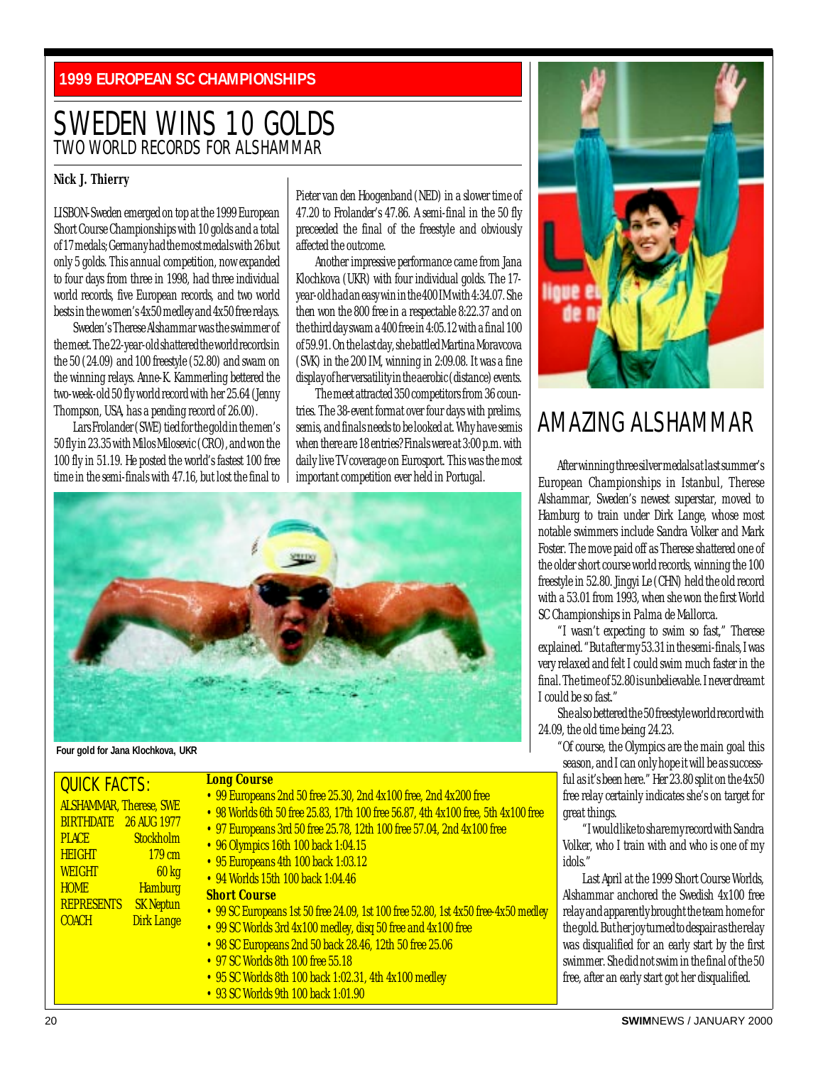1999 EUROPEAN SC CHAMPIONSHIPS

# SWEDEN WINS 10 GOLDS

## TWO WORLD RECORDS FOR ALSHAMMAR

**Nick J. Thierry**

LISBON-Sweden emerged on top at the 1999 European Short Course Championships with 10 golds and a total of 17 medals; Germany had the most medals with 26 but only 5 golds. This annual competition, now expanded to four days from three in 1998, had three individual world records, five European records, and two world bests in the women's 4x50 medley and 4x50 free relays.

Sweden's Therese Alshammar was the swimmer of the meet. The 22-year-old shattered the world records in the 50 (24.09) and 100 freestyle (52.80) and swam on the winning relays. Anne-K. Kammerling bettered the two-week-old 50 fly world record with her 25.64 (Jenny Thompson, USA, has a pending record of 26.00).

Lars Frolander (SWE) tied for the gold in the men's 50 fly in 23.35 with Milos Milosevic (CRO), and won the 100 fly in 51.19. He posted the world's fastest 100 free time in the semi-finals with 47.16, but lost the final to Pieter van den Hoogenband (NED) in a slower time of 47.20 to Frolander's 47.86. A semi-final in the 50 fly preceeded the final of the freestyle and obviously affected the outcome.

Another impressive performance came from Jana Klochkova (UKR) with four individual golds. The 17-year-old had an easy win in the 400 IM with 4:34.07. She then won the 800 free in a respectable 8:22.37 and on the third day swam a 400 free in 4:05.12 with a final 100 of 59.91. On the last day, she battled Martina Moravcova (SVK) in the 200 IM, winning in 2:09.08. It was a fine display of her versatility in the aerobic (distance) events.

The meet attracted 350 competitors from 36 countries. The 38-event format over four days with prelims, semis, and finals needs to be looked at. Why have semis when there are 18 entries? Finals were at 3:00 p.m. with daily live TV coverage on Eurosport. This was the most important competition ever held in Portugal.

Four gold for Jana Klochkova, UKR

## AMAZING ALSHAMMAR

After winning three silver medals at last summer's European Championships in Istanbul, Therese Alshammar, Sweden's newest superstar, moved to Hamburg to train under Dirk Lange, whose most notable swimmers include Sandra Volker and Mark Foster. The move paid off as Therese shattered one of the older short course world records, winning the 100 freestyle in 52.80. Jingyi Le (CHN) held the old record with a 53.01 from 1993, when she won the first World SC Championships in Palma de Mallorca.

"I wasn't expecting to swim so fast," Therese explained. "But after my 53.31 in the semi-finals, I was very relaxed and felt I could swim much faster in the final. The time of 52.80 is unbelievable. I never dreamt I could be so fast."

She also bettered the 50 freestyle world record with 24.09, the old time being 24.23.

"Of course, the Olympics are the main goal this season, and I can only hope it will be as successful as it's been here." Her 23.80 split on the 4x50 free relay certainly indicates she's on target for great things.

"I would like to share my record with Sandra Volker, who I train with and who is one of my idols."

Last April at the 1999 Short Course Worlds, Alshammar anchored the Swedish 4x100 free relay and apparently brought the team home for the gold. But her joy turned to despair as the relay was disqualified for an early start by the first swimmer. She did not swim in the final of the 50 free, after an early start got her disqualified.

### QUICK FACTS:

ALSHAMMAR, Therese, SWE

| | |
|---|---|
| BIRTHDATE | 26 AUG 1977 |
| PLACE | Stockholm |
| HEIGHT | 179 cm |
| WEIGHT | 60 kg |
| HOME | Hamburg |
| REPRESENTS | SK Neptun |
| COACH | Dirk Lange |

**Long Course**

- 99 Europeans 2nd 50 free 25.30, 2nd 4x100 free, 2nd 4x200 free
- 98 Worlds 6th 50 free 25.83, 17th 100 free 56.87, 4th 4x100 free, 5th 4x100 free
- 97 Europeans 3rd 50 free 25.78, 12th 100 free 57.04, 2nd 4x100 free
- 96 Olympics 16th 100 back 1:04.15
- 95 Europeans 4th 100 back 1:03.12
- 94 Worlds 15th 100 back 1:04.46

**Short Course**

- 99 SC Europeans 1st 50 free 24.09, 1st 100 free 52.80, 1st 4x50 free-4x50 medley
- 99 SC Worlds 3rd 4x100 medley, disq 50 free and 4x100 free
- 98 SC Europeans 2nd 50 back 28.46, 12th 50 free 25.06
- 97 SC Worlds 8th 100 free 55.18
- 95 SC Worlds 8th 100 back 1:02.31, 4th 4x100 medley
- 93 SC Worlds 9th 100 back 1:01.90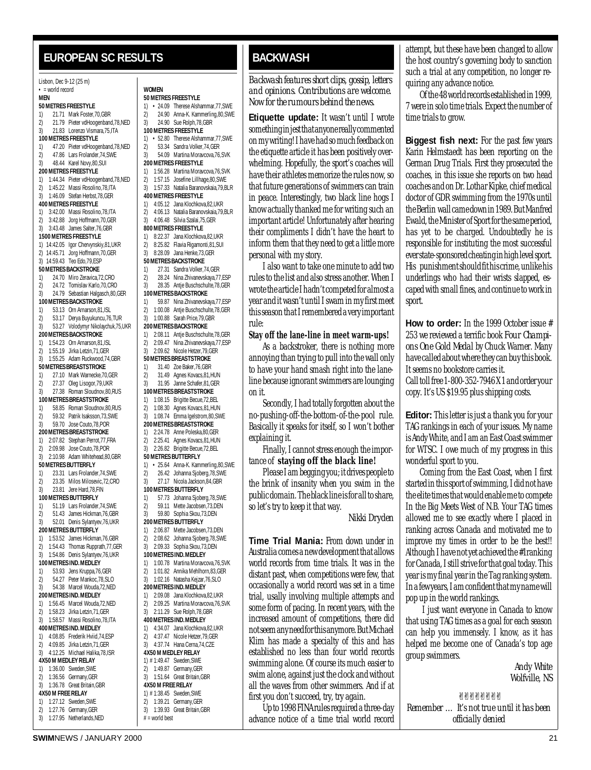## EUROPEAN SC RESULTS

Lisbon, Dec 9-12 (25 m)
• = world record

### MEN

**50 METRES FREESTYLE**
1) 21.71 Mark Foster,70,GBR
2) 21.79 Pieter vdHoogenband,78,NED
3) 21.83 Lorenzo Vismara,75,ITA

**100 METRES FREESTYLE**
1) 47.20 Pieter vdHoogenband,78,NED
2) 47.86 Lars Frolander,74,SWE
3) 48.44 Karel Novy,80,SUI

**200 METRES FREESTYLE**
1) 1:44.34 Pieter vdHoogenband,78,NED
2) 1:45.22 Massi Rosolino,78,ITA
3) 1:46.09 Stefan Herbst,78,GER

**400 METRES FREESTYLE**
1) 3:42.00 Massi Rosolino,78,ITA
2) 3:42.88 Jorg Hoffmann,70,GER
3) 3:43.48 James Salter,76,GBR

**1500 METRES FREESTYLE**
1) 14:42.05 Igor Chervynskiy,81,UKR
2) 14:45.71 Jorg Hoffmann,70,GER
3) 14:59.43 Teo Edo,79,ESP

**50 METRES BACKSTROKE**
1) 24.70 Miro Zeravica,72,CRO
2) 24.72 Tomislav Karlo,70,CRO
3) 24.79 Sebastian Halgasch,80,GER

**100 METRES BACKSTROKE**
1) 53.13 Orn Arnarson,81,ISL
2) 53.17 Derya Buyukuncu,76,TUR
3) 53.27 Volodymyr Nikolaychuk,75,UKR

**200 METRES BACKSTROKE**
1) 1:54.23 Orn Arnarson,81,ISL
2) 1:55.19 Jirka Letzin,71,GER
3) 1:55.25 Adam Ruckwood,74,GBR

**50 METRES BREASTSTROKE**
1) 27.10 Mark Warnecke,70,GER
2) 27.37 Oleg Lisogor,79,UKR
3) 27.38 Roman Sloudnov,80,RUS

**100 METRES BREASTSTROKE**
1) 58.85 Roman Sloudnov,80,RUS
2) 59.32 Patrik Isaksson,73,SWE
3) 59.70 Jose Couto,78,POR

**200 METRES BREASTSTROKE**
1) 2:07.82 Stephan Perrot,77,FRA
2) 2:09.98 Jose Couto,78,POR
3) 2:10.98 Adam Whitehead,80,GBR

**50 METRES BUTTERFLY**
1) 23.31 Lars Frolander,74,SWE
2) 23.35 Milos Milosevic,72,CRO
3) 23.81 Jere Hard,78,FIN

**100 METRES BUTTERFLY**
1) 51.19 Lars Frolander,74,SWE
2) 51.43 James Hickman,76,GBR
3) 52.01 Denis Sylantyev,76,UKR

**200 METRES BUTTERFLY**
1) 1:53.52 James Hickman,76,GBR
2) 1:54.43 Thomas Rupprath,77,GER
3) 1:54.86 Denis Sylantyev,76,UKR

**100 METRES IND. MEDLEY**
1) 53.93 Jens Kruppa,76,GER
2) 54.27 Peter Mankoc,78,SLO
3) 54.38 Marcel Wouda,72,NED

**200 METRES IND. MEDLEY**
1) 1:56.45 Marcel Wouda,72,NED
2) 1:58.23 Jirka Letzin,71,GER
3) 1:58.57 Massi Rosolino,78,ITA

**400 METRES IND. MEDLEY**
1) 4:08.85 Frederik Hviid,74,ESP
2) 4:09.85 Jirka Letzin,71,GER
3) 4:12.25 Michael Halika,78,ISR

**4X50 M MEDLEY RELAY**
1) 1:36.00 Sweden,SWE
2) 1:36.56 Germany,GER
3) 1:36.78 Great Britain,GBR

**4X50 M FREE RELAY**
1) 1:27.12 Sweden,SWE
2) 1:27.76 Germany,GER
3) 1:27.95 Netherlands,NED

### WOMEN

**50 METRES FREESTYLE**
1) • 24.09 Therese Alshammar,77,SWE
2) 24.90 Anna-K. Kammerling,80,SWE
3) 24.90 Sue Rolph,78,GBR

**100 METRES FREESTYLE**
1) • 52.80 Therese Alshammar,77,SWE
2) 53.34 Sandra Volker,74,GER
3) 54.09 Martina Moravcova,76,SVK

**200 METRES FREESTYLE**
1) 1:56.28 Martina Moravcova,76,SVK
2) 1:57.15 Josefine Lillhage,80,SWE
3) 1:57.33 Natalia Baranovskaia,79,BLR

**400 METRES FREESTYLE**
1) 4:05.12 Jana Klochkova,82,UKR
2) 4:06.13 Natalia Baranovskaia,79,BLR
3) 4:06.48 Silvia Szalai,75,GER

**800 METRES FREESTYLE**
1) 8:22.37 Jana Klochkova,82,UKR
2) 8:25.82 Flavia Rigamonti,81,SUI
3) 8:28.09 Jana Henke,73,GER

**50 METRES BACKSTROKE**
1) 27.31 Sandra Volker,74,GER
2) 28.24 Nina Zhivanevskaya,77,ESP
3) 28.35 Antje Buschschulte,78,GER

**100 METRES BACKSTROKE**
1) 59.87 Nina Zhivanevskaya,77,ESP
2) 1:00.08 Antje Buschschulte,78,GER
3) 1:00.88 Sarah Price,79,GBR

**200 METRES BACKSTROKE**
1) 2:08.11 Antje Buschschulte,78,GER
2) 2:09.47 Nina Zhivanevskaya,77,ESP
3) 2:09.62 Nicole Hetzer,79,GER

**50 METRES BREASTSTROKE**
1) 31.40 Zoe Baker,76,GBR
2) 31.49 Agnes Kovacs,81,HUN
3) 31.95 Janne Schafer,81,GER

**100 METRES BREASTSTROKE**
1) 1:08.15 Brigitte Becue,72,BEL
2) 1:08.30 Agnes Kovacs,81,HUN
3) 1:08.74 Emma Igelstrom,80,SWE

**200 METRES BREASTSTROKE**
1) 2:24.78 Anne Poleska,80,GER
2) 2:25.41 Agnes Kovacs,81,HUN
3) 2:26.82 Brigitte Becue,72,BEL

**50 METRES BUTTERFLY**
1) • 25.64 Anna-K. Kammerling,80,SWE
2) 26.42 Johanna Sjoberg,78,SWE
3) 27.17 Nicola Jackson,84,GBR

**100 METRES BUTTERFLY**
1) 57.73 Johanna Sjoberg,78,SWE
2) 59.11 Mette Jacobsen,73,DEN
3) 59.80 Sophia Skou,73,DEN

**200 METRES BUTTERFLY**
1) 2:06.87 Mette Jacobsen,73,DEN
2) 2:08.62 Johanna Sjoberg,78,SWE
3) 2:09.33 Sophia Skou,73,DEN

**100 METRES IND. MEDLEY**
1) 1:00.78 Martina Moravcova,76,SVK
2) 1:01.82 Annika Mehlhorn,83,GER
3) 1:02.16 Natasha Kejzar,76,SLO

**200 METRES IND. MEDLEY**
1) 2:09.08 Jana Klochkova,82,UKR
2) 2:09.25 Martina Moravcova,76,SVK
3) 2:11.29 Sue Rolph,78,GBR

**400 METRES IND. MEDLEY**
1) 4:34.07 Jana Klochkova,82,UKR
2) 4:37.47 Nicole Hetzer,79,GER
3) 4:37.74 Hana Cerna,74,CZE

**4X50 M MEDLEY RELAY**
1) # 1:49.47 Sweden,SWE
2) 1:49.87 Germany,GER
3) 1:51.64 Great Britain,GBR

**4X50 M FREE RELAY**
1) # 1:38.45 Sweden,SWE
2) 1:39.21 Germany,GER
3) 1:39.93 Great Britain,GBR

# = world best

## BACKWASH

*Backwash features short clips, gossip, letters and opinions. Contributions are welcome. Now for the rumours behind the news.*

**Etiquette update:** It wasn't until I wrote something in jest that anyone really commented on my writing! I have had so much feedback on the etiquette article it has been positively overwhelming. Hopefully, the sport's coaches will have their athletes memorize the rules now, so that future generations of swimmers can train in peace. Interestingly, two black line hogs I know actually thanked me for writing such an important article! Unfortunately after hearing their compliments I didn't have the heart to inform them that they need to get a little more personal with my story.

I also want to take one minute to add two rules to the list and also stress another. When I wrote the article I hadn't competed for almost a year and it wasn't until I swam in my first meet this season that I remembered a very important rule:

**Stay off the lane-line in meet warm-ups!**

As a backstroker, there is nothing more annoying than trying to pull into the wall only to have your hand smash right into the lane-line because ignorant swimmers are lounging on it.

Secondly, I had totally forgotten about the no-pushing-off-the-bottom-of-the-pool rule. Basically it speaks for itself, so I won't bother explaining it.

Finally, I cannot stress enough the importance of **staying off the black line!**

Please I am begging you; it drives people to the brink of insanity when you swim in the public domain. The black line is for all to share, so let's try to keep it that way.

*Nikki Dryden*

**Time Trial Mania:** From down under in Australia comes a new development that allows world records from time trials. It was in the distant past, when competitions were few, that occasionally a world record was set in a time trial, usally involving multiple attempts and some form of pacing. In recent years, with the increased amount of competitions, there did not seem any need for this anymore. But Michael Klim has made a specialty of this and has established no less than four world records swimming alone. Of course its much easier to swim alone, against just the clock and without all the waves from other swimmers. And if at first you don't succeed, try, try again.

Up to 1998 FINA rules required a three-day advance notice of a time trial world record attempt, but these have been changed to allow the host country's governing body to sanction such a trial at any competition, no longer requiring any advance notice.

Of the 48 world records established in 1999, 7 were in solo time trials. Expect the number of time trials to grow.

**Biggest fish next:** For the past few years Karin Helmstaedt has been reporting on the German Drug Trials. First they prosecuted the coaches, in this issue she reports on two head coaches and on Dr. Lothar Kipke, chief medical doctor of GDR swimming from the 1970s until the Berlin wall came down in 1989. But Manfred Ewald, the Minister of Sport for the same period, has yet to be charged. Undoubtedly he is responsible for instituting the most successful ever state-sponsored cheating in high level sport. His punishment should fit his crime, unlike his underlings who had their wrists slapped, escaped with small fines, and continue to work in sport.

**How to order:** In the 1999 October issue # 253 we reviewed a terrific book *Four Champions One Gold Medal* by Chuck Warner. Many have called about where they can buy this book. It seems no bookstore carries it.
Call toll free 1-800-352-7946 X1 and order your copy. It's US $19.95 plus shipping costs.

**Editor:** This letter is just a thank you for your TAG rankings in each of your issues. My name is Andy White, and I am an East Coast swimmer for WTSC. I owe much of my progress in this wonderful sport to you.

Coming from the East Coast, when I first started in this sport of swimming, I did not have the elite times that would enable me to compete In the Big Meets West of N.B. Your TAG times allowed me to see exactly where I placed in ranking across Canada and motivated me to improve my times in order to be the best!! Although I have not yet achieved the #1 ranking for Canada, I still strive for that goal today. This year is my final year in the Tag ranking system. In a few years, I am confident that my name will pop up in the world rankings.

I just want everyone in Canada to know that using TAG times as a goal for each season can help you immensely. I know, as it has helped me become one of Canada's top age group swimmers.

*Andy White*
*Wolfville, NS*

*Remember … It's not true until it has been officially denied*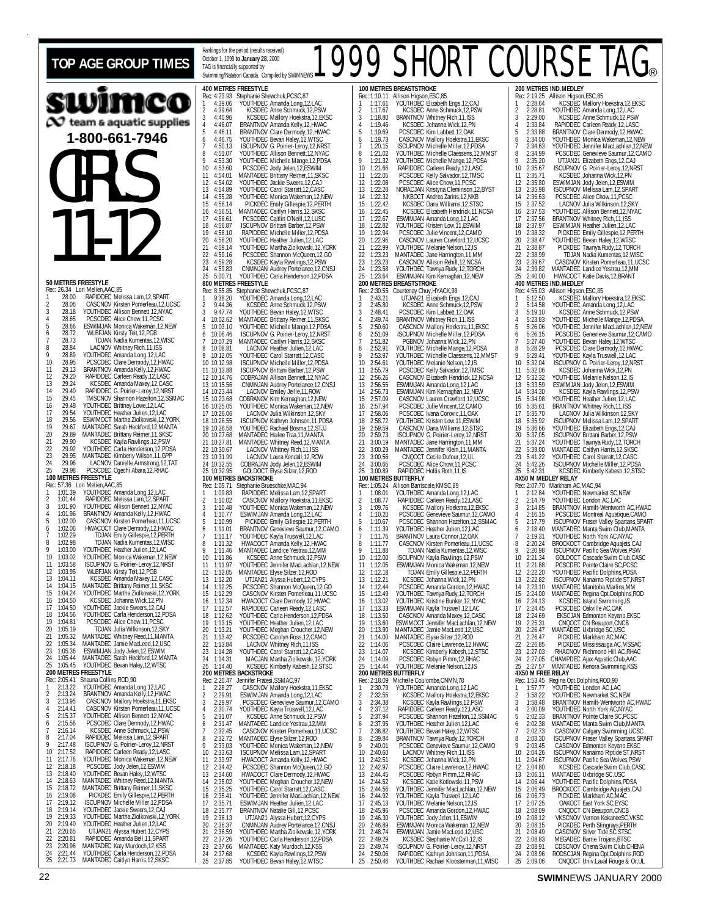# TOP AGE GROUP TIMES

Rankings for the period (results received) October 1, 1999 **to January 28**, 2000
TAG is financially supported by Swimming/Natation Canada. Compiled by SWIMNEWS

# 1999 SHORT COURSE TAG®

**swimco** team & aquatic supplies
**1-800-661-7946**

# GIRLS 11-12

### 50 METRES FREESTYLE
Rec: 26.34 Lori Melien,AAC,85

| | Time | Club | Name |
|---|---|---|---|
| 1 | 28.00 | RAPIDDEC | Melissa Lam,12,SPART |
| 2 | 28.06 | CASCNOV | Kirsten Pomerleau,12,UCSC |
| 3 | 28.18 | YOUTHDEC | Allison Bennett,12,NYAC |
| 4 | 28.65 | PCSCDEC | Alice Chow,11,PCSC |
| 5 | 28.66 | ESWIMJAN | Monica Wakeman,12,NEW |
| 6 | 28.72 | WLBFJAN | Kirsty Teit,12,PGB |
| 7 | 28.73 | TDJAN | Nadia Kumentas,12,WISC |
| 8 | 28.84 | LACNOV | Whitney Rich,11,ISS |
| 9 | 28.89 | YOUTHDEC | Amanda Long,12,LAC |
| 10 | 28.95 | PCSCDEC | Clare Dermody,12,HWAC |
| 11 | 29.13 | BRANTNOV | Amanda Kelly,12,HWAC |
| 12 | 29.20 | RAPIDDEC | Carleen Ready,12,LASC |
| 13 | 29.24 | KCSDEC | Amanda Maxey,12,CASC |
| 14 | 29.40 | RAPIDDEC | G. Poirier-Leroy,12,NRST |
| 15 | 29.45 | TMSCNOV | Shannon Hazelton,12,SSMAC |
| 16 | 29.49 | YOUTHDEC | Brittney Lowe,12,LAC |
| 17 | 29.54 | YOUTHDEC | Heather Julien,12,LAC |
| 18 | 29.56 | ESWIMOCT | Martha Ziolkowski,12,YORK |
| 19 | 29.67 | MANTADEC | Sarah Heckford,12,MANTA |
| 20 | 29.89 | MANTADEC | Brittany Reimer,11,SKSC |
| 21 | 29.90 | KCSDEC | Kayla Rawlings,12,PSW |
| 22 | 29.92 | YOUTHDEC | Carla Henderson,12,PDSA |
| 23 | 29.95 | MANTADEC | Kimberly Wilson,11,GPP |
| 24 | 29.96 | LACNOV | Danielle Armstrong,12,TAT |
| 25 | 29.98 | PCSCDEC | Ogechi Abara,12,RHAC |

### 100 METRES FREESTYLE
Rec: 57.36 Lori Melien,AAC,85

| | Time | Club | Name |
|---|---|---|---|
| 1 | 1:01.39 | YOUTHDEC | Amanda Long,12,LAC |
| 2 | 1:01.44 | RAPIDDEC | Melissa Lam,12,SPART |
| 3 | 1:01.90 | YOUTHDEC | Allison Bennett,12,NYAC |
| 4 | 1:01.96 | BRANTNOV | Amanda Kelly,12,HWAC |
| 5 | 1:02.00 | CASCNOV | Kirsten Pomerleau,11,UCSC |
| 6 | 1:02.06 | HWACOCT | Clare Dermody,12,HWAC |
| 7 | 1:02.29 | TDJAN | Emily Gillespie,12,PERTH |
| 8 | 1:02.98 | TDJAN | Nadia Kumentas,12,WISC |
| 9 | 1:03.00 | YOUTHDEC | Heather Julien,12,LAC |
| 10 | 1:03.02 | YOUTHDEC | Monica Wakeman,12,NEW |
| 11 | 1:03.58 | ISCUPNOV | G. Poirier-Leroy,12,NRST |
| 12 | 1:03.95 | WLBFJAN | Kirsty Teit,12,PGB |
| 13 | 1:04.11 | KCSDEC | Amanda Maxey,12,CASC |
| 14 | 1:04.15 | MANTADEC | Brittany Reimer,11,SKSC |
| 15 | 1:04.24 | YOUTHDEC | Martha Ziolkowski,12,YORK |
| 16 | 1:04.50 | KCSDEC | Johanna Wick,12,PN |
| 17 | 1:04.50 | YOUTHDEC | Jackie Sweers,12,CAJ |
| 18 | 1:04.56 | YOUTHDEC | Carla Henderson,12,PDSA |
| 19 | 1:04.81 | PCSCDEC | Alice Chow,11,PCSC |
| 20 | 1:05.19 | TDJAN | Julia Wilkinson,12,SKY |
| 21 | 1:05.32 | MANTADEC | Whitney Reed,11,MANTA |
| 22 | 1:05.34 | MANTADEC | Jamie MacLeod,12,USC |
| 23 | 1:05.36 | ESWIMJAN | Jody Jelen,12,ESWIM |
| 24 | 1:05.44 | MANTADEC | Sarah Heckford,12,MANTA |
| 25 | 1:05.45 | YOUTHDEC | Bevan Haley,12,WTSC |

### 200 METRES FREESTYLE
Rec: 2:05.41 Shauna Collins,ROD,90

| | Time | Club | Name |
|---|---|---|---|
| 1 | 2:13.22 | YOUTHDEC | Amanda Long,12,LAC |
| 2 | 2:13.24 | BRANTNOV | Amanda Kelly,12,HWAC |
| 3 | 2:13.95 | CASCNOV | Mallory Hoekstra,11,EKSC |
| 4 | 2:14.41 | CASCNOV | Kirsten Pomerleau,11,UCSC |
| 5 | 2:15.37 | YOUTHDEC | Allison Bennett,12,NYAC |
| 6 | 2:15.56 | PCSCDEC | Clare Dermody,12,HWAC |
| 7 | 2:16.14 | KCSDEC | Anne Schmuck,12,PSW |
| 8 | 2:17.04 | RAPIDDEC | Melissa Lam,12,SPART |
| 9 | 2:17.48 | ISCUPNOV | G. Poirier-Leroy,12,NRST |
| 10 | 2:17.52 | RAPIDDEC | Carleen Ready,12,LASC |
| 11 | 2:17.76 | YOUTHDEC | Monica Wakeman,12,NEW |
| 12 | 2:18.18 | PCSCDEC | Jody Jelen,12,ESWIM |
| 13 | 2:18.40 | YOUTHDEC | Bevan Haley,12,WTSC |
| 14 | 2:18.63 | MANTADEC | Whitney Reed,12,MANTA |
| 15 | 2:18.72 | MANTADEC | Brittany Reimer,11,SKSC |
| 16 | 2:19.08 | PICKDEC | Emily Gillespie,12,PERTH |
| 17 | 2:19.12 | ISCUPNOV | Michelle Miller,12,PDSA |
| 18 | 2:19.14 | YOUTHDEC | Jackie Sweers,12,CAJ |
| 19 | 2:19.33 | YOUTHDEC | Martha Ziolkowski,12,YORK |
| 20 | 2:19.40 | YOUTHDEC | Heather Julien,12,LAC |
| 21 | 2:20.65 | UTJAN21 | Alyssa Hubert,12,CYPS |
| 22 | 2:20.81 | RAPIDDEC | Amanda Bell,11,SPART |
| 23 | 2:20.96 | MANTADEC | Katy Murdoch,12,KSS |
| 24 | 2:21.44 | YOUTHDEC | Carla Henderson,12,PDSA |
| 25 | 2:21.73 | MANTADEC | Caitlyn Harris,12,SKSC |

### 400 METRES FREESTYLE
Rec: 4:23.93 Stephanie Shewchuk,PCSC,87

| | Time | Club | Name |
|---|---|---|---|
| 1 | 4:39.06 | YOUTHDEC | Amanda Long,12,LAC |
| 2 | 4:39.64 | KCSDEC | Anne Schmuck,12,PSW |
| 3 | 4:40.96 | KCSDEC | Mallory Hoekstra,12,EKSC |
| 4 | 4:46.07 | BRANTNOV | Amanda Kelly,12,HWAC |
| 5 | 4:46.11 | BRANTNOV | Clare Dermody,12,HWAC |
| 6 | 4:46.75 | YOUTHDEC | Bevan Haley,12,WTSC |
| 7 | 4:50.13 | ISCUPNOV | G. Poirier-Leroy,12,NRST |
| 8 | 4:51.07 | YOUTHDEC | Allison Bennett,12,NYAC |
| 9 | 4:53.30 | YOUTHDEC | Michelle Mange,12,PDSA |
| 10 | 4:53.60 | PCSCDEC | Jody Jelen,12,ESWIM |
| 11 | 4:54.01 | MANTADEC | Brittany Reimer,11,SKSC |
| 12 | 4:54.02 | YOUTHDEC | Jackie Sweers,12,CAJ |
| 13 | 4:54.89 | YOUTHDEC | Carol Starratt,12,CASC |
| 14 | 4:55.28 | YOUTHDEC | Monica Wakeman,12,NEW |
| 15 | 4:56.14 | PICKDEC | Emily Gillespie,12,PERTH |
| 16 | 4:56.51 | MANTADEC | Caitlyn Harris,12,SKSC |
| 17 | 4:56.61 | PCSCDEC | Caitlin O'Neill,12,LUSC |
| 18 | 4:56.87 | ISCUPNOV | Brittani Barber,12,PSW |
| 19 | 4:58.10 | RAPIDDEC | Michelle Miller,12,PDSA |
| 20 | 4:58.20 | YOUTHDEC | Heather Julien,12,LAC |
| 21 | 4:59.14 | YOUTHDEC | Martha Ziolkowski,12,YORK |
| 22 | 4:59.16 | PCSCDEC | Shannon McQueen,12,GO |
| 23 | 4:59.28 | KCSDEC | Kayla Rawlings,12,PSW |
| 24 | 4:59.83 | CNMNJAN | Audrey Portelance,12,CNSJ |
| 25 | 5:00.71 | YOUTHDEC | Carla Henderson,12,PDSA |

### 800 METRES FREESTYLE
Rec: 8:55.85 Stephanie Shewchuk,PCSC,87

| | Time | Club | Name |
|---|---|---|---|
| 1 | 9:38.20 | YOUTHDEC | Amanda Long,12,LAC |
| 2 | 9:44.36 | KCSDEC | Anne Schmuck,12,PSW |
| 3 | 9:47.74 | YOUTHDEC | Bevan Haley,12,WTSC |
| 4 | 10:02.62 | MANTADEC | Brittany Reimer,11,SKSC |
| 5 | 10:03.10 | YOUTHDEC | Michelle Mange,12,PDSA |
| 6 | 10:06.46 | ISCUPNOV | G. Poirier-Leroy,12,NRST |
| 7 | 10:07.29 | MANTADEC | Caitlyn Harris,12,SKSC |
| 8 | 10:08.81 | LACNOV | Heather Julien,12,LAC |
| 9 | 10:12.05 | YOUTHDEC | Carol Starratt,12,CASC |
| 10 | 10:12.98 | ISCUPNOV | Michelle Miller,12,PDSA |
| 11 | 10:13.88 | ISCUPNOV | Brittani Barber,12,PSW |
| 12 | 10:14.76 | COBRAJAN | Allison Bennett,12,NYAC |
| 13 | 10:15.56 | CNMNJAN | Audrey Portelance,12,CNSJ |
| 14 | 10:23.44 | LACNOV | Emiley Jellie,11,ROW |
| 15 | 10:23.68 | COBRANOV | Kim Kernaghan,12,NEW |
| 16 | 10:25.05 | YOUTHDEC | Monica Wakeman,12,NEW |
| 17 | 10:26.06 | LACNOV | Julia Wilkinson,12,SKY |
| 18 | 10:26.55 | ISCUPNOV | Kathryn Johnson,11,PDSA |
| 19 | 10:26.58 | YOUTHDEC | Rachael Bosma,12,STJJ |
| 20 | 10:27.68 | MANTADEC | Hailee Traa,11,MANTA |
| 21 | 10:27.81 | MANTADEC | Whitney Reed,12,MANTA |
| 22 | 10:30.67 | LACNOV | Whitney Rich,11,ISS |
| 23 | 10:31.99 | LACNOV | Laura Kendall,12,ROW |
| 24 | 10:32.55 | COBRAJAN | Jody Jelen,12,ESWIM |
| 25 | 10:32.95 | GOLDOCT | Elyse Silzer,12,ROD |

### 100 METRES BACKSTROKE
Rec: 1:05.71 Stephanie Brueschke,MAC,94

| | Time | Club | Name |
|---|---|---|---|
| 1 | 1:09.83 | RAPIDDEC | Melissa Lam,12,SPART |
| 2 | 1:10.02 | CASCNOV | Mallory Hoekstra,11,EKSC |
| 3 | 1:10.48 | YOUTHDEC | Monica Wakeman,12,NEW |
| 4 | 1:10.77 | ESWIMJAN | Amanda Long,12,LAC |
| 5 | 1:10.99 | PICKDEC | Emily Gillespie,12,PERTH |
| 6 | 1:11.01 | BRANTNOV | Genevieve Saumur,12,CAMO |
| 7 | 1:11.17 | YOUTHDEC | Kayla Truswell,12,LAC |
| 8 | 1:11.32 | HWACOCT | Amanda Kelly,12,HWAC |
| 9 | 1:11.46 | MANTADEC | Landice Yestrau,12,MM |
| 10 | 1:11.86 | KCSDEC | Anne Schmuck,12,PSW |
| 11 | 1:11.97 | YOUTHDEC | Jennifer MacLachlan,12,NEW |
| 12 | 1:12.05 | MANTADEC | Elyse Silzer,12,ROD |
| 13 | 1:12.20 | UTJAN21 | Alyssa Hubert,12,CYPS |
| 14 | 1:12.25 | PCSCDEC | Shannon McQueen,12,GO |
| 15 | 1:12.29 | CASCNOV | Kirsten Pomerleau,11,UCSC |
| 16 | 1:12.34 | HWACOCT | Clare Dermody,12,HWAC |
| 17 | 1:12.57 | RAPIDDEC | Carleen Ready,12,LASC |
| 18 | 1:12.62 | YOUTHDEC | Carla Henderson,12,PDSA |
| 19 | 1:13.15 | YOUTHDEC | Heather Julien,12,LAC |
| 20 | 1:13.21 | YOUTHDEC | Meghan Croucher,12,NEW |
| 21 | 1:13.42 | PCSCDEC | Carolyn Ross,12,CAMO |
| 22 | 1:13.84 | LACNOV | Whitney Rich,11,ISS |
| 23 | 1:14.28 | YOUTHDEC | Carol Starratt,12,CASC |
| 24 | 1:14.31 | MACJAN | Martha Ziolkowski,12,YORK |
| 25 | 1:14.40 | KCSDEC | Kimberly Kabesh,12,STSC |

### 200 METRES BACKSTROKE
Rec: 2:20.47 Jennifer Fratesi,SSMAC,97

| | Time | Club | Name |
|---|---|---|---|
| 1 | 2:28.27 | CASCNOV | Mallory Hoekstra,11,EKSC |
| 2 | 2:29.91 | ESWIMJAN | Amanda Long,12,LAC |
| 3 | 2:29.97 | PCSCDEC | Genevieve Saumur,12,CAMO |
| 4 | 2:30.74 | YOUTHDEC | Kayla Truswell,12,LAC |
| 5 | 2:31.07 | KCSDEC | Anne Schmuck,12,PSW |
| 6 | 2:31.47 | MANTADEC | Landice Yestrau,12,MM |
| 7 | 2:32.45 | CASCNOV | Kirsten Pomerleau,11,UCSC |
| 8 | 2:32.72 | MANTADEC | Elyse Silzer,12,ROD |
| 9 | 2:33.03 | YOUTHDEC | Monica Wakeman,12,NEW |
| 10 | 2:33.63 | ISCUPNOV | Melissa Lam,12,SPART |
| 11 | 2:33.97 | HWACOCT | Amanda Kelly,12,HWAC |
| 12 | 2:34.42 | PCSCDEC | Shannon McQueen,12,GO |
| 13 | 2:34.60 | HWACOCT | Clare Dermody,12,HWAC |
| 14 | 2:35.02 | YOUTHDEC | Meghan Croucher,12,NEW |
| 15 | 2:35.25 | YOUTHDEC | Carol Starratt,12,CASC |
| 16 | 2:35.41 | YOUTHDEC | Jennifer MacLachlan,12,NEW |
| 17 | 2:35.71 | ESWIMJAN | Heather Julien,12,LAC |
| 18 | 2:35.77 | BRANTNOV | Natalie Gill,12,PCSC |
| 19 | 2:36.13 | UTJAN21 | Alyssa Hubert,12,CYPS |
| 20 | 2:36.37 | CNMNJAN | Audrey Portelance,12,CNSJ |
| 21 | 2:36.59 | YOUTHDEC | Martha Ziolkowski,12,YORK |
| 22 | 2:37.26 | YOUTHDEC | Carla Henderson,12,PDSA |
| 23 | 2:37.66 | MANTADEC | Katy Murdoch,12,KSS |
| 24 | 2:37.68 | KCSDEC | Kayla Rawlings,12,PSW |
| 25 | 2:37.85 | YOUTHDEC | Bevan Haley,12,WTSC |

### 100 METRES BREASTSTROKE
Rec: 1:10.11 Allison Higson,ESC,85

| | Time | Club | Name |
|---|---|---|---|
| 1 | 1:17.61 | YOUTHDEC | Elizabeth Engs,12,CAJ |
| 2 | 1:17.67 | KCSDEC | Anne Schmuck,12,PSW |
| 3 | 1:18.80 | BRANTNOV | Whitney Rich,11,ISS |
| 4 | 1:19.46 | KCSDEC | Johanna Wick,12,PN |
| 5 | 1:19.69 | PCSCDEC | Kim Labbett,12,OAK |
| 6 | 1:19.73 | CASCNOV | Mallory Hoekstra,11,EKSC |
| 7 | 1:20.15 | ISCUPNOV | Michelle Miller,12,PDSA |
| 8 | 1:21.02 | YOUTHDEC | Michelle Claessens,12,MMST |
| 9 | 1:21.32 | YOUTHDEC | Michelle Mange,12,PDSA |
| 10 | 1:21.66 | RAPIDDEC | Carleen Ready,12,LASC |
| 11 | 1:22.05 | PCSCDEC | Kelly Salvador,12,TMSC |
| 12 | 1:22.08 | PCSCDEC | Alice Chow,11,PCSC |
| 13 | 1:22.28 | NORACJAN | Kristyna Cleminson,12,BYST |
| 14 | 1:22.32 | NKBOCT | Andrea Zarins,12,NKB |
| 15 | 1:22.42 | KCSDEC | Dana Williams,12,STSC |
| 16 | 1:22.45 | KCSDEC | Elizabeth Hendrick,11,NCSA |
| 17 | 1:22.67 | ESWIMJAN | Amanda Long,12,LAC |
| 18 | 1:22.82 | YOUTHDEC | Kristen Low,11,ESWIM |
| 19 | 1:22.94 | PCSCDEC | Julie Vincent,12,CAMO |
| 20 | 1:22.96 | CASCNOV | Lauren Crawford,12,UCSC |
| 21 | 1:22.99 | YOUTHDEC | Melanie Nelson,12,IS |
| 22 | 1:23.23 | MANTADEC | Jane Harrington,11,MM |
| 23 | 1:23.23 | CASCNOV | Allison Rehill,12,NCSA |
| 24 | 1:23.58 | YOUTHDEC | Tawnya Rudy,12,TORCH |
| 25 | 1:23.64 | ESWIMJAN | Kim Kernaghan,12,NEW |

### 200 METRES BREASTSTROKE
Rec: 2:30.55 Courtenay Chuy,HYACK,98

| | Time | Club | Name |
|---|---|---|---|
| 1 | 2:43.21 | UTJAN21 | Elizabeth Engs,12,CAJ |
| 2 | 2:45.80 | KCSDEC | Anne Schmuck,12,PSW |
| 3 | 2:48.41 | PCSCDEC | Kim Labbett,12,OAK |
| 4 | 2:49.74 | BRANTNOV | Whitney Rich,11,ISS |
| 5 | 2:50.60 | CASCNOV | Mallory Hoekstra,11,EKSC |
| 6 | 2:51.09 | ISCUPNOV | Michelle Miller,12,PDSA |
| 7 | 2:51.82 | PGBNOV | Johanna Wick,12,PN |
| 8 | 2:52.91 | YOUTHDEC | Michelle Mange,12,PDSA |
| 9 | 2:53.97 | YOUTHDEC | Michelle Claessens,12,MMST |
| 10 | 2:54.61 | YOUTHDEC | Melanie Nelson,12,IS |
| 11 | 2:55.79 | PCSCDEC | Kelly Salvador,12,TMSC |
| 12 | 2:56.26 | CASCNOV | Elizabeth Hendrick,12,NCSA |
| 13 | 2:56.55 | ESWIMJAN | Amanda Long,12,LAC |
| 14 | 2:56.73 | ESWIMJAN | Kim Kernaghan,12,NEW |
| 15 | 2:57.09 | CASCNOV | Lauren Crawford,12,UCSC |
| 16 | 2:57.94 | PCSCDEC | Julie Vincent,12,CAMO |
| 17 | 2:58.06 | PCSCDEC | Ivana Corovic,11,OAK |
| 18 | 2:58.72 | YOUTHDEC | Kristen Low,11,ESWIM |
| 19 | 2:59.59 | CASCNOV | Dana Williams,12,STSC |
| 20 | 2:59.73 | ISCUPNOV | G. Poirier-Leroy,12,NRST |
| 21 | 3:00.19 | MANTADEC | Jane Harrington,11,MM |
| 22 | 3:00.29 | MANTADEC | Jennifer Klein,11,MANTA |
| 23 | 3:00.56 | CNQOCT | Cecile Dufour,12,UL |
| 24 | 3:00.66 | PCSCDEC | Alice Chow,11,PCSC |
| 25 | 3:00.89 | RAPIDDEC | Hollis Roth,11,IS |

### 100 METRES BUTTERFLY
Rec: 1:05.24 Allison Barriscale,KMSC,89

| | Time | Club | Name |
|---|---|---|---|
| 1 | 1:08.01 | YOUTHDEC | Amanda Long,12,LAC |
| 2 | 1:08.77 | RAPIDDEC | Carleen Ready,12,LASC |
| 3 | 1:09.76 | KCSDEC | Mallory Hoekstra,12,EKSC |
| 4 | 1:10.20 | PCSCDEC | Genevieve Saumur,12,CAMO |
| 5 | 1:10.67 | PCSCDEC | Shannon Hazelton,12,SSMAC |
| 6 | 1:11.39 | YOUTHDEC | Heather Julien,12,LAC |
| 7 | 1:11.76 | BRANTNOV | Laura Connor,12,OAK |
| 8 | 1:11.77 | CASCNOV | Kirsten Pomerleau,11,UCSC |
| 9 | 1:11.88 | TDJAN | Nadia Kumentas,12,WISC |
| 10 | 1:12.00 | ISCUPNOV | Kayla Rawlings,12,PSW |
| 11 | 1:12.05 | ESWIMJAN | Monica Wakeman,12,NEW |
| 12 | 1:12.18 | TDJAN | Emily Gillespie,12,PERTH |
| 13 | 1:12.21 | KCSDEC | Johanna Wick,12,PN |
| 14 | 1:12.44 | PCSCDEC | Amanda Gordon,12,HWAC |
| 15 | 1:12.49 | YOUTHDEC | Tawnya Rudy,12,TORCH |
| 16 | 1:13.02 | YOUTHDEC | Kristine Bunker,12,NYAC |
| 17 | 1:13.33 | ESWIMJAN | Kayla Truswell,12,LAC |
| 18 | 1:13.50 | CASCNOV | Amanda Maxey,12,CASC |
| 19 | 1:13.60 | ESWIMOCT | Jennifer MacLachlan,12,NEW |
| 20 | 1:13.90 | MANTADEC | Jamie MacLeod,12,USC |
| 21 | 1:14.00 | MANTADEC | Elyse Silzer,12,ROD |
| 22 | 1:14.06 | PCSCDEC | Claire Lawrence,12,HWAC |
| 23 | 1:14.07 | KCSDEC | Kimberly Kabesh,12,STSC |
| 24 | 1:14.09 | PCSCDEC | Robyn Pimm,12,RHAC |
| 25 | 1:14.44 | YOUTHDEC | Melanie Nelson,12,IS |

### 200 METRES BUTTERFLY
Rec: 2:18.09 Michelle Coulombe,CNMN,78

| | Time | Club | Name |
|---|---|---|---|
| 1 | 2:30.79 | YOUTHDEC | Amanda Long,12,LAC |
| 2 | 2:32.55 | KCSDEC | Mallory Hoekstra,12,EKSC |
| 3 | 2:34.38 | KCSDEC | Kayla Rawlings,12,PSW |
| 4 | 2:37.12 | RAPIDDEC | Carleen Ready,12,LASC |
| 5 | 2:37.94 | PCSCDEC | Shannon Hazelton,12,SSMAC |
| 6 | 2:37.95 | YOUTHDEC | Heather Julien,12,LAC |
| 7 | 2:38.82 | YOUTHDEC | Bevan Haley,12,WTSC |
| 8 | 2:39.84 | BRANTNOV | Tawnya Rudy,12,TORCH |
| 9 | 2:40.01 | PCSCDEC | Genevieve Saumur,12,CAMO |
| 10 | 2:40.60 | LACNOV | Whitney Rich,11,ISS |
| 11 | 2:42.51 | KCSDEC | Johanna Wick,12,PN |
| 12 | 2:42.97 | PCSCDEC | Claire Lawrence,12,HWAC |
| 13 | 2:44.45 | PCSCDEC | Robyn Pimm,12,RHAC |
| 14 | 2:44.52 | KCSDEC | Katie Kotlowski,11,PSW |
| 15 | 2:44.56 | YOUTHDEC | Jennifer MacLachlan,12,NEW |
| 16 | 2:44.92 | YOUTHDEC | Kayla Truswell,12,LAC |
| 17 | 2:45.13 | YOUTHDEC | Melanie Nelson,12,IS |
| 18 | 2:45.96 | PCSCDEC | Amanda Gordon,12,HWAC |
| 19 | 2:46.30 | YOUTHDEC | Jody Jelen,11,ESWIM |
| 20 | 2:46.89 | ESWIMJAN | Monica Wakeman,12,NEW |
| 21 | 2:48.74 | ESWIMJAN | Jamie MacLeod,12,USC |
| 22 | 2:49.29 | KCSDEC | Stephanie McColl,12,IS |
| 23 | 2:49.74 | ISCUPNOV | G. Poirier-Leroy,12,NRST |
| 24 | 2:50.06 | RAPIDDEC | Kathryn Johnson,11,PDSA |
| 25 | 2:50.46 | YOUTHDEC | Rachael Kloosterman,11,WISC |

### 200 METRES IND.MEDLEY
Rec: 2:19.25 Allison Higson,ESC,85

| | Time | Club | Name |
|---|---|---|---|
| 1 | 2:28.64 | KCSDEC | Mallory Hoekstra,12,EKSC |
| 2 | 2:28.81 | YOUTHDEC | Amanda Long,12,LAC |
| 3 | 2:29.00 | KCSDEC | Anne Schmuck,12,PSW |
| 4 | 2:33.84 | RAPIDDEC | Carleen Ready,12,LASC |
| 5 | 2:33.88 | BRANTNOV | Clare Dermody,12,HWAC |
| 6 | 2:34.00 | YOUTHDEC | Monica Wakeman,12,NEW |
| 7 | 2:34.63 | YOUTHDEC | Jennifer MacLachlan,12,NEW |
| 8 | 2:34.99 | PCSCDEC | Genevieve Saumur,12,CAMO |
| 9 | 2:35.20 | UTJAN21 | Elizabeth Engs,12,CAJ |
| 10 | 2:35.67 | ISCUPNOV | G. Poirier-Leroy,12,NRST |
| 11 | 2:35.71 | KCSDEC | Johanna Wick,12,PN |
| 12 | 2:35.80 | ESWIMJAN | Jody Jelen,12,ESWIM |
| 13 | 2:35.98 | ISCUPNOV | Melissa Lam,12,SPART |
| 14 | 2:36.63 | PCSCDEC | Alice Chow,11,PCSC |
| 15 | 2:37.52 | LACNOV | Julia Wilkinson,12,SKY |
| 16 | 2:37.53 | YOUTHDEC | Allison Bennett,12,NYAC |
| 17 | 2:37.56 | BRANTNOV | Whitney Rich,11,ISS |
| 18 | 2:37.97 | ESWIMJAN | Heather Julien,12,LAC |
| 19 | 2:38.32 | PICKDEC | Emily Gillespie,12,PERTH |
| 20 | 2:38.47 | YOUTHDEC | Bevan Haley,12,WTSC |
| 21 | 2:38.87 | PICKDEC | Tawnya Rudy,12,TORCH |
| 22 | 2:38.99 | TDJAN | Nadia Kumentas,12,WISC |
| 23 | 2:39.67 | CASCNOV | Kirsten Pomerleau,11,UCSC |
| 24 | 2:39.82 | MANTADEC | Landice Yestrau,12,MM |
| 25 | 2:40.00 | HWACOCT | Katie Davis,12,BRANT |

### 400 METRES IND.MEDLEY
Rec: 4:55.03 Allison Higson,ESC,85

| | Time | Club | Name |
|---|---|---|---|
| 1 | 5:12.50 | KCSDEC | Mallory Hoekstra,12,EKSC |
| 2 | 5:14.58 | YOUTHDEC | Amanda Long,12,LAC |
| 3 | 5:19.10 | KCSDEC | Anne Schmuck,12,PSW |
| 4 | 5:23.83 | YOUTHDEC | Michelle Mange,12,PDSA |
| 5 | 5:26.06 | YOUTHDEC | Jennifer MacLachlan,12,NEW |
| 6 | 5:26.15 | PCSCDEC | Genevieve Saumur,12,CAMO |
| 7 | 5:27.40 | YOUTHDEC | Bevan Haley,12,WTSC |
| 8 | 5:28.29 | PCSCDEC | Clare Dermody,12,HWAC |
| 9 | 5:29.41 | YOUTHDEC | Kayla Truswell,12,LAC |
| 10 | 5:32.04 | ISCUPNOV | G. Poirier-Leroy,12,NRST |
| 11 | 5:32.06 | KCSDEC | Johanna Wick,12,PN |
| 12 | 5:32.32 | YOUTHDEC | Melanie Nelson,12,IS |
| 13 | 5:33.59 | ESWIMJAN | Jody Jelen,12,ESWIM |
| 14 | 5:34.30 | KCSDEC | Kayla Rawlings,12,PSW |
| 15 | 5:34.98 | YOUTHDEC | Heather Julien,12,LAC |
| 16 | 5:35.61 | BRANTNOV | Whitney Rich,11,ISS |
| 17 | 5:35.70 | LACNOV | Julia Wilkinson,12,SKY |
| 18 | 5:35.92 | ISCUPNOV | Melissa Lam,12,SPART |
| 19 | 5:36.66 | YOUTHDEC | Elizabeth Engs,12,CAJ |
| 20 | 5:37.05 | ISCUPNOV | Brittani Barber,12,PSW |
| 21 | 5:37.24 | YOUTHDEC | Tawnya Rudy,12,TORCH |
| 22 | 5:39.00 | MANTADEC | Caitlyn Harris,12,SKSC |
| 23 | 5:41.22 | YOUTHDEC | Carol Starratt,12,CASC |
| 24 | 5:42.26 | ISCUPNOV | Michelle Miller,12,PDSA |
| 25 | 5:42.31 | KCSDEC | Kimberly Kabesh,12,STSC |

### 4X50 M MEDLEY RELAY
Rec: 2:07.70 Markham AC,MAC,94

| | Time | Meet | Team |
|---|---|---|---|
| 1 | 2:12.84 | YOUTHDEC | Newmarket SC,NEW |
| 2 | 2:14.79 | YOUTHDEC | London AC,LAC |
| 3 | 2:14.85 | BRANTNOV | Hamilt-Wentworth AC,HWAC |
| 4 | 2:16.15 | PCSCDEC | Montreal Aquatique,CAMO |
| 5 | 2:17.79 | ISCUPNOV | Fraser Valley Spartans,SPART |
| 6 | 2:18.40 | MANTADEC | Manta Swim Club,MANTA |
| 7 | 2:19.31 | YOUTHDEC | North York AC,NYAC |
| 8 | 2:20.24 | BROCKOCT | Cambridge Aquajets,CAJ |
| 9 | 2:20.98 | ISCUPNOV | Pacific Sea Wolves,PSW |
| 10 | 2:21.34 | GOLDOCT | Cascade Swim Club,CASC |
| 11 | 2:21.88 | PCSCDEC | Pointe Claire SC,PCSC |
| 12 | 2:22.20 | YOUTHDEC | Pacific Dolphins,PDSA |
| 13 | 2:22.82 | ISCUPNOV | Nanaimo Riptide ST,NRST |
| 14 | 2:23.10 | MANTADEC | Manitoba Marlins,MM |
| 15 | 2:24.00 | MANTADEC | Regina Opt.Dolphins,ROD |
| 16 | 2:24.13 | KCSDEC | Island Swimming,IS |
| 17 | 2:24.45 | PCSCDEC | Oakville AC,OAK |
| 18 | 2:24.69 | EKSCJAN | Edmonton Keyano,EKSC |
| 19 | 2:25.31 | CNQOCT | CN Beauport,CNCB |
| 20 | 2:26.47 | MANTADEC | Uxbridge SC,USC |
| 21 | 2:26.47 | PICKDEC | Markham AC,MAC |
| 22 | 2:26.85 | PICKDEC | Mississauga AC,MSSAC |
| 23 | 2:27.03 | RHACNOV | Richmond Hill AC,RHAC |
| 24 | 2:27.05 | CHAMPDEC | Ajax Aquatic Club,AAC |
| 25 | 2:27.57 | MANTADEC | Kenora Swimming,KSS |

### 4X50 M FREE RELAY
Rec: 1:53.45 Regina Opt.Dolphins,ROD,90

| | Time | Meet | Team |
|---|---|---|---|
| 1 | 1:57.77 | YOUTHDEC | London AC,LAC |
| 2 | 1:58.22 | YOUTHDEC | Newmarket SC,NEW |
| 3 | 1:58.48 | BRANTNOV | Hamilt-Wentworth AC,HWAC |
| 4 | 2:00.09 | YOUTHDEC | North York AC,NYAC |
| 5 | 2:02.33 | BRANTNOV | Pointe Claire SC,PCSC |
| 6 | 2:02.38 | MANTADEC | Manta Swim Club,MANTA |
| 7 | 2:02.73 | CASCNOV | Calgary Swimming,UCSC |
| 8 | 2:03.30 | ISCUPNOV | Fraser Valley Spartans,SPART |
| 9 | 2:03.45 | CASCNOV | Edmonton Keyano,EKSC |
| 10 | 2:04.26 | ISCUPNOV | Nanaimo Riptide ST,NRST |
| 11 | 2:04.67 | ISCUPNOV | Pacific Sea Wolves,PSW |
| 12 | 2:04.80 | KCSDEC | Cascade Swim Club,CASC |
| 13 | 2:06.11 | MANTADEC | Uxbridge SC,USC |
| 14 | 2:06.44 | YOUTHDEC | Pacific Dolphins,PDSA |
| 15 | 2:06.49 | BROCKOCT | Cambridge Aquajets,CAJ |
| 16 | 2:06.73 | PICKDEC | Markham AC,MAC |
| 17 | 2:07.25 | OAKOCT | East York SC,EYSC |
| 18 | 2:08.09 | CNQOCT | CN Beauport,CNCB |
| 19 | 2:08.12 | VKSCNOV | Vernon KokaneeSC,VKSC |
| 20 | 2:08.15 | PICKDEC | Perth Stingrays,PERTH |
| 21 | 2:08.49 | CASCNOV | Silver Tide SC,STSC |
| 22 | 2:08.83 | MEGADEC | Barrie Trojans,BTSC |
| 23 | 2:08.91 | CDSCNOV | Chena Swim Club,CHENA |
| 24 | 2:08.96 | RODSCJAN | Regina Opt.Dolphins,ROD |
| 25 | 2:09.06 | CNQOCT | Univ.Laval Rouge & Or,UL |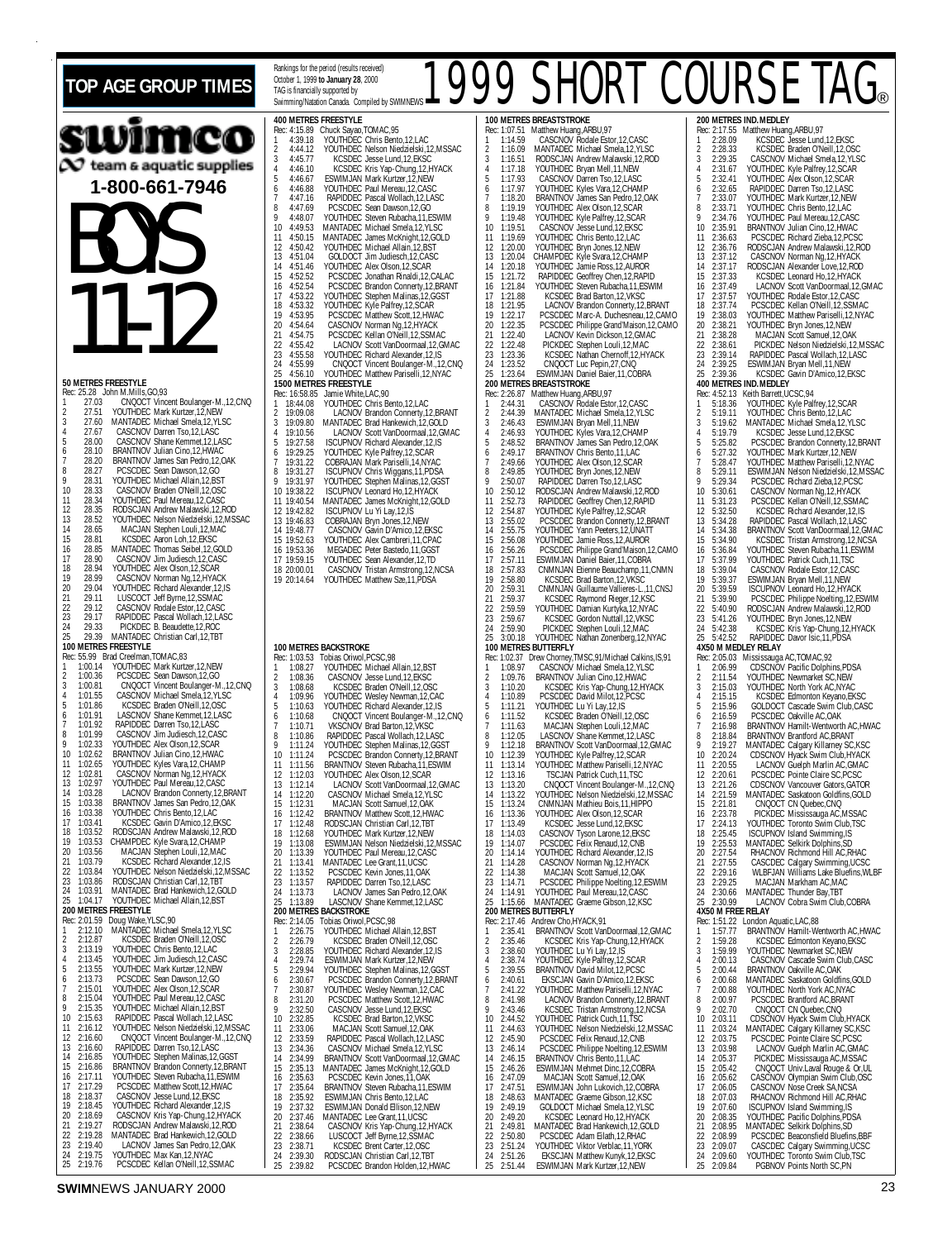# TOP AGE GROUP TIMES

Rankings for the period (results received) October 1, 1999 **to January 28**, 2000
TAG is financially supported by Swimming/Natation Canada. Compiled by SWIMNEWS

# 1999 SHORT COURSE TAG®

**swimco** team & aquatic supplies
**1-800-661-7946**

# BOYS 11-12

### 50 METRES FREESTYLE
Rec: 25.28 John M.Mills,GO,93
1 27.03 CNQOCT Vincent Boulanger-M.,12,CNQ
2 27.51 YOUTHDEC Mark Kurtzer,12,NEW
3 27.60 MANTADEC Michael Smela,12,YLSC
4 27.67 CASCNOV Darren Tso,12,LASC
5 28.00 CASCNOV Shane Kemmet,12,LASC
6 28.10 BRANTNOV Julian Cino,12,HWAC
7 28.20 BRANTNOV James San Pedro,12,OAK
8 28.27 PCSCDEC Sean Dawson,12,GO
9 28.31 YOUTHDEC Michael Allain,12,BST
10 28.33 CASCNOV Braden O'Neill,12,OSC
11 28.34 YOUTHDEC Paul Mereau,12,CASC
12 28.35 RODSCJAN Andrew Malawski,12,ROD
13 28.52 YOUTHDEC Nelson Niedzielski,12,MSSAC
14 28.65 MACJAN Stephen Louli,12,MAC
15 28.81 KCSDEC Aaron Loh,12,EKSC
16 28.85 MANTADEC Thomas Seibel,12,GOLD
17 28.90 CASCNOV Jim Judiesch,12,CASC
18 28.94 YOUTHDEC Alex Olson,12,SCAR
19 28.99 CASCNOV Norman Ng,12,HYACK
20 29.04 YOUTHDEC Richard Alexander,12,IS
21 29.11 LUSCOCT Jeff Byrne,12,SSMAC
22 29.12 CASCNOV Rodale Estor,12,CASC
23 29.17 RAPIDDEC Pascal Wollach,12,LASC
24 29.33 PICKDEC B. Beaudette,12,ROC
25 29.39 MANTADEC Christian Carl,12,TBT

### 100 METRES FREESTYLE
Rec: 55.99 Brad Creelman,TOMAC,83
1 1:00.14 YOUTHDEC Mark Kurtzer,12,NEW
2 1:00.36 PCSCDEC Sean Dawson,12,GO
3 1:00.81 CNQOCT Vincent Boulanger-M.,12,CNQ
4 1:01.55 CASCNOV Michael Smela,12,YLSC
5 1:01.86 KCSDEC Braden O'Neill,12,OSC
6 1:01.91 LASCNOV Shane Kemmet,12,LASC
7 1:01.92 RAPIDDEC Darren Tso,12,LASC
8 1:01.99 CASCNOV Jim Judiesch,12,CASC
9 1:02.33 YOUTHDEC Alex Olson,12,SCAR
10 1:02.62 BRANTNOV Julian Cino,12,HWAC
11 1:02.65 YOUTHDEC Kyles Vara,12,CHAMP
12 1:02.81 CASCNOV Norman Ng,12,HYACK
13 1:02.97 YOUTHDEC Paul Mereau,12,CASC
14 1:03.28 LACNOV Brandon Connerty,12,BRANT
15 1:03.38 BRANTNOV James San Pedro,12,OAK
16 1:03.38 YOUTHDEC Chris Bento,12,LAC
17 1:03.41 KCSDEC Gavin D'Amico,12,EKSC
18 1:03.52 RODSCJAN Andrew Malawski,12,ROD
19 1:03.53 CHAMPDEC Kyle Svara,12,CHAMP
20 1:03.56 MACJAN Stephen Louli,12,MAC
21 1:03.79 KCSDEC Richard Alexander,12,IS
22 1:03.84 YOUTHDEC Nelson Niedzielski,12,MSSAC
23 1:03.86 RODSCJAN Christian Carl,12,TBT
24 1:03.91 MANTADEC Brad Hankewich,12,GOLD
25 1:04.17 YOUTHDEC Michael Allain,12,BST

### 200 METRES FREESTYLE
Rec: 2:01.59 Doug Wake,YLSC,90
1 2:12.10 MANTADEC Michael Smela,12,YLSC
2 2:12.87 KCSDEC Braden O'Neill,12,OSC
3 2:13.19 YOUTHDEC Chris Bento,12,LAC
4 2:13.45 YOUTHDEC Jim Judiesch,12,CASC
5 2:13.55 YOUTHDEC Mark Kurtzer,12,NEW
6 2:13.73 PCSCDEC Sean Dawson,12,GO
7 2:15.01 YOUTHDEC Alex Olson,12,SCAR
8 2:15.04 YOUTHDEC Paul Mereau,12,CASC
9 2:15.35 YOUTHDEC Michael Allain,12,BST
10 2:15.63 RAPIDDEC Pascal Wollach,12,LASC
11 2:16.12 YOUTHDEC Nelson Niedzielski,12,MSSAC
12 2:16.60 CNQOCT Vincent Boulanger-M.,12,CNQ
13 2:16.60 RAPIDDEC Darren Tso,12,LASC
14 2:16.85 YOUTHDEC Stephen Malinas,12,GGST
15 2:16.86 BRANTNOV Brandon Connerty,12,BRANT
16 2:17.11 YOUTHDEC Steven Rubacha,11,ESWIM
17 2:17.29 PCSCDEC Matthew Scott,12,HWAC
18 2:18.37 CASCNOV Jesse Lund,12,EKSC
19 2:18.45 YOUTHDEC Richard Alexander,12,IS
20 2:18.69 CASCNOV Kris Yap-Chung,12,HYACK
21 2:19.27 RODSCJAN Andrew Malawski,12,ROD
22 2:19.28 MANTADEC Brad Hankewich,12,GOLD
23 2:19.40 LACNOV James San Pedro,12,OAK
24 2:19.75 YOUTHDEC Max Kan,12,NYAC
25 2:19.76 PCSCDEC Kellan O'Neill,12,SSMAC

### 400 METRES FREESTYLE
Rec: 4:15.89 Chuck Sayao,TOMAC,95
1 4:39.18 YOUTHDEC Chris Bento,12,LAC
2 4:44.12 YOUTHDEC Nelson Niedzielski,12,MSSAC
3 4:45.77 KCSDEC Jesse Lund,12,EKSC
4 4:46.10 KCSDEC Kris Yap-Chung,12,HYACK
5 4:46.67 ESWIMJAN Mark Kurtzer,12,NEW
6 4:46.88 YOUTHDEC Paul Mereau,12,CASC
7 4:47.16 RAPIDDEC Pascal Wollach,12,LASC
8 4:47.69 PCSCDEC Sean Dawson,12,GO
9 4:48.07 YOUTHDEC Steven Rubacha,11,ESWIM
10 4:49.53 MANTADEC Michael Smela,12,YLSC
11 4:50.15 MANTADEC James McKnight,12,GOLD
12 4:50.42 YOUTHDEC Michael Allain,12,BST
13 4:51.04 GOLDOCT Jim Judiesch,12,CASC
14 4:51.46 YOUTHDEC Alex Olson,12,SCAR
15 4:52.52 PCSCDEC Jonathan Rinaldi,12,CALAC
16 4:52.54 PCSCDEC Brandon Connerty,12,BRANT
17 4:53.22 YOUTHDEC Stephen Malinas,12,GGST
18 4:53.32 YOUTHDEC Kyle Palfrey,12,SCAR
19 4:53.95 PCSCDEC Matthew Scott,12,HWAC
20 4:54.64 CASCNOV Norman Ng,12,HYACK
21 4:54.75 PCSCDEC Kellan O'Neill,12,SSMAC
22 4:55.42 LACNOV Scott VanDoormaal,12,GMAC
23 4:55.58 YOUTHDEC Richard Alexander,12,IS
24 4:55.99 CNQOCT Vincent Boulanger-M.,12,CNQ
25 4:56.10 YOUTHDEC Matthew Pariselli,12,NYAC

### 1500 METRES FREESTYLE
Rec: 16:58.85 Jamie White,LAC,90
1 18:44.08 YOUTHDEC Chris Bento,12,LAC
2 19:09.08 LACNOV Brandon Connerty,12,BRANT
3 19:09.80 MANTADEC Brad Hankewich,12,GOLD
4 19:10.56 LACNOV Scott VanDoormaal,12,GMAC
5 19:27.58 ISCUPNOV Richard Alexander,12,IS
6 19:29.25 YOUTHDEC Kyle Palfrey,12,SCAR
7 19:31.22 COBRAJAN Mark Pariselli,14,NYAC
8 19:31.27 ISCUPNOV Chris Wiggans,11,PDSA
9 19:31.97 YOUTHDEC Stephen Malinas,12,GGST
10 19:38.22 ISCUPNOV Leonard Ho,12,HYACK
11 19:40.54 MANTADEC James McKnight,12,GOLD
12 19:42.82 ISCUPNOV Lu Yi Lay,12,IS
13 19:46.83 COBRAJAN Bryn Jones,12,NEW
14 19:48.77 CASCNOV Gavin D'Amico,12,EKSC
15 19:52.63 YOUTHDEC Alex Cambreri,11,CPAC
16 19:53.36 MEGADEC Peter Bastedo,11,GGST
17 19:59.15 YOUTHDEC Sean Alexander,12,TD
18 20:00.01 CASCNOV Tristan Armstrong,12,NCSA
19 20:14.64 YOUTHDEC Matthew Sze,11,PDSA

### 100 METRES BACKSTROKE
Rec: 1:03.53 Tobias Oriwol,PCSC,98
1 1:08.27 YOUTHDEC Michael Allain,12,BST
2 1:08.36 CASCNOV Jesse Lund,12,EKSC
3 1:08.68 KCSDEC Braden O'Neill,12,OSC
4 1:09.96 YOUTHDEC Wesley Newman,12,CAC
5 1:10.63 YOUTHDEC Richard Alexander,12,IS
6 1:10.68 CNQOCT Vincent Boulanger-M.,12,CNQ
7 1:10.71 VKSCNOV Brad Barton,12,VKSC
8 1:10.86 RAPIDDEC Pascal Wollach,12,LASC
9 1:11.14 YOUTHDEC Stephen Malinas,12,GGST
10 1:11.24 PCSCDEC Brandon Connerty,12,BRANT
11 1:11.56 BRANTNOV Steven Rubacha,11,ESWIM
12 1:12.03 YOUTHDEC Alex Olson,12,SCAR
13 1:12.14 LACNOV Scott VanDoormaal,12,GMAC
14 1:12.20 CASCNOV Michael Smela,12,YLSC
15 1:12.31 MACJAN Scott Samuel,12,OAK
16 1:12.42 BRANTNOV Matthew Scott,12,HWAC
17 1:12.48 RODSCJAN Christian Carl,12,TBT
18 1:12.68 YOUTHDEC Mark Kurtzer,12,NEW
19 1:13.08 ESWIMJAN Nelson Niedzielski,12,MSSAC
20 1:13.39 YOUTHDEC Paul Mereau,12,CASC
21 1:13.41 MANTADEC Lee Grant,11,UCSC
22 1:13.52 PCSCDEC Kevin Jones,11,OAK
23 1:13.57 RAPIDDEC Darren Tso,12,LASC
24 1:13.73 LACNOV James San Pedro,12,OAK
25 1:13.89 LASCNOV Shane Kemmet,12,LASC

### 200 METRES BACKSTROKE
Rec: 2:14.05 Tobias Oriwol,PCSC,98
1 2:26.75 YOUTHDEC Michael Allain,12,BST
2 2:26.79 KCSDEC Braden O'Neill,12,OSC
3 2:28.85 YOUTHDEC Richard Alexander,12,IS
4 2:29.74 ESWIMJAN Mark Kurtzer,12,NEW
5 2:29.94 YOUTHDEC Stephen Malinas,12,GGST
6 2:30.67 PCSCDEC Brandon Connerty,12,BRANT
7 2:30.87 YOUTHDEC Wesley Newman,12,CAC
8 2:31.20 PCSCDEC Matthew Scott,12,HWAC
9 2:32.50 CASCNOV Jesse Lund,12,EKSC
10 2:32.85 KCSDEC Brad Barton,12,VKSC
11 2:33.06 MACJAN Scott Samuel,12,OAK
12 2:33.59 RAPIDDEC Pascal Wollach,12,LASC
13 2:34.36 CASCNOV Michael Smela,12,YLSC
14 2:34.99 BRANTNOV Scott VanDoormaal,12,GMAC
15 2:35.13 MANTADEC James McKnight,12,GOLD
16 2:35.63 PCSCDEC Kevin Jones,11,OAK
17 2:35.64 BRANTNOV Steven Rubacha,11,ESWIM
18 2:35.92 ESWIMJAN Chris Bento,12,LAC
19 2:37.32 ESWIMJAN Donald Ellison,12,NEW
20 2:37.46 MANTADEC Lee Grant,11,UCSC
21 2:38.64 CASCNOV Kris Yap-Chung,12,HYACK
22 2:38.66 LUSCOCT Jeff Byrne,12,SSMAC
23 2:38.71 KCSDEC Brent Carter,12,OSC
24 2:39.30 RODSCJAN Christian Carl,12,TBT
25 2:39.82 PCSCDEC Brandon Holden,12,HWAC

### 100 METRES BREASTSTROKE
Rec: 1:07.51 Matthew Huang,ARBU,97
1 1:14.59 CASCNOV Rodale Estor,12,CASC
2 1:16.09 MANTADEC Michael Smela,12,YLSC
3 1:16.51 RODSCJAN Andrew Malawski,12,ROD
4 1:17.18 YOUTHDEC Bryan Mell,11,NEW
5 1:17.93 CASCNOV Darren Tso,12,LASC
6 1:17.97 YOUTHDEC Kyles Vara,12,CHAMP
7 1:18.20 BRANTNOV James San Pedro,12,OAK
8 1:19.19 YOUTHDEC Alex Olson,12,SCAR
9 1:19.48 YOUTHDEC Kyle Palfrey,12,SCAR
10 1:19.51 CASCNOV Jesse Lund,12,EKSC
11 1:19.69 YOUTHDEC Chris Bento,12,LAC
12 1:20.00 YOUTHDEC Bryn Jones,12,NEW
13 1:20.04 CHAMPDEC Kyle Svara,12,CHAMP
14 1:20.18 YOUTHDEC Jamie Ross,12,AUROR
15 1:21.72 RAPIDDEC Geoffrey Chen,12,RAPID
16 1:21.84 YOUTHDEC Steven Rubacha,11,ESWIM
17 1:21.88 KCSDEC Brad Barton,12,VKSC
18 1:21.95 LACNOV Brandon Connerty,12,BRANT
19 1:22.17 PCSCDEC Marc-A. Duchesneau,12,CAMO
20 1:22.35 PCSCDEC Philippe Grand'Maison,12,CAMO
21 1:22.40 LACNOV Kevin Dickson,12,GMAC
22 1:22.48 PICKDEC Stephen Louli,12,MAC
23 1:23.36 KCSDEC Nathan Chernoff,12,HYACK
24 1:23.52 CNQOCT Luc Pepin,27,CNQ
25 1:23.64 ESWIMJAN Daniel Baier,11,COBRA

### 200 METRES BREASTSTROKE
Rec: 2:26.87 Matthew Huang,ARBU,97
1 2:44.31 CASCNOV Rodale Estor,12,CASC
2 2:44.39 MANTADEC Michael Smela,12,YLSC
3 2:46.43 ESWIMJAN Bryan Mell,11,NEW
4 2:46.93 YOUTHDEC Kyles Vara,12,CHAMP
5 2:48.52 BRANTNOV James San Pedro,12,OAK
6 2:49.17 BRANTNOV Chris Bento,11,LAC
7 2:49.66 YOUTHDEC Alex Olson,12,SCAR
8 2:49.85 YOUTHDEC Bryn Jones,12,NEW
9 2:50.07 RAPIDDEC Darren Tso,12,LASC
10 2:50.12 RODSCJAN Andrew Malawski,12,ROD
11 2:52.73 RAPIDDEC Geoffrey Chen,12,RAPID
12 2:54.87 YOUTHDEC Kyle Palfrey,12,SCAR
13 2:55.02 PCSCDEC Brandon Connerty,12,BRANT
14 2:55.75 YOUTHDEC Yann Peeters,12,UNATT
15 2:56.08 YOUTHDEC Jamie Ross,12,AUROR
16 2:56.26 PCSCDEC Philippe Grand'Maison,12,CAMO
17 2:57.11 ESWIMJAN Daniel Baier,11,COBRA
18 2:57.83 CNMNJAN Etienne Beauchamp,11,CNMN
19 2:58.80 KCSDEC Brad Barton,12,VKSC
20 2:59.31 CNMNJAN Guillaume Vallieres-L.,11,CNSJ
21 2:59.37 KCSDEC Raymond Rieger,12,KSC
22 2:59.59 YOUTHDEC Damian Kurtyka,12,NYAC
23 2:59.67 KCSDEC Gordon Nuttall,12,VKSC
24 2:59.90 PICKDEC Stephen Louli,12,MAC
25 3:00.18 YOUTHDEC Nathan Zonenberg,12,NYAC

### 100 METRES BUTTERFLY
Rec: 1:02.37 Drew Chorney,TMSC,91/Michael Calkins,IS,91
1 1:08.97 CASCNOV Michael Smela,12,YLSC
2 1:09.76 BRANTNOV Julian Cino,12,HWAC
3 1:10.20 KCSDEC Kris Yap-Chung,12,HYACK
4 1:10.89 PCSCDEC David Milot,12,PCSC
5 1:11.21 YOUTHDEC Lu Yi Lay,12,IS
6 1:11.52 KCSDEC Braden O'Neill,12,OSC
7 1:11.63 MACJAN Stephen Louli,12,MAC
8 1:12.05 LASCNOV Shane Kemmet,12,LASC
9 1:12.18 BRANTNOV Scott VanDoormaal,12,GMAC
10 1:12.39 YOUTHDEC Kyle Palfrey,12,SCAR
11 1:13.14 YOUTHDEC Matthew Pariselli,12,NYAC
12 1:13.16 TSCJAN Patrick Cuch,11,TSC
13 1:13.20 CNQOCT Vincent Boulanger-M.,12,CNQ
14 1:13.22 YOUTHDEC Nelson Niedzielski,12,MSSAC
15 1:13.24 CNMNJAN Mathieu Bois,11,HIPPO
16 1:13.36 YOUTHDEC Alex Olson,12,SCAR
17 1:13.49 KCSDEC Jesse Lund,12,EKSC
18 1:14.03 CASCNOV Tyson Larone,12,EKSC
19 1:14.07 PCSCDEC Felix Renaud,12,CNB
20 1:14.14 YOUTHDEC Richard Alexander,12,IS
21 1:14.28 CASCNOV Norman Ng,12,HYACK
22 1:14.38 MACJAN Scott Samuel,12,OAK
23 1:14.71 PCSCDEC Philippe Noelting,12,ESWIM
24 1:14.91 YOUTHDEC Paul Mereau,12,CASC
25 1:15.66 MANTADEC Graeme Gibson,12,KSC

### 200 METRES BUTTERFLY
Rec: 2:17.46 Andrew Cho,HYACK,91
1 2:35.41 BRANTNOV Scott VanDoormaal,12,GMAC
2 2:35.46 KCSDEC Kris Yap-Chung,12,HYACK
3 2:38.60 YOUTHDEC Lu Yi Lay,12,IS
4 2:38.74 YOUTHDEC Kyle Palfrey,12,SCAR
5 2:39.55 BRANTNOV David Milot,12,PCSC
6 2:40.61 EKSCJAN Gavin D'Amico,12,EKSC
7 2:41.22 YOUTHDEC Matthew Pariselli,12,NYAC
8 2:41.98 LACNOV Brandon Connerty,12,BRANT
9 2:43.46 KCSDEC Tristan Armstrong,12,NCSA
10 2:44.52 YOUTHDEC Patrick Cuch,11,TSC
11 2:44.63 YOUTHDEC Nelson Niedzielski,12,MSSAC
12 2:45.90 PCSCDEC Felix Renaud,12,CNB
13 2:46.14 PCSCDEC Philippe Noelting,12,ESWIM
14 2:46.15 BRANTNOV Chris Bento,11,LAC
15 2:46.26 ESWIMJAN Mehmet Dinc,12,COBRA
16 2:47.09 MACJAN Scott Samuel,12,OAK
17 2:47.51 ESWIMJAN John Lukovich,12,COBRA
18 2:48.63 MANTADEC Graeme Gibson,12,KSC
19 2:49.19 GOLDOCT Michael Smela,12,YLSC
20 2:49.20 KCSDEC Leonard Ho,12,HYACK
21 2:49.81 MANTADEC Brad Hankewich,12,GOLD
22 2:50.80 PCSCDEC Adam Eilath,12,RHAC
23 2:51.24 YOUTHDEC Viktor Verblac,11,YORK
24 2:51.26 EKSCJAN Matthew Kunyk,12,EKSC
25 2:51.44 ESWIMJAN Mark Kurtzer,12,NEW

### 200 METRES IND.MEDLEY
Rec: 2:17.55 Matthew Huang,ARBU,97
1 2:28.09 KCSDEC Jesse Lund,12,EKSC
2 2:28.33 KCSDEC Braden O'Neill,12,OSC
3 2:29.35 CASCNOV Michael Smela,12,YLSC
4 2:31.67 YOUTHDEC Kyle Palfrey,12,SCAR
5 2:32.41 YOUTHDEC Alex Olson,12,SCAR
6 2:32.65 RAPIDDEC Darren Tso,12,LASC
7 2:33.07 YOUTHDEC Mark Kurtzer,12,NEW
8 2:33.71 YOUTHDEC Chris Bento,12,LAC
9 2:34.76 YOUTHDEC Paul Mereau,12,CASC
10 2:35.91 BRANTNOV Julian Cino,12,HWAC
11 2:36.63 PCSCDEC Richard Zieba,12,PCSC
12 2:36.76 RODSCJAN Andrew Malawski,12,ROD
13 2:37.12 CASCNOV Norman Ng,12,HYACK
14 2:37.17 RODSCJAN Alexander Love,12,ROD
15 2:37.33 KCSDEC Leonard Ho,12,HYACK
16 2:37.49 LACNOV Scott VanDoormaal,12,GMAC
17 2:37.57 YOUTHDEC Rodale Estor,12,CASC
18 2:37.74 PCSCDEC Kellan O'Neill,12,SSMAC
19 2:38.03 YOUTHDEC Matthew Pariselli,12,NYAC
20 2:38.21 YOUTHDEC Bryn Jones,12,NEW
21 2:38.28 MACJAN Scott Samuel,12,OAK
22 2:38.61 PICKDEC Nelson Niedzielski,12,MSSAC
23 2:39.14 RAPIDDEC Pascal Wollach,12,LASC
24 2:39.25 ESWIMJAN Bryan Mell,11,NEW
25 2:39.36 KCSDEC Gavin D'Amico,12,EKSC

### 400 METRES IND.MEDLEY
Rec: 4:52.13 Keith Barrett,UCSC,94
1 5:18.36 YOUTHDEC Kyle Palfrey,12,SCAR
2 5:19.11 YOUTHDEC Chris Bento,12,LAC
3 5:19.62 MANTADEC Michael Smela,12,YLSC
4 5:19.79 KCSDEC Jesse Lund,12,EKSC
5 5:25.82 PCSCDEC Brandon Connerty,12,BRANT
6 5:27.32 YOUTHDEC Mark Kurtzer,12,NEW
7 5:28.47 YOUTHDEC Matthew Pariselli,12,NYAC
8 5:29.11 ESWIMJAN Nelson Niedzielski,12,MSSAC
9 5:29.34 PCSCDEC Richard Zieba,12,PCSC
10 5:30.61 CASCNOV Norman Ng,12,HYACK
11 5:31.23 PCSCDEC Kellan O'Neill,12,SSMAC
12 5:32.50 KCSDEC Richard Alexander,12,IS
13 5:34.28 RAPIDDEC Pascal Wollach,12,LASC
14 5:34.38 BRANTNOV Scott VanDoormaal,12,GMAC
15 5:34.90 KCSDEC Tristan Armstrong,12,NCSA
16 5:36.84 YOUTHDEC Steven Rubacha,11,ESWIM
17 5:37.99 YOUTHDEC Patrick Cuch,11,TSC
18 5:39.04 CASCNOV Rodale Estor,12,CASC
19 5:39.37 ESWIMJAN Bryan Mell,11,NEW
20 5:39.59 ISCUPNOV Leonard Ho,12,HYACK
21 5:39.90 PCSCDEC Philippe Noelting,12,ESWIM
22 5:40.90 RODSCJAN Andrew Malawski,12,ROD
23 5:41.26 YOUTHDEC Bryn Jones,12,NEW
24 5:42.38 KCSDEC Kris Yap-Chung,12,HYACK
25 5:42.52 RAPIDDEC Davor Isic,11,PDSA

### 4X50 M MEDLEY RELAY
Rec: 2:05.03 Mississauga AC,TOMAC,92
1 2:06.99 CDSCNOV Pacific Dolphins,PDSA
2 2:11.54 YOUTHDEC Newmarket SC,NEW
3 2:15.03 YOUTHDEC North York AC,NYAC
4 2:15.15 KCSDEC Edmonton Keyano,EKSC
5 2:15.96 GOLDOCT Cascade Swim Club,CASC
6 2:16.59 PCSCDEC Oakville AC,OAK
7 2:16.98 BRANTNOV Hamilt-Wentworth AC,HWAC
8 2:18.84 BRANTNOV Brantford AC,BRANT
9 2:19.27 MANTADEC Calgary Killarney SC,KSC
10 2:20.24 CDSCNOV Hyack Swim Club,HYACK
11 2:20.55 LACNOV Guelph Marlin AC,GMAC
12 2:20.61 PCSCDEC Pointe Claire SC,PCSC
13 2:21.26 CDSCNOV Vancouver Gators,GATOR
14 2:21.59 MANTADEC Saskatoon Goldfins,GOLD
15 2:21.81 CNQOCT CN Quebec,CNQ
16 2:23.78 PICKDEC Mississauga AC,MSSAC
17 2:24.13 YOUTHDEC Toronto Swim Club,TSC
18 2:25.45 ISCUPNOV Island Swimming,IS
19 2:25.53 MANTADEC Selkirk Dolphins,SD
20 2:27.54 RHACNOV Richmond Hill AC,RHAC
21 2:27.55 CASCDEC Calgary Swimming,UCSC
22 2:29.16 WLBFJAN Williams Lake Bluefins,WLBF
23 2:29.25 MACJAN Markham AC,MAC
24 2:30.66 MANTADEC Thunder Bay,TBT
25 2:30.99 LACNOV Cobra Swim Club,COBRA

### 4X50 M FREE RELAY
Rec: 1:51.22 London Aquatic,LAC,88
1 1:57.77 BRANTNOV Hamilt-Wentworth AC,HWAC
2 1:59.28 KCSDEC Edmonton Keyano,EKSC
3 1:59.99 YOUTHDEC Newmarket SC,NEW
4 2:00.13 CASCNOV Cascade Swim Club,CASC
5 2:00.44 BRANTNOV Oakville AC,OAK
6 2:00.68 MANTADEC Saskatoon Goldfins,GOLD
7 2:00.88 YOUTHDEC North York AC,NYAC
8 2:00.97 PCSCDEC Brantford AC,BRANT
9 2:02.70 CNQOCT CN Quebec,CNQ
10 2:03.11 CDSCNOV Hyack Swim Club,HYACK
11 2:03.24 MANTADEC Calgary Killarney SC,KSC
12 2:03.75 PCSCDEC Pointe Claire SC,PCSC
13 2:03.98 LACNOV Guelph Marlin AC,GMAC
14 2:05.37 PICKDEC Mississauga AC,MSSAC
15 2:05.42 CNQOCT Univ.Laval Rouge & Or,UL
16 2:05.62 CASCNOV Olympian Swim Club,OSC
17 2:06.05 CASCNOV Nose Creek SA,NCSA
18 2:07.03 RHACNOV Richmond Hill AC,RHAC
19 2:07.60 ISCUPNOV Island Swimming,IS
20 2:08.35 YOUTHDEC Pacific Dolphins,PDSA
21 2:08.95 MANTADEC Selkirk Dolphins,SD
22 2:08.99 PCSCDEC Beaconsfield Bluefins,BBF
23 2:09.07 CASCDEC Calgary Swimming,UCSC
24 2:09.60 YOUTHDEC Toronto Swim Club,TSC
25 2:09.84 PGBNOV Points North SC,PN

**SWIM**NEWS JANUARY 2000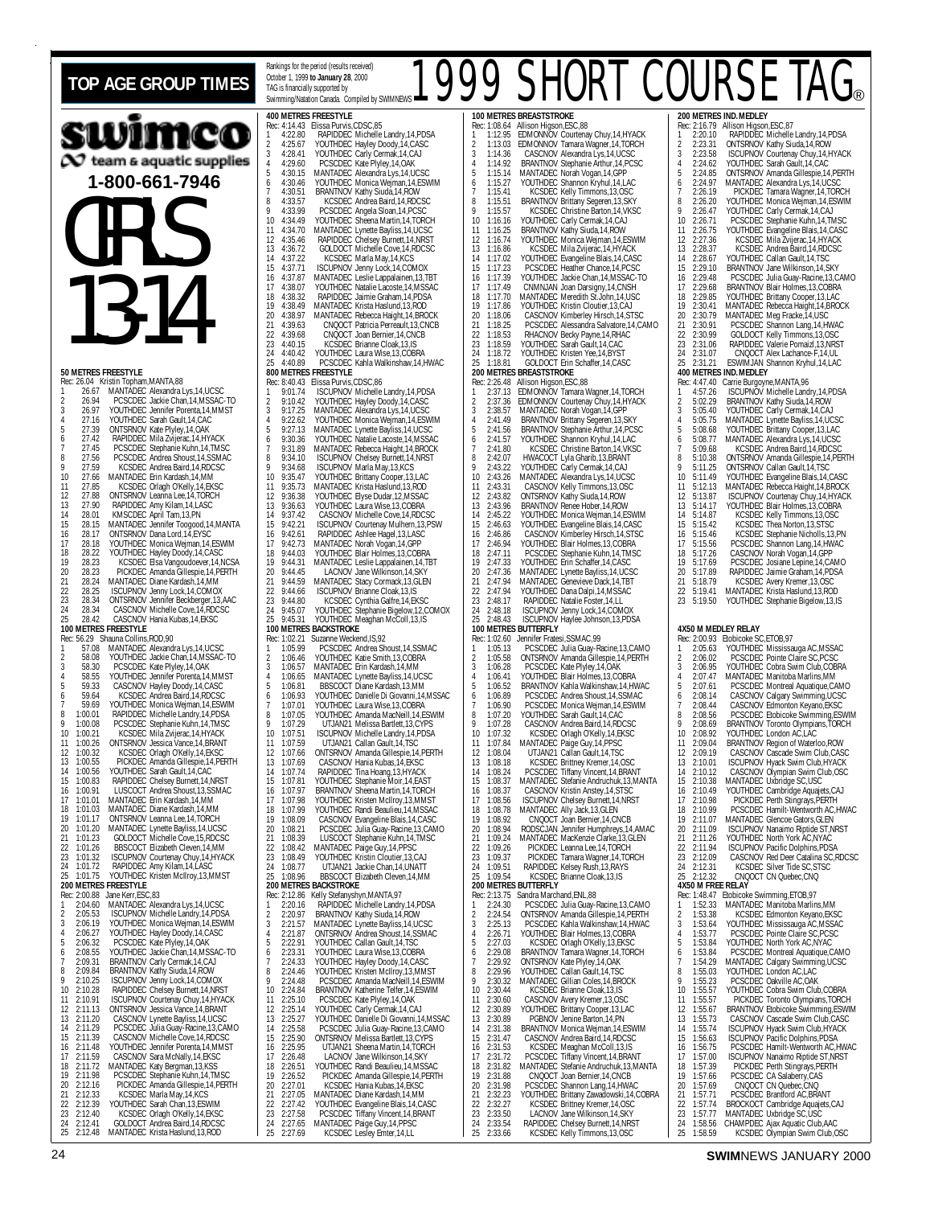# TOP AGE GROUP TIMES

Rankings for the period (results received) October 1, 1999 to January 28, 2000
TAG is financially supported by Swimming/Natation Canada. Compiled by SWIMNEWS

# 1999 SHORT COURSE TAG®

swimco
team & aquatic supplies
1-800-661-7946

# GIRLS 13-14

### 50 METRES FREESTYLE
Rec: 26.04 Kristin Topham,MANTA,88

1 26.67 MANTADEC Alexandra Lys,14,UCSC
2 26.94 PCSCDEC Jackie Chan,14,MSSAC-TO
3 26.97 YOUTHDEC Jennifer Porenta,14,MMST
4 27.16 YOUTHDEC Sarah Gault,14,CAC
5 27.39 ONTSRNOV Kate Plyley,14,OAK
6 27.42 RAPIDDEC Mila Zvijerac,14,HYACK
7 27.45 PCSCDEC Stephanie Kuhn,14,TMSC
8 27.56 PCSCDEC Andrea Shoust,14,SSMAC
9 27.59 KCSDEC Andrea Baird,14,RDCSC
10 27.66 MANTADEC Erin Kardash,14,MM
11 27.85 KCSDEC Orlagh O'Kelly,14,EKSC
12 27.88 ONTSRNOV Leanna Lee,14,TORCH
13 27.90 RAPIDDEC Amy Kilam,14,LASC
14 28.01 KMSCDEC April Tam,13,PN
15 28.15 MANTADEC Jennifer Toogood,14,MANTA
16 28.17 ONTSRNOV Dana Lord,14,EYSC
17 28.18 YOUTHDEC Monica Wejman,14,ESWIM
18 28.22 YOUTHDEC Hayley Doody,14,CASC
19 28.23 KCSDEC Elsa Vangoudoever,14,NCSA
20 28.23 PICKDEC Amanda Gillespie,14,PERTH
21 28.24 MANTADEC Diane Kardash,14,MM
22 28.25 ISCUPNOV Jenny Lock,14,COMOX
23 28.34 ONTSRNOV Jennifer Beckberger,13,AAC
24 28.34 CASCNOV Michelle Cove,14,RDCSC
25 28.42 CASCNOV Hania Kubas,14,EKSC

### 100 METRES FREESTYLE
Rec: 56.29 Shauna Collins,ROD,90

1 57.08 MANTADEC Alexandra Lys,14,UCSC
2 58.08 YOUTHDEC Jackie Chan,14,MSSAC-TO
3 58.30 PCSCDEC Kate Plyley,14,OAK
4 58.55 YOUTHDEC Jennifer Porenta,14,MMST
5 59.33 CASCNOV Hayley Doody,14,CASC
6 59.64 KCSDEC Andrea Baird,14,RDCSC
7 59.69 YOUTHDEC Monica Wejman,14,ESWIM
8 1:00.01 RAPIDDEC Michelle Landry,14,PDSA
9 1:00.08 PCSCDEC Stephanie Kuhn,14,TMSC
10 1:00.21 KCSDEC Mila Zvijerac,14,HYACK
11 1:00.26 ONTSRNOV Jessica Vance,14,BRANT
12 1:00.32 KCSDEC Orlagh O'Kelly,14,EKSC
13 1:00.55 PICKDEC Amanda Gillespie,14,PERTH
14 1:00.56 YOUTHDEC Sarah Gault,14,CAC
15 1:00.83 RAPIDDEC Chelsey Burnett,14,NRST
16 1:00.91 LUSCOCT Andrea Shoust,13,SSMAC
17 1:01.01 MANTADEC Erin Kardash,14,MM
18 1:01.03 MANTADEC Diane Kardash,14,MM
19 1:01.17 ONTSRNOV Leanna Lee,14,TORCH
20 1:01.20 MANTADEC Lynette Bayliss,14,UCSC
21 1:01.23 GOLDOCT Michelle Cove,15,RDCSC
22 1:01.26 BBSCOCT Elizabeth Cleven,14,MM
23 1:01.32 ISCUPNOV Courtenay Chuy,14,HYACK
24 1:01.72 RAPIDDEC Amy Kilam,14,LASC
25 1:01.75 YOUTHDEC Kristen McIlroy,13,MMST

### 200 METRES FREESTYLE
Rec: 2:00.88 Jane Kerr,ESC,83

1 2:04.60 MANTADEC Alexandra Lys,14,UCSC
2 2:05.53 ISCUPNOV Michelle Landry,14,PDSA
3 2:06.19 YOUTHDEC Monica Wejman,14,ESWIM
4 2:06.27 YOUTHDEC Hayley Doody,14,CASC
5 2:06.32 PCSCDEC Kate Plyley,14,OAK
6 2:08.55 YOUTHDEC Jackie Chan,14,MSSAC-TO
7 2:09.31 BRANTNOV Carly Cermak,14,CAJ
8 2:09.84 BRANTNOV Kathy Siuda,14,ROW
9 2:10.25 ISCUPNOV Jenny Lock,14,COMOX
10 2:10.28 RAPIDDEC Chelsey Burnett,14,NRST
11 2:10.91 ISCUPNOV Courtenay Chuy,14,HYACK
12 2:11.13 ONTSRNOV Jessica Vance,14,BRANT
13 2:11.20 CASCNOV Lynette Bayliss,14,UCSC
14 2:11.29 PCSCDEC Julia Guay-Racine,13,CAMO
15 2:11.39 CASCNOV Michelle Cove,14,RDCSC
16 2:11.48 YOUTHDEC Jennifer Porenta,14,MMST
17 2:11.59 CASCNOV Sara McNally,14,EKSC
18 2:11.72 MANTADEC Katy Bergman,13,KSS
19 2:11.98 PCSCDEC Stephanie Kuhn,14,TMSC
20 2:12.16 PICKDEC Amanda Gillespie,14,PERTH
21 2:12.33 KCSDEC Marla May,14,KCS
22 2:12.39 YOUTHDEC Sarah Chan,13,ESWIM
23 2:12.40 KCSDEC Orlagh O'Kelly,14,EKSC
24 2:12.41 GOLDOCT Andrea Baird,14,RDCSC
25 2:12.48 MANTADEC Krista Haslund,13,ROD

### 400 METRES FREESTYLE
Rec: 4:14.43 Elissa Purvis,CDSC,85

1 4:22.80 RAPIDDEC Michelle Landry,14,PDSA
2 4:25.67 YOUTHDEC Hayley Doody,14,CASC
3 4:28.41 YOUTHDEC Carly Cermak,14,CAJ
4 4:29.60 PCSCDEC Kate Plyley,14,OAK
5 4:30.15 MANTADEC Alexandra Lys,14,UCSC
6 4:30.46 YOUTHDEC Monica Wejman,14,ESWIM
7 4:30.51 BRANTNOV Kathy Siuda,14,ROW
8 4:33.57 KCSDEC Andrea Baird,14,RDCSC
9 4:33.99 PCSCDEC Angela Sloan,14,PCSC
10 4:34.49 YOUTHDEC Sheena Martin,14,TORCH
11 4:34.70 MANTADEC Lynette Bayliss,14,UCSC
12 4:35.46 RAPIDDEC Chelsey Burnett,14,NRST
13 4:36.72 GOLDOCT Michelle Cove,14,RDCSC
14 4:37.22 KCSDEC Marla May,14,KCS
15 4:37.71 ISCUPNOV Jenny Lock,14,COMOX
16 4:37.87 MANTADEC Leslie Lappalainen,13,TBT
17 4:38.07 YOUTHDEC Natalie Lacoste,14,MSSAC
18 4:38.32 RAPIDDEC Jaimie Graham,14,PDSA
19 4:38.49 MANTADEC Krista Haslund,13,ROD
20 4:38.97 MANTADEC Rebecca Haight,14,BROCK
21 4:39.63 CNQOCT Patricia Perreault,13,CNCB
22 4:39.68 CNQOCT Joan Bernier,14,CNCB
23 4:40.15 KCSDEC Brianne Cloak,13,IS
24 4:40.42 YOUTHDEC Laura Wise,13,COBRA
25 4:40.89 PCSCDEC Kahla Walkinshaw,14,HWAC

### 800 METRES FREESTYLE
Rec: 8:40.43 Elissa Purvis,CDSC,86

1 9:01.74 ISCUPNOV Michelle Landry,14,PDSA
2 9:10.42 YOUTHDEC Hayley Doody,14,CASC
3 9:17.25 MANTADEC Alexandra Lys,14,UCSC
4 9:22.62 YOUTHDEC Monica Wejman,14,ESWIM
5 9:27.13 MANTADEC Lynette Bayliss,14,UCSC
6 9:30.36 YOUTHDEC Natalie Lacoste,14,MSSAC
7 9:31.89 MANTADEC Rebecca Haight,14,BROCK
8 9:34.10 ISCUPNOV Chelsey Burnett,14,NRST
9 9:34.68 ISCUPNOV Marla May,13,KCS
10 9:35.47 YOUTHDEC Brittany Cooper,13,LAC
11 9:35.73 MANTADEC Krista Haslund,13,ROD
12 9:36.38 YOUTHDEC Elyse Dudar,12,MSSAC
13 9:36.63 YOUTHDEC Laura Wise,13,COBRA
14 9:37.42 CASCNOV Michelle Cove,14,RDCSC
15 9:42.21 ISCUPNOV Courtenay Mulhern,13,PSW
16 9:42.61 RAPIDDEC Ashlee Hagel,13,LASC
17 9:42.73 MANTADEC Norah Vogan,14,GPP
18 9:44.03 YOUTHDEC Blair Holmes,13,COBRA
19 9:44.31 MANTADEC Leslie Lappalainen,14,TBT
20 9:44.45 LACNOV Jane Wilkinson,14,SKY
21 9:44.59 MANTADEC Stacy Cormack,13,GLEN
22 9:44.66 ISCUPNOV Brianne Cloak,13,IS
23 9:44.80 KCSDEC Cynthia Galfre,14,EKSC
24 9:45.07 YOUTHDEC Stephanie Bigelow,12,COMOX
25 9:45.31 YOUTHDEC Meaghan McColl,13,IS

### 100 METRES BACKSTROKE
Rec: 1:02.21 Suzanne Weckend,IS,92

1 1:05.99 PCSCDEC Andrea Shoust,14,SSMAC
2 1:06.46 YOUTHDEC Katie Smith,13,COBRA
3 1:06.57 MANTADEC Erin Kardash,14,MM
4 1:06.65 MANTADEC Lynette Bayliss,14,UCSC
5 1:06.81 BBSCOCT Diane Kardash,13,MM
6 1:06.93 YOUTHDEC Danielle Di Giovanni,14,MSSAC
7 1:07.01 YOUTHDEC Laura Wise,13,COBRA
8 1:07.05 YOUTHDEC Amanda MacNeill,14,ESWIM
9 1:07.29 UTJAN21 Melissa Bartlett,13,CYPS
10 1:07.51 ISCUPNOV Michelle Landry,14,PDSA
11 1:07.59 UTJAN21 Callan Gault,14,TSC
12 1:07.66 ONTSRNOV Amanda Gillespie,14,PERTH
13 1:07.69 CASCNOV Hania Kubas,14,EKSC
14 1:07.74 RAPIDDEC Tina Hoang,13,HYACK
15 1:07.81 YOUTHDEC Stephanie Moir,14,EAST
16 1:07.97 BRANTNOV Sheena Martin,14,TORCH
17 1:07.98 YOUTHDEC Kristen McIlroy,13,MMST
18 1:07.99 YOUTHDEC Randi Beaulieu,14,MSSAC
19 1:08.09 CASCNOV Evangeline Blais,14,CASC
20 1:08.21 PCSCDEC Julia Guay-Racine,13,CAMO
21 1:08.39 LUSCOCT Stephanie Kuhn,14,TMSC
22 1:08.42 MANTADEC Paige Guy,14,PPSC
23 1:08.49 YOUTHDEC Kristin Cloutier,13,CAJ
24 1:08.77 UTJAN21 Jackie Chan,14,UNATT
25 1:08.96 BBSCOCT Elizabeth Cleven,14,MM

### 200 METRES BACKSTROKE
Rec: 2:12.86 Kelly Stefanyshyn,MANTA,97

1 2:20.16 RAPIDDEC Michelle Landry,14,PDSA
2 2:20.97 BRANTNOV Kathy Siuda,14,ROW
3 2:21.57 MANTADEC Lynette Bayliss,14,UCSC
4 2:21.87 ONTSRNOV Andrea Shoust,14,SSMAC
5 2:22.91 YOUTHDEC Callan Gault,14,TSC
6 2:23.31 YOUTHDEC Laura Wise,13,COBRA
7 2:24.33 YOUTHDEC Hayley Doody,14,CASC
8 2:24.46 YOUTHDEC Kristen McIlroy,13,MMST
9 2:24.48 PCSCDEC Amanda MacNeill,14,ESWIM
10 2:24.84 BRANTNOV Katherine Telfer,14,ESWIM
11 2:25.10 PCSCDEC Kate Plyley,14,OAK
12 2:25.14 YOUTHDEC Carly Cermak,14,CAJ
13 2:25.27 YOUTHDEC Danielle Di Giovanni,14,MSSAC
14 2:25.58 PCSCDEC Julia Guay-Racine,13,CAMO
15 2:25.90 ONTSRNOV Melissa Bartlett,13,CYPS
16 2:25.95 UTJAN21 Sheena Martin,14,TORCH
17 2:26.48 LACNOV Jane Wilkinson,14,SKY
18 2:26.51 YOUTHDEC Randi Beaulieu,14,MSSAC
19 2:26.52 PICKDEC Amanda Gillespie,14,PERTH
20 2:27.01 KCSDEC Hania Kubas,14,EKSC
21 2:27.05 MANTADEC Diane Kardash,14,MM
22 2:27.42 YOUTHDEC Evangeline Blais,14,CASC
23 2:27.58 PCSCDEC Tiffany Vincent,14,BRANT
24 2:27.65 MANTADEC Paige Guy,14,PPSC
25 2:27.69 KCSDEC Lesley Emter,14,LL

### 100 METRES BREASTSTROKE
Rec: 1:08.64 Allison Higson,ESC,88

1 1:12.95 EDMONNOV Courtenay Chuy,14,HYACK
2 1:13.03 EDMONNOV Tamara Wagner,14,TORCH
3 1:14.36 CASCNOV Alexandra Lys,14,UCSC
4 1:14.92 BRANTNOV Stephanie Arthur,14,PCSC
5 1:15.14 MANTADEC Norah Vogan,14,GPP
6 1:15.27 YOUTHDEC Shannon Kryhul,14,LAC
7 1:15.41 KCSDEC Kelly Timmons,13,OSC
8 1:15.51 BRANTNOV Brittany Segeren,13,SKY
9 1:15.57 KCSDEC Christine Barton,14,VKSC
10 1:16.16 YOUTHDEC Carly Cermak,14,CAJ
11 1:16.25 BRANTNOV Kathy Siuda,14,ROW
12 1:16.74 YOUTHDEC Monica Wejman,14,ESWIM
13 1:16.86 KCSDEC Mila Zvijerac,14,HYACK
14 1:17.02 YOUTHDEC Evangeline Blais,14,CASC
15 1:17.23 PCSCDEC Heather Chance,14,PCSC
16 1:17.39 YOUTHDEC Jackie Chan,14,MSSAC-TO
17 1:17.49 CNMNJAN Joan Darsigny,14,CNSH
18 1:17.70 MANTADEC Meredith St.John,14,USC
19 1:17.86 YOUTHDEC Kristin Cloutier,13,CAJ
20 1:18.06 CASCNOV Kimberley Hirsch,14,STSC
21 1:18.25 PCSCDEC Alessandra Salvatore,14,CAMO
22 1:18.53 RHACNOV Becky Payne,14,RHAC
23 1:18.59 YOUTHDEC Sarah Gault,14,CAC
24 1:18.72 YOUTHDEC Kristen Yee,14,BYST
25 1:18.81 GOLDOCT Erin Schaffer,14,CASC

### 200 METRES BREASTSTROKE
Rec: 2:26.48 Allison Higson,ESC,88

1 2:37.13 EDMONNOV Tamara Wagner,14,TORCH
2 2:37.36 EDMONNOV Courtenay Chuy,14,HYACK
3 2:38.57 MANTADEC Norah Vogan,14,GPP
4 2:41.49 BRANTNOV Brittany Segeren,13,SKY
5 2:41.56 BRANTNOV Stephanie Arthur,14,PCSC
6 2:41.57 YOUTHDEC Shannon Kryhul,14,LAC
7 2:41.80 KCSDEC Christine Barton,14,VKSC
8 2:42.07 HWACOCT Lyla Gharib,13,BRANT
9 2:43.22 YOUTHDEC Carly Cermak,14,CAJ
10 2:43.26 MANTADEC Alexandra Lys,14,UCSC
11 2:43.31 CASCNOV Kelly Timmons,13,OSC
12 2:43.82 ONTSRNOV Kathy Siuda,14,ROW
13 2:43.96 BRANTNOV Renee Hober,14,ROW
14 2:45.22 YOUTHDEC Monica Wejman,14,ESWIM
15 2:46.63 YOUTHDEC Evangeline Blais,14,CASC
16 2:46.86 CASCNOV Kimberley Hirsch,14,STSC
17 2:46.94 YOUTHDEC Blair Holmes,13,COBRA
18 2:47.11 PCSCDEC Stephanie Kuhn,14,TMSC
19 2:47.33 YOUTHDEC Erin Schaffer,14,CASC
20 2:47.36 MANTADEC Lynette Bayliss,14,UCSC
21 2:47.94 MANTADEC Genevieve Dack,14,TBT
22 2:47.94 YOUTHDEC Dana Dalpi,14,MSSAC
23 2:48.17 RAPIDDEC Natalie Foster,14,LL
24 2:48.18 ISCUPNOV Jenny Lock,14,COMOX
25 2:48.43 ISCUPNOV Haylee Johnson,13,PDSA

### 100 METRES BUTTERFLY
Rec: 1:02.60 Jennifer Fratesi,SSMAC,99

1 1:05.13 PCSCDEC Julia Guay-Racine,13,CAMO
2 1:05.58 ONTSRNOV Amanda Gillespie,14,PERTH
3 1:06.28 PCSCDEC Kate Plyley,14,OAK
4 1:06.41 YOUTHDEC Blair Holmes,13,COBRA
5 1:06.52 PCSCDEC Kahla Walkinshaw,14,HWAC
6 1:06.89 PCSCDEC Andrea Shoust,14,SSMAC
7 1:06.90 PCSCDEC Monica Wejman,14,ESWIM
8 1:07.20 YOUTHDEC Sarah Gault,14,CAC
9 1:07.28 CASCNOV Andrea Baird,14,RDCSC
10 1:07.32 KCSDEC Orlagh O'Kelly,14,EKSC
11 1:07.84 MANTADEC Paige Guy,14,PPSC
12 1:08.04 UTJAN21 Callan Gault,14,TSC
13 1:08.18 KCSDEC Brittney Kremer,14,OSC
14 1:08.24 PCSCDEC Tiffany Vincent,14,BRANT
15 1:08.37 MANTADEC Stefanie Andruchuk,13,MANTA
16 1:08.37 CASCNOV Kristin Anstey,14,STSC
17 1:08.56 ISCUPNOV Chelsey Burnett,14,NRST
18 1:08.78 MANTADEC Ally Jack,13,GLEN
19 1:08.92 CNQOCT Joan Bernier,14,CNCB
20 1:08.94 RODSCJAN Jennifer Humphreys,14,AMAC
21 1:09.24 MANTADEC MacKenzie Clarke,13,GLEN
22 1:09.26 PICKDEC Leanna Lee,14,TORCH
23 1:09.37 PICKDEC Tamara Wagner,14,TORCH
24 1:09.51 RAPIDDEC Kelsey Rush,13,RAYS
25 1:09.54 KCSDEC Brianne Cloak,13,IS

### 200 METRES BUTTERFLY
Rec: 2:13.75 Sandra Marchand,ENL,88

1 2:24.30 PCSCDEC Julia Guay-Racine,13,CAMO
2 2:24.54 ONTSRNOV Amanda Gillespie,14,PERTH
3 2:25.13 PCSCDEC Kahla Walkinshaw,14,HWAC
4 2:26.71 YOUTHDEC Blair Holmes,13,COBRA
5 2:27.03 KCSDEC Orlagh O'Kelly,13,EKSC
6 2:29.08 BRANTNOV Tamara Wagner,14,TORCH
7 2:29.92 ONTSRNOV Kate Plyley,14,OAK
8 2:29.96 YOUTHDEC Callan Gault,14,TSC
9 2:30.32 MANTADEC Gillian Coles,14,BROCK
10 2:30.44 KCSDEC Brianne Cloak,13,IS
11 2:30.60 CASCNOV Avery Kremer,13,OSC
12 2:30.89 YOUTHDEC Brittany Cooper,13,LAC
13 2:30.89 PGBNOV Jenine Barton,14,PN
14 2:31.38 BRANTNOV Monica Wejman,14,ESWIM
15 2:31.47 CASCNOV Andrea Baird,14,RDCSC
16 2:31.53 KCSDEC Meaghan McColl,13,IS
17 2:31.72 PCSCDEC Tiffany Vincent,14,BRANT
18 2:31.82 MANTADEC Stefanie Andruchuk,13,MANTA
19 2:31.88 CNQOCT Joan Bernier,14,CNCB
20 2:31.98 PCSCDEC Shannon Lang,14,HWAC
21 2:32.23 YOUTHDEC Brittany Zawadowski,14,COBRA
22 2:32.27 KCSDEC Brittney Kremer,14,OSC
23 2:32.50 LACNOV Jane Wilkinson,14,SKY
24 2:33.54 RAPIDDEC Chelsey Burnett,14,NRST
25 2:33.66 KCSDEC Kelly Timmons,13,OSC

### 200 METRES IND.MEDLEY
Rec: 2:16.79 Allison Higson,ESC,87

1 2:20.10 RAPIDDEC Michelle Landry,14,PDSA
2 2:23.31 ONTSRNOV Kathy Siuda,14,ROW
3 2:23.58 ISCUPNOV Courtenay Chuy,14,HYACK
4 2:24.62 YOUTHDEC Sarah Gault,14,CAC
5 2:24.85 ONTSRNOV Amanda Gillespie,14,PERTH
6 2:24.97 MANTADEC Alexandra Lys,14,UCSC
7 2:26.19 PICKDEC Tamara Wagner,14,TORCH
8 2:26.20 YOUTHDEC Monica Wejman,14,ESWIM
9 2:26.47 YOUTHDEC Carly Cermak,14,CAJ
10 2:26.71 PCSCDEC Stephanie Kuhn,14,TMSC
11 2:26.75 YOUTHDEC Evangeline Blais,14,CASC
12 2:27.36 KCSDEC Mila Zvijerac,14,HYACK
13 2:28.37 KCSDEC Andrea Baird,14,RDCSC
14 2:28.67 YOUTHDEC Callan Gault,14,TSC
15 2:29.10 BRANTNOV Jane Wilkinson,14,SKY
16 2:29.48 PCSCDEC Julia Guay-Racine,13,CAMO
17 2:29.68 BRANTNOV Blair Holmes,13,COBRA
18 2:29.85 YOUTHDEC Brittany Cooper,13,LAC
19 2:30.41 MANTADEC Rebecca Haight,14,BROCK
20 2:30.79 MANTADEC Meg Fracke,14,USC
21 2:30.91 PCSCDEC Shannon Lang,14,HWAC
22 2:30.99 GOLDOCT Kelly Timmons,13,OSC
23 2:31.06 RAPIDDEC Valerie Pomaizl,13,NRST
24 2:31.07 CNQOCT Alex Lachance-F,14,UL
25 2:31.21 ESWIMJAN Shannon Kryhul,14,LAC

### 400 METRES IND.MEDLEY
Rec: 4:47.40 Carrie Burgoyne,MANTA,96

1 4:57.26 ISCUPNOV Michelle Landry,14,PDSA
2 5:02.29 BRANTNOV Kathy Siuda,14,ROW
3 5:05.40 YOUTHDEC Carly Cermak,14,CAJ
4 5:05.75 MANTADEC Lynette Bayliss,14,UCSC
5 5:08.68 YOUTHDEC Brittany Cooper,13,LAC
6 5:08.77 MANTADEC Alexandra Lys,14,UCSC
7 5:09.68 KCSDEC Andrea Baird,14,RDCSC
8 5:10.38 ONTSRNOV Amanda Gillespie,14,PERTH
9 5:11.25 ONTSRNOV Callan Gault,14,TSC
10 5:11.49 YOUTHDEC Evangeline Blais,14,CASC
11 5:12.13 MANTADEC Rebecca Haight,14,BROCK
12 5:13.87 ISCUPNOV Courtenay Chuy,14,HYACK
13 5:14.17 YOUTHDEC Blair Holmes,13,COBRA
14 5:14.87 KCSDEC Kelly Timmons,13,OSC
15 5:15.42 KCSDEC Thea Norton,13,STSC
16 5:15.46 KCSDEC Stephanie Nicholls,13,PN
17 5:15.56 PCSCDEC Shannon Lang,14,HWAC
18 5:17.26 CASCNOV Norah Vogan,14,GPP
19 5:17.69 PCSCDEC Josiane Lepine,14,CAMO
20 5:17.89 RAPIDDEC Jaimie Graham,14,PDSA
21 5:18.79 KCSDEC Avery Kremer,13,OSC
22 5:19.41 MANTADEC Krista Haslund,13,ROD
23 5:19.50 YOUTHDEC Stephanie Bigelow,13,IS

### 4X50 M MEDLEY RELAY
Rec: 2:00.93 Etobicoke SC,ETOB,97

1 2:05.63 YOUTHDEC Mississauga AC,MSSAC
2 2:06.02 PCSCDEC Pointe Claire SC,PCSC
3 2:06.95 YOUTHDEC Cobra Swim Club,COBRA
4 2:07.47 MANTADEC Manitoba Marlins,MM
5 2:07.61 PCSCDEC Montreal Aquatique,CAMO
6 2:08.14 CASCNOV Calgary Swimming,UCSC
7 2:08.44 CASCNOV Edmonton Keyano,EKSC
8 2:08.56 PCSCDEC Etobicoke Swimming,ESWIM
9 2:08.69 BRANTNOV Toronto Olympians,TORCH
10 2:08.92 YOUTHDEC London AC,LAC
11 2:09.04 BRANTNOV Region of Waterloo,ROW
12 2:09.19 CASCNOV Cascade Swim Club,CASC
13 2:10.01 ISCUPNOV Hyack Swim Club,HYACK
14 2:10.12 CASCNOV Olympian Swim Club,OSC
15 2:10.38 MANTADEC Uxbridge SC,USC
16 2:10.49 YOUTHDEC Cambridge Aquajets,CAJ
17 2:10.98 PICKDEC Perth Stingrays,PERTH
18 2:10.99 PCSCDEC Hamilt-Wentworth AC,HWAC
19 2:11.07 MANTADEC Glencoe Gators,GLEN
20 2:11.09 ISCUPNOV Nanaimo Riptide ST,NRST
21 2:11.26 YOUTHDEC North York AC,NYAC
22 2:11.94 ISCUPNOV Pacific Dolphins,PDSA
23 2:12.09 CASCNOV Red Deer Catalina SC,RDCSC
24 2:12.31 KCSDEC Silver Tide SC,STSC
25 2:12.32 CNQOCT CN Quebec,CNQ

### 4X50 M FREE RELAY
Rec: 1:48.47 Etobicoke Swimming,ETOB,97

1 1:52.33 MANTADEC Manitoba Marlins,MM
2 1:53.38 KCSDEC Edmonton Keyano,EKSC
3 1:53.64 YOUTHDEC Mississauga AC,MSSAC
4 1:53.77 PCSCDEC Pointe Claire SC,PCSC
5 1:53.84 YOUTHDEC North York AC,NYAC
6 1:53.84 PCSCDEC Montreal Aquatique,CAMO
7 1:54.29 MANTADEC Calgary Swimming,UCSC
8 1:55.03 YOUTHDEC London AC,LAC
9 1:55.23 PCSCDEC Oakville AC,OAK
10 1:55.57 YOUTHDEC Cobra Swim Club,COBRA
11 1:55.57 PICKDEC Toronto Olympians,TORCH
12 1:55.67 BRANTNOV Etobicoke Swimming,ESWIM
13 1:55.73 CASCNOV Cascade Swim Club,CASC
14 1:55.74 ISCUPNOV Hyack Swim Club,HYACK
15 1:56.63 ISCUPNOV Pacific Dolphins,PDSA
16 1:56.75 PCSCDEC Hamilt-Wentworth AC,HWAC
17 1:57.00 ISCUPNOV Nanaimo Riptide ST,NRST
18 1:57.39 PICKDEC Perth Stingrays,PERTH
19 1:57.66 PCSCDEC CA Salaberry,CAS
20 1:57.69 CNQOCT CN Quebec,CNQ
21 1:57.71 PCSCDEC Brantford AC,BRANT
22 1:57.74 BROCKOCT Cambridge Aquajets,CAJ
23 1:57.77 MANTADEC Uxbridge SC,USC
24 1:58.56 CHAMPDEC Ajax Aquatic Club,AAC
25 1:58.59 KCSDEC Olympian Swim Club,OSC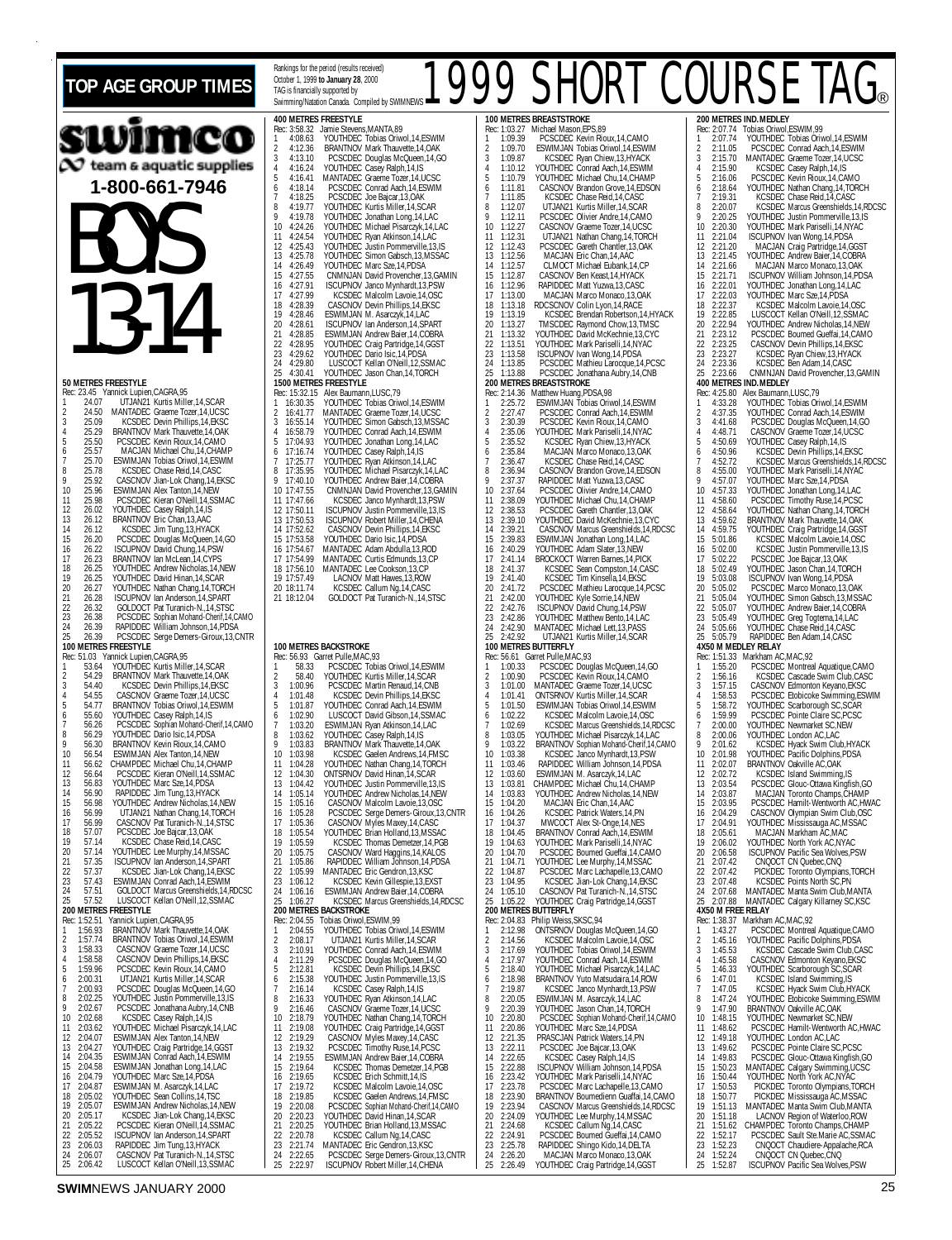# TOP AGE GROUP TIMES

Rankings for the period (results received) October 1, 1999 **to January 28**, 2000
TAG is financially supported by Swimming/Natation Canada. Compiled by SWIMNEWS

# 1999 SHORT COURSE TAG®

**swimco** team & aquatic supplies
**1-800-661-7946**

# BOYS 13-14

### 50 METRES FREESTYLE
Rec: 23.45 Yannick Lupien,CAGRA,95

1. 24.07 UTJAN21 Kurtis Miller,14,SCAR
2. 24.50 MANTADEC Graeme Tozer,14,UCSC
3. 25.09 KCSDEC Devin Phillips,14,EKSC
4. 25.29 BRANTNOV Mark Thauvette,14,OAK
5. 25.50 PCSCDEC Kevin Rioux,14,CAMO
6. 25.57 MACJAN Michael Chu,14,CHAMP
7. 25.70 ESWIMJAN Tobias Oriwol,14,ESWIM
8. 25.78 KCSDEC Chase Reid,14,CASC
9. 25.92 CASCNOV Jian-Lok Chang,14,EKSC
10. 25.96 ESWIMJAN Alex Tanton,14,NEW
11. 25.98 PCSCDEC Kieran O'Neill,14,SSMAC
12. 26.02 YOUTHDEC Casey Ralph,14,IS
13. 26.12 BRANTNOV Eric Chan,13,AAC
14. 26.12 KCSDEC Jim Tung,13,HYACK
15. 26.20 PCSCDEC Douglas McQueen,14,GO
16. 26.22 ISCUPNOV David Chung,14,PSW
17. 26.23 BRANTNOV Ian McLean,14,CYPS
18. 26.25 YOUTHDEC Andrew Nicholas,14,NEW
19. 26.25 YOUTHDEC David Hinan,14,SCAR
20. 26.27 YOUTHDEC Nathan Chang,14,TORCH
21. 26.28 ISCUPNOV Ian Anderson,14,SPART
22. 26.32 GOLDOCT Pat Turanich-N.,14,STSC
23. 26.38 PCSCDEC Sophian Mohand-Cherif,14,CAMO
24. 26.39 RAPIDDEC William Johnson,14,PDSA
25. 26.39 PCSCDEC Serge Demers-Giroux,13,CNTR

### 100 METRES FREESTYLE
Rec: 51.03 Yannick Lupien,CAGRA,95

1. 53.64 YOUTHDEC Kurtis Miller,14,SCAR
2. 54.29 BRANTNOV Mark Thauvette,14,OAK
3. 54.40 KCSDEC Devin Phillips,14,EKSC
4. 54.55 CASCNOV Graeme Tozer,14,UCSC
5. 54.77 BRANTNOV Tobias Oriwol,14,ESWIM
6. 55.60 YOUTHDEC Casey Ralph,14,IS
7. 56.26 PCSCDEC Sophian Mohand-Cherif,14,CAMO
8. 56.29 YOUTHDEC Dario Isic,14,PDSA
9. 56.30 BRANTNOV Kevin Rioux,14,CAMO
10. 56.54 ESWIMJAN Alex Tanton,14,NEW
11. 56.62 CHAMPDEC Michael Chu,14,CHAMP
12. 56.64 PCSCDEC Kieran O'Neill,14,SSMAC
13. 56.83 YOUTHDEC Marc Sze,14,PDSA
14. 56.90 RAPIDDEC Jim Tung,13,HYACK
15. 56.98 YOUTHDEC Andrew Nicholas,14,NEW
16. 56.99 UTJAN21 Nathan Chang,14,TORCH
17. 56.99 CASCNOV Pat Turanich-N.,14,STSC
18. 57.07 PCSCDEC Joe Bajcar,13,OAK
19. 57.14 KCSDEC Chase Reid,14,CASC
20. 57.14 YOUTHDEC Lee Murphy,14,MSSAC
21. 57.35 ISCUPNOV Ian Anderson,14,SPART
22. 57.37 KCSDEC Jian-Lok Chang,14,EKSC
23. 57.43 ESWIMJAN Conrad Aach,14,ESWIM
24. 57.51 GOLDOCT Marcus Greenshields,14,RDCSC
25. 57.52 LUSCOCT Kellan O'Neill,12,SSMAC

### 200 METRES FREESTYLE
Rec: 1:52.51 Yannick Lupien,CAGRA,95

1. 1:56.93 BRANTNOV Mark Thauvette,14,OAK
2. 1:57.74 BRANTNOV Tobias Oriwol,14,ESWIM
3. 1:58.33 CASCNOV Graeme Tozer,14,UCSC
4. 1:58.58 CASCNOV Devin Phillips,14,EKSC
5. 1:59.96 PCSCDEC Kevin Rioux,14,CAMO
6. 2:00.31 UTJAN21 Kurtis Miller,14,SCAR
7. 2:00.93 PCSCDEC Douglas McQueen,14,GO
8. 2:02.25 YOUTHDEC Justin Pommerville,13,IS
9. 2:02.67 PCSCDEC Jonathana Aubry,14,CNB
10. 2:02.68 KCSDEC Casey Ralph,14,IS
11. 2:03.62 YOUTHDEC Michael Pisarczyk,14,LAC
12. 2:04.07 ESWIMJAN Alex Tanton,14,NEW
13. 2:04.27 YOUTHDEC Craig Partridge,14,GGST
14. 2:04.35 ESWIMJAN Conrad Aach,14,ESWIM
15. 2:04.58 ESWIMJAN Jonathan Long,14,LAC
16. 2:04.79 YOUTHDEC Marc Sze,14,PDSA
17. 2:04.87 ESWIMJAN M. Asarczyk,14,LAC
18. 2:05.02 YOUTHDEC Sean Collins,14,TSC
19. 2:05.07 ESWIMJAN Andrew Nicholas,14,NEW
20. 2:05.17 KCSDEC Jian-Lok Chang,14,EKSC
21. 2:05.22 PCSCDEC Kieran O'Neill,14,SSMAC
22. 2:05.52 ISCUPNOV Ian Anderson,14,SPART
23. 2:06.04 RAPIDDEC Jim Tung,13,HYACK
24. 2:06.07 CASCNOV Pat Turanich-N.,14,STSC
25. 2:06.42 LUSCOCT Kellan O'Neill,13,SSMAC

### 400 METRES FREESTYLE
Rec: 3:58.32 Jamie Stevens,MANTA,89

1. 4:08.63 YOUTHDEC Tobias Oriwol,14,ESWIM
2. 4:12.36 BRANTNOV Mark Thauvette,14,OAK
3. 4:13.10 PCSCDEC Douglas McQueen,14,GO
4. 4:16.24 YOUTHDEC Casey Ralph,14,IS
5. 4:16.41 MANTADEC Graeme Tozer,14,UCSC
6. 4:18.14 PCSCDEC Conrad Aach,14,ESWIM
7. 4:18.25 PCSCDEC Joe Bajcar,13,OAK
8. 4:19.77 YOUTHDEC Kurtis Miller,14,SCAR
9. 4:19.78 YOUTHDEC Jonathan Long,14,LAC
10. 4:24.26 YOUTHDEC Michael Pisarczyk,14,LAC
11. 4:24.54 YOUTHDEC Ryan Atkinson,14,LAC
12. 4:25.43 YOUTHDEC Justin Pommerville,13,IS
13. 4:25.78 YOUTHDEC Simon Gabsch,13,MSSAC
14. 4:26.49 YOUTHDEC Marc Sze,14,PDSA
15. 4:27.55 CNMNJAN David Provencher,13,GAMIN
16. 4:27.91 ISCUPNOV Janco Mynhardt,13,PSW
17. 4:27.99 KCSDEC Malcolm Lavoie,14,OSC
18. 4:28.39 CASCNOV Devin Phillips,14,EKSC
19. 4:28.46 ESWIMJAN M. Asarczyk,14,LAC
20. 4:28.61 ISCUPNOV Ian Anderson,14,SPART
21. 4:28.85 ESWIMJAN Andrew Baier,14,COBRA
22. 4:28.95 YOUTHDEC Craig Partridge,14,GGST
23. 4:29.62 YOUTHDEC Dario Isic,14,PDSA
24. 4:29.80 LUSCOCT Kellan O'Neill,12,SSMAC
25. 4:30.41 YOUTHDEC Jason Chan,14,TORCH

### 1500 METRES FREESTYLE
Rec: 15:32.15 Alex Baumann,LUSC,79

1. 16:30.35 YOUTHDEC Tobias Oriwol,14,ESWIM
2. 16:41.77 MANTADEC Graeme Tozer,14,UCSC
3. 16:55.14 YOUTHDEC Simon Gabsch,13,MSSAC
4. 16:58.79 YOUTHDEC Conrad Aach,14,ESWIM
5. 17:04.93 YOUTHDEC Jonathan Long,14,LAC
6. 17:16.74 YOUTHDEC Casey Ralph,14,IS
7. 17:25.77 YOUTHDEC Ryan Atkinson,14,LAC
8. 17:35.95 YOUTHDEC Michael Pisarczyk,14,LAC
9. 17:40.10 YOUTHDEC Andrew Baier,14,COBRA
10. 17:47.55 CNMNJAN David Provencher,13,GAMIN
11. 17:47.66 KCSDEC Janco Mynhardt,13,PSW
12. 17:50.11 ISCUPNOV Justin Pommerville,13,IS
13. 17:50.53 ISCUPNOV Robert Miller,14,CHENA
14. 17:52.62 CASCNOV Devin Phillips,14,EKSC
15. 17:53.58 YOUTHDEC Dario Isic,14,PDSA
16. 17:54.67 MANTADEC Adam Abdulla,13,ROD
17. 17:54.99 MANTADEC Curtis Edmunds,13,CP
18. 17:56.10 MANTADEC Lee Cookson,13,CP
19. 17:57.49 LACNOV Matt Hawes,13,ROW
20. 18:11.74 KCSDEC Callum Ng,14,CASC
21. 18:12.04 GOLDOCT Pat Turanich-N.,14,STSC

### 100 METRES BACKSTROKE
Rec: 56.93 Garret Pulle,MAC,93

1. 58.33 PCSCDEC Tobias Oriwol,14,ESWIM
2. 58.40 YOUTHDEC Kurtis Miller,14,SCAR
3. 1:00.96 PCSCDEC Martin Renaud,14,CNB
4. 1:01.48 KCSDEC Devin Phillips,14,EKSC
5. 1:01.87 YOUTHDEC Conrad Aach,14,ESWIM
6. 1:02.90 LUSCOCT David Gibson,14,SSMAC
7. 1:03.20 ESWIMJAN Ryan Atkinson,14,LAC
8. 1:03.62 YOUTHDEC Casey Ralph,14,IS
9. 1:03.83 BRANTNOV Mark Thauvette,14,OAK
10. 1:03.98 KCSDEC Gaelen Andrews,14,FMSC
11. 1:04.28 YOUTHDEC Nathan Chang,14,TORCH
12. 1:04.30 ONTSRNOV David Hinan,14,SCAR
13. 1:04.42 YOUTHDEC Justin Pommerville,13,IS
14. 1:05.14 YOUTHDEC Andrew Nicholas,14,NEW
15. 1:05.16 CASCNOV Malcolm Lavoie,13,OSC
16. 1:05.28 PCSCDEC Serge Demers-Giroux,13,CNTR
17. 1:05.36 CASCNOV Myles Maxey,14,CASC
18. 1:05.54 YOUTHDEC Brian Holland,13,MSSAC
19. 1:05.59 KCSDEC Thomas Demetzer,14,PGB
20. 1:05.75 CASCNOV Ward Haggins,14,KALOS
21. 1:05.86 RAPIDDEC William Johnson,14,PDSA
22. 1:05.99 MANTADEC Eric Gendron,13,KSC
23. 1:06.12 KCSDEC Kevin Gillespie,13,EXST
24. 1:06.16 ESWIMJAN Andrew Baier,14,COBRA
25. 1:06.27 KCSDEC Marcus Greenshields,14,RDCSC

### 200 METRES BACKSTROKE
Rec: 2:04.55 Tobias Oriwol,ESWIM,99

1. 2:04.55 YOUTHDEC Tobias Oriwol,14,ESWIM
2. 2:08.17 UTJAN21 Kurtis Miller,14,SCAR
3. 2:10.91 YOUTHDEC Conrad Aach,14,ESWIM
4. 2:11.29 PCSCDEC Douglas McQueen,14,GO
5. 2:12.81 KCSDEC Devin Phillips,14,EKSC
6. 2:15.38 YOUTHDEC Justin Pommerville,13,IS
7. 2:16.14 KCSDEC Casey Ralph,14,IS
8. 2:16.33 YOUTHDEC Ryan Atkinson,14,LAC
9. 2:16.46 CASCNOV Graeme Tozer,14,UCSC
10. 2:18.79 YOUTHDEC Nathan Chang,14,TORCH
11. 2:19.08 YOUTHDEC Craig Partridge,14,GGST
12. 2:19.29 CASCNOV Myles Maxey,14,CASC
13. 2:19.32 PCSCDEC Timothy Ruse,14,PCSC
14. 2:19.55 ESWIMJAN Andrew Baier,14,COBRA
15. 2:19.64 KCSDEC Thomas Demetzer,14,PGB
16. 2:19.65 KCSDEC Erich Schmitt,14,IS
17. 2:19.72 KCSDEC Malcolm Lavoie,14,OSC
18. 2:19.85 KCSDEC Gaelen Andrews,14,FMSC
19. 2:20.08 PCSCDEC Sophian Mohand-Cherif,14,CAMO
20. 2:20.23 YOUTHDEC David Hinan,14,SCAR
21. 2:20.25 YOUTHDEC Brian Holland,13,MSSAC
22. 2:20.78 KCSDEC Callum Ng,14,CASC
23. 2:21.74 MANTADEC Eric Gendron,13,KSC
24. 2:22.65 PCSCDEC Serge Demers-Giroux,13,CNTR
25. 2:22.97 ISCUPNOV Robert Miller,14,CHENA

### 100 METRES BREASTSTROKE
Rec: 1:03.27 Michael Mason,EPS,89

1. 1:09.39 PCSCDEC Kevin Rioux,14,CAMO
2. 1:09.70 ESWIMJAN Tobias Oriwol,14,ESWIM
3. 1:09.87 KCSDEC Ryan Chiew,13,HYACK
4. 1:10.12 YOUTHDEC Conrad Aach,14,ESWIM
5. 1:10.79 YOUTHDEC Michael Chu,14,CHAMP
6. 1:11.81 CASCNOV Brandon Grove,14,EDSON
7. 1:11.85 KCSDEC Chase Reid,14,CASC
8. 1:12.07 UTJAN21 Marcus Miller,14,SCAR
9. 1:12.11 PCSCDEC Olivier Andre,14,CAMO
10. 1:12.27 CASCNOV Graeme Tozer,14,UCSC
11. 1:12.31 UTJAN21 Nathan Chang,14,TORCH
12. 1:12.43 PCSCDEC Gareth Chantler,13,OAK
13. 1:12.56 MACJAN Eric Chan,14,AAC
14. 1:12.57 CLMOCT Michael Eubank,14,CP
15. 1:12.87 CASCNOV Ben Keast,14,HYACK
16. 1:12.96 RAPIDDEC Matt Yuzwa,13,CASC
17. 1:13.00 MACJAN Marco Monaco,13,OAK
18. 1:13.18 RDCSCNOV Colin Lyon,14,RACE
19. 1:13.19 KCSDEC Brendan Robertson,14,HYACK
20. 1:13.27 TMSCDEC Raymond Chow,13,TMSC
21. 1:13.32 YOUTHDEC David McKechnie,13,CYC
22. 1:13.51 YOUTHDEC Mark Pariselli,14,NYAC
23. 1:13.58 ISCUPNOV Ivan Wong,14,PDSA
24. 1:13.85 PCSCDEC Mathieu Larocque,14,PCSC
25. 1:13.88 PCSCDEC Jonathana Aubry,14,CNB

### 200 METRES BREASTSTROKE
Rec: 2:14.36 Matthew Huang,PDSA,98

1. 2:25.72 ESWIMJAN Tobias Oriwol,14,ESWIM
2. 2:27.47 PCSCDEC Conrad Aach,14,ESWIM
3. 2:30.39 PCSCDEC Kevin Rioux,14,CAMO
4. 2:35.06 YOUTHDEC Mark Pariselli,14,NYAC
5. 2:35.52 KCSDEC Ryan Chiew,13,HYACK
6. 2:35.84 MACJAN Marco Monaco,13,OAK
7. 2:36.47 KCSDEC Chase Reid,14,CASC
8. 2:36.94 CASCNOV Brandon Grove,14,EDSON
9. 2:37.37 RAPIDDEC Matt Yuzwa,13,CASC
10. 2:37.64 PCSCDEC Olivier Andre,14,CAMO
11. 2:38.09 YOUTHDEC Michael Chu,14,CHAMP
12. 2:38.53 PCSCDEC Gareth Chantler,13,OAK
13. 2:39.10 YOUTHDEC David McKechnie,13,CYC
14. 2:39.21 CASCNOV Marcus Greenshields,14,RDCSC
15. 2:39.83 ESWIMJAN Jonathan Long,14,LAC
16. 2:40.29 YOUTHDEC Adam Slater,13,NEW
17. 2:41.14 BROCKOCT Warren Barnes,14,PICK
18. 2:41.37 KCSDEC Sean Compston,14,CASC
19. 2:41.40 KCSDEC Tim Kinsella,14,EKSC
20. 2:41.72 PCSCDEC Mathieu Larocque,14,PCSC
21. 2:42.00 YOUTHDEC Kyle Sorrie,14,NEW
22. 2:42.76 ISCUPNOV David Chung,14,PSW
23. 2:42.86 YOUTHDEC Matthew Bento,14,LAC
24. 2:42.90 MANTADEC Michael Lett,13,PASS
25. 2:42.92 UTJAN21 Kurtis Miller,14,SCAR

### 100 METRES BUTTERFLY
Rec: 56.61 Garret Pulle,MAC,93

1. 1:00.33 PCSCDEC Douglas McQueen,14,GO
2. 1:00.90 PCSCDEC Kevin Rioux,14,CAMO
3. 1:01.00 MANTADEC Graeme Tozer,14,UCSC
4. 1:01.41 ONTSRNOV Kurtis Miller,14,SCAR
5. 1:01.50 ESWIMJAN Tobias Oriwol,14,ESWIM
6. 1:02.22 KCSDEC Malcolm Lavoie,14,OSC
7. 1:02.69 KCSDEC Marcus Greenshields,14,RDCSC
8. 1:03.05 YOUTHDEC Michael Pisarczyk,14,LAC
9. 1:03.12 BRANTNOV Sophian Mohand-Cherif,14,CAMO
10. 1:03.38 KCSDEC Janco Mynhardt,13,PSW
11. 1:03.46 RAPIDDEC William Johnson,14,PDSA
12. 1:03.60 ESWIMJAN M. Asarczyk,14,LAC
13. 1:03.81 CHAMPDEC Michael Chu,14,CHAMP
14. 1:03.83 YOUTHDEC Andrew Nicholas,14,NEW
15. 1:04.20 MACJAN Eric Chan,14,AAC
16. 1:04.26 KCSDEC Patrick Waters,14,PN
17. 1:04.37 MWCOCT Alex St-Onge,14,NES
18. 1:04.45 BRANTNOV Conrad Aach,14,ESWIM
19. 1:04.63 YOUTHDEC Mark Pariselli,14,NYAC
20. 1:04.70 PCSCDEC Boumed Gueffai,14,CAMO
21. 1:04.71 YOUTHDEC Lee Murphy,14,MSSAC
22. 1:04.87 PCSCDEC Marc Lachapelle,13,CAMO
23. 1:04.95 KCSDEC Jian-Lok Chang,14,EKSC
24. 1:05.10 CASCNOV Pat Turanich-N.,14,STSC
25. 1:05.26 YOUTHDEC Craig Partridge,14,GGST

### 200 METRES BUTTERFLY
Rec: 2:04.83 Philip Weiss,SKSC,94

1. 2:12.98 ONTSRNOV Douglas McQueen,14,GO
2. 2:14.56 KCSDEC Malcolm Lavoie,14,OSC
3. 2:17.69 YOUTHDEC Tobias Oriwol,14,ESWIM
4. 2:17.97 YOUTHDEC Conrad Aach,14,ESWIM
5. 2:18.40 YOUTHDEC Michael Pisarczyk,14,LAC
6. 2:18.98 BRANTNOV Yuto Matsudaira,14,ROW
7. 2:19.87 KCSDEC Janco Mynhardt,13,PSW
8. 2:20.05 ESWIMJAN M. Asarczyk,14,LAC
9. 2:20.39 YOUTHDEC Jason Chan,14,TORCH
10. 2:20.80 PCSCDEC Sophian Mohand-Cherif,14,CAMO
11. 2:20.86 YOUTHDEC Marc Sze,14,PDSA
12. 2:21.35 PRASCJAN Patrick Waters,14,PN
13. 2:22.11 PCSCDEC Joe Bajcar,13,OAK
14. 2:22.65 KCSDEC Casey Ralph,14,IS
15. 2:22.88 ISCUPNOV William Johnson,14,PDSA
16. 2:23.42 YOUTHDEC Mark Pariselli,14,NYAC
17. 2:23.78 PCSCDEC Marc Lachapelle,13,CAMO
18. 2:23.90 BRANTNOV Boumedienn Gueffai,14,CAMO
19. 2:23.94 CASCNOV Marcus Greenshields,14,RDCSC
20. 2:24.09 YOUTHDEC Lee Murphy,14,MSSAC
21. 2:24.68 KCSDEC Callum Ng,14,CASC
22. 2:24.91 PCSCDEC Boumed Gueffai,14,CAMO
23. 2:25.78 RAPIDDEC Shingo Kido,14,DELTA
24. 2:26.20 MACJAN Marco Monaco,13,OAK
25. 2:26.49 YOUTHDEC Craig Partridge,14,GGST

### 200 METRES IND.MEDLEY
Rec: 2:07.74 Tobias Oriwol,ESWIM,99

1. 2:07.74 YOUTHDEC Tobias Oriwol,14,ESWIM
2. 2:11.05 PCSCDEC Conrad Aach,14,ESWIM
3. 2:15.70 MANTADEC Graeme Tozer,14,UCSC
4. 2:15.90 KCSDEC Casey Ralph,14,IS
5. 2:16.06 PCSCDEC Kevin Rioux,14,CAMO
6. 2:18.64 YOUTHDEC Nathan Chang,14,TORCH
7. 2:19.31 KCSDEC Chase Reid,14,CASC
8. 2:20.07 KCSDEC Marcus Greenshields,14,RDCSC
9. 2:20.25 YOUTHDEC Justin Pommerville,13,IS
10. 2:20.30 YOUTHDEC Mark Pariselli,14,NYAC
11. 2:21.04 ISCUPNOV Ivan Wong,14,PDSA
12. 2:21.20 MACJAN Craig Partridge,14,GGST
13. 2:21.45 YOUTHDEC Andrew Baier,14,COBRA
14. 2:21.66 MACJAN Marco Monaco,13,OAK
15. 2:21.71 ISCUPNOV William Johnson,14,PDSA
16. 2:22.01 YOUTHDEC Jonathan Long,14,LAC
17. 2:22.03 YOUTHDEC Marc Sze,14,PDSA
18. 2:22.37 KCSDEC Malcolm Lavoie,14,OSC
19. 2:22.85 LUSCOCT Kellan O'Neill,12,SSMAC
20. 2:22.94 YOUTHDEC Andrew Nicholas,14,NEW
21. 2:23.12 PCSCDEC Boumed Gueffai,14,CAMO
22. 2:23.25 CASCNOV Devin Phillips,14,EKSC
23. 2:23.27 KCSDEC Ryan Chiew,13,HYACK
24. 2:23.36 KCSDEC Ben Adam,14,CASC
25. 2:23.66 CNMNJAN David Provencher,13,GAMIN

### 400 METRES IND.MEDLEY
Rec: 4:25.80 Alex Baumann,LUSC,79

1. 4:33.28 YOUTHDEC Tobias Oriwol,14,ESWIM
2. 4:37.35 YOUTHDEC Conrad Aach,14,ESWIM
3. 4:41.68 PCSCDEC Douglas McQueen,14,GO
4. 4:48.71 CASCNOV Graeme Tozer,14,UCSC
5. 4:50.69 YOUTHDEC Casey Ralph,14,IS
6. 4:50.96 KCSDEC Devin Phillips,14,EKSC
7. 4:52.72 KCSDEC Marcus Greenshields,14,RDCSC
8. 4:55.00 YOUTHDEC Mark Pariselli,14,NYAC
9. 4:57.07 YOUTHDEC Marc Sze,14,PDSA
10. 4:57.33 YOUTHDEC Jonathan Long,14,LAC
11. 4:58.60 PCSCDEC Timothy Ruse,14,PCSC
12. 4:58.64 YOUTHDEC Nathan Chang,14,TORCH
13. 4:59.62 BRANTNOV Mark Thauvette,14,OAK
14. 4:59.75 YOUTHDEC Craig Partridge,14,GGST
15. 5:01.86 KCSDEC Malcolm Lavoie,14,OSC
16. 5:02.00 KCSDEC Justin Pommerville,13,IS
17. 5:02.22 PCSCDEC Joe Bajcar,13,OAK
18. 5:02.49 YOUTHDEC Jason Chan,14,TORCH
19. 5:03.08 ISCUPNOV Ivan Wong,14,PDSA
20. 5:05.02 PCSCDEC Marco Monaco,13,OAK
21. 5:05.04 YOUTHDEC Simon Gabsch,13,MSSAC
22. 5:05.07 YOUTHDEC Andrew Baier,14,COBRA
23. 5:05.49 YOUTHDEC Greg Togtema,14,LAC
24. 5:05.66 YOUTHDEC Chase Reid,14,CASC
25. 5:05.79 RAPIDDEC Ben Adam,14,CASC

### 4X50 M MEDLEY RELAY
Rec: 1:51.33 Markham AC,MAC,92

1. 1:55.20 PCSCDEC Montreal Aquatique,CAMO
2. 1:56.16 KCSDEC Cascade Swim Club,CASC
3. 1:57.15 CASCNOV Edmonton Keyano,EKSC
4. 1:58.53 PCSCDEC Etobicoke Swimming,ESWIM
5. 1:58.72 YOUTHDEC Scarborough SC,SCAR
6. 1:59.99 PCSCDEC Pointe Claire SC,PCSC
7. 2:00.00 YOUTHDEC Newmarket SC,NEW
8. 2:00.06 YOUTHDEC London AC,LAC
9. 2:01.62 KCSDEC Hyack Swim Club,HYACK
10. 2:01.98 YOUTHDEC Pacific Dolphins,PDSA
11. 2:02.07 BRANTNOV Oakville AC,OAK
12. 2:02.72 KCSDEC Island Swimming,IS
13. 2:03.54 PCSCDEC Glouc-Ottawa Kingfish,GO
14. 2:03.87 MACJAN Toronto Champs,CHAMP
15. 2:03.95 PCSCDEC Hamilt-Wentworth AC,HWAC
16. 2:04.29 CASCNOV Olympian Swim Club,OSC
17. 2:04.91 YOUTHDEC Mississauga AC,MSSAC
18. 2:05.61 MACJAN Markham AC,MAC
19. 2:06.02 YOUTHDEC North York AC,NYAC
20. 2:06.58 ISCUPNOV Pacific Sea Wolves,PSW
21. 2:07.42 CNQOCT CN Quebec,CNQ
22. 2:07.42 PICKDEC Toronto Olympians,TORCH
23. 2:07.48 KCSDEC Points North SC,PN
24. 2:07.68 MANTADEC Manta Swim Club,MANTA
25. 2:07.88 MANTADEC Calgary Killarney SC,KSC

### 4X50 M FREE RELAY
Rec: 1:38.37 Markham AC,MAC,92

1. 1:43.27 PCSCDEC Montreal Aquatique,CAMO
2. 1:45.16 YOUTHDEC Pacific Dolphins,PDSA
3. 1:45.53 KCSDEC Cascade Swim Club,CASC
4. 1:45.58 CASCNOV Edmonton Keyano,EKSC
5. 1:46.33 YOUTHDEC Scarborough SC,SCAR
6. 1:47.01 KCSDEC Island Swimming,IS
7. 1:47.05 KCSDEC Hyack Swim Club,HYACK
8. 1:47.24 YOUTHDEC Etobicoke Swimming,ESWIM
9. 1:47.90 BRANTNOV Oakville AC,OAK
10. 1:48.15 YOUTHDEC Newmarket SC,NEW
11. 1:48.62 PCSCDEC Hamilt-Wentworth AC,HWAC
12. 1:49.18 YOUTHDEC London AC,LAC
13. 1:49.62 PCSCDEC Pointe Claire SC,PCSC
14. 1:49.83 PCSCDEC Glouc-Ottawa Kingfish,GO
15. 1:50.23 MANTADEC Calgary Swimming,UCSC
16. 1:50.44 YOUTHDEC North York AC,NYAC
17. 1:50.53 PICKDEC Toronto Olympians,TORCH
18. 1:50.77 PICKDEC Mississauga AC,MSSAC
19. 1:51.13 MANTADEC Manta Swim Club,MANTA
20. 1:51.18 LACNOV Region of Waterloo,ROW
21. 1:51.62 CHAMPDEC Toronto Champs,CHAMP
22. 1:52.17 PCSCDEC Sault Ste.Marie AC,SSMAC
23. 1:52.23 CNQOCT Chaudiere-Appalache,RCA
24. 1:52.24 CNQOCT CN Quebec,CNQ
25. 1:52.87 ISCUPNOV Pacific Sea Wolves,PSW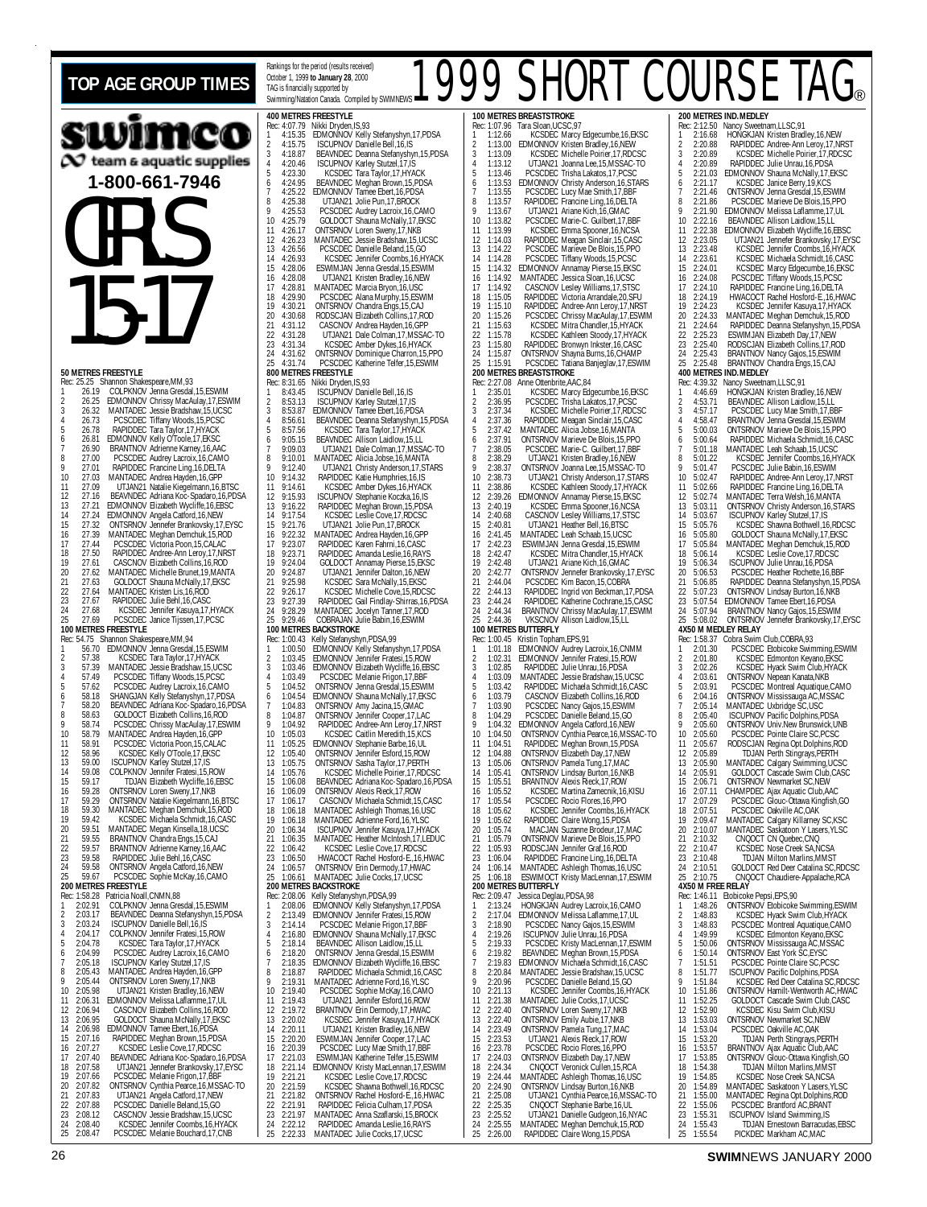# TOP AGE GROUP TIMES

Rankings for the period (results received) October 1, 1999 **to January 28**, 2000
TAG is financially supported by Swimming/Natation Canada. Compiled by SWIMNEWS

# 1999 SHORT COURSE TAG®

**swimco** team & aquatic supplies
**1-800-661-7946**

# GIRLS 15-17

### 50 METRES FREESTYLE
Rec: 25.25 Shannon Shakespeare,MM,93
1 26.19 COLPKNOV Jenna Gresdal,15,ESWIM
2 26.25 EDMONNOV Chrissy MacAulay,17,ESWIM
3 26.32 MANTADEC Jessie Bradshaw,15,UCSC
4 26.73 PCSCDEC Tiffany Woods,15,PCSC
5 26.78 RAPIDDEC Tara Taylor,17,HYACK
6 26.81 EDMONNOV Kelly O'Toole,17,EKSC
7 26.90 BRANTNOV Adrienne Karney,16,AAC
8 27.00 PCSCDEC Audrey Lacroix,16,CAMO
9 27.01 RAPIDDEC Francine Ling,16,DELTA
10 27.03 MANTADEC Andrea Hayden,16,GPP
11 27.09 UTJAN21 Natalie Kiegelmann,16,BTSC
12 27.16 BEAVNDEC Adriana Koc-Spadaro,16,PDSA
13 27.21 EDMONNOV Elizabeth Wycliffe,16,EBSC
14 27.24 EDMONNOV Angela Catford,16,NEW
15 27.32 ONTSRNOV Jennefer Brankovsky,17,EYSC
16 27.39 MANTADEC Meghan Demchuk,15,ROD
17 27.44 PCSCDEC Victoria Poon,15,CALAC
18 27.50 RAPIDDEC Andree-Ann Leroy,17,NRST
19 27.61 CASCNOV Elizabeth Collins,16,ROD
20 27.62 MANTADEC Michelle Brunet,19,MANTA
21 27.63 GOLDCOT Shauna McNally,17,EKSC
22 27.64 MANTADEC Kristen Lis,16,ROD
23 27.67 RAPIDDEC Julie Behl,16,CASC
24 27.68 KCSDEC Jennifer Kasuya,17,HYACK
25 27.69 PCSCDEC Janice Tijssen,17,PCSC

### 100 METRES FREESTYLE
Rec: 54.75 Shannon Shakespeare,MM,94
1 56.70 EDMONNOV Jenna Gresdal,15,ESWIM
2 57.38 KCSDEC Tara Taylor,17,HYACK
3 57.39 MANTADEC Jessie Bradshaw,15,UCSC
4 57.49 PCSCDEC Tiffany Woods,15,PCSC
5 57.62 PCSCDEC Audrey Lacroix,16,CAMO
6 58.18 SHANGJAN Kelly Stefanyshyn,17,PDSA
7 58.20 BEAVNDEC Adriana Koc-Spadaro,16,PDSA
8 58.63 GOLDCOT Elizabeth Collins,16,ROD
9 58.74 PCSCDEC Chrissy MacAulay,17,ESWIM
10 58.79 MANTADEC Andrea Hayden,16,GPP
11 58.91 PCSCDEC Victoria Poon,15,CALAC
12 58.96 KCSDEC Kelly O'Toole,17,EKSC
13 59.00 ISCUPNOV Karley Stutzel,17,IS
14 59.08 COLPKNOV Jennifer Fratesi,15,ROW
15 59.17 TDJAN Elizabeth Wycliffe,16,EBSC
16 59.28 ONTSRNOV Loren Sweny,17,NKB
17 59.29 ONTSRNOV Natalie Kiegelmann,16,BTSC
18 59.30 MANTADEC Meghan Demchuk,15,ROD
19 59.42 KCSDEC Michaela Schmidt,16,CASC
20 59.51 MANTADEC Megan Kinsella,18,UCSC
21 59.55 BRANTNOV Chandra Engs,15,CAJ
22 59.57 BRANTNOV Adrienne Karney,16,AAC
23 59.58 RAPIDDEC Julie Behl,16,CASC
24 59.58 ONTSRNOV Angela Catford,16,NEW
25 59.67 PCSCDEC Sophie McKay,16,CAMO

### 200 METRES FREESTYLE
Rec: 1:58.28 Patricia Noall,CNMN,88
1 2:02.91 COLPKNOV Jenna Gresdal,15,ESWIM
2 2:03.17 BEAVNDEC Deanna Stefanyshyn,15,PDSA
3 2:03.24 ISCUPNOV Danielle Bell,16,IS
4 2:04.17 COLPKNOV Jennifer Fratesi,15,ROW
5 2:04.78 KCSDEC Tara Taylor,17,HYACK
6 2:04.99 PCSCDEC Audrey Lacroix,16,CAMO
7 2:05.18 ISCUPNOV Karley Stutzel,17,IS
8 2:05.43 MANTADEC Andrea Hayden,16,GPP
9 2:05.44 ONTSRNOV Loren Sweny,17,NKB
10 2:05.98 UTJAN21 Kristen Bradley,16,NEW
11 2:06.31 EDMONNOV Melissa Laflamme,17,UL
12 2:06.94 CASCNOV Elizabeth Collins,16,ROD
13 2:06.95 GOLDCOT Shauna McNally,17,EKSC
14 2:06.98 EDMONNOV Tamee Ebert,16,PDSA
15 2:07.16 RAPIDDEC Meghan Brown,15,PDSA
16 2:07.27 KCSDEC Leslie Cove,17,RDCSC
17 2:07.40 BEAVNDEC Adriana Koc-Spadaro,16,PDSA
18 2:07.58 UTJAN21 Jennefer Brankovsky,17,EYSC
19 2:07.66 PCSCDEC Melanie Frigon,17,BBF
20 2:07.82 ONTSRNOV Cynthia Pearce,16,MSSAC-TO
21 2:07.83 UTJAN21 Angela Catford,17,NEW
22 2:07.88 PCSCDEC Danielle Beland,15,GO
23 2:08.12 CASCNOV Jessie Bradshaw,15,UCSC
24 2:08.40 KCSDEC Jennifer Coombs,16,HYACK
25 2:08.47 PCSCDEC Melanie Bouchard,17,CNB

### 400 METRES FREESTYLE
Rec: 4:07.79 Nikki Dryden,IS,93
1 4:15.35 EDMONNOV Kelly Stefanyshyn,17,PDSA
2 4:15.75 ISCUPNOV Danielle Bell,16,IS
3 4:18.87 BEAVNDEC Deanna Stefanyshyn,15,PDSA
4 4:20.46 ISCUPNOV Karley Stutzel,17,IS
5 4:23.30 KCSDEC Tara Taylor,17,HYACK
6 4:24.95 BEAVNDEC Meghan Brown,15,PDSA
7 4:25.22 EDMONNOV Tamee Ebert,16,PDSA
8 4:25.38 UTJAN21 Jolie Pun,17,BROCK
9 4:25.53 PCSCDEC Audrey Lacroix,16,CAMO
10 4:25.79 GOLDCOT Shauna McNally,17,EKSC
11 4:26.17 ONTSRNOV Loren Sweny,17,NKB
12 4:26.23 MANTADEC Jessie Bradshaw,15,UCSC
13 4:26.56 PCSCDEC Danielle Beland,15,GO
14 4:26.93 KCSDEC Jennifer Coombs,16,HYACK
15 4:28.06 ESWIMJAN Jenna Gresdal,15,ESWIM
16 4:28.08 UTJAN21 Kristen Bradley,16,NEW
17 4:28.81 MANTADEC Marcia Bryon,16,USC
18 4:29.90 PCSCDEC Alana Murphy,15,ESWIM
19 4:30.21 ONTSRNOV Chandra Engs,15,CAJ
20 4:30.68 RODSCJAN Elizabeth Collins,17,ROD
21 4:31.12 CASCNOV Andrea Hayden,16,GPP
22 4:31.28 UTJAN21 Dale Colman,17,MSSAC-TO
23 4:31.34 KCSDEC Amber Dykes,16,HYACK
24 4:31.62 ONTSRNOV Dominique Charron,15,PPO
25 4:31.74 PCSCDEC Katherine Telfer,15,ESWIM

### 800 METRES FREESTYLE
Rec: 8:31.65 Nikki Dryden,IS,93
1 8:43.45 ISCUPNOV Danielle Bell,16,IS
2 8:53.13 ISCUPNOV Karley Stutzel,17,IS
3 8:53.87 EDMONNOV Tamee Ebert,16,PDSA
4 8:56.61 BEAVNDEC Deanna Stefanyshyn,15,PDSA
5 8:57.56 KCSDEC Tara Taylor,17,HYACK
6 9:05.15 BEAVNDEC Allison Laidlow,15,LL
7 9:09.03 UTJAN21 Dale Colman,17,MSSAC-TO
8 9:10.01 MANTADEC Alicia Jobse,16,MANTA
9 9:12.40 UTJAN21 Christy Anderson,17,STARS
10 9:14.32 RAPIDDEC Katie Humphries,16,IS
11 9:14.61 KCSDEC Amber Dykes,16,HYACK
12 9:15.93 ISCUPNOV Stephanie Koczka,16,IS
13 9:16.22 RAPIDDEC Meghan Brown,15,PDSA
14 9:17.54 KCSDEC Leslie Cove,17,RDCSC
15 9:21.76 UTJAN21 Jolie Pun,17,BROCK
16 9:22.32 MANTADEC Andrea Hayden,16,GPP
17 9:23.07 RAPIDDEC Karen Fahrni,16,CASC
18 9:23.71 RAPIDDEC Amanda Leslie,16,RAYS
19 9:24.04 GOLDCOT Annamay Pierse,15,EKSC
20 9:24.87 UTJAN21 Jennifer Dalton,16,NEW
21 9:25.98 KCSDEC Sara McNally,15,EKSC
22 9:26.17 KCSDEC Michelle Cove,15,RDCSC
23 9:27.39 RAPIDDEC Gail Findlay-Shirras,16,PDSA
24 9:28.29 MANTADEC Jocelyn Tanner,17,ROD
25 9:29.46 COBRAJAN Julie Babin,16,ESWIM

### 100 METRES BACKSTROKE
Rec: 1:00.43 Kelly Stefanyshyn,PDSA,99
1 1:00.50 EDMONNOV Kelly Stefanyshyn,17,PDSA
2 1:03.45 EDMONNOV Jennifer Fratesi,15,ROW
3 1:03.46 EDMONNOV Elizabeth Wycliffe,16,EBSC
4 1:03.49 PCSCDEC Melanie Frigon,17,BBF
5 1:04.52 ONTSRNOV Jenna Gresdal,15,ESWIM
6 1:04.54 EDMONNOV Shauna McNally,17,EKSC
7 1:04.83 ONTSRNOV Amy Jacina,15,GMAC
8 1:04.87 ONTSRNOV Jennifer Cooper,17,LAC
9 1:04.92 RAPIDDEC Andree-Ann Leroy,17,NRST
10 1:05.03 KCSDEC Caitlin Meredith,15,KCS
11 1:05.25 EDMONNOV Stephanie Barbe,16,UL
12 1:05.40 ONTSRNOV Jennifer Esford,15,ROW
13 1:05.75 ONTSRNOV Sasha Taylor,17,PERTH
14 1:05.76 KCSDEC Michelle Poirier,17,RDCSC
15 1:06.08 BEAVNDEC Adriana Koc-Spadaro,16,PDSA
16 1:06.09 ONTSRNOV Alexis Rieck,17,ROW
17 1:06.17 CASCNOV Michaela Schmidt,16,CASC
18 1:06.18 MANTADEC Ashleigh Thomas,16,USC
19 1:06.18 MANTADEC Adrienne Ford,16,YLSC
20 1:06.34 ISCUPNOV Jennifer Kasuya,17,HYACK
21 1:06.35 MANTADEC Heather McIntosh,17,LEDUC
22 1:06.42 KCSDEC Leslie Cove,17,RDCSC
23 1:06.50 HWACOCT Rachel Hosford-E.,16,HWAC
24 1:06.57 ONTSRNOV Erin Dermody,17,HWAC
25 1:06.61 MANTADEC Julie Cocks,17,UCSC

### 200 METRES BACKSTROKE
Rec: 2:08.06 Kelly Stefanyshyn,PDSA,99
1 2:08.06 EDMONNOV Kelly Stefanyshyn,17,PDSA
2 2:13.49 EDMONNOV Jennifer Fratesi,15,ROW
3 2:14.14 PCSCDEC Melanie Frigon,17,BBF
4 2:16.80 EDMONNOV Shauna McNally,17,EKSC
5 2:18.14 BEAVNDEC Allison Laidlow,15,LL
6 2:18.20 ONTSRNOV Jenna Gresdal,15,ESWIM
7 2:18.35 EDMONNOV Elizabeth Wycliffe,16,EBSC
8 2:18.87 RAPIDDEC Michaela Schmidt,16,CASC
9 2:19.31 MANTADEC Adrienne Ford,16,YLSC
10 2:19.40 PCSCDEC Sophie McKay,16,CAMO
11 2:19.43 UTJAN21 Jennifer Esford,16,ROW
12 2:19.72 BRANTNOV Erin Dermody,17,HWAC
13 2:20.02 KCSDEC Jennifer Kasuya,17,HYACK
14 2:20.11 UTJAN21 Kristen Bradley,16,NEW
15 2:20.20 ESWIMJAN Jennifer Cooper,17,LAC
16 2:20.39 PCSCDEC Lucy Mae Smith,17,BBF
17 2:21.03 ESWIMJAN Katherine Telfer,15,ESWIM
18 2:21.14 EDMONNOV Kristy MacLennan,17,ESWIM
19 2:21.21 KCSDEC Leslie Cove,17,RDCSC
20 2:21.59 KCSDEC Shawna Bothwell,16,RDCSC
21 2:21.82 ONTSRNOV Rachel Hosford-E.,16,HWAC
22 2:21.91 RAPIDDEC Felicia Culham,17,PDSA
23 2:21.97 MANTADEC Anna Szaflarski,15,BROCK
24 2:22.12 RAPIDDEC Amanda Leslie,16,RAYS
25 2:22.33 MANTADEC Julie Cocks,17,UCSC

### 100 METRES BREASTSTROKE
Rec: 1:07.96 Tara Sloan,UCSC,97
1 1:12.66 KCSDEC Marcy Edgecumbe,16,EKSC
2 1:13.00 EDMONNOV Kristen Bradley,16,NEW
3 1:13.09 KCSDEC Michelle Poirier,17,RDCSC
4 1:13.12 UTJAN21 Joanna Lee,15,MSSAC-TO
5 1:13.46 PCSCDEC Trisha Lakatos,17,PCSC
6 1:13.53 EDMONNOV Christy Anderson,16,STARS
7 1:13.55 PCSCDEC Lucy Mae Smith,17,BBF
8 1:13.57 RAPIDDEC Francine Ling,16,DELTA
9 1:13.67 UTJAN21 Ariane Kich,16,GMAC
10 1:13.82 PCSCDEC Marie-C. Guilbert,17,BBF
11 1:13.99 KCSDEC Emma Spooner,16,NCSA
12 1:14.03 RAPIDDEC Meagan Sinclair,15,CASC
13 1:14.22 PCSCDEC Marieve De Blois,15,PPO
14 1:14.28 PCSCDEC Tiffany Woods,15,PCSC
15 1:14.32 EDMONNOV Annamay Pierse,15,EKSC
16 1:14.92 MANTADEC Jessica Sloan,16,UCSC
17 1:14.92 CASCNOV Lesley Williams,17,STSC
18 1:15.05 RAPIDDEC Victoria Arrandale,20,SFU
19 1:15.10 RAPIDDEC Andree-Ann Leroy,17,NRST
20 1:15.26 PCSCDEC Chrissy MacAulay,17,ESWIM
21 1:15.63 KCSDEC Mitra Chandler,15,HYACK
22 1:15.78 KCSDEC Kathleen Stoody,17,HYACK
23 1:15.80 RAPIDDEC Bronwyn Inkster,16,CASC
24 1:15.87 ONTSRNOV Shayna Burns,16,CHAMP
25 1:15.91 PCSCDEC Tatiana Banjeglav,17,ESWIM

### 200 METRES BREASTSTROKE
Rec: 2:27.08 Anne Ottenbrite,AAC,84
1 2:35.01 KCSDEC Marcy Edgecumbe,16,EKSC
2 2:36.95 PCSCDEC Trisha Lakatos,17,PCSC
3 2:37.34 KCSDEC Michelle Poirier,17,RDCSC
4 2:37.36 RAPIDDEC Meagan Sinclair,15,CASC
5 2:37.42 MANTADEC Alicia Jobse,16,MANTA
6 2:37.91 ONTSRNOV Marieve De Blois,15,PPO
7 2:38.05 PCSCDEC Marie-C. Guilbert,17,BBF
8 2:38.29 UTJAN21 Kristen Bradley,16,NEW
9 2:38.37 ONTSRNOV Joanna Lee,15,MSSAC-TO
10 2:38.73 UTJAN21 Christy Anderson,17,STARS
11 2:38.86 KCSDEC Kathleen Stoody,17,HYACK
12 2:39.26 EDMONNOV Annamay Pierse,15,EKSC
13 2:40.19 KCSDEC Emma Spooner,16,NCSA
14 2:40.68 CASCNOV Lesley Williams,17,STSC
15 2:40.81 UTJAN21 Heather Bell,16,BTSC
16 2:41.45 MANTADEC Leah Schaab,15,UCSC
17 2:42.23 ESWIMJAN Jenna Gresdal,15,ESWIM
18 2:42.47 KCSDEC Mitra Chandler,15,HYACK
19 2:42.48 UTJAN21 Ariane Kich,16,GMAC
20 2:42.77 ONTSRNOV Jennefer Brankovsky,17,EYSC
21 2:44.04 PCSCDEC Kim Bacon,15,COBRA
22 2:44.13 RAPIDDEC Ingrid von Beckman,17,PDSA
23 2:44.24 RAPIDDEC Katherine Cochrane,15,CASC
24 2:44.34 BRANTNOV Chrissy MacAulay,17,ESWIM
25 2:44.36 VKSCNOV Allison Laidlow,15,LL

### 100 METRES BUTTERFLY
Rec: 1:00.45 Kristin Topham,EPS,91
1 1:01.18 EDMONNOV Audrey Lacroix,16,CNMM
2 1:02.31 EDMONNOV Jennifer Fratesi,15,ROW
3 1:02.85 RAPIDDEC Julie Unrau,16,PDSA
4 1:03.09 MANTADEC Jessie Bradshaw,15,UCSC
5 1:03.42 PCSCDEC Michaela Schmidt,16,CASC
6 1:03.79 CASCNOV Elizabeth Collins,16,ROD
7 1:03.90 PCSCDEC Nancy Gajos,15,ESWIM
8 1:04.29 PCSCDEC Danielle Beland,15,GO
9 1:04.32 EDMONNOV Angela Catford,16,NEW
10 1:04.50 ONTSRNOV Cynthia Pearce,16,MSSAC-TO
11 1:04.51 RAPIDDEC Meghan Brown,15,PDSA
12 1:04.88 ONTSRNOV Elizabeth Day,17,NEW
13 1:05.06 ONTSRNOV Pamela Tung,17,MAC
14 1:05.41 ONTSRNOV Lindsay Burton,16,NKB
15 1:05.51 BRANTNOV Alexis Rieck,17,ROW
16 1:05.52 KCSDEC Martina Zamecnik,16,KISU
17 1:05.54 PCSCDEC Rocio Flores,16,PPO
18 1:05.62 KCSDEC Jennifer Coombs,16,HYACK
19 1:05.62 RAPIDDEC Claire Wong,15,PDSA
20 1:05.74 MACJAN Suzanne Brodeur,17,MAC
21 1:05.79 ONTSRNOV Marieve De Blois,15,PPO
22 1:05.93 RODSCJAN Jennifer Graf,16,ROD
23 1:06.04 RAPIDDEC Francine Ling,16,DELTA
24 1:06.14 MANTADEC Ashleigh Thomas,16,USC
25 1:06.18 ESWIMOCT Kristy MacLennan,17,ESWIM

### 200 METRES BUTTERFLY
Rec: 2:09.47 Jessica Deglau,PDSA,98
1 2:13.24 HONGKJAN Audrey Lacroix,16,CAMO
2 2:17.04 EDMONNOV Melissa Laflamme,17,UL
3 2:18.90 PCSCDEC Nancy Gajos,15,ESWIM
4 2:19.26 ISCUPNOV Julie Unrau,16,PDSA
5 2:19.33 PCSCDEC Kristy MacLennan,17,ESWIM
6 2:19.82 BEAVNDEC Meghan Brown,15,PDSA
7 2:19.83 EDMONNOV Michaela Schmidt,16,CASC
8 2:20.84 MANTADEC Jessie Bradshaw,15,UCSC
9 2:20.96 PCSCDEC Danielle Beland,15,GO
10 2:21.13 KCSDEC Jennifer Coombs,16,HYACK
11 2:21.38 MANTADEC Julie Cocks,17,UCSC
12 2:22.40 ONTSRNOV Loren Sweny,17,NKB
13 2:22.40 ONTSRNOV Emily Aubie,17,NKB
14 2:23.49 ONTSRNOV Pamela Tung,17,MAC
15 2:23.53 UTJAN21 Alexis Rieck,17,ROW
16 2:23.78 PCSCDEC Rocio Flores,16,PPO
17 2:24.03 ONTSRNOV Elizabeth Day,17,NEW
18 2:24.34 CNQOCT Veronick Cullen,15,RCA
19 2:24.44 MANTADEC Ashleigh Thomas,16,USC
20 2:24.90 ONTSRNOV Lindsay Burton,16,NKB
21 2:25.08 UTJAN21 Cynthia Pearce,16,MSSAC-TO
22 2:25.35 CNQOCT Stephanie Barbe,16,UL
23 2:25.52 UTJAN21 Danielle Gudgeon,16,NYAC
24 2:25.55 MANTADEC Meghan Demchuk,15,ROD
25 2:26.00 RAPIDDEC Claire Wong,15,PDSA

### 200 METRES IND.MEDLEY
Rec: 2:12.50 Nancy Sweetnam,LL,SC,91
1 2:16.68 HONGKJAN Kristen Bradley,16,NEW
2 2:20.88 RAPIDDEC Andree-Ann Leroy,17,NRST
3 2:20.89 KCSDEC Michelle Poirier,17,RDCSC
4 2:20.89 RAPIDDEC Julie Unrau,16,PDSA
5 2:21.03 EDMONNOV Shauna McNally,17,EKSC
6 2:21.17 KCSDEC Janice Berry,19,KCS
7 2:21.46 ONTSRNOV Jenna Gresdal,15,ESWIM
8 2:21.86 PCSCDEC Marieve De Blois,15,PPO
9 2:21.90 EDMONNOV Melissa Laflamme,17,UL
10 2:22.16 BEAVNDEC Allison Laidlow,15,LL
11 2:22.38 EDMONNOV Elizabeth Wycliffe,16,EBSC
12 2:23.05 UTJAN21 Jennefer Brankovsky,17,EYSC
13 2:23.48 KCSDEC Jennifer Coombs,16,HYACK
14 2:23.61 KCSDEC Michaela Schmidt,16,CASC
15 2:24.01 KCSDEC Marcy Edgecumbe,16,EKSC
16 2:24.08 PCSCDEC Tiffany Woods,15,PCSC
17 2:24.10 RAPIDDEC Francine Ling,16,DELTA
18 2:24.19 HWACOCT Rachel Hosford-E.,16,HWAC
19 2:24.23 KCSDEC Jennifer Kasuya,17,HYACK
20 2:24.33 MANTADEC Meghan Demchuk,15,ROD
21 2:24.64 RAPIDDEC Deanna Stefanyshyn,15,PDSA
22 2:25.23 ESWIMJAN Elizabeth Day,17,NEW
23 2:25.40 RODSCJAN Elizabeth Collins,17,ROD
24 2:25.43 BRANTNOV Nancy Gajos,15,ESWIM
25 2:25.48 BRANTNOV Chandra Engs,15,CAJ

### 400 METRES IND.MEDLEY
Rec: 4:39.32 Nancy Sweetnam,LL,SC,91
1 4:46.69 HONGKJAN Kristen Bradley,16,NEW
2 4:53.71 BEAVNDEC Allison Laidlow,15,LL
3 4:57.17 PCSCDEC Lucy Mae Smith,17,BBF
4 4:58.47 BRANTNOV Jenna Gresdal,15,ESWIM
5 5:00.03 ONTSRNOV Marieve De Blois,15,PPO
6 5:00.64 RAPIDDEC Michaela Schmidt,16,CASC
7 5:01.18 MANTADEC Leah Schaab,15,UCSC
8 5:01.22 KCSDEC Jennifer Coombs,16,HYACK
9 5:01.47 PCSCDEC Julie Babin,16,ESWIM
10 5:02.47 RAPIDDEC Andree-Ann Leroy,17,NRST
11 5:02.66 RAPIDDEC Francine Ling,16,DELTA
12 5:02.74 MANTADEC Terra Welsh,16,MANTA
13 5:03.11 ONTSRNOV Christy Anderson,16,STARS
14 5:03.67 ISCUPNOV Karley Stutzel,17,IS
15 5:05.76 KCSDEC Shawna Bothwell,16,RDCSC
16 5:05.80 GOLDCOT Shauna McNally,17,EKSC
17 5:05.84 MANTADEC Meghan Demchuk,15,ROD
18 5:06.14 KCSDEC Leslie Cove,17,RDCSC
19 5:06.34 ISCUPNOV Julie Unrau,16,PDSA
20 5:06.53 PCSCDEC Heather Rochette,16,BBF
21 5:06.85 RAPIDDEC Deanna Stefanyshyn,15,PDSA
22 5:07.23 ONTSRNOV Lindsay Burton,16,NKB
23 5:07.54 EDMONNOV Tamee Ebert,16,PDSA
24 5:07.94 BRANTNOV Nancy Gajos,15,ESWIM
25 5:08.02 ONTSRNOV Jennefer Brankovsky,17,EYSC

### 4X50 M MEDLEY RELAY
Rec: 1:58.37 Cobra Swim Club,COBRA,93
1 2:01.30 PCSCDEC Etobicoke Swimming,ESWIM
2 2:01.80 KCSDEC Edmonton Keyano,EKSC
3 2:02.26 KCSDEC Hyack Swim Club,HYACK
4 2:03.61 ONTSRNOV Nepean Kanata,NKB
5 2:03.91 PCSCDEC Montreal Aquatique,CAMO
6 2:04.16 ONTSRNOV Mississauga AC,MSSAC
7 2:05.14 MANTADEC Uxbridge SC,USC
8 2:05.40 ISCUPNOV Pacific Dolphins,PDSA
9 2:05.60 ONTSRNOV Univ.New Brunswick,UNB
10 2:05.60 PCSCDEC Pointe Claire SC,PCSC
11 2:05.67 RODSCJAN Regina Opt.Dolphins,ROD
12 2:05.89 TDJAN Perth Stingrays,PERTH
13 2:05.90 MANTADEC Calgary Swimming,UCSC
14 2:05.91 GOLDCOT Cascade Swim Club,CASC
15 2:06.71 ONTSRNOV Newmarket SC,NEW
16 2:07.11 CHAMPDEC Ajax Aquatic Club,AAC
17 2:07.29 PCSCDEC Glouc-Ottawa Kingfish,GO
18 2:07.51 PCSCDEC Oakville AC,OAK
19 2:09.47 MANTADEC Calgary Killarney SC,KSC
20 2:10.07 MANTADEC Saskatoon Y Lasers,YLSC
21 2:10.32 CNQOCT CN Quebec,CNQ
22 2:10.47 KCSDEC Nose Creek SA,NCSA
23 2:10.48 TDJAN Milton Marlins,MMST
24 2:10.51 GOLDCOT Red Deer Catalina SC,RDCSC
25 2:10.75 CNQOCT Chaudiere-Appalache,RCA

### 4X50 M FREE RELAY
Rec: 1:46.11 Etobicoke Pepsi,EPS,90
1 1:48.26 ONTSRNOV Etobicoke Swimming,ESWIM
2 1:48.83 KCSDEC Hyack Swim Club,HYACK
3 1:48.83 PCSCDEC Montreal Aquatique,CAMO
4 1:49.99 KCSDEC Edmonton Keyano,EKSC
5 1:50.06 ONTSRNOV Mississauga AC,MSSAC
6 1:50.14 ONTSRNOV East York SC,EYSC
7 1:51.51 PCSCDEC Pointe Claire SC,PCSC
8 1:51.77 ISCUPNOV Pacific Dolphins,PDSA
9 1:51.84 KCSDEC Red Deer Catalina SC,RDCSC
10 1:51.86 ONTSRNOV Hamilt-Wentworth AC,HWAC
11 1:52.25 GOLDCOT Cascade Swim Club,CASC
12 1:52.90 KCSDEC Kisu Swim Club,KISU
13 1:53.03 ONTSRNOV Newmarket SC,NEW
14 1:53.04 PCSCDEC Oakville AC,OAK
15 1:53.20 TDJAN Perth Stingrays,PERTH
16 1:53.57 BRANTNOV Ajax Aquatic Club,AAC
17 1:53.85 ONTSRNOV Glouc-Ottawa Kingfish,GO
18 1:54.38 TDJAN Milton Marlins,MMST
19 1:54.85 KCSDEC Nose Creek SA,NCSA
20 1:54.89 MANTADEC Saskatoon Y Lasers,YLSC
21 1:55.00 MANTADEC Regina Opt.Dolphins,ROD
22 1:55.06 PCSCDEC Brantford AC,BRANT
23 1:55.31 ISCUPNOV Island Swimming,IS
24 1:55.43 TDJAN Ernestown Barracudas,EBSC
25 1:55.54 PICKDEC Markham AC,MAC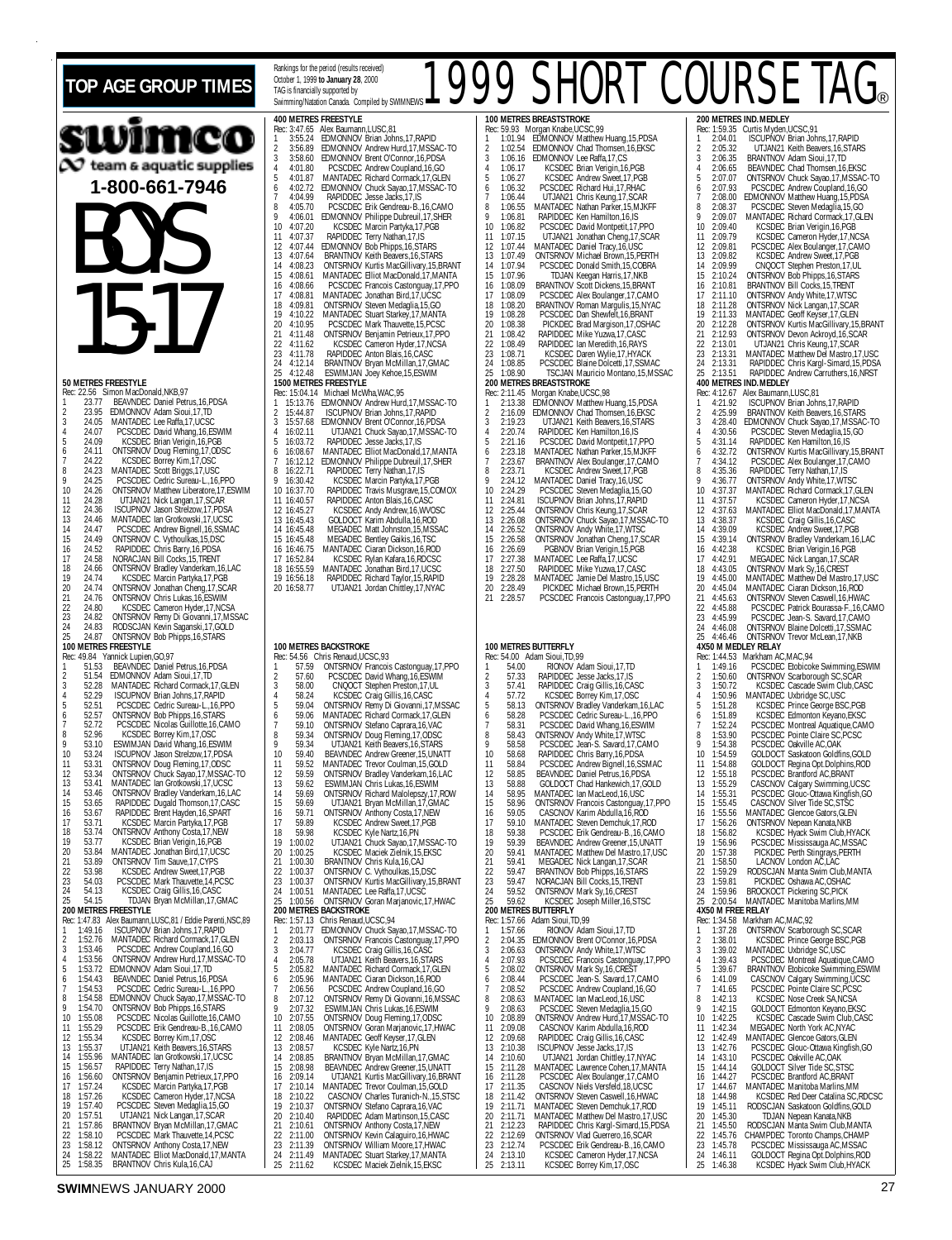# TOP AGE GROUP TIMES

Rankings for the period (results received) October 1, 1999 **to January 28**, 2000
TAG is financially supported by Swimming/Natation Canada. Compiled by SWIMNEWS

# 1999 SHORT COURSE TAG®

swimco team & aquatic supplies 1-800-661-7946

# BOYS 15-17

### 50 METRES FREESTYLE
Rec: 22.56 Simon MacDonald,NKB,97
1 23.77 BEAVNDEC Daniel Petrus,16,PDSA
2 23.95 EDMONNOV Adam Sioui,17,TD
3 24.05 MANTADEC Lee Raffa,17,UCSC
4 24.07 PCSCDEC David Whang,16,ESWIM
5 24.09 KCSDEC Brian Verigin,16,PGB
6 24.11 ONTSRNOV Doug Fleming,17,ODSC
7 24.22 KCSDEC Borrey Kim,17,OSC
8 24.23 MANTADEC Scott Briggs,17,USC
9 24.25 PCSCDEC Cedric Sureau-L.,16,PPO
10 24.26 ONTSRNOV Matthew Liberatore,17,ESWIM
11 24.28 UTJAN21 Nick Langan,17,SCAR
12 24.36 ISCUPNOV Jason Strelzow,17,PDSA
13 24.46 MANTADEC Ian Grotkowski,17,UCSC
14 24.47 PCSCDEC Andrew Bignell,16,SSMAC
15 24.49 ONTSRNOV C. Vythoulkas,15,DSC
16 24.52 RAPIDDEC Chris Barry,16,PDSA
17 24.58 NORACJAN Bill Cocks,15,TRENT
18 24.66 ONTSRNOV Bradley Vanderkam,16,LAC
19 24.74 KCSDEC Marcin Partyka,17,PGB
20 24.74 ONTSRNOV Jonathan Cheng,17,SCAR
21 24.76 ONTSRNOV Chris Lukas,16,ESWIM
22 24.80 KCSDEC Cameron Hyder,17,NCSA
23 24.82 ONTSRNOV Remy Di Giovanni,17,MSSAC
24 24.83 RODSCJAN Kevin Saganski,17,GOLD
25 24.87 ONTSRNOV Bob Phipps,16,STARS

### 100 METRES FREESTYLE
Rec: 49.84 Yannick Lupien,GO,97
1 51.53 BEAVNDEC Daniel Petrus,16,PDSA
2 51.54 EDMONNOV Adam Sioui,17,TD
3 52.28 MANTADEC Richard Cormack,17,GLEN
4 52.29 ISCUPNOV Brian Johns,17,RAPID
5 52.51 PCSCDEC Cedric Sureau-L.,16,PPO
6 52.57 ONTSRNOV Bob Phipps,16,STARS
7 52.72 PCSCDEC Nicolas Guillotte,16,CAMO
8 52.96 KCSDEC Borrey Kim,17,OSC
9 53.10 ESWIMJAN David Whang,16,ESWIM
10 53.24 ISCUPNOV Jason Strelzow,17,PDSA
11 53.31 ONTSRNOV Doug Fleming,17,ODSC
12 53.34 ONTSRNOV Chuck Sayao,17,MSSAC-TO
13 53.41 MANTADEC Ian Grotkowski,17,UCSC
14 53.46 ONTSRNOV Bradley Vanderkam,16,LAC
15 53.65 RAPIDDEC Dugald Thomson,17,CASC
16 53.67 RAPIDDEC Brent Hayden,16,SPART
17 53.71 KCSDEC Marcin Partyka,17,PGB
18 53.74 ONTSRNOV Anthony Costa,17,NEW
19 53.77 KCSDEC Brian Verigin,16,PGB
20 53.84 MANTADEC Jonathan Bird,17,UCSC
21 53.89 ONTSRNOV Tim Sauve,17,CYPS
22 53.98 KCSDEC Andrew Sweet,17,PGB
23 54.03 PCSCDEC Mark Thauvette,14,PCSC
24 54.13 KCSDEC Craig Gillis,16,CASC
25 54.15 TDJAN Bryan McMillan,17,GMAC

### 200 METRES FREESTYLE
Rec: 1:47.83 Alex Baumann,LUSC,81 / Eddie Parenti,NSC,89
1 1:49.16 ISCUPNOV Brian Johns,17,RAPID
2 1:52.76 MANTADEC Richard Cormack,17,GLEN
3 1:53.46 PCSCDEC Andrew Coupland,16,GO
4 1:53.56 ONTSRNOV Andrew Hurd,17,MSSAC-TO
5 1:53.72 EDMONNOV Adam Sioui,17,TD
6 1:54.43 BEAVNDEC Daniel Petrus,16,PDSA
7 1:54.53 PCSCDEC Cedric Sureau-L.,16,PPO
8 1:54.58 EDMONNOV Chuck Sayao,17,MSSAC-TO
9 1:54.70 ONTSRNOV Bob Phipps,16,STARS
10 1:55.08 PCSCDEC Nicolas Guillotte,16,CAMO
11 1:55.29 PCSCDEC Erik Gendreau-B.,16,CAMO
12 1:55.34 KCSDEC Borrey Kim,17,OSC
13 1:55.37 UTJAN21 Keith Beavers,16,STARS
14 1:55.96 MANTADEC Ian Grotkowski,17,UCSC
15 1:56.57 RAPIDDEC Terry Nathan,17,IS
16 1:56.60 ONTSRNOV Benjamin Petrieux,17,PPO
17 1:57.24 KCSDEC Marcin Partyka,17,PGB
18 1:57.26 KCSDEC Cameron Hyder,17,NCSA
19 1:57.40 PCSCDEC Steven Medaglia,15,GO
20 1:57.51 UTJAN21 Nick Langan,17,SCAR
21 1:57.86 BRANTNOV Bryan McMillan,17,GMAC
22 1:58.10 PCSCDEC Mark Thauvette,14,PCSC
23 1:58.12 ONTSRNOV Anthony Costa,17,NEW
24 1:58.22 MANTADEC Elliot MacDonald,17,MANTA
25 1:58.35 BRANTNOV Chris Kula,16,CAJ

### 400 METRES FREESTYLE
Rec: 3:47.65 Alex Baumann,LUSC,81
1 3:55.24 EDMONNOV Brian Johns,17,RAPID
2 3:56.89 EDMONNOV Andrew Hurd,17,MSSAC-TO
3 3:58.60 EDMONNOV Brent O'Connor,16,PDSA
4 4:01.80 PCSCDEC Andrew Coupland,16,GO
5 4:01.87 MANTADEC Richard Cormack,17,GLEN
6 4:02.72 EDMONNOV Chuck Sayao,17,MSSAC-TO
7 4:04.99 RAPIDDEC Jesse Jacks,17,IS
8 4:05.70 PCSCDEC Erik Gendreau-B.,16,CAMO
9 4:06.01 EDMONNOV Philippe Dubreuil,17,SHER
10 4:07.20 KCSDEC Marcin Partyka,17,PGB
11 4:07.37 RAPIDDEC Terry Nathan,17,IS
12 4:07.44 EDMONNOV Bob Phipps,16,STARS
13 4:07.64 BRANTNOV Keith Beavers,16,STARS
14 4:08.23 ONTSRNOV Kurtis MacGillivary,15,BRANT
15 4:08.61 MANTADEC Elliot MacDonald,17,MANTA
16 4:08.66 PCSCDEC Francois Castonguay,17,PPO
17 4:08.81 MANTADEC Jonathan Bird,17,UCSC
18 4:09.81 ONTSRNOV Steven Medaglia,15,GO
19 4:10.22 MANTADEC Stuart Starkey,17,MANTA
20 4:10.95 PCSCDEC Mark Thauvette,15,PCSC
21 4:11.48 ONTSRNOV Benjamin Petrieux,17,PPO
22 4:11.62 KCSDEC Cameron Hyder,17,NCSA
23 4:11.78 RAPIDDEC Anton Blais,16,CASC
24 4:12.14 BRANTNOV Bryan McMillan,17,GMAC
25 4:12.48 ESWIMJAN Joey Kehoe,15,ESWIM

### 1500 METRES FREESTYLE
Rec: 15:04.14 Michael McWha,WAC,95
1 15:13.76 EDMONNOV Andrew Hurd,17,MSSAC-TO
2 15:44.87 ISCUPNOV Brian Johns,17,RAPID
3 15:57.68 EDMONNOV Brent O'Connor,16,PDSA
4 16:02.11 UTJAN21 Chuck Sayao,17,MSSAC-TO
5 16:03.72 RAPIDDEC Jesse Jacks,17,IS
6 16:08.67 MANTADEC Elliot MacDonald,17,MANTA
7 16:12.12 EDMONNOV Philippe Dubreuil,17,SHER
8 16:22.71 RAPIDDEC Terry Nathan,17,IS
9 16:30.42 KCSDEC Marcin Partyka,17,PGB
10 16:37.70 RAPIDDEC Travis Musgrave,15,COMOX
11 16:40.57 RAPIDDEC Anton Blais,16,CASC
12 16:45.27 KCSDEC Andy Andrew,16,WVOSC
13 16:45.43 GOLDOCT Karim Abdulla,16,ROD
14 16:45.48 MEGADEC Matt Johnston,15,MSSAC
15 16:45.48 MEGADEC Bentley Gaikis,16,TSC
16 16:46.75 MANTADEC Ciaran Dickson,16,ROD
17 16:52.84 KCSDEC Rylan Kafara,16,RDCSC
18 16:55.59 MANTADEC Jonathan Bird,17,UCSC
19 16:56.18 RAPIDDEC Richard Taylor,15,RAPID
20 16:58.77 UTJAN21 Jordan Chittley,17,NYAC

### 100 METRES BACKSTROKE
Rec: 54.56 Chris Renaud,UCSC,93
1 57.59 ONTSRNOV Francois Castonguay,17,PPO
2 57.60 PCSCDEC David Whang,16,ESWIM
3 58.00 CNQOCT Stephen Preston,17,UL
4 58.24 KCSDEC Craig Gillis,16,CASC
5 59.04 ONTSRNOV Remy Di Giovanni,17,MSSAC
6 59.06 MANTADEC Richard Cormack,17,GLEN
7 59.10 ONTSRNOV Stefano Caprara,16,VAC
8 59.34 ONTSRNOV Doug Fleming,17,ODSC
9 59.34 UTJAN21 Keith Beavers,16,STARS
10 59.40 BEAVNDEC Andrew Greener,15,UNATT
11 59.52 MANTADEC Trevor Coulman,15,GOLD
12 59.59 ONTSRNOV Bradley Vanderkam,16,LAC
13 59.62 ESWIMJAN Chris Lukas,16,ESWIM
14 59.69 ONTSRNOV Richard Malolepszy,17,ROW
15 59.69 UTJAN21 Bryan McMillan,17,GMAC
16 59.71 ONTSRNOV Anthony Costa,17,NEW
17 59.89 KCSDEC Andrew Sweet,17,PGB
18 59.98 KCSDEC Kyle Nartz,16,PN
19 1:00.02 UTJAN21 Chuck Sayao,17,MSSAC-TO
20 1:00.25 KCSDEC Maciek Zielnik,15,EKSC
21 1:00.30 BRANTNOV Chris Kula,16,CAJ
22 1:00.37 ONTSRNOV C. Vythoulkas,15,DSC
23 1:00.37 ONTSRNOV Kurtis MacGillivary,15,BRANT
24 1:00.51 MANTADEC Lee Raffa,17,UCSC
25 1:00.56 ONTSRNOV Goran Marjanovic,17,HWAC

### 200 METRES BACKSTROKE
Rec: 1:57.13 Chris Renaud,UCSC,94
1 2:01.77 EDMONNOV Chuck Sayao,17,MSSAC-TO
2 2:03.13 ONTSRNOV Francois Castonguay,17,PPO
3 2:04.77 KCSDEC Craig Gillis,16,CASC
4 2:05.78 UTJAN21 Keith Beavers,16,STARS
5 2:05.82 MANTADEC Richard Cormack,17,GLEN
6 2:05.96 MANTADEC Ciaran Dickson,16,ROD
7 2:06.56 PCSCDEC Andrew Coupland,16,GO
8 2:07.12 ONTSRNOV Remy Di Giovanni,17,MSSAC
9 2:07.32 ESWIMJAN Chris Lukas,16,ESWIM
10 2:07.55 ONTSRNOV Doug Fleming,17,ODSC
11 2:08.05 ONTSRNOV Goran Marjanovic,17,HWAC
12 2:08.46 MANTADEC Geoff Keyser,17,GLEN
13 2:08.57 KCSDEC Kyle Nartz,16,PN
14 2:08.85 BRANTNOV Bryan McMillan,17,GMAC
15 2:08.98 BEAVNDEC Andrew Greener,15,UNATT
16 2:09.14 UTJAN21 Kurtis MacGillivary,16,BRANT
17 2:10.14 MANTADEC Trevor Coulman,15,GOLD
18 2:10.22 CASCNOV Charles Turanich-N.,15,STSC
19 2:10.37 ONTSRNOV Stefano Caprara,16,VAC
20 2:10.40 RAPIDDEC Adam Martinson,15,CASC
21 2:10.61 ONTSRNOV Anthony Costa,17,NEW
22 2:11.00 ONTSRNOV Kevin Calaguiro,16,HWAC
23 2:11.39 ONTSRNOV William Moore,17,HWAC
24 2:11.49 MANTADEC Stuart Starkey,17,MANTA
25 2:11.62 KCSDEC Maciek Zielnik,15,EKSC

### 100 METRES BREASTSTROKE
Rec: 59.93 Morgan Knabe,UCSC,99
1 1:01.94 EDMONNOV Matthew Huang,15,PDSA
2 1:02.54 EDMONNOV Chad Thomsen,16,EKSC
3 1:06.16 EDMONNOV Lee Raffa,17,CS
4 1:06.17 KCSDEC Brian Verigin,16,PGB
5 1:06.27 KCSDEC Andrew Sweet,17,PGB
6 1:06.32 PCSCDEC Richard Hui,17,RHAC
7 1:06.44 UTJAN21 Chris Keung,17,SCAR
8 1:06.55 MANTADEC Nathan Parker,15,MJKFF
9 1:06.81 RAPIDDEC Ken Hamilton,16,IS
10 1:06.82 PCSCDEC David Montpetit,17,PPO
11 1:07.15 UTJAN21 Jonathan Cheng,17,SCAR
12 1:07.44 MANTADEC Daniel Tracy,16,USC
13 1:07.49 ONTSRNOV Michael Brown,15,PERTH
14 1:07.94 PCSCDEC Donald Smith,15,COBRA
15 1:07.96 TDJAN Keegan Harris,17,NKB
16 1:08.09 BRANTNOV Scott Dickens,15,BRANT
17 1:08.09 PCSCDEC Alex Boulanger,17,CAMO
18 1:08.20 BRANTNOV Roman Medaglia,15,NYAC
19 1:08.28 PCSCDEC Dan Shewfelt,16,BRANT
20 1:08.38 PICKDEC Brad Margison,17,OSHAC
21 1:08.42 RAPIDDEC Mike Yuzwa,17,CASC
22 1:08.49 RAPIDDEC Ian Meredith,16,RAYS
23 1:08.71 KCSDEC Daren Wylie,17,HYACK
24 1:08.85 PCSCDEC Blaine Dolcetti,17,SSMAC
25 1:08.90 TSCJAN Mauricio Montano,15,MSSAC

### 200 METRES BREASTSTROKE
Rec: 2:11.45 Morgan Knabe,UCSC,98
1 2:13.38 EDMONNOV Matthew Huang,15,PDSA
2 2:16.09 EDMONNOV Chad Thomsen,16,EKSC
3 2:19.23 UTJAN21 Keith Beavers,16,STARS
4 2:20.74 RAPIDDEC Ken Hamilton,16,IS
5 2:21.16 PCSCDEC David Montpetit,17,PPO
6 2:23.18 MANTADEC Nathan Parker,15,MJKFF
7 2:23.67 BRANTNOV Alex Boulanger,17,CAMO
8 2:23.71 KCSDEC Andrew Sweet,17,PGB
9 2:24.12 MANTADEC Daniel Tracy,16,USC
10 2:24.29 PCSCDEC Steven Medaglia,15,GO
11 2:24.81 ISCUPNOV Brian Johns,17,RAPID
12 2:25.44 ONTSRNOV Chris Keung,17,SCAR
13 2:26.08 ONTSRNOV Chuck Sayao,17,MSSAC-TO
14 2:26.52 ONTSRNOV Andy White,17,WTSC
15 2:26.58 ONTSRNOV Jonathan Cheng,17,SCAR
16 2:26.69 PGBNOV Brian Verigin,16,PGB
17 2:27.38 MANTADEC Lee Raffa,17,UCSC
18 2:27.50 RAPIDDEC Mike Yuzwa,17,CASC
19 2:28.28 MANTADEC Jamie Del Mastro,15,USC
20 2:28.49 PICKDEC Michael Brown,15,PERTH
21 2:28.57 PCSCDEC Francois Castonguay,17,PPO

### 100 METRES BUTTERFLY
Rec: 54.00 Adam Sioui,TD,99
1 54.00 RIONOV Adam Sioui,17,TD
2 57.33 RAPIDDEC Jesse Jacks,17,IS
3 57.41 RAPIDDEC Craig Gillis,16,CASC
4 57.72 KCSDEC Borrey Kim,17,OSC
5 58.13 ONTSRNOV Bradley Vanderkam,16,LAC
6 58.28 PCSCDEC Cedric Sureau-L.,16,PPO
7 58.31 PCSCDEC David Whang,16,ESWIM
8 58.43 ONTSRNOV Andy White,17,WTSC
9 58.58 PCSCDEC Jean-S. Savard,17,CAMO
10 58.68 RAPIDDEC Chris Barry,16,PDSA
11 58.84 PCSCDEC Andrew Bignell,16,SSMAC
12 58.85 BEAVNDEC Daniel Petrus,16,PDSA
13 58.88 GOLDOCT Chad Hankewich,17,GOLD
14 58.95 MANTADEC Ian MacLeod,16,USC
15 58.96 ONTSRNOV Francois Castonguay,17,PPO
16 59.05 CASCNOV Karim Abdulla,16,ROD
17 59.10 MANTADEC Steven Demchuk,17,ROD
18 59.38 PCSCDEC Erik Gendreau-B.,16,CAMO
19 59.39 BEAVNDEC Andrew Greener,15,UNATT
20 59.41 MANTADEC Matthew Del Mastro,17,USC
21 59.41 MEGADEC Nick Langan,17,SCAR
22 59.47 BRANTNOV Bob Phipps,16,STARS
23 59.47 NORACJAN Bill Cocks,15,TRENT
24 59.52 ONTSRNOV Mark Sy,16,CREST
25 59.62 KCSDEC Joseph Miller,16,STSC

### 200 METRES BUTTERFLY
Rec: 1:57.66 Adam Sioui,TD,99
1 1:57.66 RIONOV Adam Sioui,17,TD
2 2:04.35 EDMONNOV Brent O'Connor,16,PDSA
3 2:06.63 ONTSRNOV Andy White,17,WTSC
4 2:07.93 PCSCDEC Francois Castonguay,17,PPO
5 2:08.02 ONTSRNOV Mark Sy,16,CREST
6 2:08.44 PCSCDEC Jean-S. Savard,17,CAMO
7 2:08.52 PCSCDEC Andrew Coupland,16,GO
8 2:08.63 MANTADEC Ian MacLeod,16,USC
9 2:08.63 PCSCDEC Steven Medaglia,15,GO
10 2:08.89 ONTSRNOV Andrew Hurd,17,MSSAC-TO
11 2:09.08 CASCNOV Karim Abdulla,16,ROD
12 2:09.68 RAPIDDEC Craig Gillis,16,CASC
13 2:10.38 ISCUPNOV Jesse Jacks,17,IS
14 2:10.60 UTJAN21 Jordan Chittley,17,NYAC
15 2:11.28 MANTADEC Lawrence Cohen,17,MANTA
16 2:11.28 PCSCDEC Alex Boulanger,17,CAMO
17 2:11.35 CASCNOV Niels Versfeld,18,UCSC
18 2:11.42 ONTSRNOV Steven Caswell,16,HWAC
19 2:11.71 MANTADEC Steven Demchuk,17,ROD
20 2:11.71 MANTADEC Matthew Del Mastro,17,USC
21 2:12.23 RAPIDDEC Chris Kargl-Simard,15,PDSA
22 2:12.69 ONTSRNOV Vlad Guerrero,16,SCAR
23 2:12.74 PCSCDEC Erik Gendreau-B.,16,CAMO
24 2:13.10 KCSDEC Cameron Hyder,17,NCSA
25 2:13.11 KCSDEC Borrey Kim,17,OSC

### 200 METRES IND.MEDLEY
Rec: 1:59.35 Curtis Myden,UCSC,91
1 2:04.01 ISCUPNOV Brian Johns,17,RAPID
2 2:05.32 UTJAN21 Keith Beavers,16,STARS
3 2:06.35 BRANTNOV Adam Sioui,17,TD
4 2:06.65 BEAVNDEC Chad Thomsen,16,EKSC
5 2:07.07 ONTSRNOV Chuck Sayao,17,MSSAC-TO
6 2:07.93 PCSCDEC Andrew Coupland,16,GO
7 2:08.00 EDMONNOV Matthew Huang,15,PDSA
8 2:08.37 PCSCDEC Steven Medaglia,15,GO
9 2:09.07 MANTADEC Richard Cormack,17,GLEN
10 2:09.40 KCSDEC Brian Verigin,16,PGB
11 2:09.79 KCSDEC Cameron Hyder,17,NCSA
12 2:09.81 PCSCDEC Alex Boulanger,17,CAMO
13 2:09.82 KCSDEC Andrew Sweet,17,PGB
14 2:09.99 CNQOCT Stephen Preston,17,UL
15 2:10.24 ONTSRNOV Bob Phipps,16,STARS
16 2:10.81 BRANTNOV Bill Cocks,15,TRENT
17 2:11.10 ONTSRNOV Andy White,17,WTSC
18 2:11.28 ONTSRNOV Nick Langan,17,SCAR
19 2:11.33 MANTADEC Geoff Keyser,17,GLEN
20 2:12.28 ONTSRNOV Kurtis MacGillivary,15,BRANT
21 2:12.93 ONTSRNOV Devon Ackroyd,16,SCAR
22 2:13.01 UTJAN21 Chris Keung,17,SCAR
23 2:13.31 MANTADEC Matthew Del Mastro,17,USC
24 2:13.31 RAPIDDEC Chris Kargl-Simard,15,PDSA
25 2:13.51 RAPIDDEC Andrew Carruthers,16,NRST

### 400 METRES IND.MEDLEY
Rec: 4:12.67 Alex Baumann,LUSC,81
1 4:21.92 ISCUPNOV Brian Johns,17,RAPID
2 4:25.99 BRANTNOV Keith Beavers,16,STARS
3 4:28.40 EDMONNOV Chuck Sayao,17,MSSAC-TO
4 4:30.56 PCSCDEC Steven Medaglia,15,GO
5 4:31.14 RAPIDDEC Ken Hamilton,16,IS
6 4:32.72 ONTSRNOV Kurtis MacGillivary,15,BRANT
7 4:34.12 PCSCDEC Alex Boulanger,17,CAMO
8 4:35.36 RAPIDDEC Terry Nathan,17,IS
9 4:36.77 ONTSRNOV Andy White,17,WTSC
10 4:37.37 MANTADEC Richard Cormack,17,GLEN
11 4:37.57 KCSDEC Cameron Hyder,17,NCSA
12 4:37.63 MANTADEC Elliot MacDonald,17,MANTA
13 4:38.37 KCSDEC Craig Gillis,16,CASC
14 4:39.09 KCSDEC Andrew Sweet,17,PGB
15 4:39.14 ONTSRNOV Bradley Vanderkam,16,LAC
16 4:42.38 KCSDEC Brian Verigin,16,PGB
17 4:42.91 MEGADEC Nick Langan,17,SCAR
18 4:43.05 ONTSRNOV Mark Sy,16,CREST
19 4:45.00 MANTADEC Matthew Del Mastro,17,USC
20 4:45.04 MANTADEC Ciaran Dickson,16,ROD
21 4:45.63 ONTSRNOV Steven Caswell,16,HWAC
22 4:45.88 PCSCDEC Patrick Bourassa-F.,16,CAMO
23 4:45.99 PCSCDEC Jean-S. Savard,17,CAMO
24 4:46.08 ONTSRNOV Blaine Dolcetti,17,SSMAC
25 4:46.46 ONTSRNOV Trevor McLean,17,NKB

### 4X50 M MEDLEY RELAY
Rec: 1:44.53 Markham AC,MAC,94
1 1:49.16 PCSCDEC Etobicoke Swimming,ESWIM
2 1:50.60 ONTSRNOV Scarborough SC,SCAR
3 1:50.72 KCSDEC Cascade Swim Club,CASC
4 1:50.96 MANTADEC Uxbridge SC,USC
5 1:51.28 KCSDEC Prince George BSC,PGB
6 1:51.89 KCSDEC Edmonton Keyano,EKSC
7 1:52.24 PCSCDEC Montreal Aquatique,CAMO
8 1:53.90 PCSCDEC Pointe Claire SC,PCSC
9 1:54.38 PCSCDEC Oakville AC,OAK
10 1:54.59 GOLDOCT Saskatoon Goldfins,GOLD
11 1:54.88 GOLDOCT Regina Opt.Dolphins,ROD
12 1:55.18 PCSCDEC Brantford AC,BRANT
13 1:55.29 CASCNOV Calgary Swimming,UCSC
14 1:55.31 PCSCDEC Glouc-Ottawa Kingfish,GO
15 1:55.45 CASCNOV Silver Tide SC,STSC
16 1:55.56 MANTADEC Glencoe Gators,GLEN
17 1:56.26 ONTSRNOV Nepean Kanata,NKB
18 1:56.82 KCSDEC Hyack Swim Club,HYACK
19 1:56.96 PCSCDEC Mississauga AC,MSSAC
20 1:57.38 PICKDEC Perth Stingrays,PERTH
21 1:58.50 LACNOV London AC,LAC
22 1:59.29 RODSCJAN Manta Swim Club,MANTA
23 1:59.81 PICKDEC Oshawa AC,OSHAC
24 1:59.96 BROCKOCT Pickering SC,PICK
25 2:00.54 MANTADEC Manitoba Marlins,MM

### 4X50 M FREE RELAY
Rec: 1:34.58 Markham AC,MAC,92
1 1:37.28 ONTSRNOV Scarborough SC,SCAR
2 1:38.01 KCSDEC Prince George BSC,PGB
3 1:39.02 MANTADEC Uxbridge SC,USC
4 1:39.43 PCSCDEC Montreal Aquatique,CAMO
5 1:39.67 BRANTNOV Etobicoke Swimming,ESWIM
6 1:41.09 CASCNOV Calgary Swimming,UCSC
7 1:41.65 PCSCDEC Pointe Claire SC,PCSC
8 1:42.13 KCSDEC Nose Creek SA,NCSA
9 1:42.15 GOLDOCT Edmonton Keyano,EKSC
10 1:42.25 KCSDEC Cascade Swim Club,CASC
11 1:42.34 MEGADEC North York AC,NYAC
12 1:42.49 MANTADEC Glencoe Gators,GLEN
13 1:42.76 PCSCDEC Glouc-Ottawa Kingfish,GO
14 1:43.10 PCSCDEC Oakville AC,OAK
15 1:44.14 GOLDOCT Silver Tide SC,STSC
16 1:44.27 PCSCDEC Brantford AC,BRANT
17 1:44.67 MANTADEC Manitoba Marlins,MM
18 1:44.98 KCSDEC Red Deer Catalina SC,RDCSC
19 1:45.11 RODSCJAN Saskatoon Goldfins,GOLD
20 1:45.30 TDJAN Nepean Kanata,NKB
21 1:45.50 RODSCJAN Manta Swim Club,MANTA
22 1:45.76 CHAMPDEC Toronto Champs,CHAMP
23 1:45.78 PCSCDEC Mississauga AC,MSSAC
24 1:46.11 GOLDOCT Regina Opt.Dolphins,ROD
25 1:46.38 KCSDEC Hyack Swim Club,HYACK

SWIMNEWS JANUARY 2000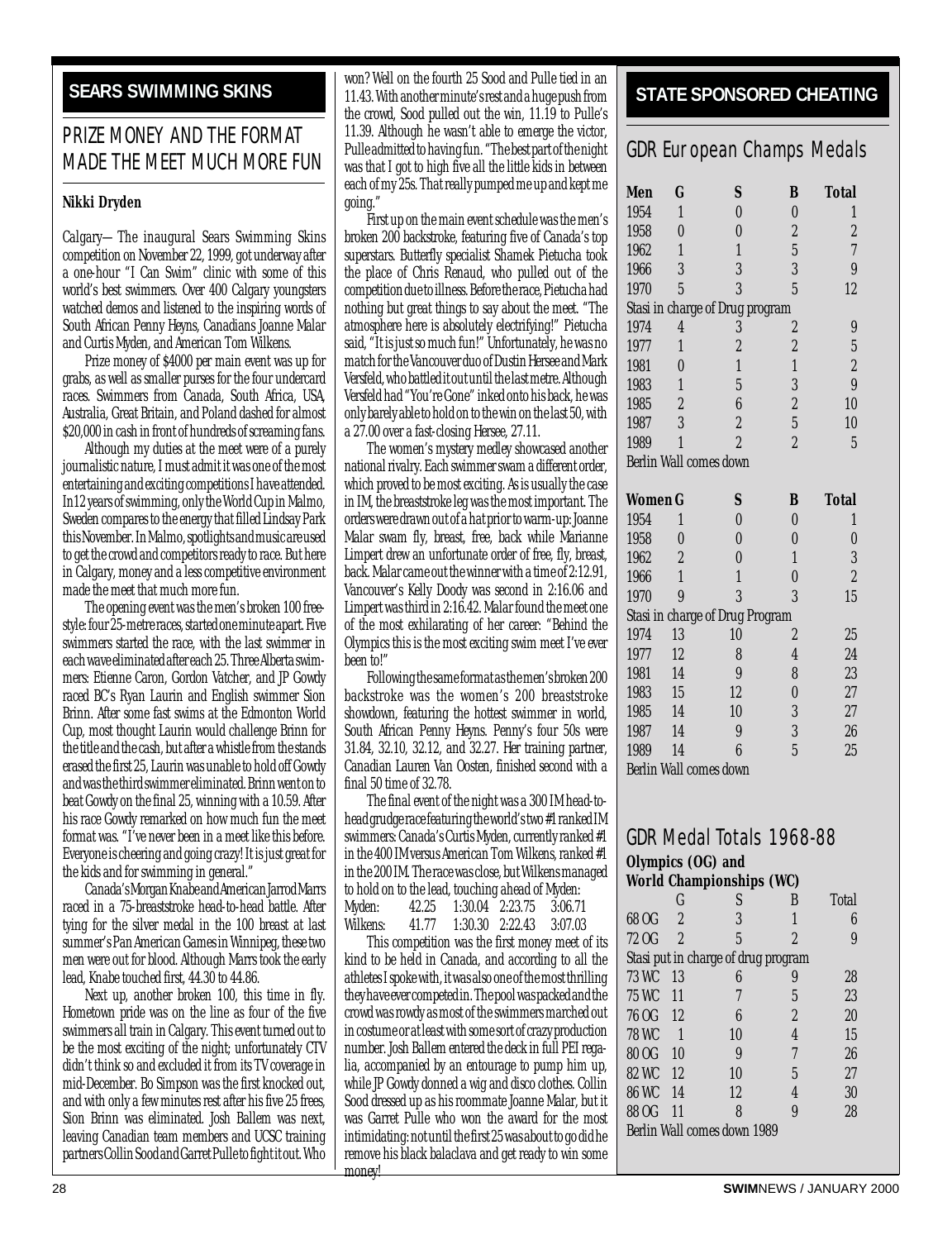## SEARS SWIMMING SKINS

# PRIZE MONEY AND THE FORMAT MADE THE MEET MUCH MORE FUN

**Nikki Dryden**

Calgary—The inaugural Sears Swimming Skins competition on November 22, 1999, got underway after a one-hour "I Can Swim" clinic with some of this world's best swimmers. Over 400 Calgary youngsters watched demos and listened to the inspiring words of South African Penny Heyns, Canadians Joanne Malar and Curtis Myden, and American Tom Wilkens.

Prize money of $4000 per main event was up for grabs, as well as smaller purses for the four undercard races. Swimmers from Canada, South Africa, USA, Australia, Great Britain, and Poland dashed for almost $20,000 in cash in front of hundreds of screaming fans.

Although my duties at the meet were of a purely journalistic nature, I must admit it was one of the most entertaining and exciting competitions I have attended. In 12 years of swimming, only the World Cup in Malmo, Sweden compares to the energy that filled Lindsay Park this November. In Malmo, spotlights and music are used to get the crowd and competitors ready to race. But here in Calgary, money and a less competitive environment made the meet that much more fun.

The opening event was the men's broken 100 freestyle: four 25-metre races, started one minute apart. Five swimmers started the race, with the last swimmer in each wave eliminated after each 25. Three Alberta swimmers: Etienne Caron, Gordon Vatcher, and JP Gowdy raced BC's Ryan Laurin and English swimmer Sion Brinn. After some fast swims at the Edmonton World Cup, most thought Laurin would challenge Brinn for the title and the cash, but after a whistle from the stands erased the first 25, Laurin was unable to hold off Gowdy and was the third swimmer eliminated. Brinn went on to beat Gowdy on the final 25, winning with a 10.59. After his race Gowdy remarked on how much fun the meet format was. "I've never been in a meet like this before. Everyone is cheering and going crazy! It is just great for the kids and for swimming in general."

Canada's Morgan Knabe and American Jarrod Marrs raced in a 75-breaststroke head-to-head battle. After tying for the silver medal in the 100 breast at last summer's Pan American Games in Winnipeg, these two men were out for blood. Although Marrs took the early lead, Knabe touched first, 44.30 to 44.86.

Next up, another broken 100, this time in fly. Hometown pride was on the line as four of the five swimmers all train in Calgary. This event turned out to be the most exciting of the night; unfortunately CTV didn't think so and excluded it from its TV coverage in mid-December. Bo Simpson was the first knocked out, and with only a few minutes rest after his five 25 frees, Sion Brinn was eliminated. Josh Ballem was next, leaving Canadian team members and UCSC training partners Collin Sood and Garret Pulle to fight it out. Who won? Well on the fourth 25 Sood and Pulle tied in an 11.43. With another minute's rest and a huge push from the crowd, Sood pulled out the win, 11.19 to Pulle's 11.39. Although he wasn't able to emerge the victor, Pulle admitted to having fun. "The best part of the night was that I got to high five all the little kids in between each of my 25s. That really pumped me up and kept me going."

First up on the main event schedule was the men's broken 200 backstroke, featuring five of Canada's top superstars. Butterfly specialist Shamek Pietucha took the place of Chris Renaud, who pulled out of the competition due to illness. Before the race, Pietucha had nothing but great things to say about the meet. "The atmosphere here is absolutely electrifying!" Pietucha said, "It is just so much fun!" Unfortunately, he was no match for the Vancouver duo of Dustin Hersee and Mark Versfeld, who battled it out until the last metre. Although Versfeld had "You're Gone" inked onto his back, he was only barely able to hold on to the win on the last 50, with a 27.00 over a fast-closing Hersee, 27.11.

The women's mystery medley showcased another national rivalry. Each swimmer swam a different order, which proved to be most exciting. As is usually the case in IM, the breaststroke leg was the most important. The orders were drawn out of a hat prior to warm-up: Joanne Malar swam fly, breast, free, back while Marianne Limpert drew an unfortunate order of free, fly, breast, back. Malar came out the winner with a time of 2:12.91, Vancouver's Kelly Doody was second in 2:16.06 and Limpert was third in 2:16.42. Malar found the meet one of the most exhilarating of her career: "Behind the Olympics this is the most exciting swim meet I've ever been to!"

Following the same format as the men's broken 200 backstroke was the women's 200 breaststroke showdown, featuring the hottest swimmer in world, South African Penny Heyns. Penny's four 50s were 31.84, 32.10, 32.12, and 32.27. Her training partner, Canadian Lauren Van Oosten, finished second with a final 50 time of 32.78.

The final event of the night was a 300 IM head-to-head grudge race featuring the world's two #1 ranked IM swimmers: Canada's Curtis Myden, currently ranked #1 in the 400 IM versus American Tom Wilkens, ranked #1 in the 200 IM. The race was close, but Wilkens managed to hold on to the lead, touching ahead of Myden:

| | | | | |
|---|---|---|---|---|
| Myden: | 42.25 | 1:30.04 | 2:23.75 | 3:06.71 |
| Wilkens: | 41.77 | 1:30.30 | 2:22.43 | 3:07.03 |

This competition was the first money meet of its kind to be held in Canada, and according to all the athletes I spoke with, it was also one of the most thrilling they have ever competed in. The pool was packed and the crowd was rowdy as most of the swimmers marched out in costume or at least with some sort of crazy production number. Josh Ballem entered the deck in full PEI regalia, accompanied by an entourage to pump him up, while JP Gowdy donned a wig and disco clothes. Collin Sood dressed up as his roommate Joanne Malar, but it was Garret Pulle who won the award for the most intimidating: not until the first 25 was about to go did he remove his black balaclava and get ready to win some money!

## STATE SPONSORED CHEATING

### GDR European Champs Medals

| Men | G | S | B | Total |
|---|---|---|---|---|
| 1954 | 1 | 0 | 0 | 1 |
| 1958 | 0 | 0 | 2 | 2 |
| 1962 | 1 | 1 | 5 | 7 |
| 1966 | 3 | 3 | 3 | 9 |
| 1970 | 5 | 3 | 5 | 12 |
| Stasi in charge of Drug program | | | | |
| 1974 | 4 | 3 | 2 | 9 |
| 1977 | 1 | 2 | 2 | 5 |
| 1981 | 0 | 1 | 1 | 2 |
| 1983 | 1 | 5 | 3 | 9 |
| 1985 | 2 | 6 | 2 | 10 |
| 1987 | 3 | 2 | 5 | 10 |
| 1989 | 1 | 2 | 2 | 5 |
| Berlin Wall comes down | | | | |

| Women | G | S | B | Total |
|---|---|---|---|---|
| 1954 | 1 | 0 | 0 | 1 |
| 1958 | 0 | 0 | 0 | 0 |
| 1962 | 2 | 0 | 1 | 3 |
| 1966 | 1 | 1 | 0 | 2 |
| 1970 | 9 | 3 | 3 | 15 |
| Stasi in charge of Drug Program | | | | |
| 1974 | 13 | 10 | 2 | 25 |
| 1977 | 12 | 8 | 4 | 24 |
| 1981 | 14 | 9 | 8 | 23 |
| 1983 | 15 | 12 | 0 | 27 |
| 1985 | 14 | 10 | 3 | 27 |
| 1987 | 14 | 9 | 3 | 26 |
| 1989 | 14 | 6 | 5 | 25 |
| Berlin Wall comes down | | | | |

### GDR Medal Totals 1968-88

**Olympics (OG) and World Championships (WC)**

| | G | S | B | Total |
|---|---|---|---|---|
| 68 OG | 2 | 3 | 1 | 6 |
| 72 OG | 2 | 5 | 2 | 9 |
| Stasi put in charge of drug program | | | | |
| 73 WC | 13 | 6 | 9 | 28 |
| 75 WC | 11 | 7 | 5 | 23 |
| 76 OG | 12 | 6 | 2 | 20 |
| 78 WC | 1 | 10 | 4 | 15 |
| 80 OG | 10 | 9 | 7 | 26 |
| 82 WC | 12 | 10 | 5 | 27 |
| 86 WC | 14 | 12 | 4 | 30 |
| 88 OG | 11 | 8 | 9 | 28 |
| Berlin Wall comes down 1989 | | | | |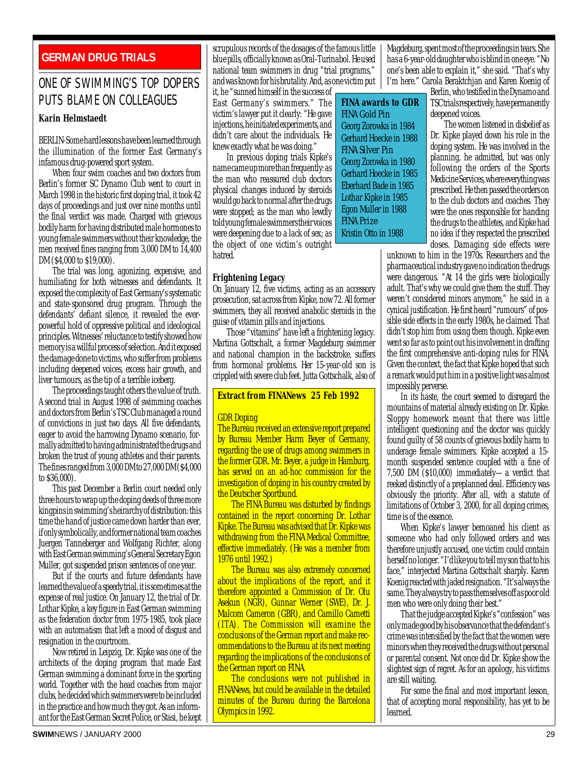## GERMAN DRUG TRIALS

# ONE OF SWIMMING'S TOP DOPERS PUTS BLAME ON COLLEAGUES

**Karin Helmstaedt**

BERLIN-Some hard lessons have been learned through the illumination of the former East Germany's infamous drug-powered sport system.

When four swim coaches and two doctors from Berlin's former SC Dynamo Club went to court in March 1998 in the historic first doping trial, it took 42 days of proceedings and just over nine months until the final verdict was made. Charged with grievous bodily harm for having distributed male hormones to young female swimmers without their knowledge, the men received fines ranging from 3,000 DM to 14,400 DM ($4,000 to $19,000).

The trial was long, agonizing, expensive, and humiliating for both witnesses and defendants. It exposed the complexity of East Germany's systematic and state-sponsored drug program. Through the defendants' defiant silence, it revealed the ever-powerful hold of oppressive political and ideological principles. Witnesses' reluctance to testify showed how memory is a willful process of selection. And it exposed the damage done to victims, who suffer from problems including deepened voices, excess hair growth, and liver tumours, as the tip of a terrible iceberg.

The proceedings taught others the value of truth. A second trial in August 1998 of swimming coaches and doctors from Berlin's TSC Club managed a round of convictions in just two days. All five defendants, eager to avoid the harrowing Dynamo scenario, formally admitted to having administrated the drugs and broken the trust of young athletes and their parents. The fines ranged from 3,000 DM to 27,000 DM ($4,000 to $36,000).

This past December a Berlin court needed only three hours to wrap up the doping deeds of three more kingpins in swimming's heirarchy of distribution: this time the hand of justice came down harder than ever, if only symbolically, and former national team coaches Juergen Tanneberger and Wolfgang Richter, along with East German swimming's General Secretary Egon Muller, got suspended prison sentences of one year.

But if the courts and future defendants have learned the value of a speedy trial, it is sometimes at the expense of real justice. On January 12, the trial of Dr. Lothar Kipke, a key figure in East German swimming as the federation doctor from 1975-1985, took place with an automatism that left a mood of disgust and resignation in the courtroom.

Now retired in Leipzig, Dr. Kipke was one of the architects of the doping program that made East German swimming a dominant force in the sporting world. Together with the head coaches from major clubs, he decided which swimmers were to be included in the practice and how much they got. As an informant for the East German Secret Police, or Stasi, he kept scrupulous records of the dosages of the famous little blue pills, officially known as Oral-Turinabol. He used national team swimmers in drug "trial programs," and was known for his brutality. And, as one victim put it, he "sunned himself in the success of East Germany's swimmers." The victim's lawyer put it clearly: "He gave injections, he initiated experiments, and didn't care about the individuals. He knew exactly what he was doing."

In previous doping trials Kipke's name came up more than frequently: as the man who reassured club doctors physical changes induced by steroids would go back to normal after the drugs were stopped; as the man who lewdly told young female swimmers their voices were deepening due to a lack of sex; as the object of one victim's outright hatred.

> **FINA awards to GDR**
> FINA Gold Pin
> Georg Zorowka in 1984
> Gerhard Hoecke in 1988
> FINA Silver Pin
> Georg Zorowka in 1980
> Gerhard Hoecke in 1985
> Eberhard Bade in 1985
> Lothar Kipke in 1985
> Egon Muller in 1988
> FINA Prize
> Kristin Otto in 1988

### Frightening Legacy

On January 12, five victims, acting as an accessory prosecution, sat across from Kipke, now 72. All former swimmers, they all received anabolic steroids in the guise of vitamin pills and injections.

Those "vitamins" have left a frightening legacy. Martina Gottschalt, a former Magdeburg swimmer and national champion in the backstroke, suffers from hormonal problems. Her 15-year-old son is crippled with severe club feet. Jutta Gottschalk, also of Magdeburg, spent most of the proceedings in tears. She has a 6-year-old daughter who is blind in one eye. "No one's been able to explain it," she said. "That's why I'm here." Carola Beraktchjan and Karen Koenig of Berlin, who testified in the Dynamo and TSC trials respectively, have permanently deepened voices.

The women listened in disbelief as Dr. Kipke played down his role in the doping system. He was involved in the planning, he admitted, but was only following the orders of the Sports Medicine Services, where everything was prescribed. He then passed the orders on to the club doctors and coaches. They were the ones responsible for handing the drugs to the athletes, and Kipke had no idea if they respected the prescribed doses. Damaging side effects were unknown to him in the 1970s. Researchers and the pharmaceutical industry gave no indication the drugs were dangerous. "At 14 the girls were biologically adult. That's why we could give them the stuff. They weren't considered minors anymore," he said in a cynical justification. He first heard "rumours" of possible side effects in the early 1980s, he claimed. That didn't stop him from using them though. Kipke even went so far as to point out his involvement in drafting the first comprehensive anti-doping rules for FINA. Given the context, the fact that Kipke hoped that such a remark would put him in a positive light was almost impossibly perverse.

In its haste, the court seemed to disregard the mountains of material already existing on Dr. Kipke. Sloppy homework meant that there was little intelligent questioning and the doctor was quickly found guilty of 58 counts of grievous bodily harm to underage female swimmers. Kipke accepted a 15-month suspended sentence coupled with a fine of 7,500 DM ($10,000) immediately— a verdict that reeked distinctly of a preplanned deal. Efficiency was obviously the priority. After all, with a statute of limitations of October 3, 2000, for all doping crimes, time is of the essence.

When Kipke's lawyer bemoaned his client as someone who had only followed orders and was therefore unjustly accused, one victim could contain herself no longer. "I'd like you to tell my son that to his face," interjected Martina Gottschalt sharply. Karen Koenig reacted with jaded resignation. "It's always the same. They always try to pass themselves off as poor old men who were only doing their best."

That the judge accepted Kipke's "confession" was only made good by his observance that the defendant's crime was intensified by the fact that the women were minors when they received the drugs without personal or parental consent. Not once did Dr. Kipke show the slightest sign of regret. As for an apology, his victims are still waiting.

For some the final and most important lesson, that of accepting moral responsibility, has yet to be learned.

> **Extract from FINANews 25 Feb 1992**
>
> GDR Doping
>
> The Bureau received an extensive report prepared by Bureau Member Harm Beyer of Germany, regarding the use of drugs among swimmers in the former GDR. Mr. Beyer, a judge in Hamburg, has served on an ad-hoc commission for the investigation of doping in his country created by the Deutscher Sportbund.
>
> The FINA Bureau was disturbed by findings contained in the report concerning Dr. Lothar Kipke. The Bureau was advised that Dr. Kipke was withdrawing from the FINA Medical Committee, effective immediately. (He was a member from 1976 until 1992.)
>
> The Bureau was also extremely concerned about the implications of the report, and it therefore appointed a Commission of Dr. Olu Asekun (NGR), Gunnar Werner (SWE), Dr. J. Malcom Cameron (GBR), and Camillo Cametti (ITA). The Commission will examine the conclusions of the German report and make recommendations to the Bureau at its next meeting regarding the implications of the conclusions of the German report on FINA.
>
> The conclusions were not published in FINANews, but could be available in the detailed minutes of the Bureau during the Barcelona Olympics in 1992.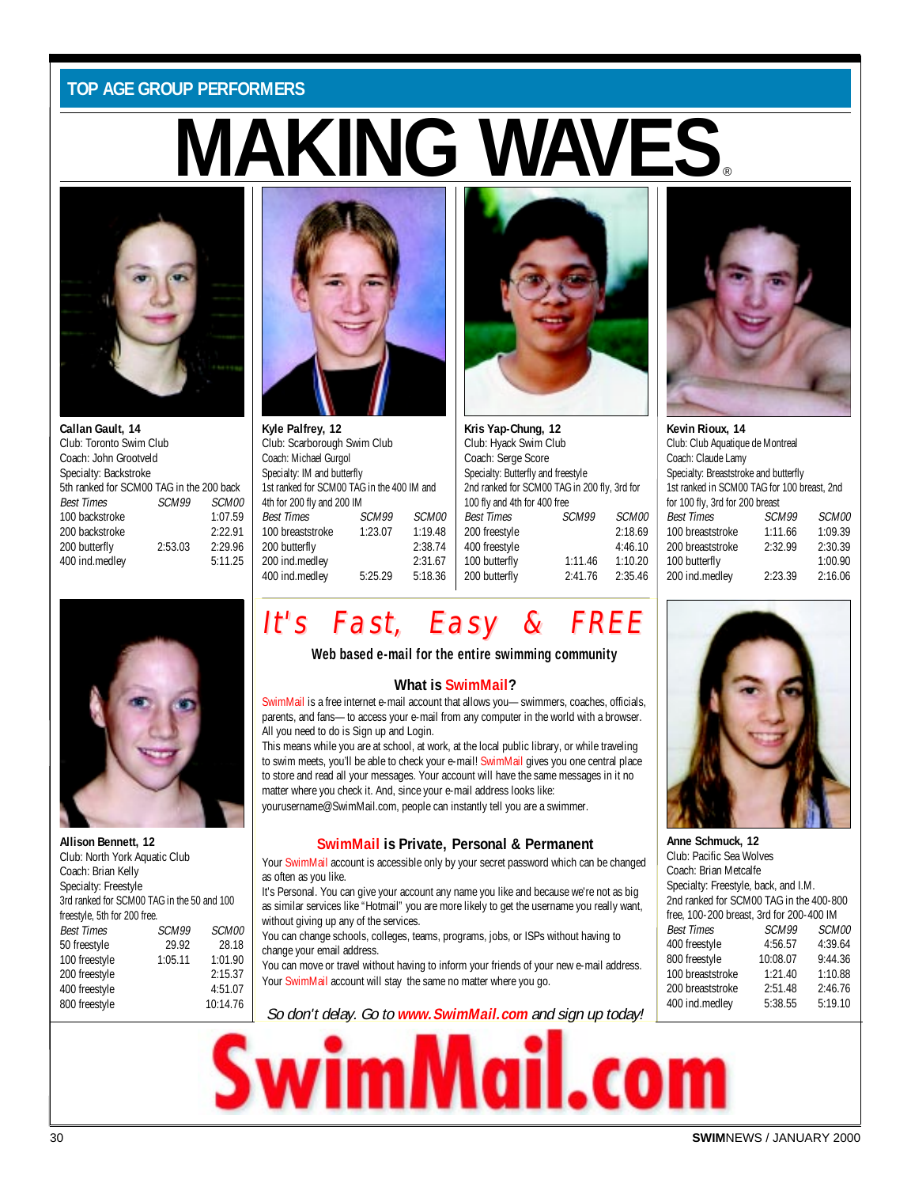TOP AGE GROUP PERFORMERS

# MAKING WAVES®

**Callan Gault, 14**
Club: Toronto Swim Club
Coach: John Grootveld
Specialty: Backstroke
5th ranked for SCM00 TAG in the 200 back

| *Best Times* | *SCM99* | *SCM00* |
|---|---|---|
| 100 backstroke | | 1:07.59 |
| 200 backstroke | | 2:22.91 |
| 200 butterfly | 2:53.03 | 2:29.96 |
| 400 ind.medley | | 5:11.25 |

**Kyle Palfrey, 12**
Club: Scarborough Swim Club
Coach: Michael Gurgol
Specialty: IM and butterfly
1st ranked for SCM00 TAG in the 400 IM and 4th for 200 fly and 200 IM

| *Best Times* | *SCM99* | *SCM00* |
|---|---|---|
| 100 breaststroke | 1:23.07 | 1:19.48 |
| 200 butterfly | | 2:38.74 |
| 200 ind.medley | | 2:31.67 |
| 400 ind.medley | 5:25.29 | 5:18.36 |

**Kris Yap-Chung, 12**
Club: Hyack Swim Club
Coach: Serge Score
Specialty: Butterfly and freestyle
2nd ranked for SCM00 TAG in 200 fly, 3rd for 100 fly and 4th for 400 free

| *Best Times* | *SCM99* | *SCM00* |
|---|---|---|
| 200 freestyle | | 2:18.69 |
| 400 freestyle | | 4:46.10 |
| 100 butterfly | 1:11.46 | 1:10.20 |
| 200 butterfly | 2:41.76 | 2:35.46 |

**Kevin Rioux, 14**
Club: Club Aquatique de Montreal
Coach: Claude Lamy
Specialty: Breaststroke and butterfly
1st ranked in SCM00 TAG for 100 breast, 2nd for 100 fly, 3rd for 200 breast

| *Best Times* | *SCM99* | *SCM00* |
|---|---|---|
| 100 breaststroke | 1:11.66 | 1:09.39 |
| 200 breaststroke | 2:32.99 | 2:30.39 |
| 100 butterfly | | 1:00.90 |
| 200 ind.medley | 2:23.39 | 2:16.06 |

**Allison Bennett, 12**
Club: North York Aquatic Club
Coach: Brian Kelly
Specialty: Freestyle
3rd ranked for SCM00 TAG in the 50 and 100 freestyle, 5th for 200 free.

| *Best Times* | *SCM99* | *SCM00* |
|---|---|---|
| 50 freestyle | 29.92 | 28.18 |
| 100 freestyle | 1:05.11 | 1:01.90 |
| 200 freestyle | | 2:15.37 |
| 400 freestyle | | 4:51.07 |
| 800 freestyle | | 10:14.76 |

## *It's Fast, Easy & FREE*

**Web based e-mail for the entire swimming community**

### What is SwimMail?

SwimMail is a free internet e-mail account that allows you— swimmers, coaches, officials, parents, and fans— to access your e-mail from any computer in the world with a browser. All you need to do is Sign up and Login.

This means while you are at school, at work, at the local public library, or while traveling to swim meets, you'll be able to check your e-mail! SwimMail gives you one central place to store and read all your messages. Your account will have the same messages in it no matter where you check it. And, since your e-mail address looks like: yourusername@SwimMail.com, people can instantly tell you are a swimmer.

### SwimMail is Private, Personal & Permanent

Your SwimMail account is accessible only by your secret password which can be changed as often as you like.

It's Personal. You can give your account any name you like and because we're not as big as similar services like "Hotmail" you are more likely to get the username you really want, without giving up any of the services.

You can change schools, colleges, teams, programs, jobs, or ISPs without having to change your email address.

You can move or travel without having to inform your friends of your new e-mail address. Your SwimMail account will stay the same no matter where you go.

*So don't delay. Go to **www.SwimMail.com** and sign up today!*

**Anne Schmuck, 12**
Club: Pacific Sea Wolves
Coach: Brian Metcalfe
Specialty: Freestyle, back, and I.M.
2nd ranked for SCM00 TAG in the 400-800 free, 100-200 breast, 3rd for 200-400 IM

| *Best Times* | *SCM99* | *SCM00* |
|---|---|---|
| 400 freestyle | 4:56.57 | 4:39.64 |
| 800 freestyle | 10:08.07 | 9:44.36 |
| 100 breaststroke | 1:21.40 | 1:10.88 |
| 200 breaststroke | 2:51.48 | 2:46.76 |
| 400 ind.medley | 5:38.55 | 5:19.10 |

# SwimMail.com